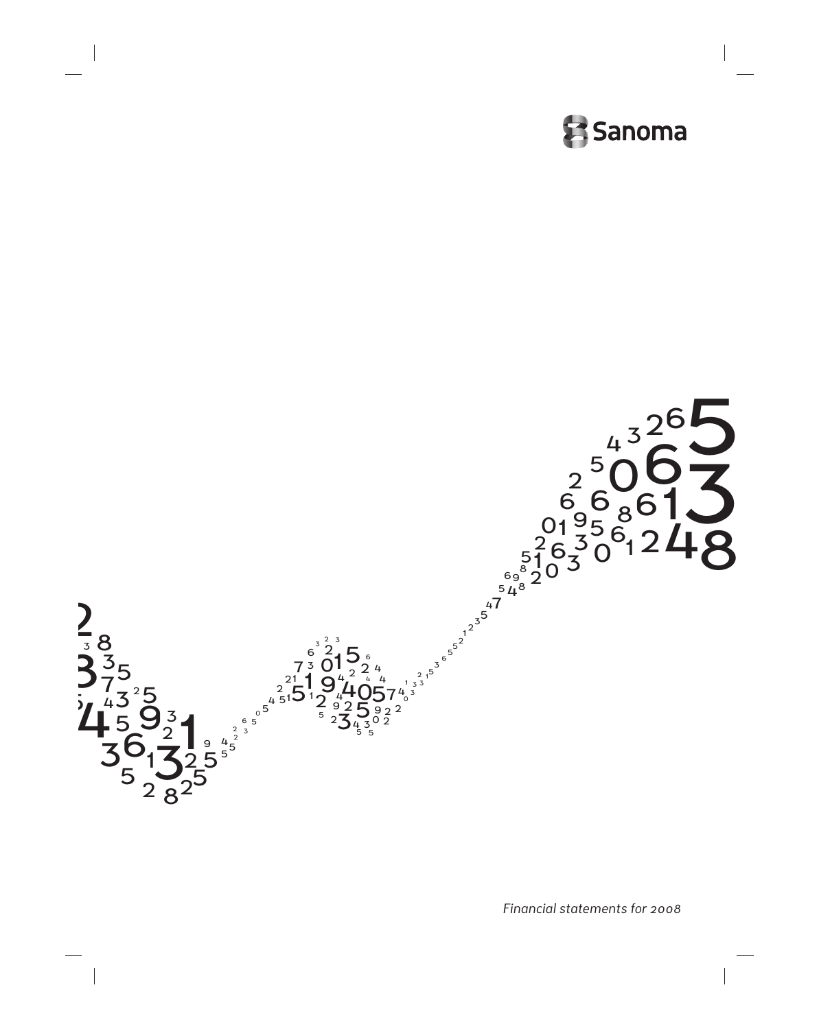Sanoma

*Financial statements for 2008*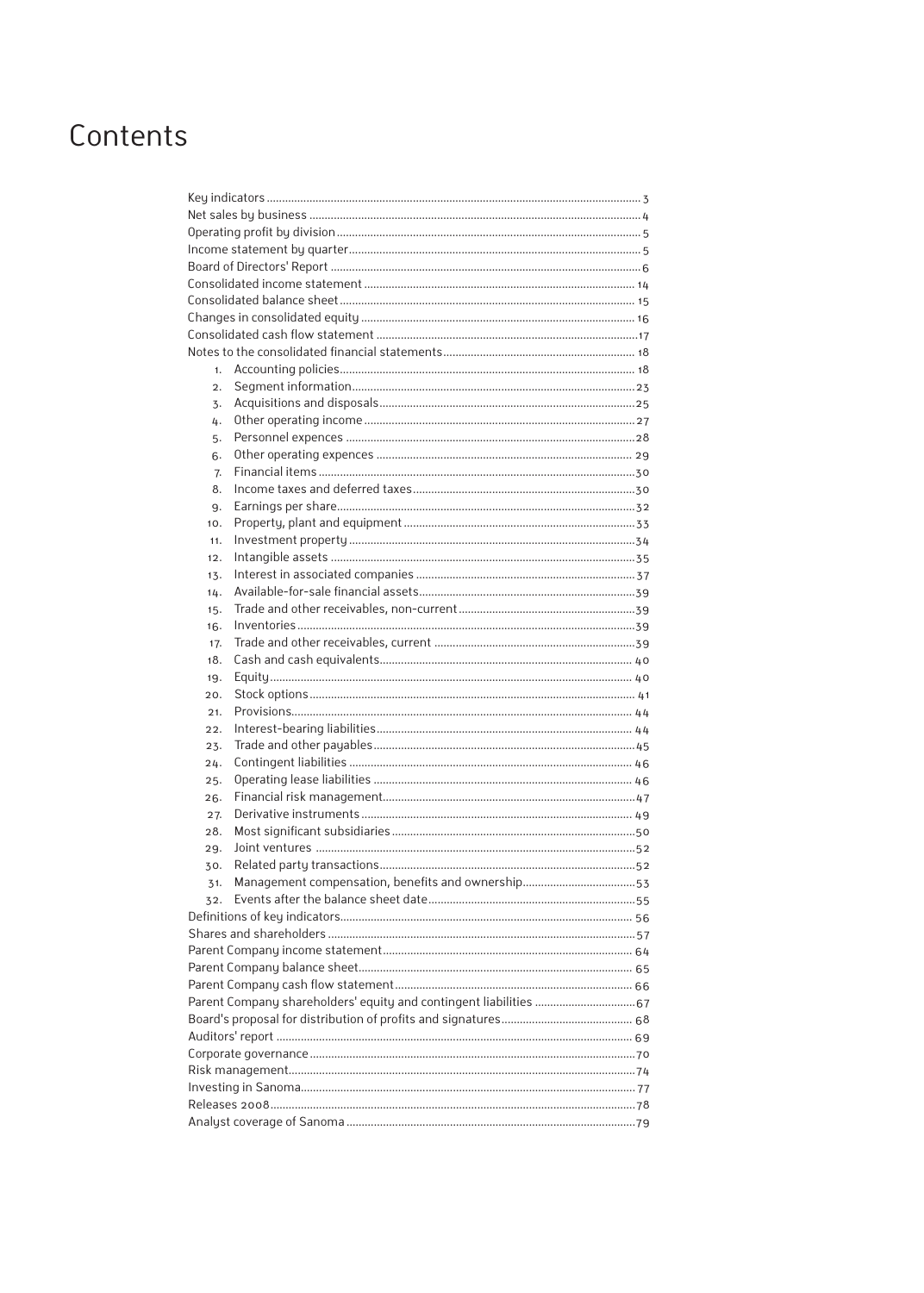# Contents

- Key indicators ... 3
- Net sales by business ... 4
- Operating profit by division ... 5
- Income statement by quarter ... 5
- Board of Directors' Report ... 6
- Consolidated income statement ... 14
- Consolidated balance sheet ... 15
- Changes in consolidated equity ... 16
- Consolidated cash flow statement ... 17
- Notes to the consolidated financial statements ... 18
  1. Accounting policies ... 18
  2. Segment information ... 23
  3. Acquisitions and disposals ... 25
  4. Other operating income ... 27
  5. Personnel expences ... 28
  6. Other operating expences ... 29
  7. Financial items ... 30
  8. Income taxes and deferred taxes ... 30
  9. Earnings per share ... 32
  10. Property, plant and equipment ... 33
  11. Investment property ... 34
  12. Intangible assets ... 35
  13. Interest in associated companies ... 37
  14. Available-for-sale financial assets ... 39
  15. Trade and other receivables, non-current ... 39
  16. Inventories ... 39
  17. Trade and other receivables, current ... 39
  18. Cash and cash equivalents ... 40
  19. Equity ... 40
  20. Stock options ... 41
  21. Provisions ... 44
  22. Interest-bearing liabilities ... 44
  23. Trade and other payables ... 45
  24. Contingent liabilities ... 46
  25. Operating lease liabilities ... 46
  26. Financial risk management ... 47
  27. Derivative instruments ... 49
  28. Most significant subsidiaries ... 50
  29. Joint ventures ... 52
  30. Related party transactions ... 52
  31. Management compensation, benefits and ownership ... 53
  32. Events after the balance sheet date ... 55
- Definitions of key indicators ... 56
- Shares and shareholders ... 57
- Parent Company income statement ... 64
- Parent Company balance sheet ... 65
- Parent Company cash flow statement ... 66
- Parent Company shareholders' equity and contingent liabilities ... 67
- Board's proposal for distribution of profits and signatures ... 68
- Auditors' report ... 69
- Corporate governance ... 70
- Risk management ... 74
- Investing in Sanoma ... 77
- Releases 2008 ... 78
- Analyst coverage of Sanoma ... 79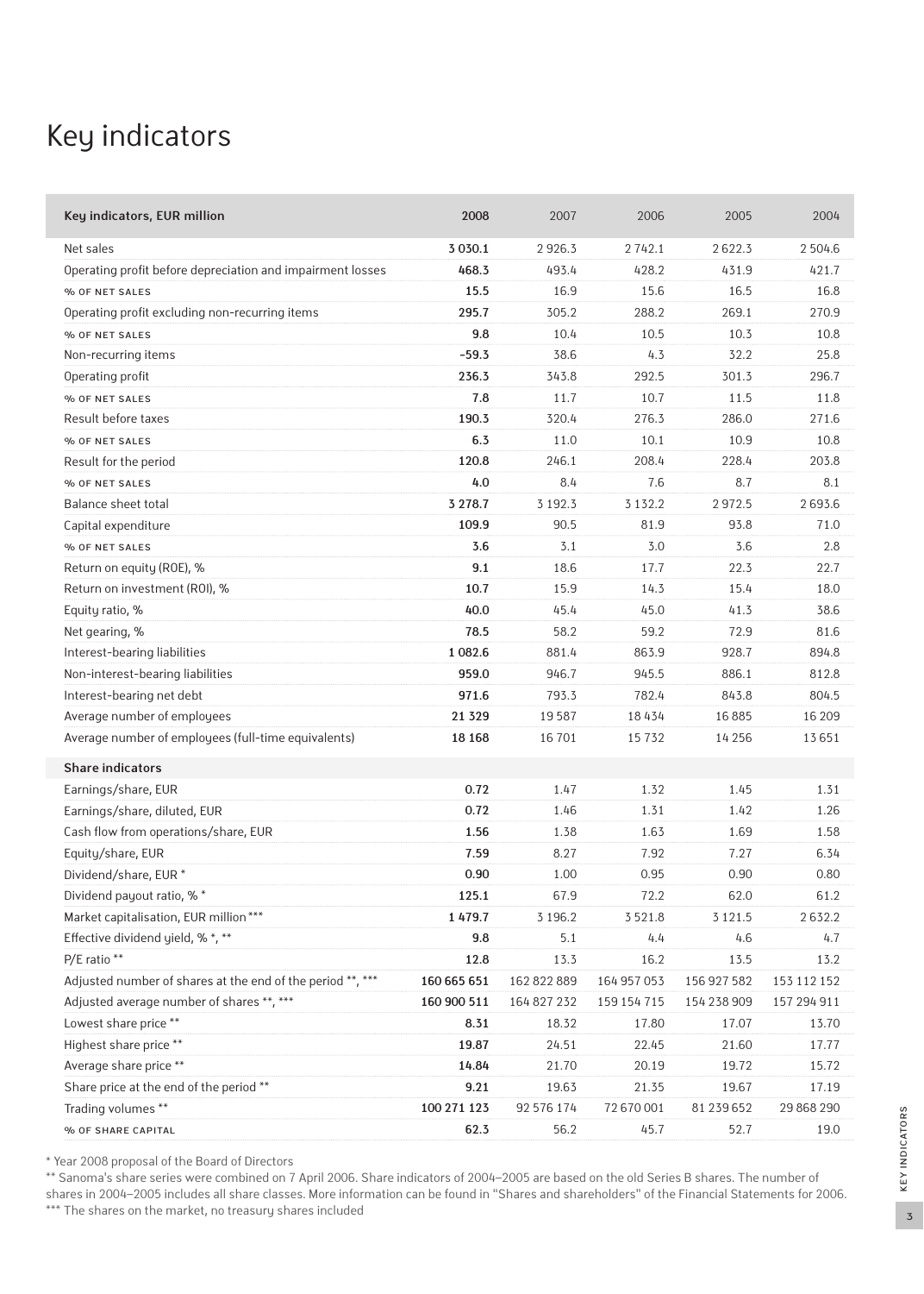# Key indicators

| Key indicators, EUR million | 2008 | 2007 | 2006 | 2005 | 2004 |
|---|---|---|---|---|---|
| Net sales | **3 030.1** | 2 926.3 | 2 742.1 | 2 622.3 | 2 504.6 |
| Operating profit before depreciation and impairment losses | **468.3** | 493.4 | 428.2 | 431.9 | 421.7 |
| % OF NET SALES | **15.5** | 16.9 | 15.6 | 16.5 | 16.8 |
| Operating profit excluding non-recurring items | **295.7** | 305.2 | 288.2 | 269.1 | 270.9 |
| % OF NET SALES | **9.8** | 10.4 | 10.5 | 10.3 | 10.8 |
| Non-recurring items | **-59.3** | 38.6 | 4.3 | 32.2 | 25.8 |
| Operating profit | **236.3** | 343.8 | 292.5 | 301.3 | 296.7 |
| % OF NET SALES | **7.8** | 11.7 | 10.7 | 11.5 | 11.8 |
| Result before taxes | **190.3** | 320.4 | 276.3 | 286.0 | 271.6 |
| % OF NET SALES | **6.3** | 11.0 | 10.1 | 10.9 | 10.8 |
| Result for the period | **120.8** | 246.1 | 208.4 | 228.4 | 203.8 |
| % OF NET SALES | **4.0** | 8.4 | 7.6 | 8.7 | 8.1 |
| Balance sheet total | **3 278.7** | 3 192.3 | 3 132.2 | 2 972.5 | 2 693.6 |
| Capital expenditure | **109.9** | 90.5 | 81.9 | 93.8 | 71.0 |
| % OF NET SALES | **3.6** | 3.1 | 3.0 | 3.6 | 2.8 |
| Return on equity (ROE), % | **9.1** | 18.6 | 17.7 | 22.3 | 22.7 |
| Return on investment (ROI), % | **10.7** | 15.9 | 14.3 | 15.4 | 18.0 |
| Equity ratio, % | **40.0** | 45.4 | 45.0 | 41.3 | 38.6 |
| Net gearing, % | **78.5** | 58.2 | 59.2 | 72.9 | 81.6 |
| Interest-bearing liabilities | **1 082.6** | 881.4 | 863.9 | 928.7 | 894.8 |
| Non-interest-bearing liabilities | **959.0** | 946.7 | 945.5 | 886.1 | 812.8 |
| Interest-bearing net debt | **971.6** | 793.3 | 782.4 | 843.8 | 804.5 |
| Average number of employees | **21 329** | 19 587 | 18 434 | 16 885 | 16 209 |
| Average number of employees (full-time equivalents) | **18 168** | 16 701 | 15 732 | 14 256 | 13 651 |
| **Share indicators** | | | | | |
| Earnings/share, EUR | **0.72** | 1.47 | 1.32 | 1.45 | 1.31 |
| Earnings/share, diluted, EUR | **0.72** | 1.46 | 1.31 | 1.42 | 1.26 |
| Cash flow from operations/share, EUR | **1.56** | 1.38 | 1.63 | 1.69 | 1.58 |
| Equity/share, EUR | **7.59** | 8.27 | 7.92 | 7.27 | 6.34 |
| Dividend/share, EUR * | **0.90** | 1.00 | 0.95 | 0.90 | 0.80 |
| Dividend payout ratio, % * | **125.1** | 67.9 | 72.2 | 62.0 | 61.2 |
| Market capitalisation, EUR million *** | **1 479.7** | 3 196.2 | 3 521.8 | 3 121.5 | 2 632.2 |
| Effective dividend yield, % *, ** | **9.8** | 5.1 | 4.4 | 4.6 | 4.7 |
| P/E ratio ** | **12.8** | 13.3 | 16.2 | 13.5 | 13.2 |
| Adjusted number of shares at the end of the period **, *** | **160 665 651** | 162 822 889 | 164 957 053 | 156 927 582 | 153 112 152 |
| Adjusted average number of shares **, *** | **160 900 511** | 164 827 232 | 159 154 715 | 154 238 909 | 157 294 911 |
| Lowest share price ** | **8.31** | 18.32 | 17.80 | 17.07 | 13.70 |
| Highest share price ** | **19.87** | 24.51 | 22.45 | 21.60 | 17.77 |
| Average share price ** | **14.84** | 21.70 | 20.19 | 19.72 | 15.72 |
| Share price at the end of the period ** | **9.21** | 19.63 | 21.35 | 19.67 | 17.19 |
| Trading volumes ** | **100 271 123** | 92 576 174 | 72 670 001 | 81 239 652 | 29 868 290 |
| % OF SHARE CAPITAL | **62.3** | 56.2 | 45.7 | 52.7 | 19.0 |

* Year 2008 proposal of the Board of Directors

** Sanoma's share series were combined on 7 April 2006. Share indicators of 2004–2005 are based on the old Series B shares. The number of shares in 2004–2005 includes all share classes. More information can be found in "Shares and shareholders" of the Financial Statements for 2006.

*** The shares on the market, no treasury shares included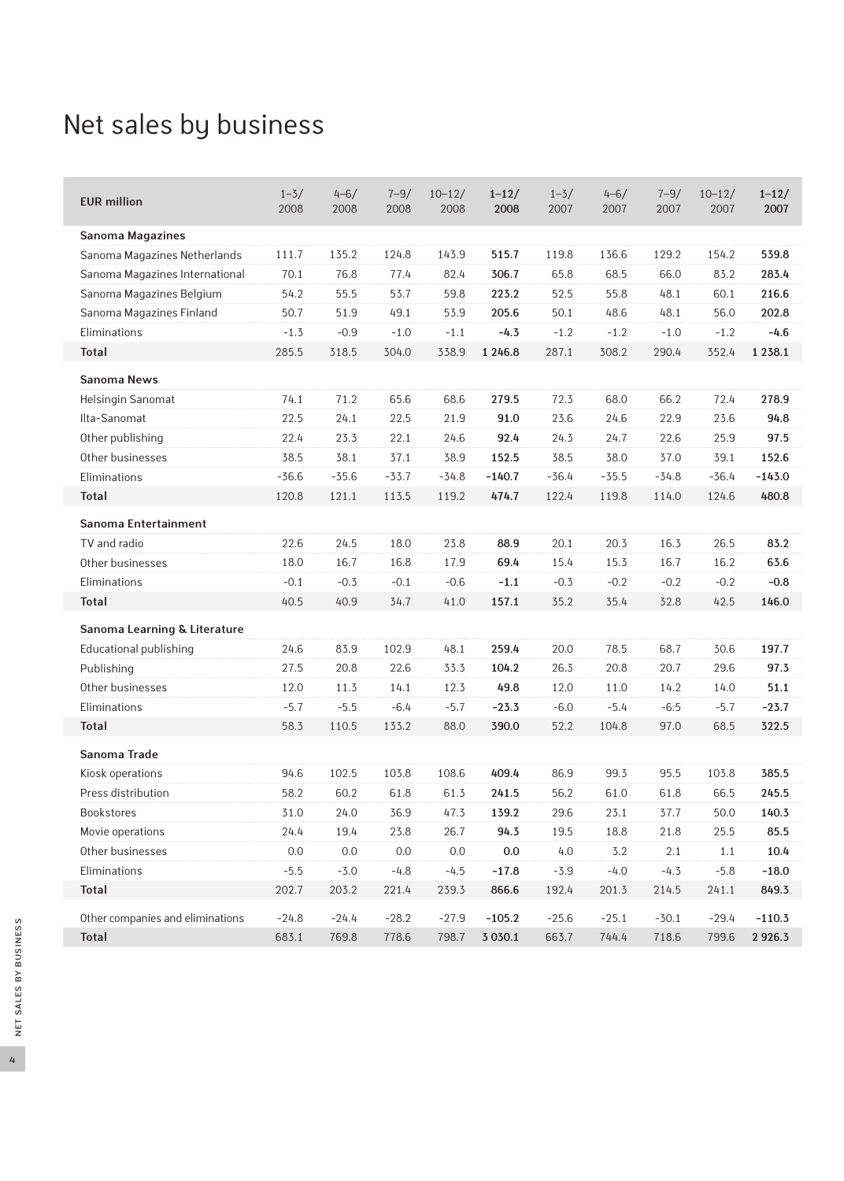# Net sales by business

| EUR million | 1–3/ 2008 | 4–6/ 2008 | 7–9/ 2008 | 10–12/ 2008 | **1–12/ 2008** | 1–3/ 2007 | 4–6/ 2007 | 7–9/ 2007 | 10–12/ 2007 | **1–12/ 2007** |
|---|---|---|---|---|---|---|---|---|---|---|
| **Sanoma Magazines** | | | | | | | | | | |
| Sanoma Magazines Netherlands | 111.7 | 135.2 | 124.8 | 143.9 | **515.7** | 119.8 | 136.6 | 129.2 | 154.2 | **539.8** |
| Sanoma Magazines International | 70.1 | 76.8 | 77.4 | 82.4 | **306.7** | 65.8 | 68.5 | 66.0 | 83.2 | **283.4** |
| Sanoma Magazines Belgium | 54.2 | 55.5 | 53.7 | 59.8 | **223.2** | 52.5 | 55.8 | 48.1 | 60.1 | **216.6** |
| Sanoma Magazines Finland | 50.7 | 51.9 | 49.1 | 53.9 | **205.6** | 50.1 | 48.6 | 48.1 | 56.0 | **202.8** |
| Eliminations | -1.3 | -0.9 | -1.0 | -1.1 | **-4.3** | -1.2 | -1.2 | -1.0 | -1.2 | **-4.6** |
| **Total** | 285.5 | 318.5 | 304.0 | 338.9 | **1 246.8** | 287.1 | 308.2 | 290.4 | 352.4 | **1 238.1** |
| **Sanoma News** | | | | | | | | | | |
| Helsingin Sanomat | 74.1 | 71.2 | 65.6 | 68.6 | **279.5** | 72.3 | 68.0 | 66.2 | 72.4 | **278.9** |
| Ilta-Sanomat | 22.5 | 24.1 | 22.5 | 21.9 | **91.0** | 23.6 | 24.6 | 22.9 | 23.6 | **94.8** |
| Other publishing | 22.4 | 23.3 | 22.1 | 24.6 | **92.4** | 24.3 | 24.7 | 22.6 | 25.9 | **97.5** |
| Other businesses | 38.5 | 38.1 | 37.1 | 38.9 | **152.5** | 38.5 | 38.0 | 37.0 | 39.1 | **152.6** |
| Eliminations | -36.6 | -35.6 | -33.7 | -34.8 | **-140.7** | -36.4 | -35.5 | -34.8 | -36.4 | **-143.0** |
| **Total** | 120.8 | 121.1 | 113.5 | 119.2 | **474.7** | 122.4 | 119.8 | 114.0 | 124.6 | **480.8** |
| **Sanoma Entertainment** | | | | | | | | | | |
| TV and radio | 22.6 | 24.5 | 18.0 | 23.8 | **88.9** | 20.1 | 20.3 | 16.3 | 26.5 | **83.2** |
| Other businesses | 18.0 | 16.7 | 16.8 | 17.9 | **69.4** | 15.4 | 15.3 | 16.7 | 16.2 | **63.6** |
| Eliminations | -0.1 | -0.3 | -0.1 | -0.6 | **-1.1** | -0.3 | -0.2 | -0.2 | -0.2 | **-0.8** |
| **Total** | 40.5 | 40.9 | 34.7 | 41.0 | **157.1** | 35.2 | 35.4 | 32.8 | 42.5 | **146.0** |
| **Sanoma Learning & Literature** | | | | | | | | | | |
| Educational publishing | 24.6 | 83.9 | 102.9 | 48.1 | **259.4** | 20.0 | 78.5 | 68.7 | 30.6 | **197.7** |
| Publishing | 27.5 | 20.8 | 22.6 | 33.3 | **104.2** | 26.3 | 20.8 | 20.7 | 29.6 | **97.3** |
| Other businesses | 12.0 | 11.3 | 14.1 | 12.3 | **49.8** | 12.0 | 11.0 | 14.2 | 14.0 | **51.1** |
| Eliminations | -5.7 | -5.5 | -6.4 | -5.7 | **-23.3** | -6.0 | -5.4 | -6.5 | -5.7 | **-23.7** |
| **Total** | 58.3 | 110.5 | 133.2 | 88.0 | **390.0** | 52.2 | 104.8 | 97.0 | 68.5 | **322.5** |
| **Sanoma Trade** | | | | | | | | | | |
| Kiosk operations | 94.6 | 102.5 | 103.8 | 108.6 | **409.4** | 86.9 | 99.3 | 95.5 | 103.8 | **385.5** |
| Press distribution | 58.2 | 60.2 | 61.8 | 61.3 | **241.5** | 56.2 | 61.0 | 61.8 | 66.5 | **245.5** |
| Bookstores | 31.0 | 24.0 | 36.9 | 47.3 | **139.2** | 29.6 | 23.1 | 37.7 | 50.0 | **140.3** |
| Movie operations | 24.4 | 19.4 | 23.8 | 26.7 | **94.3** | 19.5 | 18.8 | 21.8 | 25.5 | **85.5** |
| Other businesses | 0.0 | 0.0 | 0.0 | 0.0 | **0.0** | 4.0 | 3.2 | 2.1 | 1.1 | **10.4** |
| Eliminations | -5.5 | -3.0 | -4.8 | -4.5 | **-17.8** | -3.9 | -4.0 | -4.3 | -5.8 | **-18.0** |
| **Total** | 202.7 | 203.2 | 221.4 | 239.3 | **866.6** | 192.4 | 201.3 | 214.5 | 241.1 | **849.3** |
| Other companies and eliminations | -24.8 | -24.4 | -28.2 | -27.9 | **-105.2** | -25.6 | -25.1 | -30.1 | -29.4 | **-110.3** |
| **Total** | 683.1 | 769.8 | 778.6 | 798.7 | **3 030.1** | 663.7 | 744.4 | 718.6 | 799.6 | **2 926.3** |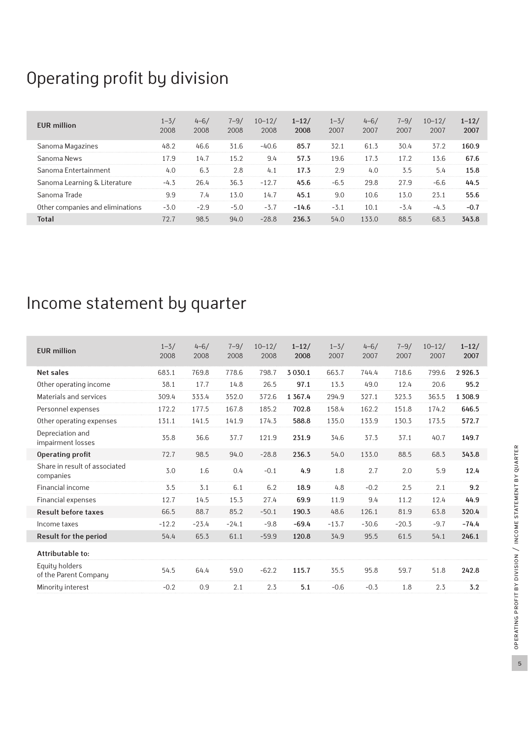# Operating profit by division

| EUR million | 1–3/ 2008 | 4–6/ 2008 | 7–9/ 2008 | 10–12/ 2008 | **1–12/ 2008** | 1–3/ 2007 | 4–6/ 2007 | 7–9/ 2007 | 10–12/ 2007 | **1–12/ 2007** |
|---|---|---|---|---|---|---|---|---|---|---|
| Sanoma Magazines | 48.2 | 46.6 | 31.6 | -40.6 | **85.7** | 32.1 | 61.3 | 30.4 | 37.2 | **160.9** |
| Sanoma News | 17.9 | 14.7 | 15.2 | 9.4 | **57.3** | 19.6 | 17.3 | 17.2 | 13.6 | **67.6** |
| Sanoma Entertainment | 4.0 | 6.3 | 2.8 | 4.1 | **17.3** | 2.9 | 4.0 | 3.5 | 5.4 | **15.8** |
| Sanoma Learning & Literature | -4.3 | 26.4 | 36.3 | -12.7 | **45.6** | -6.5 | 29.8 | 27.9 | -6.6 | **44.5** |
| Sanoma Trade | 9.9 | 7.4 | 13.0 | 14.7 | **45.1** | 9.0 | 10.6 | 13.0 | 23.1 | **55.6** |
| Other companies and eliminations | -3.0 | -2.9 | -5.0 | -3.7 | **-14.6** | -3.1 | 10.1 | -3.4 | -4.3 | **-0.7** |
| **Total** | 72.7 | 98.5 | 94.0 | -28.8 | **236.3** | 54.0 | 133.0 | 88.5 | 68.3 | **343.8** |

# Income statement by quarter

| EUR million | 1–3/ 2008 | 4–6/ 2008 | 7–9/ 2008 | 10–12/ 2008 | **1–12/ 2008** | 1–3/ 2007 | 4–6/ 2007 | 7–9/ 2007 | 10–12/ 2007 | **1–12/ 2007** |
|---|---|---|---|---|---|---|---|---|---|---|
| **Net sales** | 683.1 | 769.8 | 778.6 | 798.7 | **3 030.1** | 663.7 | 744.4 | 718.6 | 799.6 | **2 926.3** |
| Other operating income | 38.1 | 17.7 | 14.8 | 26.5 | **97.1** | 13.3 | 49.0 | 12.4 | 20.6 | **95.2** |
| Materials and services | 309.4 | 333.4 | 352.0 | 372.6 | **1 367.4** | 294.9 | 327.1 | 323.3 | 363.5 | **1 308.9** |
| Personnel expenses | 172.2 | 177.5 | 167.8 | 185.2 | **702.8** | 158.4 | 162.2 | 151.8 | 174.2 | **646.5** |
| Other operating expenses | 131.1 | 141.5 | 141.9 | 174.3 | **588.8** | 135.0 | 133.9 | 130.3 | 173.5 | **572.7** |
| Depreciation and impairment losses | 35.8 | 36.6 | 37.7 | 121.9 | **231.9** | 34.6 | 37.3 | 37.1 | 40.7 | **149.7** |
| **Operating profit** | 72.7 | 98.5 | 94.0 | -28.8 | **236.3** | 54.0 | 133.0 | 88.5 | 68.3 | **343.8** |
| Share in result of associated companies | 3.0 | 1.6 | 0.4 | -0.1 | **4.9** | 1.8 | 2.7 | 2.0 | 5.9 | **12.4** |
| Financial income | 3.5 | 3.1 | 6.1 | 6.2 | **18.9** | 4.8 | -0.2 | 2.5 | 2.1 | **9.2** |
| Financial expenses | 12.7 | 14.5 | 15.3 | 27.4 | **69.9** | 11.9 | 9.4 | 11.2 | 12.4 | **44.9** |
| **Result before taxes** | 66.5 | 88.7 | 85.2 | -50.1 | **190.3** | 48.6 | 126.1 | 81.9 | 63.8 | **320.4** |
| Income taxes | -12.2 | -23.4 | -24.1 | -9.8 | **-69.4** | -13.7 | -30.6 | -20.3 | -9.7 | **-74.4** |
| **Result for the period** | 54.4 | 65.3 | 61.1 | -59.9 | **120.8** | 34.9 | 95.5 | 61.5 | 54.1 | **246.1** |
| **Attributable to:** | | | | | | | | | | |
| Equity holders of the Parent Company | 54.5 | 64.4 | 59.0 | -62.2 | **115.7** | 35.5 | 95.8 | 59.7 | 51.8 | **242.8** |
| Minority interest | -0.2 | 0.9 | 2.1 | 2.3 | **5.1** | -0.6 | -0.3 | 1.8 | 2.3 | **3.2** |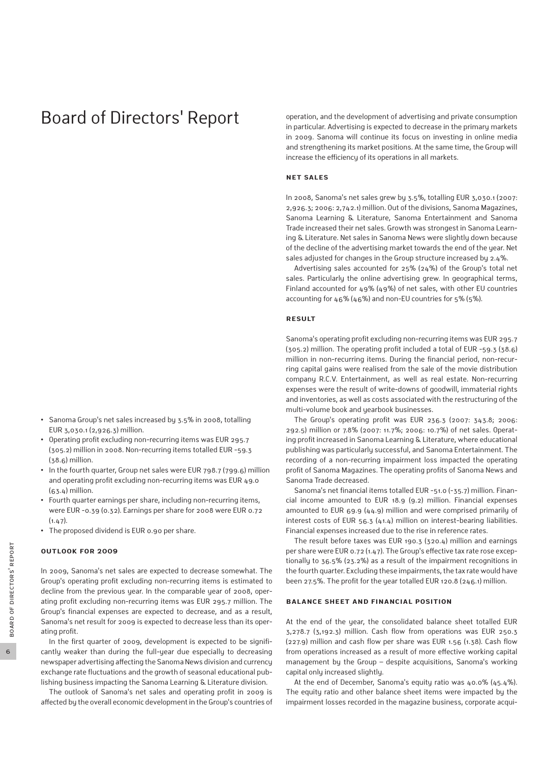# Board of Directors' Report

- Sanoma Group's net sales increased by 3.5% in 2008, totalling EUR 3,030.1 (2,926.3) million.
- Operating profit excluding non-recurring items was EUR 295.7 (305.2) million in 2008. Non-recurring items totalled EUR -59.3 (38.6) million.
- In the fourth quarter, Group net sales were EUR 798.7 (799.6) million and operating profit excluding non-recurring items was EUR 49.0 (63.4) million.
- Fourth quarter earnings per share, including non-recurring items, were EUR -0.39 (0.32). Earnings per share for 2008 were EUR 0.72 (1.47).
- The proposed dividend is EUR 0.90 per share.

### OUTLOOK FOR 2009

In 2009, Sanoma's net sales are expected to decrease somewhat. The Group's operating profit excluding non-recurring items is estimated to decline from the previous year. In the comparable year of 2008, operating profit excluding non-recurring items was EUR 295.7 million. The Group's financial expenses are expected to decrease, and as a result, Sanoma's net result for 2009 is expected to decrease less than its operating profit.

In the first quarter of 2009, development is expected to be significantly weaker than during the full-year due especially to decreasing newspaper advertising affecting the Sanoma News division and currency exchange rate fluctuations and the growth of seasonal educational publishing business impacting the Sanoma Learning & Literature division.

The outlook of Sanoma's net sales and operating profit in 2009 is affected by the overall economic development in the Group's countries of operation, and the development of advertising and private consumption in particular. Advertising is expected to decrease in the primary markets in 2009. Sanoma will continue its focus on investing in online media and strengthening its market positions. At the same time, the Group will increase the efficiency of its operations in all markets.

### NET SALES

In 2008, Sanoma's net sales grew by 3.5%, totalling EUR 3,030.1 (2007: 2,926.3; 2006: 2,742.1) million. Out of the divisions, Sanoma Magazines, Sanoma Learning & Literature, Sanoma Entertainment and Sanoma Trade increased their net sales. Growth was strongest in Sanoma Learning & Literature. Net sales in Sanoma News were slightly down because of the decline of the advertising market towards the end of the year. Net sales adjusted for changes in the Group structure increased by 2.4%.

Advertising sales accounted for 25% (24%) of the Group's total net sales. Particularly the online advertising grew. In geographical terms, Finland accounted for 49% (49%) of net sales, with other EU countries accounting for 46% (46%) and non-EU countries for 5% (5%).

### RESULT

Sanoma's operating profit excluding non-recurring items was EUR 295.7 (305.2) million. The operating profit included a total of EUR -59.3 (38.6) million in non-recurring items. During the financial period, non-recurring capital gains were realised from the sale of the movie distribution company R.C.V. Entertainment, as well as real estate. Non-recurring expenses were the result of write-downs of goodwill, immaterial rights and inventories, as well as costs associated with the restructuring of the multi-volume book and yearbook businesses.

The Group's operating profit was EUR 236.3 (2007: 343.8; 2006: 292.5) million or 7.8% (2007: 11.7%; 2006: 10.7%) of net sales. Operating profit increased in Sanoma Learning & Literature, where educational publishing was particularly successful, and Sanoma Entertainment. The recording of a non-recurring impairment loss impacted the operating profit of Sanoma Magazines. The operating profits of Sanoma News and Sanoma Trade decreased.

Sanoma's net financial items totalled EUR -51.0 (-35.7) million. Financial income amounted to EUR 18.9 (9.2) million. Financial expenses amounted to EUR 69.9 (44.9) million and were comprised primarily of interest costs of EUR 56.3 (41.4) million on interest-bearing liabilities. Financial expenses increased due to the rise in reference rates.

The result before taxes was EUR 190.3 (320.4) million and earnings per share were EUR 0.72 (1.47). The Group's effective tax rate rose exceptionally to 36.5% (23.2%) as a result of the impairment recognitions in the fourth quarter. Excluding these impairments, the tax rate would have been 27.5%. The profit for the year totalled EUR 120.8 (246.1) million.

### BALANCE SHEET AND FINANCIAL POSITION

At the end of the year, the consolidated balance sheet totalled EUR 3,278.7 (3,192.3) million. Cash flow from operations was EUR 250.3 (227.9) million and cash flow per share was EUR 1.56 (1.38). Cash flow from operations increased as a result of more effective working capital management by the Group – despite acquisitions, Sanoma's working capital only increased slightly.

At the end of December, Sanoma's equity ratio was 40.0% (45.4%). The equity ratio and other balance sheet items were impacted by the impairment losses recorded in the magazine business, corporate acqui-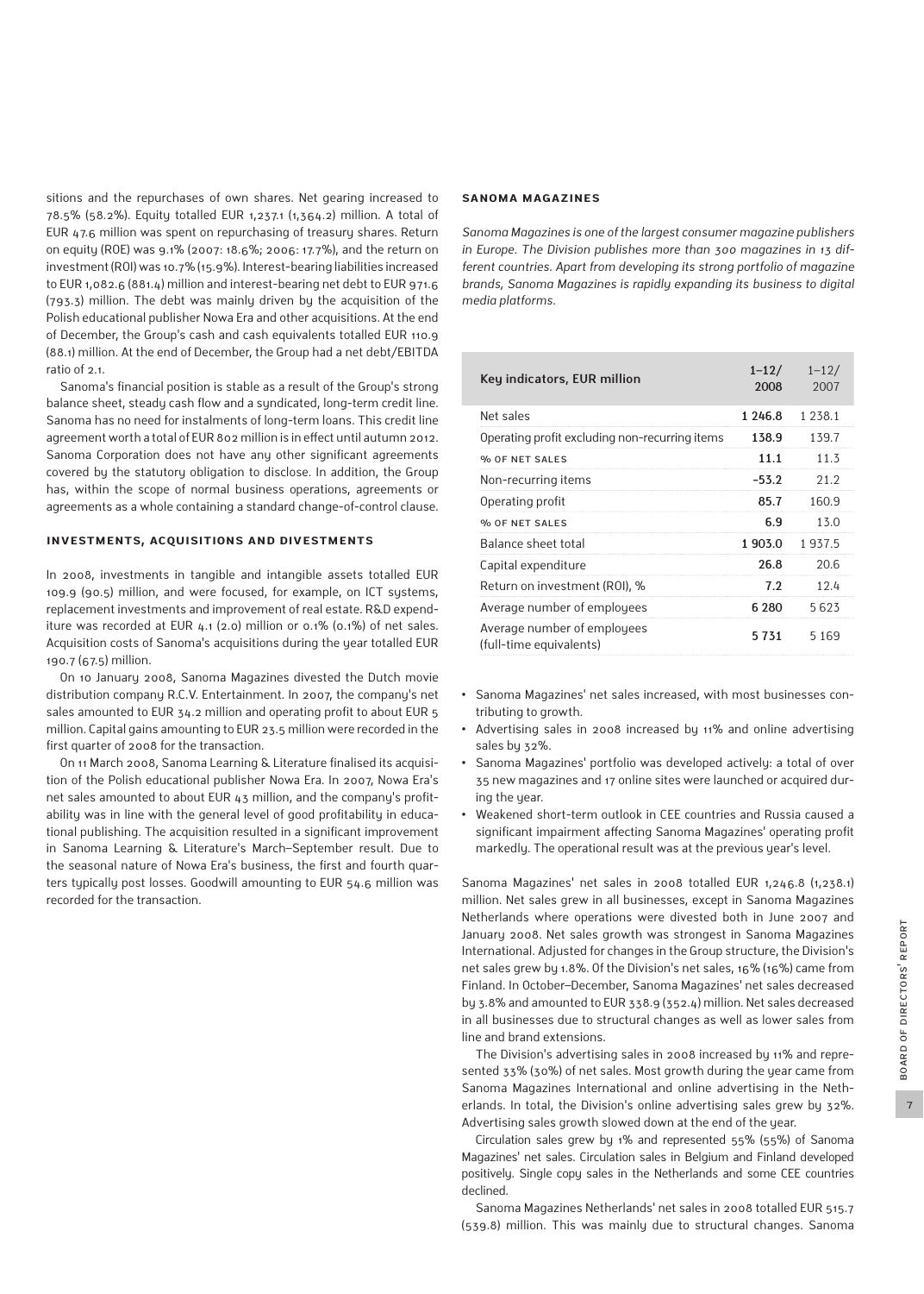sitions and the repurchases of own shares. Net gearing increased to 78.5% (58.2%). Equity totalled EUR 1,237.1 (1,364.2) million. A total of EUR 47.6 million was spent on repurchasing of treasury shares. Return on equity (ROE) was 9.1% (2007: 18.6%; 2006: 17.7%), and the return on investment (ROI) was 10.7% (15.9%). Interest-bearing liabilities increased to EUR 1,082.6 (881.4) million and interest-bearing net debt to EUR 971.6 (793.3) million. The debt was mainly driven by the acquisition of the Polish educational publisher Nowa Era and other acquisitions. At the end of December, the Group's cash and cash equivalents totalled EUR 110.9 (88.1) million. At the end of December, the Group had a net debt/EBITDA ratio of 2.1.

Sanoma's financial position is stable as a result of the Group's strong balance sheet, steady cash flow and a syndicated, long-term credit line. Sanoma has no need for instalments of long-term loans. This credit line agreement worth a total of EUR 802 million is in effect until autumn 2012. Sanoma Corporation does not have any other significant agreements covered by the statutory obligation to disclose. In addition, the Group has, within the scope of normal business operations, agreements or agreements as a whole containing a standard change-of-control clause.

### INVESTMENTS, ACQUISITIONS AND DIVESTMENTS

In 2008, investments in tangible and intangible assets totalled EUR 109.9 (90.5) million, and were focused, for example, on ICT systems, replacement investments and improvement of real estate. R&D expenditure was recorded at EUR 4.1 (2.0) million or 0.1% (0.1%) of net sales. Acquisition costs of Sanoma's acquisitions during the year totalled EUR 190.7 (67.5) million.

On 10 January 2008, Sanoma Magazines divested the Dutch movie distribution company R.C.V. Entertainment. In 2007, the company's net sales amounted to EUR 34.2 million and operating profit to about EUR 5 million. Capital gains amounting to EUR 23.5 million were recorded in the first quarter of 2008 for the transaction.

On 11 March 2008, Sanoma Learning & Literature finalised its acquisition of the Polish educational publisher Nowa Era. In 2007, Nowa Era's net sales amounted to about EUR 43 million, and the company's profitability was in line with the general level of good profitability in educational publishing. The acquisition resulted in a significant improvement in Sanoma Learning & Literature's March–September result. Due to the seasonal nature of Nowa Era's business, the first and fourth quarters typically post losses. Goodwill amounting to EUR 54.6 million was recorded for the transaction.

### SANOMA MAGAZINES

*Sanoma Magazines is one of the largest consumer magazine publishers in Europe. The Division publishes more than 300 magazines in 13 different countries. Apart from developing its strong portfolio of magazine brands, Sanoma Magazines is rapidly expanding its business to digital media platforms.*

| Key indicators, EUR million | 1–12/ 2008 | 1–12/ 2007 |
|---|---|---|
| Net sales | **1 246.8** | 1 238.1 |
| Operating profit excluding non-recurring items | **138.9** | 139.7 |
| % OF NET SALES | **11.1** | 11.3 |
| Non-recurring items | **-53.2** | 21.2 |
| Operating profit | **85.7** | 160.9 |
| % OF NET SALES | **6.9** | 13.0 |
| Balance sheet total | **1 903.0** | 1 937.5 |
| Capital expenditure | **26.8** | 20.6 |
| Return on investment (ROI), % | **7.2** | 12.4 |
| Average number of employees | **6 280** | 5 623 |
| Average number of employees (full-time equivalents) | **5 731** | 5 169 |

- Sanoma Magazines' net sales increased, with most businesses contributing to growth.
- Advertising sales in 2008 increased by 11% and online advertising sales by 32%.
- Sanoma Magazines' portfolio was developed actively: a total of over 35 new magazines and 17 online sites were launched or acquired during the year.
- Weakened short-term outlook in CEE countries and Russia caused a significant impairment affecting Sanoma Magazines' operating profit markedly. The operational result was at the previous year's level.

Sanoma Magazines' net sales in 2008 totalled EUR 1,246.8 (1,238.1) million. Net sales grew in all businesses, except in Sanoma Magazines Netherlands where operations were divested both in June 2007 and January 2008. Net sales growth was strongest in Sanoma Magazines International. Adjusted for changes in the Group structure, the Division's net sales grew by 1.8%. Of the Division's net sales, 16% (16%) came from Finland. In October–December, Sanoma Magazines' net sales decreased by 3.8% and amounted to EUR 338.9 (352.4) million. Net sales decreased in all businesses due to structural changes as well as lower sales from line and brand extensions.

The Division's advertising sales in 2008 increased by 11% and represented 33% (30%) of net sales. Most growth during the year came from Sanoma Magazines International and online advertising in the Netherlands. In total, the Division's online advertising sales grew by 32%. Advertising sales growth slowed down at the end of the year.

Circulation sales grew by 1% and represented 55% (55%) of Sanoma Magazines' net sales. Circulation sales in Belgium and Finland developed positively. Single copy sales in the Netherlands and some CEE countries declined.

Sanoma Magazines Netherlands' net sales in 2008 totalled EUR 515.7 (539.8) million. This was mainly due to structural changes. Sanoma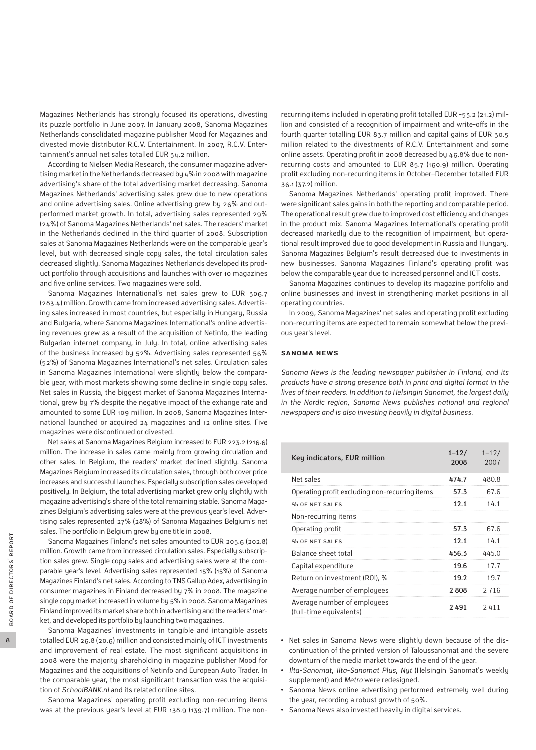Magazines Netherlands has strongly focused its operations, divesting its puzzle portfolio in June 2007. In January 2008, Sanoma Magazines Netherlands consolidated magazine publisher Mood for Magazines and divested movie distributor R.C.V. Entertainment. In 2007, R.C.V. Entertainment's annual net sales totalled EUR 34.2 million.

According to Nielsen Media Research, the consumer magazine advertising market in the Netherlands decreased by 4% in 2008 with magazine advertising's share of the total advertising market decreasing. Sanoma Magazines Netherlands' advertising sales grew due to new operations and online advertising sales. Online advertising grew by 26% and outperformed market growth. In total, advertising sales represented 29% (24%) of Sanoma Magazines Netherlands' net sales. The readers' market in the Netherlands declined in the third quarter of 2008. Subscription sales at Sanoma Magazines Netherlands were on the comparable year's level, but with decreased single copy sales, the total circulation sales decreased slightly. Sanoma Magazines Netherlands developed its product portfolio through acquisitions and launches with over 10 magazines and five online services. Two magazines were sold.

Sanoma Magazines International's net sales grew to EUR 306.7 (283.4) million. Growth came from increased advertising sales. Advertising sales increased in most countries, but especially in Hungary, Russia and Bulgaria, where Sanoma Magazines International's online advertising revenues grew as a result of the acquisition of Netinfo, the leading Bulgarian internet company, in July. In total, online advertising sales of the business increased by 52%. Advertising sales represented 56% (52%) of Sanoma Magazines International's net sales. Circulation sales in Sanoma Magazines International were slightly below the comparable year, with most markets showing some decline in single copy sales. Net sales in Russia, the biggest market of Sanoma Magazines International, grew by 7% despite the negative impact of the exhange rate and amounted to some EUR 109 million. In 2008, Sanoma Magazines International launched or acquired 24 magazines and 12 online sites. Five magazines were discontinued or divested.

Net sales at Sanoma Magazines Belgium increased to EUR 223.2 (216.6) million. The increase in sales came mainly from growing circulation and other sales. In Belgium, the readers' market declined slightly. Sanoma Magazines Belgium increased its circulation sales, through both cover price increases and successful launches. Especially subscription sales developed positively. In Belgium, the total advertising market grew only slightly with magazine advertising's share of the total remaining stable. Sanoma Magazines Belgium's advertising sales were at the previous year's level. Advertising sales represented 27% (28%) of Sanoma Magazines Belgium's net sales. The portfolio in Belgium grew by one title in 2008.

Sanoma Magazines Finland's net sales amounted to EUR 205.6 (202.8) million. Growth came from increased circulation sales. Especially subscription sales grew. Single copy sales and advertising sales were at the comparable year's level. Advertising sales represented 15% (15%) of Sanoma Magazines Finland's net sales. According to TNS Gallup Adex, advertising in consumer magazines in Finland decreased by 7% in 2008. The magazine single copy market increased in volume by 5% in 2008. Sanoma Magazines Finland improved its market share both in advertising and the readers' market, and developed its portfolio by launching two magazines.

Sanoma Magazines' investments in tangible and intangible assets totalled EUR 26.8 (20.6) million and consisted mainly of ICT investments and improvement of real estate. The most significant acquisitions in 2008 were the majority shareholding in magazine publisher Mood for Magazines and the acquisitions of Netinfo and European Auto Trader. In the comparable year, the most significant transaction was the acquisition of *SchoolBANK.nl* and its related online sites.

Sanoma Magazines' operating profit excluding non-recurring items was at the previous year's level at EUR 138.9 (139.7) million. The non-recurring items included in operating profit totalled EUR -53.2 (21.2) million and consisted of a recognition of impairment and write-offs in the fourth quarter totalling EUR 83.7 million and capital gains of EUR 30.5 million related to the divestments of R.C.V. Entertainment and some online assets. Operating profit in 2008 decreased by 46.8% due to non-recurring costs and amounted to EUR 85.7 (160.9) million. Operating profit excluding non-recurring items in October–December totalled EUR 36.1 (37.2) million.

Sanoma Magazines Netherlands' operating profit improved. There were significant sales gains in both the reporting and comparable period. The operational result grew due to improved cost efficiency and changes in the product mix. Sanoma Magazines International's operating profit decreased markedly due to the recognition of impairment, but operational result improved due to good development in Russia and Hungary. Sanoma Magazines Belgium's result decreased due to investments in new businesses. Sanoma Magazines Finland's operating profit was below the comparable year due to increased personnel and ICT costs.

Sanoma Magazines continues to develop its magazine portfolio and online businesses and invest in strengthening market positions in all operating countries.

In 2009, Sanoma Magazines' net sales and operating profit excluding non-recurring items are expected to remain somewhat below the previous year's level.

## SANOMA NEWS

*Sanoma News is the leading newspaper publisher in Finland, and its products have a strong presence both in print and digital format in the lives of their readers. In addition to Helsingin Sanomat, the largest daily in the Nordic region, Sanoma News publishes national and regional newspapers and is also investing heavily in digital business.*

| Key indicators, EUR million | 1–12/ 2008 | 1–12/ 2007 |
|---|---|---|
| Net sales | **474.7** | 480.8 |
| Operating profit excluding non-recurring items | **57.3** | 67.6 |
| % OF NET SALES | **12.1** | 14.1 |
| Non-recurring items | | |
| Operating profit | **57.3** | 67.6 |
| % OF NET SALES | **12.1** | 14.1 |
| Balance sheet total | **456.3** | 445.0 |
| Capital expenditure | **19.6** | 17.7 |
| Return on investment (ROI), % | **19.2** | 19.7 |
| Average number of employees | **2 808** | 2 716 |
| Average number of employees (full-time equivalents) | **2 491** | 2 411 |

- Net sales in Sanoma News were slightly down because of the discontinuation of the printed version of Taloussanomat and the severe downturn of the media market towards the end of the year.
- *Ilta-Sanomat*, *Ilta-Sanomat Plus*, *Nyt* (Helsingin Sanomat's weekly supplement) and *Metro* were redesigned.
- Sanoma News online advertising performed extremely well during the year, recording a robust growth of 50%.
- Sanoma News also invested heavily in digital services.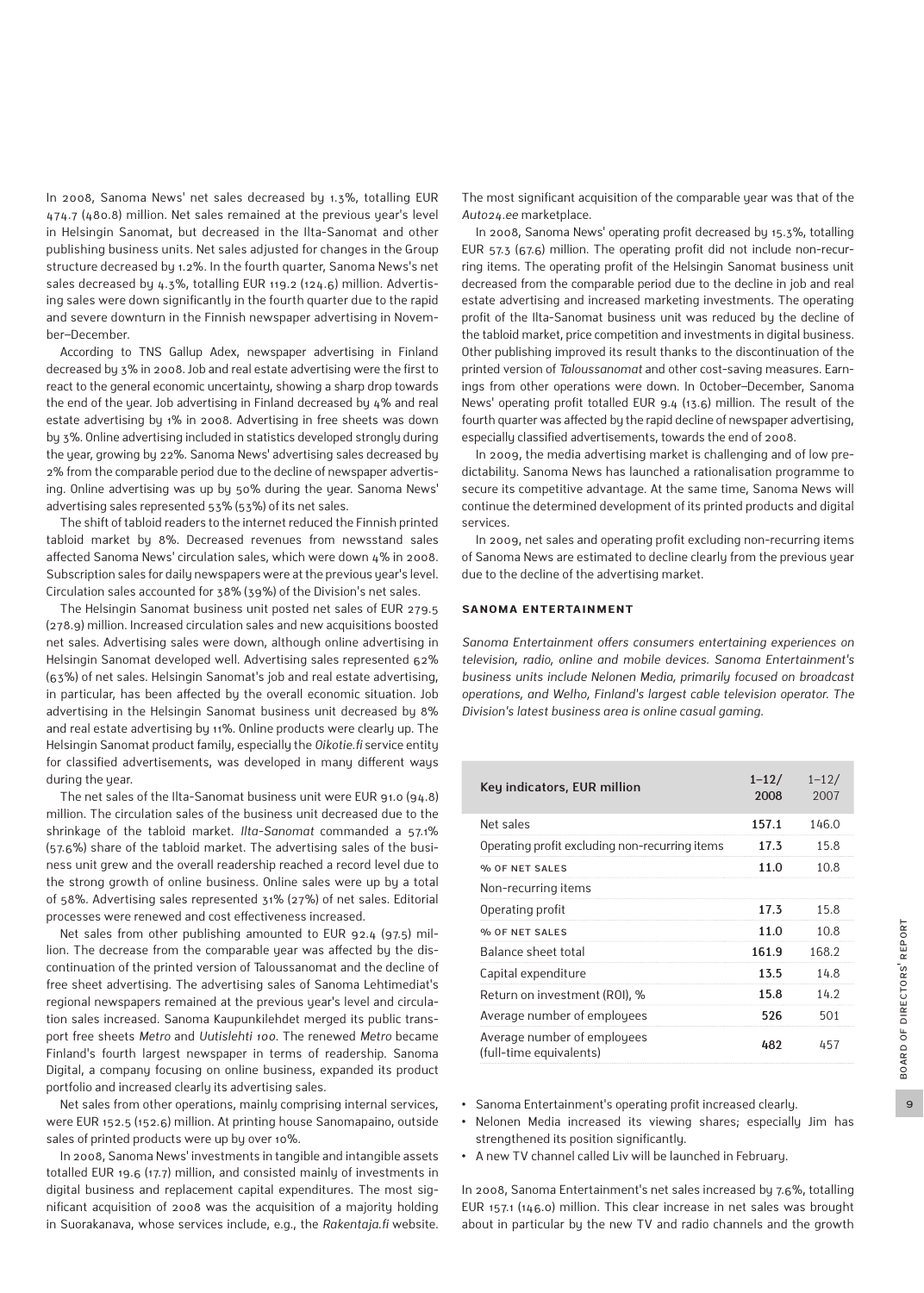In 2008, Sanoma News' net sales decreased by 1.3%, totalling EUR 474.7 (480.8) million. Net sales remained at the previous year's level in Helsingin Sanomat, but decreased in the Ilta-Sanomat and other publishing business units. Net sales adjusted for changes in the Group structure decreased by 1.2%. In the fourth quarter, Sanoma News's net sales decreased by 4.3%, totalling EUR 119.2 (124.6) million. Advertising sales were down significantly in the fourth quarter due to the rapid and severe downturn in the Finnish newspaper advertising in November–December.

According to TNS Gallup Adex, newspaper advertising in Finland decreased by 3% in 2008. Job and real estate advertising were the first to react to the general economic uncertainty, showing a sharp drop towards the end of the year. Job advertising in Finland decreased by 4% and real estate advertising by 1% in 2008. Advertising in free sheets was down by 3%. Online advertising included in statistics developed strongly during the year, growing by 22%. Sanoma News' advertising sales decreased by 2% from the comparable period due to the decline of newspaper advertising. Online advertising was up by 50% during the year. Sanoma News' advertising sales represented 53% (53%) of its net sales.

The shift of tabloid readers to the internet reduced the Finnish printed tabloid market by 8%. Decreased revenues from newsstand sales affected Sanoma News' circulation sales, which were down 4% in 2008. Subscription sales for daily newspapers were at the previous year's level. Circulation sales accounted for 38% (39%) of the Division's net sales.

The Helsingin Sanomat business unit posted net sales of EUR 279.5 (278.9) million. Increased circulation sales and new acquisitions boosted net sales. Advertising sales were down, although online advertising in Helsingin Sanomat developed well. Advertising sales represented 62% (63%) of net sales. Helsingin Sanomat's job and real estate advertising, in particular, has been affected by the overall economic situation. Job advertising in the Helsingin Sanomat business unit decreased by 8% and real estate advertising by 11%. Online products were clearly up. The Helsingin Sanomat product family, especially the *Oikotie.fi* service entity for classified advertisements, was developed in many different ways during the year.

The net sales of the Ilta-Sanomat business unit were EUR 91.0 (94.8) million. The circulation sales of the business unit decreased due to the shrinkage of the tabloid market. *Ilta-Sanomat* commanded a 57.1% (57.6%) share of the tabloid market. The advertising sales of the business unit grew and the overall readership reached a record level due to the strong growth of online business. Online sales were up by a total of 58%. Advertising sales represented 31% (27%) of net sales. Editorial processes were renewed and cost effectiveness increased.

Net sales from other publishing amounted to EUR 92.4 (97.5) million. The decrease from the comparable year was affected by the discontinuation of the printed version of Taloussanomat and the decline of free sheet advertising. The advertising sales of Sanoma Lehtimediat's regional newspapers remained at the previous year's level and circulation sales increased. Sanoma Kaupunkilehdet merged its public transport free sheets *Metro* and *Uutislehti 100*. The renewed *Metro* became Finland's fourth largest newspaper in terms of readership. Sanoma Digital, a company focusing on online business, expanded its product portfolio and increased clearly its advertising sales.

Net sales from other operations, mainly comprising internal services, were EUR 152.5 (152.6) million. At printing house Sanomapaino, outside sales of printed products were up by over 10%.

In 2008, Sanoma News' investments in tangible and intangible assets totalled EUR 19.6 (17.7) million, and consisted mainly of investments in digital business and replacement capital expenditures. The most significant acquisition of 2008 was the acquisition of a majority holding in Suorakanava, whose services include, e.g., the *Rakentaja.fi* website. The most significant acquisition of the comparable year was that of the *Auto24.ee* marketplace.

In 2008, Sanoma News' operating profit decreased by 15.3%, totalling EUR 57.3 (67.6) million. The operating profit did not include non-recurring items. The operating profit of the Helsingin Sanomat business unit decreased from the comparable period due to the decline in job and real estate advertising and increased marketing investments. The operating profit of the Ilta-Sanomat business unit was reduced by the decline of the tabloid market, price competition and investments in digital business. Other publishing improved its result thanks to the discontinuation of the printed version of *Taloussanomat* and other cost-saving measures. Earnings from other operations were down. In October–December, Sanoma News' operating profit totalled EUR 9.4 (13.6) million. The result of the fourth quarter was affected by the rapid decline of newspaper advertising, especially classified advertisements, towards the end of 2008.

In 2009, the media advertising market is challenging and of low predictability. Sanoma News has launched a rationalisation programme to secure its competitive advantage. At the same time, Sanoma News will continue the determined development of its printed products and digital services.

In 2009, net sales and operating profit excluding non-recurring items of Sanoma News are estimated to decline clearly from the previous year due to the decline of the advertising market.

### SANOMA ENTERTAINMENT

*Sanoma Entertainment offers consumers entertaining experiences on television, radio, online and mobile devices. Sanoma Entertainment's business units include Nelonen Media, primarily focused on broadcast operations, and Welho, Finland's largest cable television operator. The Division's latest business area is online casual gaming.*

| Key indicators, EUR million | 1–12/ 2008 | 1–12/ 2007 |
|---|---|---|
| Net sales | **157.1** | 146.0 |
| Operating profit excluding non-recurring items | **17.3** | 15.8 |
| % OF NET SALES | **11.0** | 10.8 |
| Non-recurring items | | |
| Operating profit | **17.3** | 15.8 |
| % OF NET SALES | **11.0** | 10.8 |
| Balance sheet total | **161.9** | 168.2 |
| Capital expenditure | **13.5** | 14.8 |
| Return on investment (ROI), % | **15.8** | 14.2 |
| Average number of employees | **526** | 501 |
| Average number of employees (full-time equivalents) | **482** | 457 |

- Sanoma Entertainment's operating profit increased clearly.
- Nelonen Media increased its viewing shares; especially Jim has strengthened its position significantly.
- A new TV channel called Liv will be launched in February.

In 2008, Sanoma Entertainment's net sales increased by 7.6%, totalling EUR 157.1 (146.0) million. This clear increase in net sales was brought about in particular by the new TV and radio channels and the growth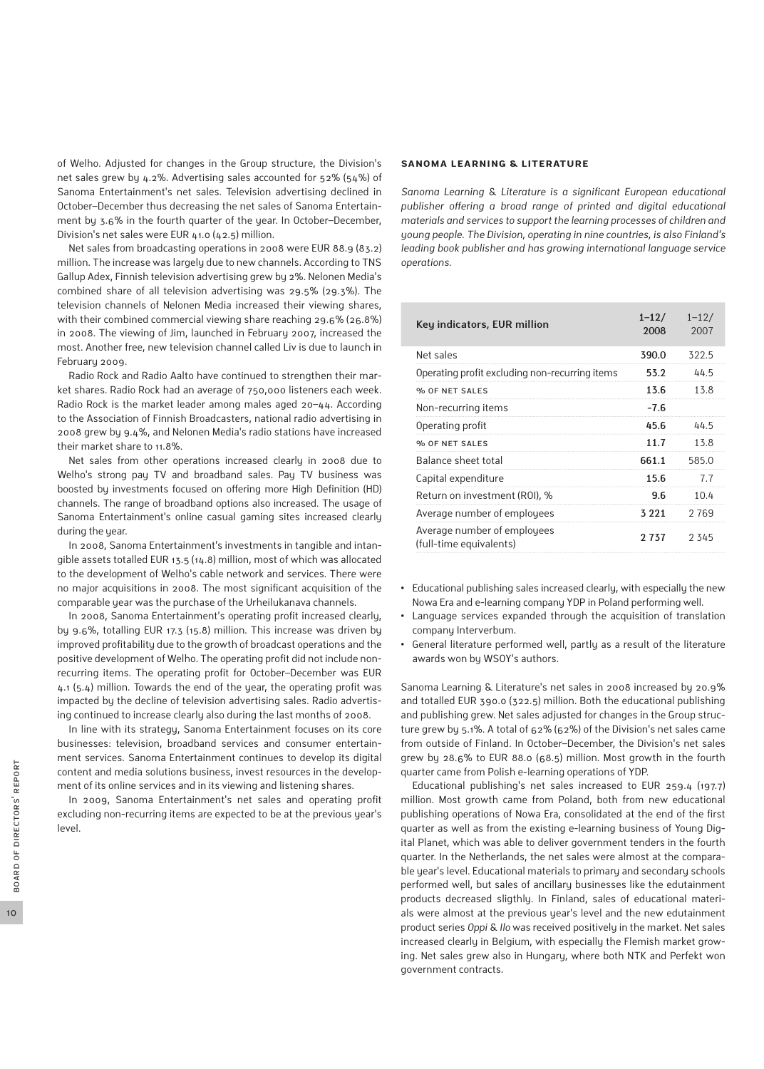of Welho. Adjusted for changes in the Group structure, the Division's net sales grew by 4.2%. Advertising sales accounted for 52% (54%) of Sanoma Entertainment's net sales. Television advertising declined in October–December thus decreasing the net sales of Sanoma Entertainment by 3.6% in the fourth quarter of the year. In October–December, Division's net sales were EUR 41.0 (42.5) million.

Net sales from broadcasting operations in 2008 were EUR 88.9 (83.2) million. The increase was largely due to new channels. According to TNS Gallup Adex, Finnish television advertising grew by 2%. Nelonen Media's combined share of all television advertising was 29.5% (29.3%). The television channels of Nelonen Media increased their viewing shares, with their combined commercial viewing share reaching 29.6% (26.8%) in 2008. The viewing of Jim, launched in February 2007, increased the most. Another free, new television channel called Liv is due to launch in February 2009.

Radio Rock and Radio Aalto have continued to strengthen their market shares. Radio Rock had an average of 750,000 listeners each week. Radio Rock is the market leader among males aged 20–44. According to the Association of Finnish Broadcasters, national radio advertising in 2008 grew by 9.4%, and Nelonen Media's radio stations have increased their market share to 11.8%.

Net sales from other operations increased clearly in 2008 due to Welho's strong pay TV and broadband sales. Pay TV business was boosted by investments focused on offering more High Definition (HD) channels. The range of broadband options also increased. The usage of Sanoma Entertainment's online casual gaming sites increased clearly during the year.

In 2008, Sanoma Entertainment's investments in tangible and intangible assets totalled EUR 13.5 (14.8) million, most of which was allocated to the development of Welho's cable network and services. There were no major acquisitions in 2008. The most significant acquisition of the comparable year was the purchase of the Urheilukanava channels.

In 2008, Sanoma Entertainment's operating profit increased clearly, by 9.6%, totalling EUR 17.3 (15.8) million. This increase was driven by improved profitability due to the growth of broadcast operations and the positive development of Welho. The operating profit did not include non-recurring items. The operating profit for October–December was EUR 4.1 (5.4) million. Towards the end of the year, the operating profit was impacted by the decline of television advertising sales. Radio advertising continued to increase clearly also during the last months of 2008.

In line with its strategy, Sanoma Entertainment focuses on its core businesses: television, broadband services and consumer entertainment services. Sanoma Entertainment continues to develop its digital content and media solutions business, invest resources in the development of its online services and in its viewing and listening shares.

In 2009, Sanoma Entertainment's net sales and operating profit excluding non-recurring items are expected to be at the previous year's level.

#### SANOMA LEARNING & LITERATURE

*Sanoma Learning & Literature is a significant European educational publisher offering a broad range of printed and digital educational materials and services to support the learning processes of children and young people. The Division, operating in nine countries, is also Finland's leading book publisher and has growing international language service operations.*

| Key indicators, EUR million | 1–12/ 2008 | 1–12/ 2007 |
|---|---|---|
| Net sales | **390.0** | 322.5 |
| Operating profit excluding non-recurring items | **53.2** | 44.5 |
| % OF NET SALES | **13.6** | 13.8 |
| Non-recurring items | **-7.6** | |
| Operating profit | **45.6** | 44.5 |
| % OF NET SALES | **11.7** | 13.8 |
| Balance sheet total | **661.1** | 585.0 |
| Capital expenditure | **15.6** | 7.7 |
| Return on investment (ROI), % | **9.6** | 10.4 |
| Average number of employees | **3 221** | 2 769 |
| Average number of employees (full-time equivalents) | **2 737** | 2 345 |

- Educational publishing sales increased clearly, with especially the new Nowa Era and e-learning company YDP in Poland performing well.
- Language services expanded through the acquisition of translation company Interverbum.
- General literature performed well, partly as a result of the literature awards won by WSOY's authors.

Sanoma Learning & Literature's net sales in 2008 increased by 20.9% and totalled EUR 390.0 (322.5) million. Both the educational publishing and publishing grew. Net sales adjusted for changes in the Group structure grew by 5.1%. A total of 62% (62%) of the Division's net sales came from outside of Finland. In October–December, the Division's net sales grew by 28.6% to EUR 88.0 (68.5) million. Most growth in the fourth quarter came from Polish e-learning operations of YDP.

Educational publishing's net sales increased to EUR 259.4 (197.7) million. Most growth came from Poland, both from new educational publishing operations of Nowa Era, consolidated at the end of the first quarter as well as from the existing e-learning business of Young Digital Planet, which was able to deliver government tenders in the fourth quarter. In the Netherlands, the net sales were almost at the comparable year's level. Educational materials to primary and secondary schools performed well, but sales of ancillary businesses like the edutainment products decreased sligthly. In Finland, sales of educational materials were almost at the previous year's level and the new edutainment product series *Oppi & Ilo* was received positively in the market. Net sales increased clearly in Belgium, with especially the Flemish market growing. Net sales grew also in Hungary, where both NTK and Perfekt won government contracts.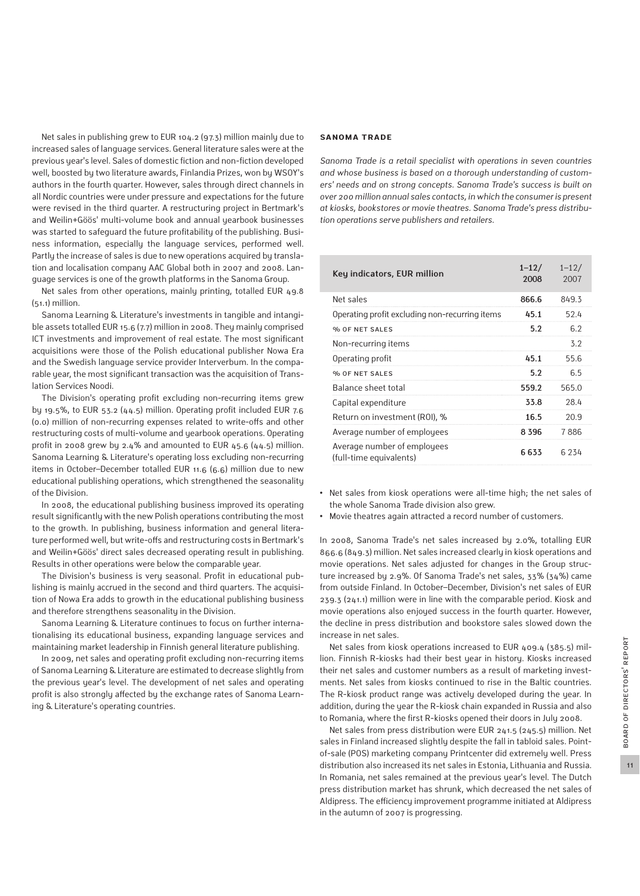Net sales in publishing grew to EUR 104.2 (97.3) million mainly due to increased sales of language services. General literature sales were at the previous year's level. Sales of domestic fiction and non-fiction developed well, boosted by two literature awards, Finlandia Prizes, won by WSOY's authors in the fourth quarter. However, sales through direct channels in all Nordic countries were under pressure and expectations for the future were revised in the third quarter. A restructuring project in Bertmark's and Weilin+Göös' multi-volume book and annual yearbook businesses was started to safeguard the future profitability of the publishing. Business information, especially the language services, performed well. Partly the increase of sales is due to new operations acquired by translation and localisation company AAC Global both in 2007 and 2008. Language services is one of the growth platforms in the Sanoma Group.

Net sales from other operations, mainly printing, totalled EUR 49.8 (51.1) million.

Sanoma Learning & Literature's investments in tangible and intangible assets totalled EUR 15.6 (7.7) million in 2008. They mainly comprised ICT investments and improvement of real estate. The most significant acquisitions were those of the Polish educational publisher Nowa Era and the Swedish language service provider Interverbum. In the comparable year, the most significant transaction was the acquisition of Translation Services Noodi.

The Division's operating profit excluding non-recurring items grew by 19.5%, to EUR 53.2 (44.5) million. Operating profit included EUR 7.6 (0.0) million of non-recurring expenses related to write-offs and other restructuring costs of multi-volume and yearbook operations. Operating profit in 2008 grew by 2.4% and amounted to EUR 45.6 (44.5) million. Sanoma Learning & Literature's operating loss excluding non-recurring items in October–December totalled EUR 11.6 (6.6) million due to new educational publishing operations, which strengthened the seasonality of the Division.

In 2008, the educational publishing business improved its operating result significantly with the new Polish operations contributing the most to the growth. In publishing, business information and general literature performed well, but write-offs and restructuring costs in Bertmark's and Weilin+Göös' direct sales decreased operating result in publishing. Results in other operations were below the comparable year.

The Division's business is very seasonal. Profit in educational publishing is mainly accrued in the second and third quarters. The acquisition of Nowa Era adds to growth in the educational publishing business and therefore strengthens seasonality in the Division.

Sanoma Learning & Literature continues to focus on further internationalising its educational business, expanding language services and maintaining market leadership in Finnish general literature publishing.

In 2009, net sales and operating profit excluding non-recurring items of Sanoma Learning & Literature are estimated to decrease slightly from the previous year's level. The development of net sales and operating profit is also strongly affected by the exchange rates of Sanoma Learning & Literature's operating countries.

## SANOMA TRADE

*Sanoma Trade is a retail specialist with operations in seven countries and whose business is based on a thorough understanding of customers' needs and on strong concepts. Sanoma Trade's success is built on over 200 million annual sales contacts, in which the consumer is present at kiosks, bookstores or movie theatres. Sanoma Trade's press distribution operations serve publishers and retailers.*

| Key indicators, EUR million | 1–12/ 2008 | 1–12/ 2007 |
|---|---|---|
| Net sales | **866.6** | 849.3 |
| Operating profit excluding non-recurring items | **45.1** | 52.4 |
| % OF NET SALES | **5.2** | 6.2 |
| Non-recurring items | | 3.2 |
| Operating profit | **45.1** | 55.6 |
| % OF NET SALES | **5.2** | 6.5 |
| Balance sheet total | **559.2** | 565.0 |
| Capital expenditure | **33.8** | 28.4 |
| Return on investment (ROI), % | **16.5** | 20.9 |
| Average number of employees | **8 396** | 7 886 |
| Average number of employees (full-time equivalents) | **6 633** | 6 234 |

- Net sales from kiosk operations were all-time high; the net sales of the whole Sanoma Trade division also grew.
- Movie theatres again attracted a record number of customers.

In 2008, Sanoma Trade's net sales increased by 2.0%, totalling EUR 866.6 (849.3) million. Net sales increased clearly in kiosk operations and movie operations. Net sales adjusted for changes in the Group structure increased by 2.9%. Of Sanoma Trade's net sales, 33% (34%) came from outside Finland. In October–December, Division's net sales of EUR 239.3 (241.1) million were in line with the comparable period. Kiosk and movie operations also enjoyed success in the fourth quarter. However, the decline in press distribution and bookstore sales slowed down the increase in net sales.

Net sales from kiosk operations increased to EUR 409.4 (385.5) million. Finnish R-kiosks had their best year in history. Kiosks increased their net sales and customer numbers as a result of marketing investments. Net sales from kiosks continued to rise in the Baltic countries. The R-kiosk product range was actively developed during the year. In addition, during the year the R-kiosk chain expanded in Russia and also to Romania, where the first R-kiosks opened their doors in July 2008.

Net sales from press distribution were EUR 241.5 (245.5) million. Net sales in Finland increased slightly despite the fall in tabloid sales. Point-of-sale (POS) marketing company Printcenter did extremely well. Press distribution also increased its net sales in Estonia, Lithuania and Russia. In Romania, net sales remained at the previous year's level. The Dutch press distribution market has shrunk, which decreased the net sales of Aldipress. The efficiency improvement programme initiated at Aldipress in the autumn of 2007 is progressing.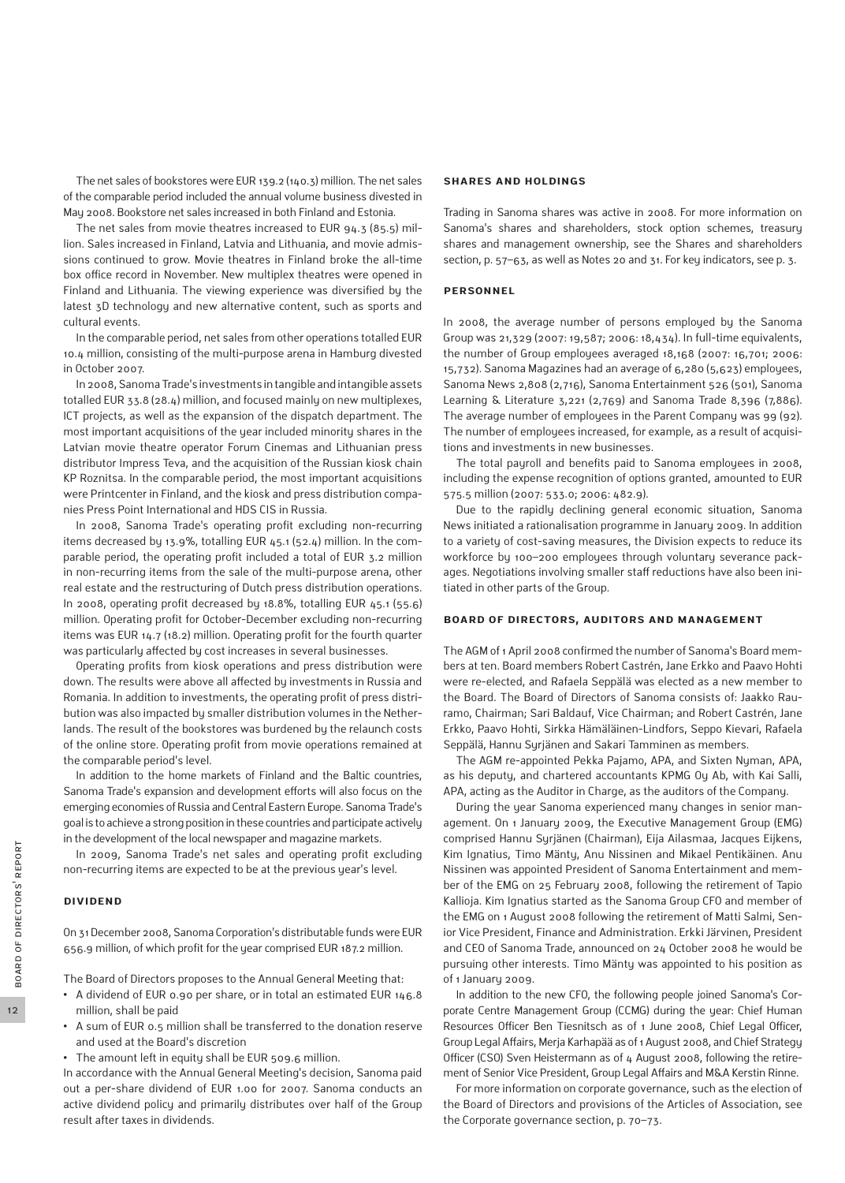The net sales of bookstores were EUR 139.2 (140.3) million. The net sales of the comparable period included the annual volume business divested in May 2008. Bookstore net sales increased in both Finland and Estonia.

The net sales from movie theatres increased to EUR 94.3 (85.5) million. Sales increased in Finland, Latvia and Lithuania, and movie admissions continued to grow. Movie theatres in Finland broke the all-time box office record in November. New multiplex theatres were opened in Finland and Lithuania. The viewing experience was diversified by the latest 3D technology and new alternative content, such as sports and cultural events.

In the comparable period, net sales from other operations totalled EUR 10.4 million, consisting of the multi-purpose arena in Hamburg divested in October 2007.

In 2008, Sanoma Trade's investments in tangible and intangible assets totalled EUR 33.8 (28.4) million, and focused mainly on new multiplexes, ICT projects, as well as the expansion of the dispatch department. The most important acquisitions of the year included minority shares in the Latvian movie theatre operator Forum Cinemas and Lithuanian press distributor Impress Teva, and the acquisition of the Russian kiosk chain KP Roznitsa. In the comparable period, the most important acquisitions were Printcenter in Finland, and the kiosk and press distribution companies Press Point International and HDS CIS in Russia.

In 2008, Sanoma Trade's operating profit excluding non-recurring items decreased by 13.9%, totalling EUR 45.1 (52.4) million. In the comparable period, the operating profit included a total of EUR 3.2 million in non-recurring items from the sale of the multi-purpose arena, other real estate and the restructuring of Dutch press distribution operations. In 2008, operating profit decreased by 18.8%, totalling EUR 45.1 (55.6) million. Operating profit for October-December excluding non-recurring items was EUR 14.7 (18.2) million. Operating profit for the fourth quarter was particularly affected by cost increases in several businesses.

Operating profits from kiosk operations and press distribution were down. The results were above all affected by investments in Russia and Romania. In addition to investments, the operating profit of press distribution was also impacted by smaller distribution volumes in the Netherlands. The result of the bookstores was burdened by the relaunch costs of the online store. Operating profit from movie operations remained at the comparable period's level.

In addition to the home markets of Finland and the Baltic countries, Sanoma Trade's expansion and development efforts will also focus on the emerging economies of Russia and Central Eastern Europe. Sanoma Trade's goal is to achieve a strong position in these countries and participate actively in the development of the local newspaper and magazine markets.

In 2009, Sanoma Trade's net sales and operating profit excluding non-recurring items are expected to be at the previous year's level.

## DIVIDEND

On 31 December 2008, Sanoma Corporation's distributable funds were EUR 656.9 million, of which profit for the year comprised EUR 187.2 million.

The Board of Directors proposes to the Annual General Meeting that:

- A dividend of EUR 0.90 per share, or in total an estimated EUR 146.8 million, shall be paid
- A sum of EUR 0.5 million shall be transferred to the donation reserve and used at the Board's discretion
- The amount left in equity shall be EUR 509.6 million.

In accordance with the Annual General Meeting's decision, Sanoma paid out a per-share dividend of EUR 1.00 for 2007. Sanoma conducts an active dividend policy and primarily distributes over half of the Group result after taxes in dividends.

## SHARES AND HOLDINGS

Trading in Sanoma shares was active in 2008. For more information on Sanoma's shares and shareholders, stock option schemes, treasury shares and management ownership, see the Shares and shareholders section, p. 57–63, as well as Notes 20 and 31. For key indicators, see p. 3.

## PERSONNEL

In 2008, the average number of persons employed by the Sanoma Group was 21,329 (2007: 19,587; 2006: 18,434). In full-time equivalents, the number of Group employees averaged 18,168 (2007: 16,701; 2006: 15,732). Sanoma Magazines had an average of 6,280 (5,623) employees, Sanoma News 2,808 (2,716), Sanoma Entertainment 526 (501), Sanoma Learning & Literature 3,221 (2,769) and Sanoma Trade 8,396 (7,886). The average number of employees in the Parent Company was 99 (92). The number of employees increased, for example, as a result of acquisitions and investments in new businesses.

The total payroll and benefits paid to Sanoma employees in 2008, including the expense recognition of options granted, amounted to EUR 575.5 million (2007: 533.0; 2006: 482.9).

Due to the rapidly declining general economic situation, Sanoma News initiated a rationalisation programme in January 2009. In addition to a variety of cost-saving measures, the Division expects to reduce its workforce by 100–200 employees through voluntary severance packages. Negotiations involving smaller staff reductions have also been initiated in other parts of the Group.

## BOARD OF DIRECTORS, AUDITORS AND MANAGEMENT

The AGM of 1 April 2008 confirmed the number of Sanoma's Board members at ten. Board members Robert Castrén, Jane Erkko and Paavo Hohti were re-elected, and Rafaela Seppälä was elected as a new member to the Board. The Board of Directors of Sanoma consists of: Jaakko Rauramo, Chairman; Sari Baldauf, Vice Chairman; and Robert Castrén, Jane Erkko, Paavo Hohti, Sirkka Hämäläinen-Lindfors, Seppo Kievari, Rafaela Seppälä, Hannu Syrjänen and Sakari Tamminen as members.

The AGM re-appointed Pekka Pajamo, APA, and Sixten Nyman, APA, as his deputy, and chartered accountants KPMG Oy Ab, with Kai Salli, APA, acting as the Auditor in Charge, as the auditors of the Company.

During the year Sanoma experienced many changes in senior management. On 1 January 2009, the Executive Management Group (EMG) comprised Hannu Syrjänen (Chairman), Eija Ailasmaa, Jacques Eijkens, Kim Ignatius, Timo Mänty, Anu Nissinen and Mikael Pentikäinen. Anu Nissinen was appointed President of Sanoma Entertainment and member of the EMG on 25 February 2008, following the retirement of Tapio Kallioja. Kim Ignatius started as the Sanoma Group CFO and member of the EMG on 1 August 2008 following the retirement of Matti Salmi, Senior Vice President, Finance and Administration. Erkki Järvinen, President and CEO of Sanoma Trade, announced on 24 October 2008 he would be pursuing other interests. Timo Mänty was appointed to his position as of 1 January 2009.

In addition to the new CFO, the following people joined Sanoma's Corporate Centre Management Group (CCMG) during the year: Chief Human Resources Officer Ben Tiesnitsch as of 1 June 2008, Chief Legal Officer, Group Legal Affairs, Merja Karhapää as of 1 August 2008, and Chief Strategy Officer (CSO) Sven Heistermann as of 4 August 2008, following the retirement of Senior Vice President, Group Legal Affairs and M&A Kerstin Rinne.

For more information on corporate governance, such as the election of the Board of Directors and provisions of the Articles of Association, see the Corporate governance section, p. 70–73.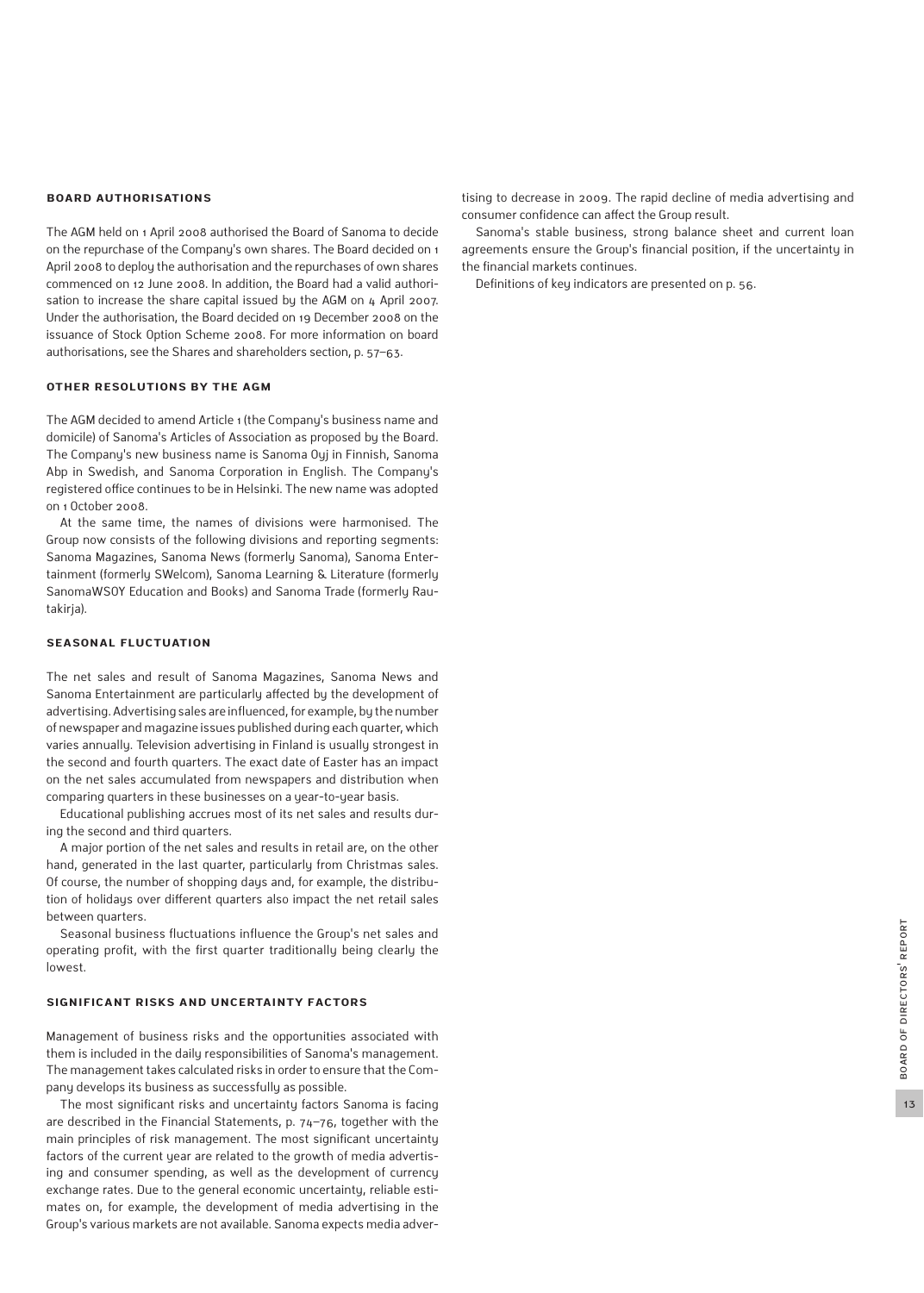## BOARD AUTHORISATIONS

The AGM held on 1 April 2008 authorised the Board of Sanoma to decide on the repurchase of the Company's own shares. The Board decided on 1 April 2008 to deploy the authorisation and the repurchases of own shares commenced on 12 June 2008. In addition, the Board had a valid authorisation to increase the share capital issued by the AGM on 4 April 2007. Under the authorisation, the Board decided on 19 December 2008 on the issuance of Stock Option Scheme 2008. For more information on board authorisations, see the Shares and shareholders section, p. 57–63.

## OTHER RESOLUTIONS BY THE AGM

The AGM decided to amend Article 1 (the Company's business name and domicile) of Sanoma's Articles of Association as proposed by the Board. The Company's new business name is Sanoma Oyj in Finnish, Sanoma Abp in Swedish, and Sanoma Corporation in English. The Company's registered office continues to be in Helsinki. The new name was adopted on 1 October 2008.

At the same time, the names of divisions were harmonised. The Group now consists of the following divisions and reporting segments: Sanoma Magazines, Sanoma News (formerly Sanoma), Sanoma Entertainment (formerly SWelcom), Sanoma Learning & Literature (formerly SanomaWSOY Education and Books) and Sanoma Trade (formerly Rautakirja).

## SEASONAL FLUCTUATION

The net sales and result of Sanoma Magazines, Sanoma News and Sanoma Entertainment are particularly affected by the development of advertising. Advertising sales are influenced, for example, by the number of newspaper and magazine issues published during each quarter, which varies annually. Television advertising in Finland is usually strongest in the second and fourth quarters. The exact date of Easter has an impact on the net sales accumulated from newspapers and distribution when comparing quarters in these businesses on a year-to-year basis.

Educational publishing accrues most of its net sales and results during the second and third quarters.

A major portion of the net sales and results in retail are, on the other hand, generated in the last quarter, particularly from Christmas sales. Of course, the number of shopping days and, for example, the distribution of holidays over different quarters also impact the net retail sales between quarters.

Seasonal business fluctuations influence the Group's net sales and operating profit, with the first quarter traditionally being clearly the lowest.

## SIGNIFICANT RISKS AND UNCERTAINTY FACTORS

Management of business risks and the opportunities associated with them is included in the daily responsibilities of Sanoma's management. The management takes calculated risks in order to ensure that the Company develops its business as successfully as possible.

The most significant risks and uncertainty factors Sanoma is facing are described in the Financial Statements, p. 74–76, together with the main principles of risk management. The most significant uncertainty factors of the current year are related to the growth of media advertising and consumer spending, as well as the development of currency exchange rates. Due to the general economic uncertainty, reliable estimates on, for example, the development of media advertising in the Group's various markets are not available. Sanoma expects media advertising to decrease in 2009. The rapid decline of media advertising and consumer confidence can affect the Group result.

Sanoma's stable business, strong balance sheet and current loan agreements ensure the Group's financial position, if the uncertainty in the financial markets continues.

Definitions of key indicators are presented on p. 56.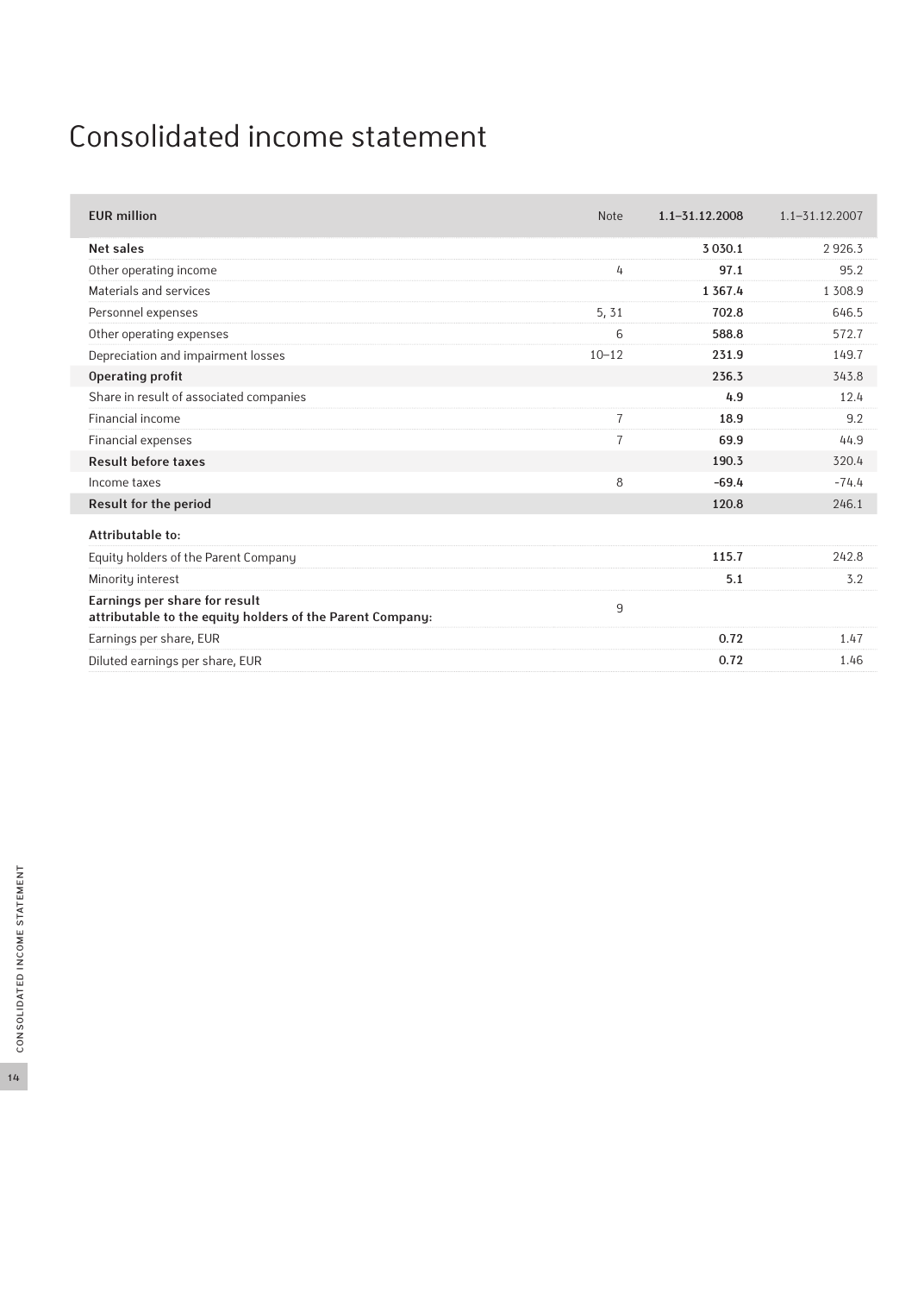# Consolidated income statement

| EUR million | Note | 1.1–31.12.2008 | 1.1–31.12.2007 |
|---|---|---|---|
| **Net sales** | | **3 030.1** | 2 926.3 |
| Other operating income | 4 | **97.1** | 95.2 |
| Materials and services | | **1 367.4** | 1 308.9 |
| Personnel expenses | 5, 31 | **702.8** | 646.5 |
| Other operating expenses | 6 | **588.8** | 572.7 |
| Depreciation and impairment losses | 10–12 | **231.9** | 149.7 |
| **Operating profit** | | **236.3** | 343.8 |
| Share in result of associated companies | | **4.9** | 12.4 |
| Financial income | 7 | **18.9** | 9.2 |
| Financial expenses | 7 | **69.9** | 44.9 |
| **Result before taxes** | | **190.3** | 320.4 |
| Income taxes | 8 | **-69.4** | -74.4 |
| **Result for the period** | | **120.8** | 246.1 |
| **Attributable to:** | | | |
| Equity holders of the Parent Company | | **115.7** | 242.8 |
| Minority interest | | **5.1** | 3.2 |
| **Earnings per share for result attributable to the equity holders of the Parent Company:** | 9 | | |
| Earnings per share, EUR | | **0.72** | 1.47 |
| Diluted earnings per share, EUR | | **0.72** | 1.46 |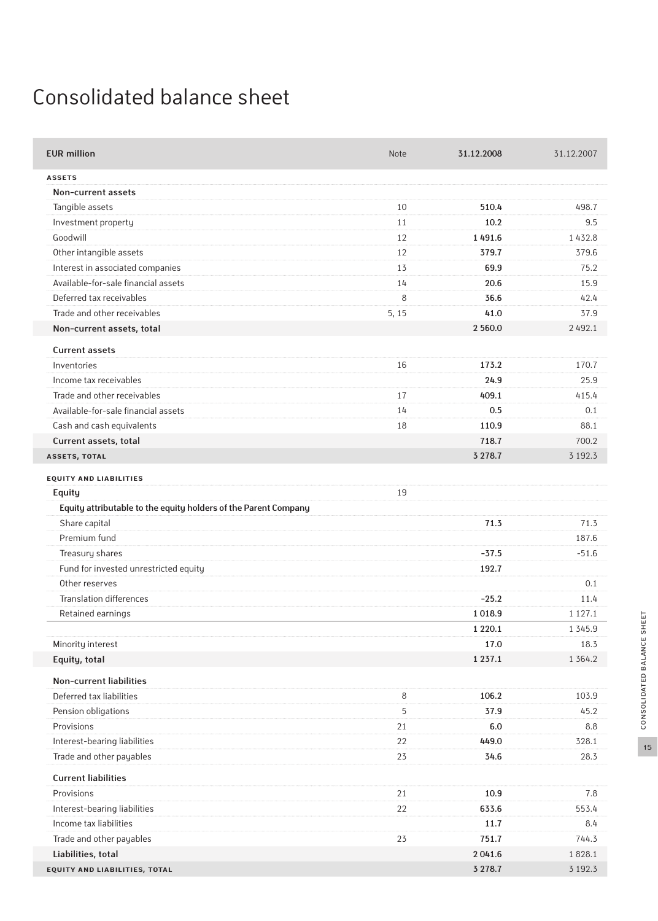# Consolidated balance sheet

| EUR million | Note | 31.12.2008 | 31.12.2007 |
|---|---|---|---|
| **ASSETS** | | | |
| **Non-current assets** | | | |
| Tangible assets | 10 | **510.4** | 498.7 |
| Investment property | 11 | **10.2** | 9.5 |
| Goodwill | 12 | **1 491.6** | 1 432.8 |
| Other intangible assets | 12 | **379.7** | 379.6 |
| Interest in associated companies | 13 | **69.9** | 75.2 |
| Available-for-sale financial assets | 14 | **20.6** | 15.9 |
| Deferred tax receivables | 8 | **36.6** | 42.4 |
| Trade and other receivables | 5, 15 | **41.0** | 37.9 |
| **Non-current assets, total** | | **2 560.0** | 2 492.1 |
| **Current assets** | | | |
| Inventories | 16 | **173.2** | 170.7 |
| Income tax receivables | | **24.9** | 25.9 |
| Trade and other receivables | 17 | **409.1** | 415.4 |
| Available-for-sale financial assets | 14 | **0.5** | 0.1 |
| Cash and cash equivalents | 18 | **110.9** | 88.1 |
| **Current assets, total** | | **718.7** | 700.2 |
| **ASSETS, TOTAL** | | **3 278.7** | 3 192.3 |
| **EQUITY AND LIABILITIES** | | | |
| **Equity** | 19 | | |
| **Equity attributable to the equity holders of the Parent Company** | | | |
| Share capital | | **71.3** | 71.3 |
| Premium fund | | | 187.6 |
| Treasury shares | | **-37.5** | -51.6 |
| Fund for invested unrestricted equity | | **192.7** | |
| Other reserves | | | 0.1 |
| Translation differences | | **-25.2** | 11.4 |
| Retained earnings | | **1 018.9** | 1 127.1 |
| | | **1 220.1** | 1 345.9 |
| Minority interest | | **17.0** | 18.3 |
| **Equity, total** | | **1 237.1** | 1 364.2 |
| **Non-current liabilities** | | | |
| Deferred tax liabilities | 8 | **106.2** | 103.9 |
| Pension obligations | 5 | **37.9** | 45.2 |
| Provisions | 21 | **6.0** | 8.8 |
| Interest-bearing liabilities | 22 | **449.0** | 328.1 |
| Trade and other payables | 23 | **34.6** | 28.3 |
| **Current liabilities** | | | |
| Provisions | 21 | **10.9** | 7.8 |
| Interest-bearing liabilities | 22 | **633.6** | 553.4 |
| Income tax liabilities | | **11.7** | 8.4 |
| Trade and other payables | 23 | **751.7** | 744.3 |
| **Liabilities, total** | | **2 041.6** | 1 828.1 |
| **EQUITY AND LIABILITIES, TOTAL** | | **3 278.7** | 3 192.3 |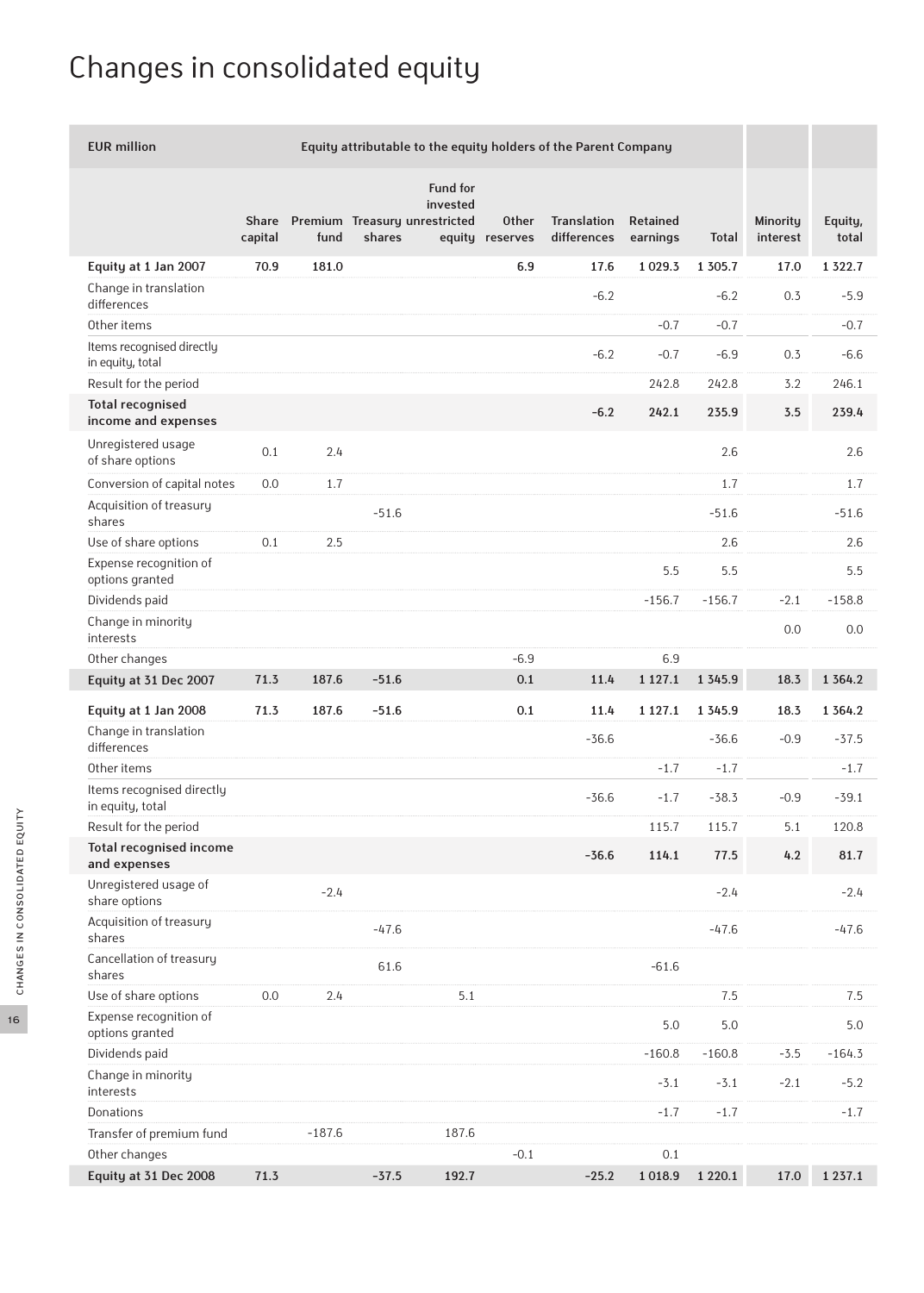# Changes in consolidated equity

| EUR million | Equity attributable to the equity holders of the Parent Company | | | | | | | | | |
|---|---|---|---|---|---|---|---|---|---|---|
| | Share capital | Premium fund | Treasury shares | Fund for invested unrestricted equity | Other reserves | Translation differences | Retained earnings | Total | Minority interest | Equity, total |
| **Equity at 1 Jan 2007** | **70.9** | **181.0** | | | **6.9** | **17.6** | **1 029.3** | **1 305.7** | **17.0** | **1 322.7** |
| Change in translation differences | | | | | | -6.2 | | -6.2 | 0.3 | -5.9 |
| Other items | | | | | | | -0.7 | -0.7 | | -0.7 |
| Items recognised directly in equity, total | | | | | | -6.2 | -0.7 | -6.9 | 0.3 | -6.6 |
| Result for the period | | | | | | | 242.8 | 242.8 | 3.2 | 246.1 |
| **Total recognised income and expenses** | | | | | | **-6.2** | **242.1** | **235.9** | **3.5** | **239.4** |
| Unregistered usage of share options | 0.1 | 2.4 | | | | | | 2.6 | | 2.6 |
| Conversion of capital notes | 0.0 | 1.7 | | | | | | 1.7 | | 1.7 |
| Acquisition of treasury shares | | | -51.6 | | | | | -51.6 | | -51.6 |
| Use of share options | 0.1 | 2.5 | | | | | | 2.6 | | 2.6 |
| Expense recognition of options granted | | | | | | | 5.5 | 5.5 | | 5.5 |
| Dividends paid | | | | | | | -156.7 | -156.7 | -2.1 | -158.8 |
| Change in minority interests | | | | | | | | | 0.0 | 0.0 |
| Other changes | | | | | -6.9 | | 6.9 | | | |
| **Equity at 31 Dec 2007** | **71.3** | **187.6** | **-51.6** | | **0.1** | **11.4** | **1 127.1** | **1 345.9** | **18.3** | **1 364.2** |
| **Equity at 1 Jan 2008** | **71.3** | **187.6** | **-51.6** | | **0.1** | **11.4** | **1 127.1** | **1 345.9** | **18.3** | **1 364.2** |
| Change in translation differences | | | | | | -36.6 | | -36.6 | -0.9 | -37.5 |
| Other items | | | | | | | -1.7 | -1.7 | | -1.7 |
| Items recognised directly in equity, total | | | | | | -36.6 | -1.7 | -38.3 | -0.9 | -39.1 |
| Result for the period | | | | | | | 115.7 | 115.7 | 5.1 | 120.8 |
| **Total recognised income and expenses** | | | | | | **-36.6** | **114.1** | **77.5** | **4.2** | **81.7** |
| Unregistered usage of share options | | -2.4 | | | | | | -2.4 | | -2.4 |
| Acquisition of treasury shares | | | -47.6 | | | | | -47.6 | | -47.6 |
| Cancellation of treasury shares | | | 61.6 | | | | -61.6 | | | |
| Use of share options | 0.0 | 2.4 | | 5.1 | | | | 7.5 | | 7.5 |
| Expense recognition of options granted | | | | | | | 5.0 | 5.0 | | 5.0 |
| Dividends paid | | | | | | | -160.8 | -160.8 | -3.5 | -164.3 |
| Change in minority interests | | | | | | | -3.1 | -3.1 | -2.1 | -5.2 |
| Donations | | | | | | | -1.7 | -1.7 | | -1.7 |
| Transfer of premium fund | | -187.6 | | 187.6 | | | | | | |
| Other changes | | | | | -0.1 | | 0.1 | | | |
| **Equity at 31 Dec 2008** | **71.3** | | **-37.5** | **192.7** | | **-25.2** | **1 018.9** | **1 220.1** | **17.0** | **1 237.1** |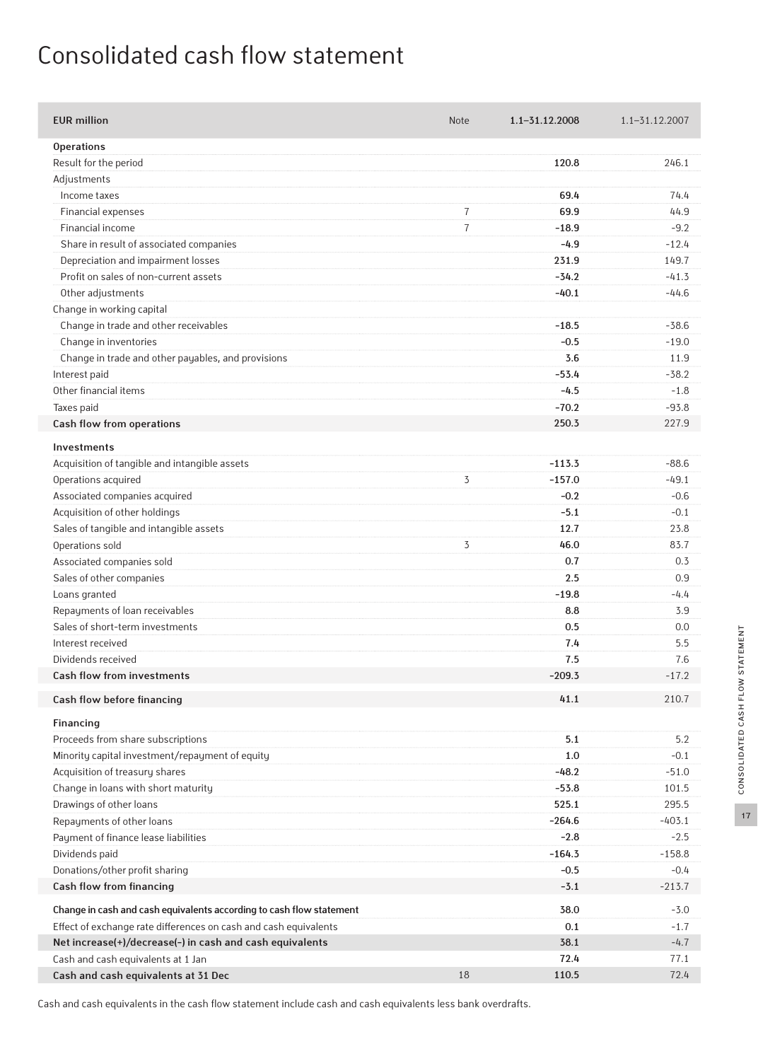# Consolidated cash flow statement

| EUR million | Note | 1.1–31.12.2008 | 1.1–31.12.2007 |
|---|---|---|---|
| **Operations** | | | |
| Result for the period | | 120.8 | 246.1 |
| Adjustments | | | |
| Income taxes | | 69.4 | 74.4 |
| Financial expenses | 7 | 69.9 | 44.9 |
| Financial income | 7 | -18.9 | -9.2 |
| Share in result of associated companies | | -4.9 | -12.4 |
| Depreciation and impairment losses | | 231.9 | 149.7 |
| Profit on sales of non-current assets | | -34.2 | -41.3 |
| Other adjustments | | -40.1 | -44.6 |
| Change in working capital | | | |
| Change in trade and other receivables | | -18.5 | -38.6 |
| Change in inventories | | -0.5 | -19.0 |
| Change in trade and other payables, and provisions | | 3.6 | 11.9 |
| Interest paid | | -53.4 | -38.2 |
| Other financial items | | -4.5 | -1.8 |
| Taxes paid | | -70.2 | -93.8 |
| **Cash flow from operations** | | **250.3** | **227.9** |
| **Investments** | | | |
| Acquisition of tangible and intangible assets | | -113.3 | -88.6 |
| Operations acquired | 3 | -157.0 | -49.1 |
| Associated companies acquired | | -0.2 | -0.6 |
| Acquisition of other holdings | | -5.1 | -0.1 |
| Sales of tangible and intangible assets | | 12.7 | 23.8 |
| Operations sold | 3 | 46.0 | 83.7 |
| Associated companies sold | | 0.7 | 0.3 |
| Sales of other companies | | 2.5 | 0.9 |
| Loans granted | | -19.8 | -4.4 |
| Repayments of loan receivables | | 8.8 | 3.9 |
| Sales of short-term investments | | 0.5 | 0.0 |
| Interest received | | 7.4 | 5.5 |
| Dividends received | | 7.5 | 7.6 |
| **Cash flow from investments** | | **-209.3** | **-17.2** |
| **Cash flow before financing** | | **41.1** | **210.7** |
| **Financing** | | | |
| Proceeds from share subscriptions | | 5.1 | 5.2 |
| Minority capital investment/repayment of equity | | 1.0 | -0.1 |
| Acquisition of treasury shares | | -48.2 | -51.0 |
| Change in loans with short maturity | | -53.8 | 101.5 |
| Drawings of other loans | | 525.1 | 295.5 |
| Repayments of other loans | | -264.6 | -403.1 |
| Payment of finance lease liabilities | | -2.8 | -2.5 |
| Dividends paid | | -164.3 | -158.8 |
| Donations/other profit sharing | | -0.5 | -0.4 |
| **Cash flow from financing** | | **-3.1** | **-213.7** |
| **Change in cash and cash equivalents according to cash flow statement** | | **38.0** | **-3.0** |
| Effect of exchange rate differences on cash and cash equivalents | | 0.1 | -1.7 |
| **Net increase(+)/decrease(-) in cash and cash equivalents** | | **38.1** | **-4.7** |
| Cash and cash equivalents at 1 Jan | | 72.4 | 77.1 |
| **Cash and cash equivalents at 31 Dec** | 18 | **110.5** | **72.4** |

Cash and cash equivalents in the cash flow statement include cash and cash equivalents less bank overdrafts.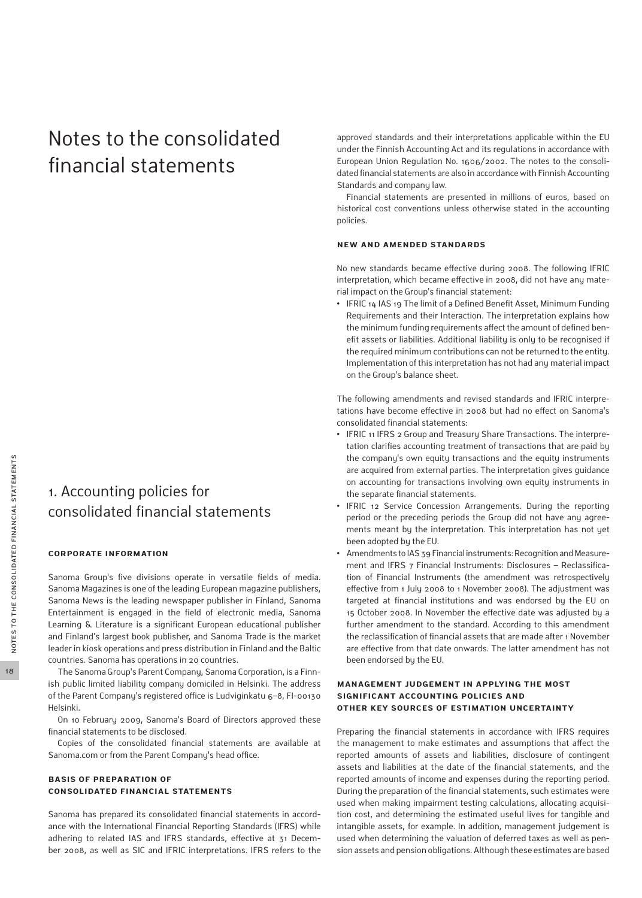# Notes to the consolidated financial statements

## 1. Accounting policies for consolidated financial statements

### CORPORATE INFORMATION

Sanoma Group's five divisions operate in versatile fields of media. Sanoma Magazines is one of the leading European magazine publishers, Sanoma News is the leading newspaper publisher in Finland, Sanoma Entertainment is engaged in the field of electronic media, Sanoma Learning & Literature is a significant European educational publisher and Finland's largest book publisher, and Sanoma Trade is the market leader in kiosk operations and press distribution in Finland and the Baltic countries. Sanoma has operations in 20 countries.

The Sanoma Group's Parent Company, Sanoma Corporation, is a Finnish public limited liability company domiciled in Helsinki. The address of the Parent Company's registered office is Ludviginkatu 6–8, FI-00130 Helsinki.

On 10 February 2009, Sanoma's Board of Directors approved these financial statements to be disclosed.

Copies of the consolidated financial statements are available at Sanoma.com or from the Parent Company's head office.

### BASIS OF PREPARATION OF CONSOLIDATED FINANCIAL STATEMENTS

Sanoma has prepared its consolidated financial statements in accordance with the International Financial Reporting Standards (IFRS) while adhering to related IAS and IFRS standards, effective at 31 December 2008, as well as SIC and IFRIC interpretations. IFRS refers to the approved standards and their interpretations applicable within the EU under the Finnish Accounting Act and its regulations in accordance with European Union Regulation No. 1606/2002. The notes to the consolidated financial statements are also in accordance with Finnish Accounting Standards and company law.

Financial statements are presented in millions of euros, based on historical cost conventions unless otherwise stated in the accounting policies.

### NEW AND AMENDED STANDARDS

No new standards became effective during 2008. The following IFRIC interpretation, which became effective in 2008, did not have any material impact on the Group's financial statement:

- IFRIC 14 IAS 19 The limit of a Defined Benefit Asset, Minimum Funding Requirements and their Interaction. The interpretation explains how the minimum funding requirements affect the amount of defined benefit assets or liabilities. Additional liability is only to be recognised if the required minimum contributions can not be returned to the entity. Implementation of this interpretation has not had any material impact on the Group's balance sheet.

The following amendments and revised standards and IFRIC interpretations have become effective in 2008 but had no effect on Sanoma's consolidated financial statements:

- IFRIC 11 IFRS 2 Group and Treasury Share Transactions. The interpretation clarifies accounting treatment of transactions that are paid by the company's own equity transactions and the equity instruments are acquired from external parties. The interpretation gives guidance on accounting for transactions involving own equity instruments in the separate financial statements.
- IFRIC 12 Service Concession Arrangements. During the reporting period or the preceding periods the Group did not have any agreements meant by the interpretation. This interpretation has not yet been adopted by the EU.
- Amendments to IAS 39 Financial instruments: Recognition and Measurement and IFRS 7 Financial Instruments: Disclosures – Reclassification of Financial Instruments (the amendment was retrospectively effective from 1 July 2008 to 1 November 2008). The adjustment was targeted at financial institutions and was endorsed by the EU on 15 October 2008. In November the effective date was adjusted by a further amendment to the standard. According to this amendment the reclassification of financial assets that are made after 1 November are effective from that date onwards. The latter amendment has not been endorsed by the EU.

### MANAGEMENT JUDGEMENT IN APPLYING THE MOST SIGNIFICANT ACCOUNTING POLICIES AND OTHER KEY SOURCES OF ESTIMATION UNCERTAINTY

Preparing the financial statements in accordance with IFRS requires the management to make estimates and assumptions that affect the reported amounts of assets and liabilities, disclosure of contingent assets and liabilities at the date of the financial statements, and the reported amounts of income and expenses during the reporting period. During the preparation of the financial statements, such estimates were used when making impairment testing calculations, allocating acquisition cost, and determining the estimated useful lives for tangible and intangible assets, for example. In addition, management judgement is used when determining the valuation of deferred taxes as well as pension assets and pension obligations. Although these estimates are based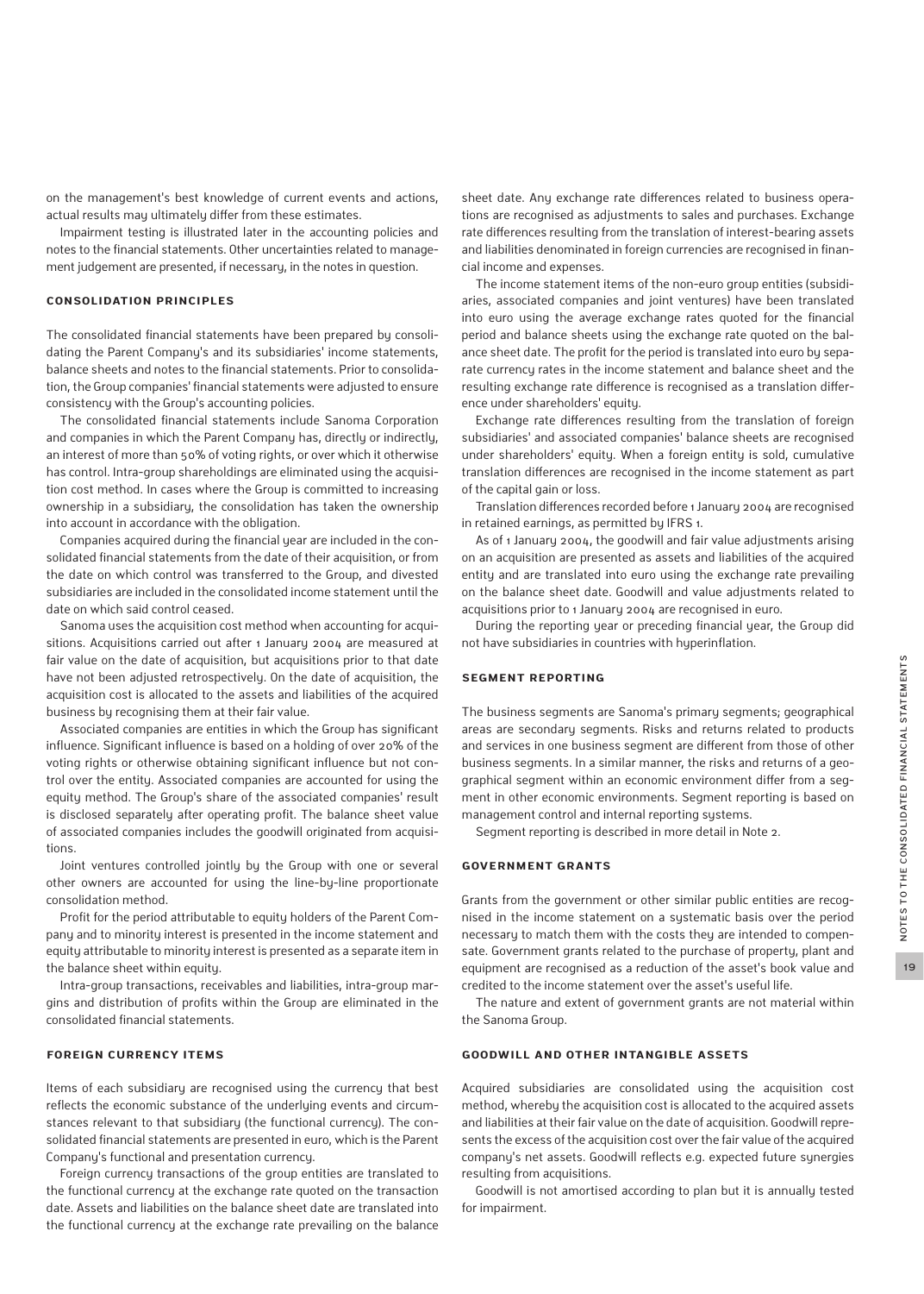on the management's best knowledge of current events and actions, actual results may ultimately differ from these estimates.

Impairment testing is illustrated later in the accounting policies and notes to the financial statements. Other uncertainties related to management judgement are presented, if necessary, in the notes in question.

### CONSOLIDATION PRINCIPLES

The consolidated financial statements have been prepared by consolidating the Parent Company's and its subsidiaries' income statements, balance sheets and notes to the financial statements. Prior to consolidation, the Group companies' financial statements were adjusted to ensure consistency with the Group's accounting policies.

The consolidated financial statements include Sanoma Corporation and companies in which the Parent Company has, directly or indirectly, an interest of more than 50% of voting rights, or over which it otherwise has control. Intra-group shareholdings are eliminated using the acquisition cost method. In cases where the Group is committed to increasing ownership in a subsidiary, the consolidation has taken the ownership into account in accordance with the obligation.

Companies acquired during the financial year are included in the consolidated financial statements from the date of their acquisition, or from the date on which control was transferred to the Group, and divested subsidiaries are included in the consolidated income statement until the date on which said control ceased.

Sanoma uses the acquisition cost method when accounting for acquisitions. Acquisitions carried out after 1 January 2004 are measured at fair value on the date of acquisition, but acquisitions prior to that date have not been adjusted retrospectively. On the date of acquisition, the acquisition cost is allocated to the assets and liabilities of the acquired business by recognising them at their fair value.

Associated companies are entities in which the Group has significant influence. Significant influence is based on a holding of over 20% of the voting rights or otherwise obtaining significant influence but not control over the entity. Associated companies are accounted for using the equity method. The Group's share of the associated companies' result is disclosed separately after operating profit. The balance sheet value of associated companies includes the goodwill originated from acquisitions.

Joint ventures controlled jointly by the Group with one or several other owners are accounted for using the line-by-line proportionate consolidation method.

Profit for the period attributable to equity holders of the Parent Company and to minority interest is presented in the income statement and equity attributable to minority interest is presented as a separate item in the balance sheet within equity.

Intra-group transactions, receivables and liabilities, intra-group margins and distribution of profits within the Group are eliminated in the consolidated financial statements.

### FOREIGN CURRENCY ITEMS

Items of each subsidiary are recognised using the currency that best reflects the economic substance of the underlying events and circumstances relevant to that subsidiary (the functional currency). The consolidated financial statements are presented in euro, which is the Parent Company's functional and presentation currency.

Foreign currency transactions of the group entities are translated to the functional currency at the exchange rate quoted on the transaction date. Assets and liabilities on the balance sheet date are translated into the functional currency at the exchange rate prevailing on the balance sheet date. Any exchange rate differences related to business operations are recognised as adjustments to sales and purchases. Exchange rate differences resulting from the translation of interest-bearing assets and liabilities denominated in foreign currencies are recognised in financial income and expenses.

The income statement items of the non-euro group entities (subsidiaries, associated companies and joint ventures) have been translated into euro using the average exchange rates quoted for the financial period and balance sheets using the exchange rate quoted on the balance sheet date. The profit for the period is translated into euro by separate currency rates in the income statement and balance sheet and the resulting exchange rate difference is recognised as a translation difference under shareholders' equity.

Exchange rate differences resulting from the translation of foreign subsidiaries' and associated companies' balance sheets are recognised under shareholders' equity. When a foreign entity is sold, cumulative translation differences are recognised in the income statement as part of the capital gain or loss.

Translation differences recorded before 1 January 2004 are recognised in retained earnings, as permitted by IFRS 1.

As of 1 January 2004, the goodwill and fair value adjustments arising on an acquisition are presented as assets and liabilities of the acquired entity and are translated into euro using the exchange rate prevailing on the balance sheet date. Goodwill and value adjustments related to acquisitions prior to 1 January 2004 are recognised in euro.

During the reporting year or preceding financial year, the Group did not have subsidiaries in countries with hyperinflation.

### SEGMENT REPORTING

The business segments are Sanoma's primary segments; geographical areas are secondary segments. Risks and returns related to products and services in one business segment are different from those of other business segments. In a similar manner, the risks and returns of a geographical segment within an economic environment differ from a segment in other economic environments. Segment reporting is based on management control and internal reporting systems.

Segment reporting is described in more detail in Note 2.

### GOVERNMENT GRANTS

Grants from the government or other similar public entities are recognised in the income statement on a systematic basis over the period necessary to match them with the costs they are intended to compensate. Government grants related to the purchase of property, plant and equipment are recognised as a reduction of the asset's book value and credited to the income statement over the asset's useful life.

The nature and extent of government grants are not material within the Sanoma Group.

### GOODWILL AND OTHER INTANGIBLE ASSETS

Acquired subsidiaries are consolidated using the acquisition cost method, whereby the acquisition cost is allocated to the acquired assets and liabilities at their fair value on the date of acquisition. Goodwill represents the excess of the acquisition cost over the fair value of the acquired company's net assets. Goodwill reflects e.g. expected future synergies resulting from acquisitions.

Goodwill is not amortised according to plan but it is annually tested for impairment.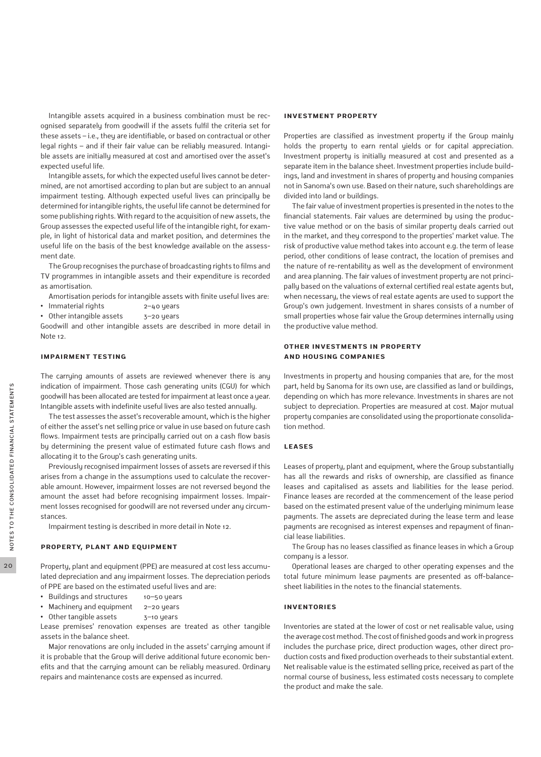Intangible assets acquired in a business combination must be recognised separately from goodwill if the assets fulfil the criteria set for these assets – i.e., they are identifiable, or based on contractual or other legal rights – and if their fair value can be reliably measured. Intangible assets are initially measured at cost and amortised over the asset's expected useful life.

Intangible assets, for which the expected useful lives cannot be determined, are not amortised according to plan but are subject to an annual impairment testing. Although expected useful lives can principally be determined for intangible rights, the useful life cannot be determined for some publishing rights. With regard to the acquisition of new assets, the Group assesses the expected useful life of the intangible right, for example, in light of historical data and market position, and determines the useful life on the basis of the best knowledge available on the assessment date.

The Group recognises the purchase of broadcasting rights to films and TV programmes in intangible assets and their expenditure is recorded as amortisation.

Amortisation periods for intangible assets with finite useful lives are:

- Immaterial rights 2–40 years
- Other intangible assets 3–20 years

Goodwill and other intangible assets are described in more detail in Note 12.

## IMPAIRMENT TESTING

The carrying amounts of assets are reviewed whenever there is any indication of impairment. Those cash generating units (CGU) for which goodwill has been allocated are tested for impairment at least once a year. Intangible assets with indefinite useful lives are also tested annually.

The test assesses the asset's recoverable amount, which is the higher of either the asset's net selling price or value in use based on future cash flows. Impairment tests are principally carried out on a cash flow basis by determining the present value of estimated future cash flows and allocating it to the Group's cash generating units.

Previously recognised impairment losses of assets are reversed if this arises from a change in the assumptions used to calculate the recoverable amount. However, impairment losses are not reversed beyond the amount the asset had before recognising impairment losses. Impairment losses recognised for goodwill are not reversed under any circumstances.

Impairment testing is described in more detail in Note 12.

## PROPERTY, PLANT AND EQUIPMENT

Property, plant and equipment (PPE) are measured at cost less accumulated depreciation and any impairment losses. The depreciation periods of PPE are based on the estimated useful lives and are:

- Buildings and structures 10–50 years
- Machinery and equipment 2–20 years
- Other tangible assets 3–10 years

Lease premises' renovation expenses are treated as other tangible assets in the balance sheet.

Major renovations are only included in the assets' carrying amount if it is probable that the Group will derive additional future economic benefits and that the carrying amount can be reliably measured. Ordinary repairs and maintenance costs are expensed as incurred.

## INVESTMENT PROPERTY

Properties are classified as investment property if the Group mainly holds the property to earn rental yields or for capital appreciation. Investment property is initially measured at cost and presented as a separate item in the balance sheet. Investment properties include buildings, land and investment in shares of property and housing companies not in Sanoma's own use. Based on their nature, such shareholdings are divided into land or buildings.

The fair value of investment properties is presented in the notes to the financial statements. Fair values are determined by using the productive value method or on the basis of similar property deals carried out in the market, and they correspond to the properties' market value. The risk of productive value method takes into account e.g. the term of lease period, other conditions of lease contract, the location of premises and the nature of re-rentability as well as the development of environment and area planning. The fair values of investment property are not principally based on the valuations of external certified real estate agents but, when necessary, the views of real estate agents are used to support the Group's own judgement. Investment in shares consists of a number of small properties whose fair value the Group determines internally using the productive value method.

## OTHER INVESTMENTS IN PROPERTY AND HOUSING COMPANIES

Investments in property and housing companies that are, for the most part, held by Sanoma for its own use, are classified as land or buildings, depending on which has more relevance. Investments in shares are not subject to depreciation. Properties are measured at cost. Major mutual property companies are consolidated using the proportionate consolidation method.

## LEASES

Leases of property, plant and equipment, where the Group substantially has all the rewards and risks of ownership, are classified as finance leases and capitalised as assets and liabilities for the lease period. Finance leases are recorded at the commencement of the lease period based on the estimated present value of the underlying minimum lease payments. The assets are depreciated during the lease term and lease payments are recognised as interest expenses and repayment of financial lease liabilities.

The Group has no leases classified as finance leases in which a Group company is a lessor.

Operational leases are charged to other operating expenses and the total future minimum lease payments are presented as off-balance-sheet liabilities in the notes to the financial statements.

## INVENTORIES

Inventories are stated at the lower of cost or net realisable value, using the average cost method. The cost of finished goods and work in progress includes the purchase price, direct production wages, other direct production costs and fixed production overheads to their substantial extent. Net realisable value is the estimated selling price, received as part of the normal course of business, less estimated costs necessary to complete the product and make the sale.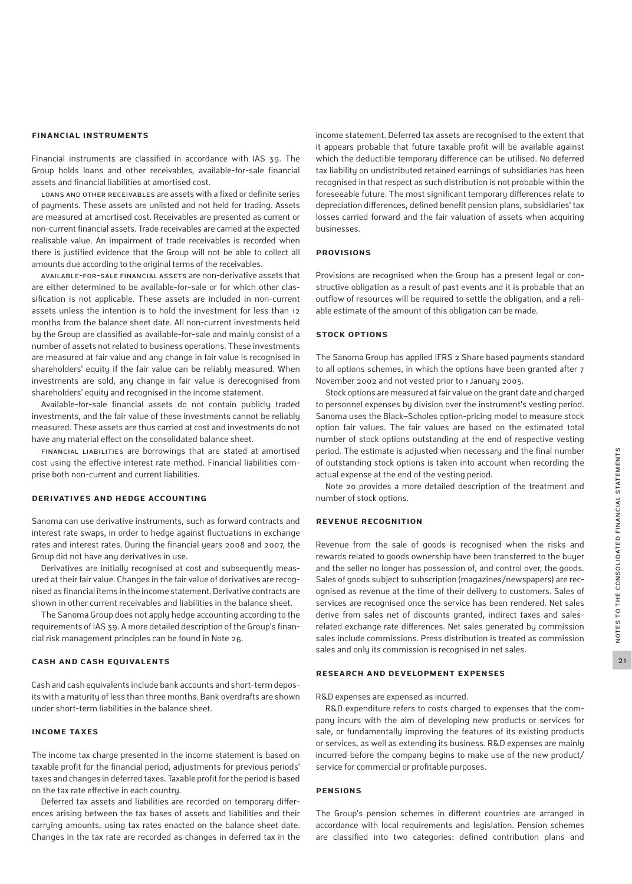#### FINANCIAL INSTRUMENTS

Financial instruments are classified in accordance with IAS 39. The Group holds loans and other receivables, available-for-sale financial assets and financial liabilities at amortised cost.

LOANS AND OTHER RECEIVABLES are assets with a fixed or definite series of payments. These assets are unlisted and not held for trading. Assets are measured at amortised cost. Receivables are presented as current or non-current financial assets. Trade receivables are carried at the expected realisable value. An impairment of trade receivables is recorded when there is justified evidence that the Group will not be able to collect all amounts due according to the original terms of the receivables.

AVAILABLE-FOR-SALE FINANCIAL ASSETS are non-derivative assets that are either determined to be available-for-sale or for which other classification is not applicable. These assets are included in non-current assets unless the intention is to hold the investment for less than 12 months from the balance sheet date. All non-current investments held by the Group are classified as available-for-sale and mainly consist of a number of assets not related to business operations. These investments are measured at fair value and any change in fair value is recognised in shareholders' equity if the fair value can be reliably measured. When investments are sold, any change in fair value is derecognised from shareholders' equity and recognised in the income statement.

Available-for-sale financial assets do not contain publicly traded investments, and the fair value of these investments cannot be reliably measured. These assets are thus carried at cost and investments do not have any material effect on the consolidated balance sheet.

FINANCIAL LIABILITIES are borrowings that are stated at amortised cost using the effective interest rate method. Financial liabilities comprise both non-current and current liabilities.

#### DERIVATIVES AND HEDGE ACCOUNTING

Sanoma can use derivative instruments, such as forward contracts and interest rate swaps, in order to hedge against fluctuations in exchange rates and interest rates. During the financial years 2008 and 2007, the Group did not have any derivatives in use.

Derivatives are initially recognised at cost and subsequently measured at their fair value. Changes in the fair value of derivatives are recognised as financial items in the income statement. Derivative contracts are shown in other current receivables and liabilities in the balance sheet.

The Sanoma Group does not apply hedge accounting according to the requirements of IAS 39. A more detailed description of the Group's financial risk management principles can be found in Note 26.

#### CASH AND CASH EQUIVALENTS

Cash and cash equivalents include bank accounts and short-term deposits with a maturity of less than three months. Bank overdrafts are shown under short-term liabilities in the balance sheet.

#### INCOME TAXES

The income tax charge presented in the income statement is based on taxable profit for the financial period, adjustments for previous periods' taxes and changes in deferred taxes. Taxable profit for the period is based on the tax rate effective in each country.

Deferred tax assets and liabilities are recorded on temporary differences arising between the tax bases of assets and liabilities and their carrying amounts, using tax rates enacted on the balance sheet date. Changes in the tax rate are recorded as changes in deferred tax in the income statement. Deferred tax assets are recognised to the extent that it appears probable that future taxable profit will be available against which the deductible temporary difference can be utilised. No deferred tax liability on undistributed retained earnings of subsidiaries has been recognised in that respect as such distribution is not probable within the foreseeable future. The most significant temporary differences relate to depreciation differences, defined benefit pension plans, subsidiaries' tax losses carried forward and the fair valuation of assets when acquiring businesses.

#### PROVISIONS

Provisions are recognised when the Group has a present legal or constructive obligation as a result of past events and it is probable that an outflow of resources will be required to settle the obligation, and a reliable estimate of the amount of this obligation can be made.

#### STOCK OPTIONS

The Sanoma Group has applied IFRS 2 Share based payments standard to all options schemes, in which the options have been granted after 7 November 2002 and not vested prior to 1 January 2005.

Stock options are measured at fair value on the grant date and charged to personnel expenses by division over the instrument's vesting period. Sanoma uses the Black–Scholes option-pricing model to measure stock option fair values. The fair values are based on the estimated total number of stock options outstanding at the end of respective vesting period. The estimate is adjusted when necessary and the final number of outstanding stock options is taken into account when recording the actual expense at the end of the vesting period.

Note 20 provides a more detailed description of the treatment and number of stock options.

#### REVENUE RECOGNITION

Revenue from the sale of goods is recognised when the risks and rewards related to goods ownership have been transferred to the buyer and the seller no longer has possession of, and control over, the goods. Sales of goods subject to subscription (magazines/newspapers) are recognised as revenue at the time of their delivery to customers. Sales of services are recognised once the service has been rendered. Net sales derive from sales net of discounts granted, indirect taxes and sales-related exchange rate differences. Net sales generated by commission sales include commissions. Press distribution is treated as commission sales and only its commission is recognised in net sales.

#### RESEARCH AND DEVELOPMENT EXPENSES

R&D expenses are expensed as incurred.

R&D expenditure refers to costs charged to expenses that the company incurs with the aim of developing new products or services for sale, or fundamentally improving the features of its existing products or services, as well as extending its business. R&D expenses are mainly incurred before the company begins to make use of the new product/service for commercial or profitable purposes.

#### PENSIONS

The Group's pension schemes in different countries are arranged in accordance with local requirements and legislation. Pension schemes are classified into two categories: defined contribution plans and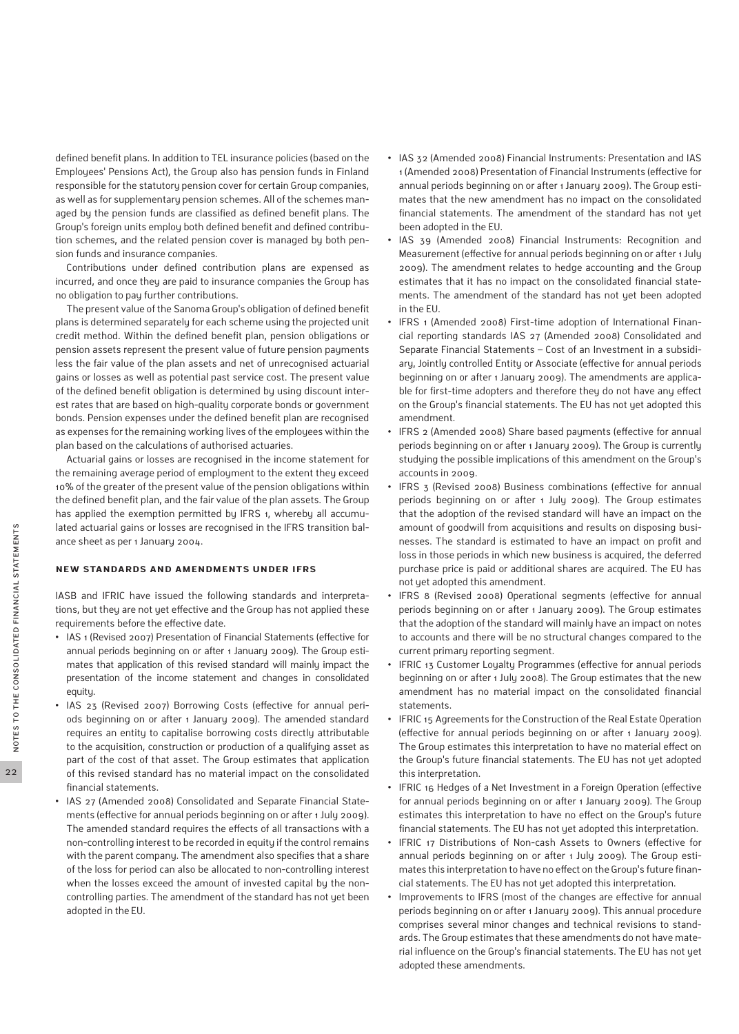defined benefit plans. In addition to TEL insurance policies (based on the Employees' Pensions Act), the Group also has pension funds in Finland responsible for the statutory pension cover for certain Group companies, as well as for supplementary pension schemes. All of the schemes managed by the pension funds are classified as defined benefit plans. The Group's foreign units employ both defined benefit and defined contribution schemes, and the related pension cover is managed by both pension funds and insurance companies.

Contributions under defined contribution plans are expensed as incurred, and once they are paid to insurance companies the Group has no obligation to pay further contributions.

The present value of the Sanoma Group's obligation of defined benefit plans is determined separately for each scheme using the projected unit credit method. Within the defined benefit plan, pension obligations or pension assets represent the present value of future pension payments less the fair value of the plan assets and net of unrecognised actuarial gains or losses as well as potential past service cost. The present value of the defined benefit obligation is determined by using discount interest rates that are based on high-quality corporate bonds or government bonds. Pension expenses under the defined benefit plan are recognised as expenses for the remaining working lives of the employees within the plan based on the calculations of authorised actuaries.

Actuarial gains or losses are recognised in the income statement for the remaining average period of employment to the extent they exceed 10% of the greater of the present value of the pension obligations within the defined benefit plan, and the fair value of the plan assets. The Group has applied the exemption permitted by IFRS 1, whereby all accumulated actuarial gains or losses are recognised in the IFRS transition balance sheet as per 1 January 2004.

## NEW STANDARDS AND AMENDMENTS UNDER IFRS

IASB and IFRIC have issued the following standards and interpretations, but they are not yet effective and the Group has not applied these requirements before the effective date.

- IAS 1 (Revised 2007) Presentation of Financial Statements (effective for annual periods beginning on or after 1 January 2009). The Group estimates that application of this revised standard will mainly impact the presentation of the income statement and changes in consolidated equity.
- IAS 23 (Revised 2007) Borrowing Costs (effective for annual periods beginning on or after 1 January 2009). The amended standard requires an entity to capitalise borrowing costs directly attributable to the acquisition, construction or production of a qualifying asset as part of the cost of that asset. The Group estimates that application of this revised standard has no material impact on the consolidated financial statements.
- IAS 27 (Amended 2008) Consolidated and Separate Financial Statements (effective for annual periods beginning on or after 1 July 2009). The amended standard requires the effects of all transactions with a non-controlling interest to be recorded in equity if the control remains with the parent company. The amendment also specifies that a share of the loss for period can also be allocated to non-controlling interest when the losses exceed the amount of invested capital by the non-controlling parties. The amendment of the standard has not yet been adopted in the EU.
- IAS 32 (Amended 2008) Financial Instruments: Presentation and IAS 1 (Amended 2008) Presentation of Financial Instruments (effective for annual periods beginning on or after 1 January 2009). The Group estimates that the new amendment has no impact on the consolidated financial statements. The amendment of the standard has not yet been adopted in the EU.
- IAS 39 (Amended 2008) Financial Instruments: Recognition and Measurement (effective for annual periods beginning on or after 1 July 2009). The amendment relates to hedge accounting and the Group estimates that it has no impact on the consolidated financial statements. The amendment of the standard has not yet been adopted in the EU.
- IFRS 1 (Amended 2008) First-time adoption of International Financial reporting standards IAS 27 (Amended 2008) Consolidated and Separate Financial Statements – Cost of an Investment in a subsidiary, Jointly controlled Entity or Associate (effective for annual periods beginning on or after 1 January 2009). The amendments are applicable for first-time adopters and therefore they do not have any effect on the Group's financial statements. The EU has not yet adopted this amendment.
- IFRS 2 (Amended 2008) Share based payments (effective for annual periods beginning on or after 1 January 2009). The Group is currently studying the possible implications of this amendment on the Group's accounts in 2009.
- IFRS 3 (Revised 2008) Business combinations (effective for annual periods beginning on or after 1 July 2009). The Group estimates that the adoption of the revised standard will have an impact on the amount of goodwill from acquisitions and results on disposing businesses. The standard is estimated to have an impact on profit and loss in those periods in which new business is acquired, the deferred purchase price is paid or additional shares are acquired. The EU has not yet adopted this amendment.
- IFRS 8 (Revised 2008) Operational segments (effective for annual periods beginning on or after 1 January 2009). The Group estimates that the adoption of the standard will mainly have an impact on notes to accounts and there will be no structural changes compared to the current primary reporting segment.
- IFRIC 13 Customer Loyalty Programmes (effective for annual periods beginning on or after 1 July 2008). The Group estimates that the new amendment has no material impact on the consolidated financial statements.
- IFRIC 15 Agreements for the Construction of the Real Estate Operation (effective for annual periods beginning on or after 1 January 2009). The Group estimates this interpretation to have no material effect on the Group's future financial statements. The EU has not yet adopted this interpretation.
- IFRIC 16 Hedges of a Net Investment in a Foreign Operation (effective for annual periods beginning on or after 1 January 2009). The Group estimates this interpretation to have no effect on the Group's future financial statements. The EU has not yet adopted this interpretation.
- IFRIC 17 Distributions of Non-cash Assets to Owners (effective for annual periods beginning on or after 1 July 2009). The Group estimates this interpretation to have no effect on the Group's future financial statements. The EU has not yet adopted this interpretation.
- Improvements to IFRS (most of the changes are effective for annual periods beginning on or after 1 January 2009). This annual procedure comprises several minor changes and technical revisions to standards. The Group estimates that these amendments do not have material influence on the Group's financial statements. The EU has not yet adopted these amendments.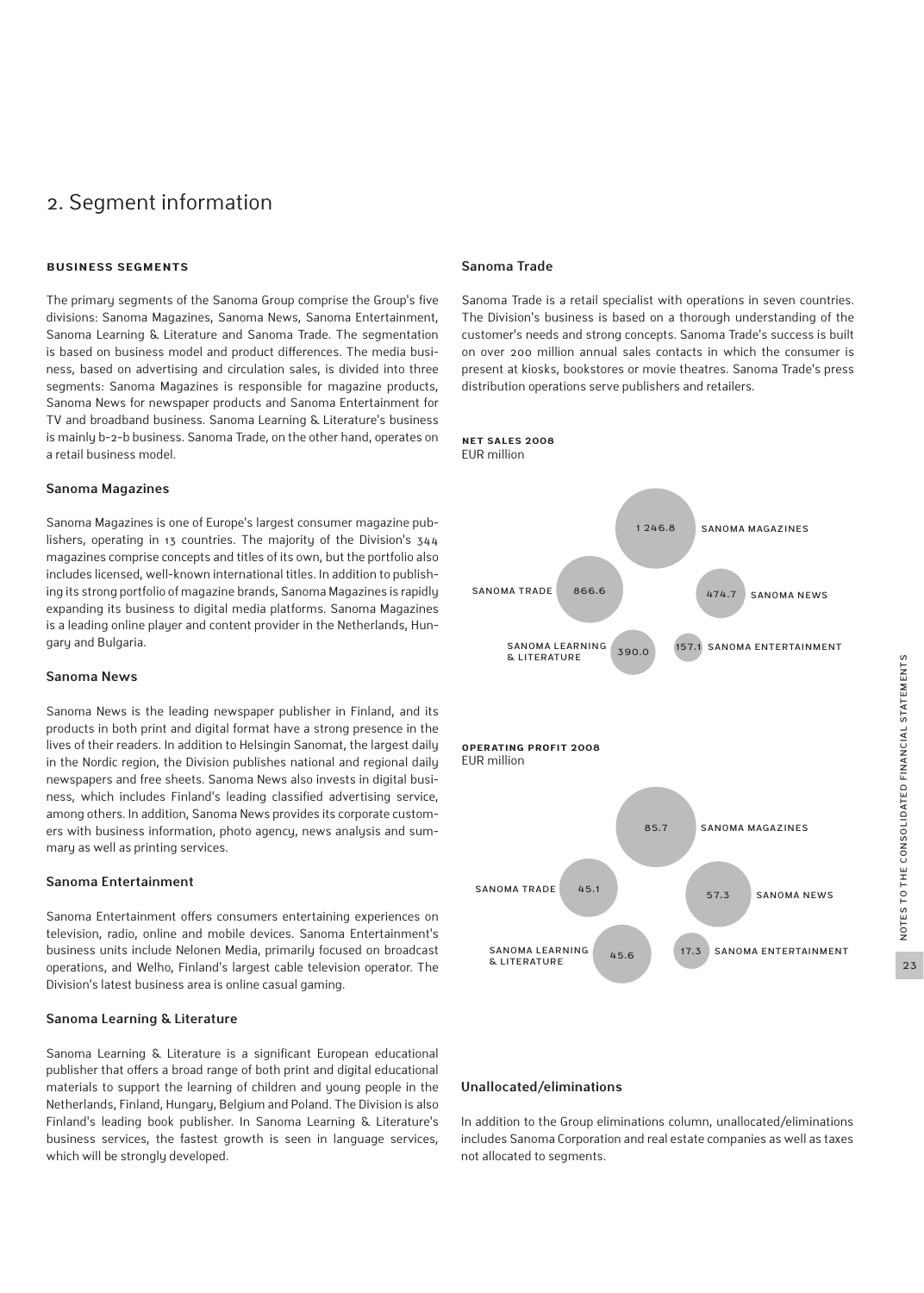# 2. Segment information

**BUSINESS SEGMENTS**

The primary segments of the Sanoma Group comprise the Group's five divisions: Sanoma Magazines, Sanoma News, Sanoma Entertainment, Sanoma Learning & Literature and Sanoma Trade. The segmentation is based on business model and product differences. The media business, based on advertising and circulation sales, is divided into three segments: Sanoma Magazines is responsible for magazine products, Sanoma News for newspaper products and Sanoma Entertainment for TV and broadband business. Sanoma Learning & Literature's business is mainly b-2-b business. Sanoma Trade, on the other hand, operates on a retail business model.

### Sanoma Magazines

Sanoma Magazines is one of Europe's largest consumer magazine publishers, operating in 13 countries. The majority of the Division's 344 magazines comprise concepts and titles of its own, but the portfolio also includes licensed, well-known international titles. In addition to publishing its strong portfolio of magazine brands, Sanoma Magazines is rapidly expanding its business to digital media platforms. Sanoma Magazines is a leading online player and content provider in the Netherlands, Hungary and Bulgaria.

### Sanoma News

Sanoma News is the leading newspaper publisher in Finland, and its products in both print and digital format have a strong presence in the lives of their readers. In addition to Helsingin Sanomat, the largest daily in the Nordic region, the Division publishes national and regional daily newspapers and free sheets. Sanoma News also invests in digital business, which includes Finland's leading classified advertising service, among others. In addition, Sanoma News provides its corporate customers with business information, photo agency, news analysis and summary as well as printing services.

### Sanoma Entertainment

Sanoma Entertainment offers consumers entertaining experiences on television, radio, online and mobile devices. Sanoma Entertainment's business units include Nelonen Media, primarily focused on broadcast operations, and Welho, Finland's largest cable television operator. The Division's latest business area is online casual gaming.

### Sanoma Learning & Literature

Sanoma Learning & Literature is a significant European educational publisher that offers a broad range of both print and digital educational materials to support the learning of children and young people in the Netherlands, Finland, Hungary, Belgium and Poland. The Division is also Finland's leading book publisher. In Sanoma Learning & Literature's business services, the fastest growth is seen in language services, which will be strongly developed.

### Sanoma Trade

Sanoma Trade is a retail specialist with operations in seven countries. The Division's business is based on a thorough understanding of the customer's needs and strong concepts. Sanoma Trade's success is built on over 200 million annual sales contacts in which the consumer is present at kiosks, bookstores or movie theatres. Sanoma Trade's press distribution operations serve publishers and retailers.

**NET SALES 2008**
EUR million

| Segment | Net sales |
|---|---|
| SANOMA MAGAZINES | 1 246.8 |
| SANOMA TRADE | 866.6 |
| SANOMA NEWS | 474.7 |
| SANOMA LEARNING & LITERATURE | 390.0 |
| SANOMA ENTERTAINMENT | 157.1 |

**OPERATING PROFIT 2008**
EUR million

| Segment | Operating profit |
|---|---|
| SANOMA MAGAZINES | 85.7 |
| SANOMA TRADE | 45.1 |
| SANOMA NEWS | 57.3 |
| SANOMA LEARNING & LITERATURE | 45.6 |
| SANOMA ENTERTAINMENT | 17.3 |

### Unallocated/eliminations

In addition to the Group eliminations column, unallocated/eliminations includes Sanoma Corporation and real estate companies as well as taxes not allocated to segments.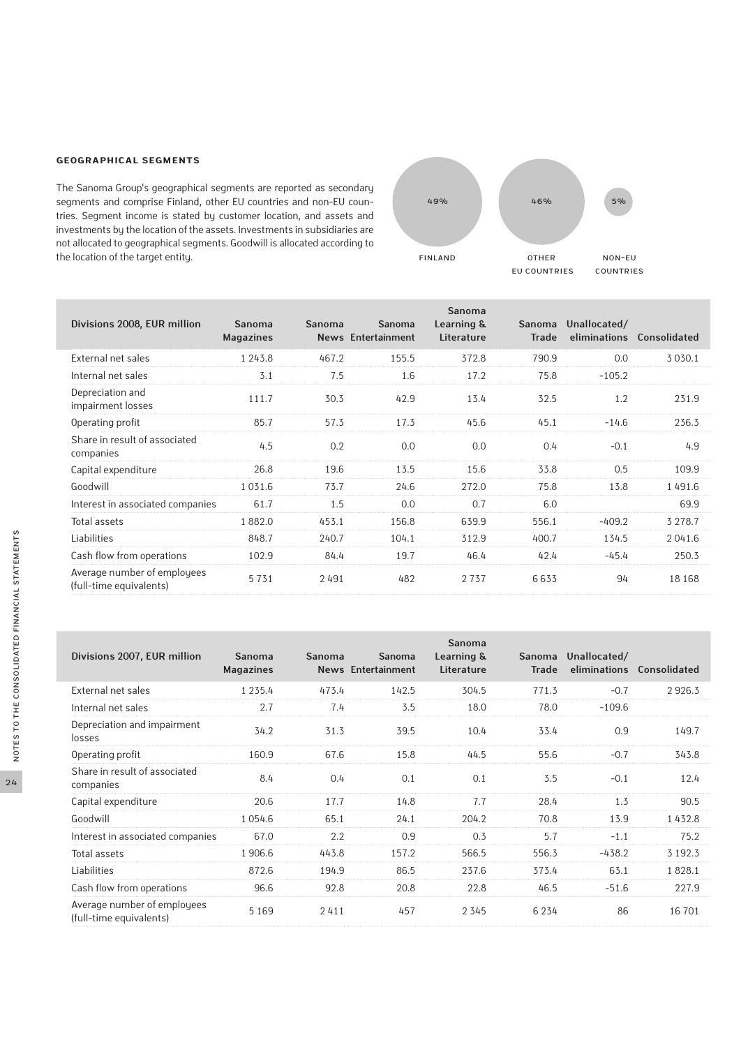#### GEOGRAPHICAL SEGMENTS

The Sanoma Group's geographical segments are reported as secondary segments and comprise Finland, other EU countries and non-EU countries. Segment income is stated by customer location, and assets and investments by the location of the assets. Investments in subsidiaries are not allocated to geographical segments. Goodwill is allocated according to the location of the target entity.

| Finland | Other EU countries | Non-EU countries |
|---|---|---|
| 49% | 46% | 5% |

| Divisions 2008, EUR million | Sanoma Magazines | Sanoma News | Sanoma Entertainment | Sanoma Learning & Literature | Sanoma Trade | Unallocated/ eliminations | Consolidated |
|---|---|---|---|---|---|---|---|
| External net sales | 1 243.8 | 467.2 | 155.5 | 372.8 | 790.9 | 0.0 | 3 030.1 |
| Internal net sales | 3.1 | 7.5 | 1.6 | 17.2 | 75.8 | -105.2 | |
| Depreciation and impairment losses | 111.7 | 30.3 | 42.9 | 13.4 | 32.5 | 1.2 | 231.9 |
| Operating profit | 85.7 | 57.3 | 17.3 | 45.6 | 45.1 | -14.6 | 236.3 |
| Share in result of associated companies | 4.5 | 0.2 | 0.0 | 0.0 | 0.4 | -0.1 | 4.9 |
| Capital expenditure | 26.8 | 19.6 | 13.5 | 15.6 | 33.8 | 0.5 | 109.9 |
| Goodwill | 1 031.6 | 73.7 | 24.6 | 272.0 | 75.8 | 13.8 | 1 491.6 |
| Interest in associated companies | 61.7 | 1.5 | 0.0 | 0.7 | 6.0 | | 69.9 |
| Total assets | 1 882.0 | 453.1 | 156.8 | 639.9 | 556.1 | -409.2 | 3 278.7 |
| Liabilities | 848.7 | 240.7 | 104.1 | 312.9 | 400.7 | 134.5 | 2 041.6 |
| Cash flow from operations | 102.9 | 84.4 | 19.7 | 46.4 | 42.4 | -45.4 | 250.3 |
| Average number of employees (full-time equivalents) | 5 731 | 2 491 | 482 | 2 737 | 6 633 | 94 | 18 168 |

| Divisions 2007, EUR million | Sanoma Magazines | Sanoma News | Sanoma Entertainment | Sanoma Learning & Literature | Sanoma Trade | Unallocated/ eliminations | Consolidated |
|---|---|---|---|---|---|---|---|
| External net sales | 1 235.4 | 473.4 | 142.5 | 304.5 | 771.3 | -0.7 | 2 926.3 |
| Internal net sales | 2.7 | 7.4 | 3.5 | 18.0 | 78.0 | -109.6 | |
| Depreciation and impairment losses | 34.2 | 31.3 | 39.5 | 10.4 | 33.4 | 0.9 | 149.7 |
| Operating profit | 160.9 | 67.6 | 15.8 | 44.5 | 55.6 | -0.7 | 343.8 |
| Share in result of associated companies | 8.4 | 0.4 | 0.1 | 0.1 | 3.5 | -0.1 | 12.4 |
| Capital expenditure | 20.6 | 17.7 | 14.8 | 7.7 | 28.4 | 1.3 | 90.5 |
| Goodwill | 1 054.6 | 65.1 | 24.1 | 204.2 | 70.8 | 13.9 | 1 432.8 |
| Interest in associated companies | 67.0 | 2.2 | 0.9 | 0.3 | 5.7 | -1.1 | 75.2 |
| Total assets | 1 906.6 | 443.8 | 157.2 | 566.5 | 556.3 | -438.2 | 3 192.3 |
| Liabilities | 872.6 | 194.9 | 86.5 | 237.6 | 373.4 | 63.1 | 1 828.1 |
| Cash flow from operations | 96.6 | 92.8 | 20.8 | 22.8 | 46.5 | -51.6 | 227.9 |
| Average number of employees (full-time equivalents) | 5 169 | 2 411 | 457 | 2 345 | 6 234 | 86 | 16 701 |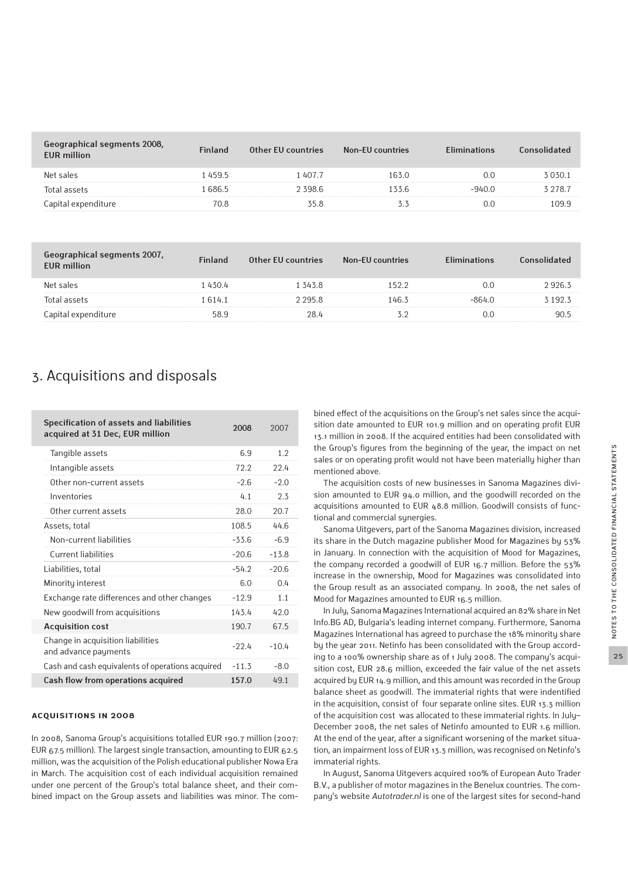| Geographical segments 2008, EUR million | Finland | Other EU countries | Non-EU countries | Eliminations | Consolidated |
|---|---|---|---|---|---|
| Net sales | 1 459.5 | 1 407.7 | 163.0 | 0.0 | 3 030.1 |
| Total assets | 1 686.5 | 2 398.6 | 133.6 | -940.0 | 3 278.7 |
| Capital expenditure | 70.8 | 35.8 | 3.3 | 0.0 | 109.9 |

| Geographical segments 2007, EUR million | Finland | Other EU countries | Non-EU countries | Eliminations | Consolidated |
|---|---|---|---|---|---|
| Net sales | 1 430.4 | 1 343.8 | 152.2 | 0.0 | 2 926.3 |
| Total assets | 1 614.1 | 2 295.8 | 146.3 | -864.0 | 3 192.3 |
| Capital expenditure | 58.9 | 28.4 | 3.2 | 0.0 | 90.5 |

# 3. Acquisitions and disposals

| Specification of assets and liabilities acquired at 31 Dec, EUR million | 2008 | 2007 |
|---|---|---|
| Tangible assets | 6.9 | 1.2 |
| Intangible assets | 72.2 | 22.4 |
| Other non-current assets | -2.6 | -2.0 |
| Inventories | 4.1 | 2.3 |
| Other current assets | 28.0 | 20.7 |
| Assets, total | 108.5 | 44.6 |
| Non-current liabilities | -33.6 | -6.9 |
| Current liabilities | -20.6 | -13.8 |
| Liabilities, total | -54.2 | -20.6 |
| Minority interest | 6.0 | 0.4 |
| Exchange rate differences and other changes | -12.9 | 1.1 |
| New goodwill from acquisitions | 143.4 | 42.0 |
| **Acquisition cost** | **190.7** | 67.5 |
| Change in acquisition liabilities and advance payments | -22.4 | -10.4 |
| Cash and cash equivalents of operations acquired | -11.3 | -8.0 |
| **Cash flow from operations acquired** | **157.0** | 49.1 |

### ACQUISITIONS IN 2008

In 2008, Sanoma Group's acquisitions totalled EUR 190.7 million (2007: EUR 67.5 million). The largest single transaction, amounting to EUR 62.5 million, was the acquisition of the Polish educational publisher Nowa Era in March. The acquisition cost of each individual acquisition remained under one percent of the Group's total balance sheet, and their combined impact on the Group assets and liabilities was minor. The combined effect of the acquisitions on the Group's net sales since the acquisition date amounted to EUR 101.9 million and on operating profit EUR 13.1 million in 2008. If the acquired entities had been consolidated with the Group's figures from the beginning of the year, the impact on net sales or on operating profit would not have been materially higher than mentioned above.

The acquisition costs of new businesses in Sanoma Magazines division amounted to EUR 94.0 million, and the goodwill recorded on the acquisitions amounted to EUR 48.8 million. Goodwill consists of functional and commercial synergies.

Sanoma Uitgevers, part of the Sanoma Magazines division, increased its share in the Dutch magazine publisher Mood for Magazines by 53% in January. In connection with the acquisition of Mood for Magazines, the company recorded a goodwill of EUR 16.7 million. Before the 53% increase in the ownership, Mood for Magazines was consolidated into the Group result as an associated company. In 2008, the net sales of Mood for Magazines amounted to EUR 16.5 million.

In July, Sanoma Magazines International acquired an 82% share in Net Info.BG AD, Bulgaria's leading internet company. Furthermore, Sanoma Magazines International has agreed to purchase the 18% minority share by the year 2011. Netinfo has been consolidated with the Group according to a 100% ownership share as of 1 July 2008. The company's acquisition cost, EUR 28.6 million, exceeded the fair value of the net assets acquired by EUR 14.9 million, and this amount was recorded in the Group balance sheet as goodwill. The immaterial rights that were indentified in the acquisition, consist of four separate online sites. EUR 13.3 million of the acquisition cost was allocated to these immaterial rights. In July–December 2008, the net sales of Netinfo amounted to EUR 1.6 million. At the end of the year, after a significant worsening of the market situation, an impairment loss of EUR 13.3 million, was recognised on Netinfo's immaterial rights.

In August, Sanoma Uitgevers acquired 100% of European Auto Trader B.V., a publisher of motor magazines in the Benelux countries. The company's website *Autotrader.nl* is one of the largest sites for second-hand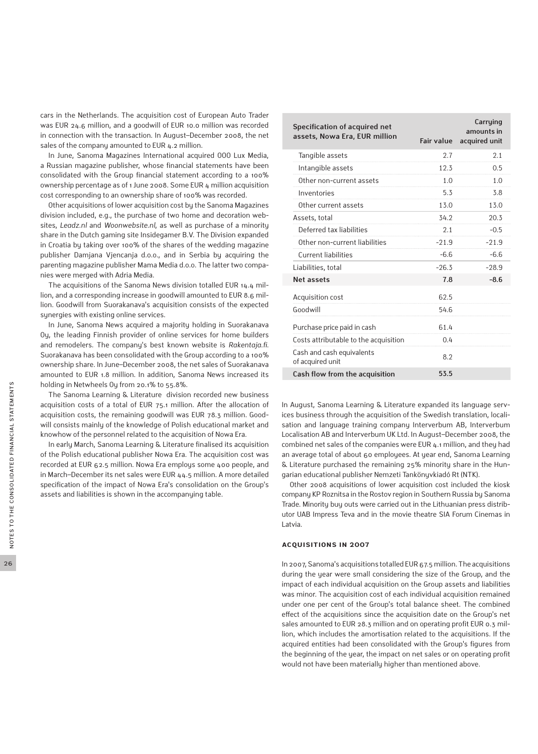cars in the Netherlands. The acquisition cost of European Auto Trader was EUR 24.6 million, and a goodwill of EUR 10.0 million was recorded in connection with the transaction. In August–December 2008, the net sales of the company amounted to EUR 4.2 million.

In June, Sanoma Magazines International acquired OOO Lux Media, a Russian magazine publisher, whose financial statements have been consolidated with the Group financial statement according to a 100% ownership percentage as of 1 June 2008. Some EUR 4 million acquisition cost corresponding to an ownership share of 100% was recorded.

Other acquisitions of lower acquisition cost by the Sanoma Magazines division included, e.g., the purchase of two home and decoration websites, *Leadz.nl* and *Woonwebsite.nl*, as well as purchase of a minority share in the Dutch gaming site Insidegamer B.V. The Division expanded in Croatia by taking over 100% of the shares of the wedding magazine publisher Damjana Vjencanja d.o.o., and in Serbia by acquiring the parenting magazine publisher Mama Media d.o.o. The latter two companies were merged with Adria Media.

The acquisitions of the Sanoma News division totalled EUR 14.4 million, and a corresponding increase in goodwill amounted to EUR 8.6 million. Goodwill from Suorakanava's acquisition consists of the expected synergies with existing online services.

In June, Sanoma News acquired a majority holding in Suorakanava Oy, the leading Finnish provider of online services for home builders and remodelers. The company's best known website is *Rakentaja.fi*. Suorakanava has been consolidated with the Group according to a 100% ownership share. In June–December 2008, the net sales of Suorakanava amounted to EUR 1.8 million. In addition, Sanoma News increased its holding in Netwheels Oy from 20.1% to 55.8%.

The Sanoma Learning & Literature division recorded new business acquisition costs of a total of EUR 75.1 million. After the allocation of acquisition costs, the remaining goodwill was EUR 78.3 million. Goodwill consists mainly of the knowledge of Polish educational market and knowhow of the personnel related to the acquisition of Nowa Era.

In early March, Sanoma Learning & Literature finalised its acquisition of the Polish educational publisher Nowa Era. The acquisition cost was recorded at EUR 62.5 million. Nowa Era employs some 400 people, and in March–December its net sales were EUR 44.5 million. A more detailed specification of the impact of Nowa Era's consolidation on the Group's assets and liabilities is shown in the accompanying table.

| Specification of acquired net assets, Nowa Era, EUR million | Fair value | Carrying amounts in acquired unit |
|---|---|---|
| Tangible assets | 2.7 | 2.1 |
| Intangible assets | 12.3 | 0.5 |
| Other non-current assets | 1.0 | 1.0 |
| Inventories | 5.3 | 3.8 |
| Other current assets | 13.0 | 13.0 |
| Assets, total | 34.2 | 20.3 |
| Deferred tax liabilities | 2.1 | -0.5 |
| Other non-current liabilities | -21.9 | -21.9 |
| Current liabilities | -6.6 | -6.6 |
| Liabilities, total | -26.3 | -28.9 |
| **Net assets** | **7.8** | **-8.6** |
| Acquisition cost | 62.5 | |
| Goodwill | 54.6 | |
| Purchase price paid in cash | 61.4 | |
| Costs attributable to the acquisition | 0.4 | |
| Cash and cash equivalents of acquired unit | 8.2 | |
| **Cash flow from the acquisition** | **53.5** | |

In August, Sanoma Learning & Literature expanded its language services business through the acquisition of the Swedish translation, localisation and language training company Interverbum AB, Interverbum Localisation AB and Interverbum UK Ltd. In August–December 2008, the combined net sales of the companies were EUR 4.1 million, and they had an average total of about 60 employees. At year end, Sanoma Learning & Literature purchased the remaining 25% minority share in the Hungarian educational publisher Nemzeti Tankönyvkiadó Rt (NTK).

Other 2008 acquisitions of lower acquisition cost included the kiosk company KP Roznitsa in the Rostov region in Southern Russia by Sanoma Trade. Minority buy outs were carried out in the Lithuanian press distributor UAB Impress Teva and in the movie theatre SIA Forum Cinemas in Latvia.

### ACQUISITIONS IN 2007

In 2007, Sanoma's acquisitions totalled EUR 67.5 million. The acquisitions during the year were small considering the size of the Group, and the impact of each individual acquisition on the Group assets and liabilities was minor. The acquisition cost of each individual acquisition remained under one per cent of the Group's total balance sheet. The combined effect of the acquisitions since the acquisition date on the Group's net sales amounted to EUR 28.3 million and on operating profit EUR 0.3 million, which includes the amortisation related to the acquisitions. If the acquired entities had been consolidated with the Group's figures from the beginning of the year, the impact on net sales or on operating profit would not have been materially higher than mentioned above.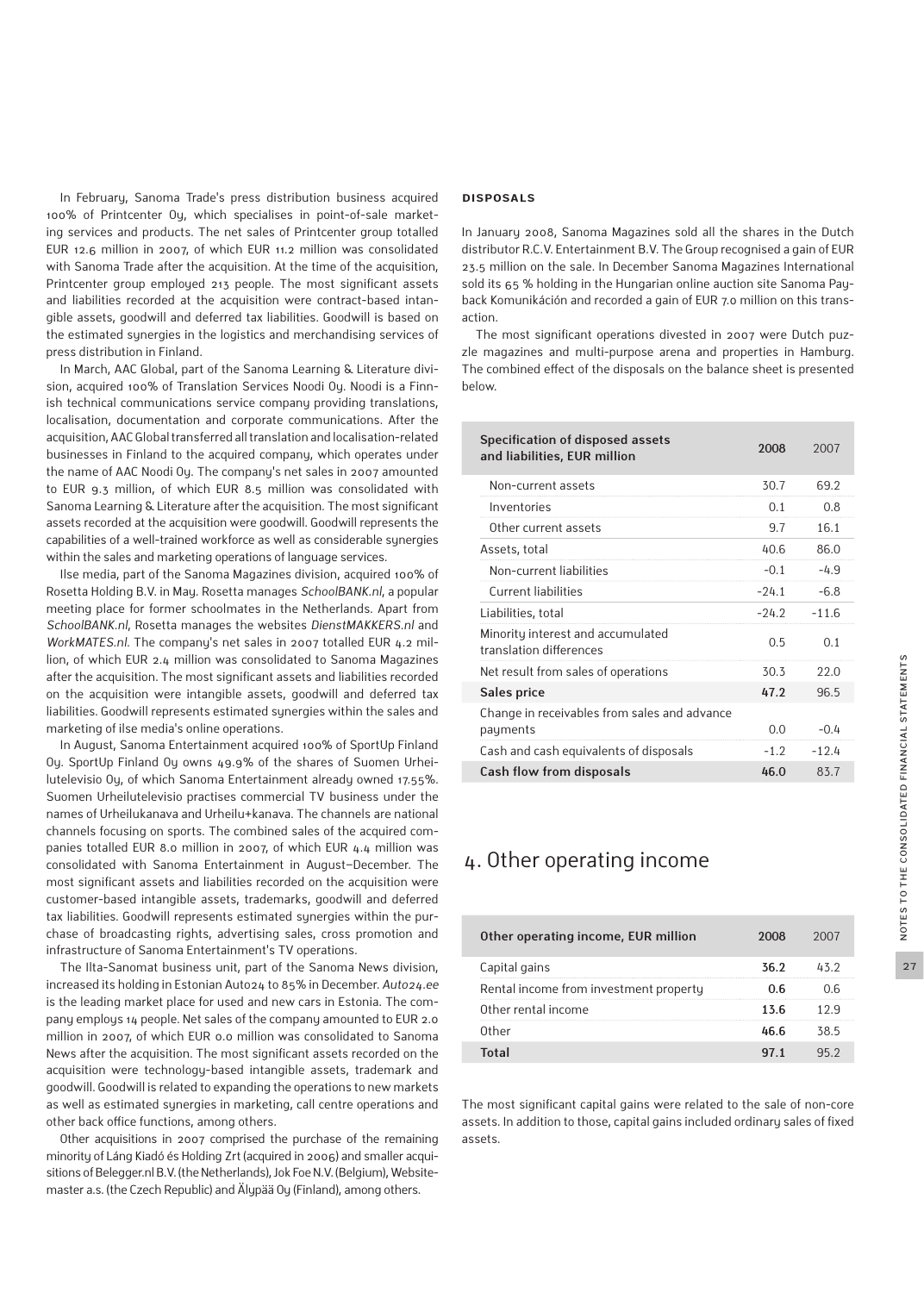In February, Sanoma Trade's press distribution business acquired 100% of Printcenter Oy, which specialises in point-of-sale marketing services and products. The net sales of Printcenter group totalled EUR 12.6 million in 2007, of which EUR 11.2 million was consolidated with Sanoma Trade after the acquisition. At the time of the acquisition, Printcenter group employed 213 people. The most significant assets and liabilities recorded at the acquisition were contract-based intangible assets, goodwill and deferred tax liabilities. Goodwill is based on the estimated synergies in the logistics and merchandising services of press distribution in Finland.

In March, AAC Global, part of the Sanoma Learning & Literature division, acquired 100% of Translation Services Noodi Oy. Noodi is a Finnish technical communications service company providing translations, localisation, documentation and corporate communications. After the acquisition, AAC Global transferred all translation and localisation-related businesses in Finland to the acquired company, which operates under the name of AAC Noodi Oy. The company's net sales in 2007 amounted to EUR 9.3 million, of which EUR 8.5 million was consolidated with Sanoma Learning & Literature after the acquisition. The most significant assets recorded at the acquisition were goodwill. Goodwill represents the capabilities of a well-trained workforce as well as considerable synergies within the sales and marketing operations of language services.

Ilse media, part of the Sanoma Magazines division, acquired 100% of Rosetta Holding B.V. in May. Rosetta manages *SchoolBANK.nl*, a popular meeting place for former schoolmates in the Netherlands. Apart from *SchoolBANK.nl*, Rosetta manages the websites *DienstMAKKERS.nl* and *WorkMATES.nl*. The company's net sales in 2007 totalled EUR 4.2 million, of which EUR 2.4 million was consolidated to Sanoma Magazines after the acquisition. The most significant assets and liabilities recorded on the acquisition were intangible assets, goodwill and deferred tax liabilities. Goodwill represents estimated synergies within the sales and marketing of ilse media's online operations.

In August, Sanoma Entertainment acquired 100% of SportUp Finland Oy. SportUp Finland Oy owns 49.9% of the shares of Suomen Urheilutelevisio Oy, of which Sanoma Entertainment already owned 17.55%. Suomen Urheilutelevisio practises commercial TV business under the names of Urheilukanava and Urheilu+kanava. The channels are national channels focusing on sports. The combined sales of the acquired companies totalled EUR 8.0 million in 2007, of which EUR 4.4 million was consolidated with Sanoma Entertainment in August–December. The most significant assets and liabilities recorded on the acquisition were customer-based intangible assets, trademarks, goodwill and deferred tax liabilities. Goodwill represents estimated synergies within the purchase of broadcasting rights, advertising sales, cross promotion and infrastructure of Sanoma Entertainment's TV operations.

The Ilta-Sanomat business unit, part of the Sanoma News division, increased its holding in Estonian Auto24 to 85% in December. *Auto24.ee* is the leading market place for used and new cars in Estonia. The company employs 14 people. Net sales of the company amounted to EUR 2.0 million in 2007, of which EUR 0.0 million was consolidated to Sanoma News after the acquisition. The most significant assets recorded on the acquisition were technology-based intangible assets, trademark and goodwill. Goodwill is related to expanding the operations to new markets as well as estimated synergies in marketing, call centre operations and other back office functions, among others.

Other acquisitions in 2007 comprised the purchase of the remaining minority of Láng Kiadó és Holding Zrt (acquired in 2006) and smaller acquisitions of Belegger.nl B.V. (the Netherlands), Jok Foe N.V. (Belgium), Websitemaster a.s. (the Czech Republic) and Älypää Oy (Finland), among others.

### DISPOSALS

In January 2008, Sanoma Magazines sold all the shares in the Dutch distributor R.C.V. Entertainment B.V. The Group recognised a gain of EUR 23.5 million on the sale. In December Sanoma Magazines International sold its 65 % holding in the Hungarian online auction site Sanoma Payback Komunikáción and recorded a gain of EUR 7.0 million on this transaction.

The most significant operations divested in 2007 were Dutch puzzle magazines and multi-purpose arena and properties in Hamburg. The combined effect of the disposals on the balance sheet is presented below.

| Specification of disposed assets and liabilities, EUR million | 2008 | 2007 |
|---|---|---|
| Non-current assets | 30.7 | 69.2 |
| Inventories | 0.1 | 0.8 |
| Other current assets | 9.7 | 16.1 |
| Assets, total | 40.6 | 86.0 |
| Non-current liabilities | -0.1 | -4.9 |
| Current liabilities | -24.1 | -6.8 |
| Liabilities, total | -24.2 | -11.6 |
| Minority interest and accumulated translation differences | 0.5 | 0.1 |
| Net result from sales of operations | 30.3 | 22.0 |
| **Sales price** | **47.2** | 96.5 |
| Change in receivables from sales and advance payments | 0.0 | -0.4 |
| Cash and cash equivalents of disposals | -1.2 | -12.4 |
| **Cash flow from disposals** | **46.0** | 83.7 |

## 4. Other operating income

| Other operating income, EUR million | 2008 | 2007 |
|---|---|---|
| Capital gains | **36.2** | 43.2 |
| Rental income from investment property | **0.6** | 0.6 |
| Other rental income | **13.6** | 12.9 |
| Other | **46.6** | 38.5 |
| **Total** | **97.1** | 95.2 |

The most significant capital gains were related to the sale of non-core assets. In addition to those, capital gains included ordinary sales of fixed assets.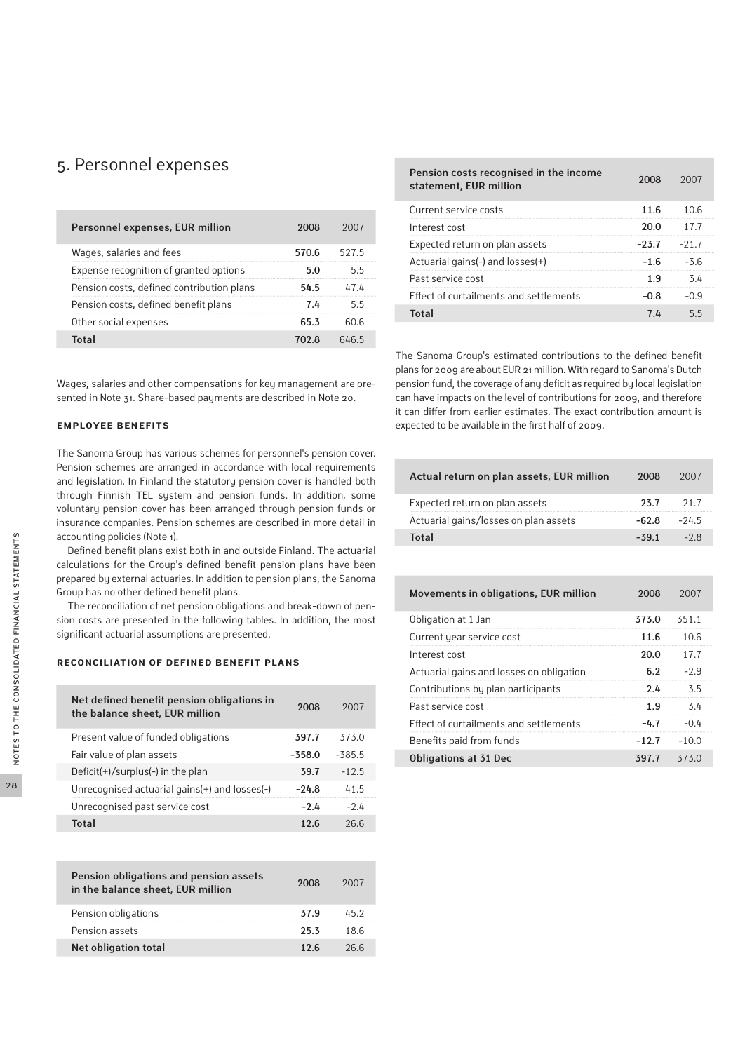# 5. Personnel expenses

| Personnel expenses, EUR million | 2008 | 2007 |
| --- | --- | --- |
| Wages, salaries and fees | **570.6** | 527.5 |
| Expense recognition of granted options | **5.0** | 5.5 |
| Pension costs, defined contribution plans | **54.5** | 47.4 |
| Pension costs, defined benefit plans | **7.4** | 5.5 |
| Other social expenses | **65.3** | 60.6 |
| **Total** | **702.8** | 646.5 |

Wages, salaries and other compensations for key management are presented in Note 31. Share-based payments are described in Note 20.

### EMPLOYEE BENEFITS

The Sanoma Group has various schemes for personnel's pension cover. Pension schemes are arranged in accordance with local requirements and legislation. In Finland the statutory pension cover is handled both through Finnish TEL system and pension funds. In addition, some voluntary pension cover has been arranged through pension funds or insurance companies. Pension schemes are described in more detail in accounting policies (Note 1).

Defined benefit plans exist both in and outside Finland. The actuarial calculations for the Group's defined benefit pension plans have been prepared by external actuaries. In addition to pension plans, the Sanoma Group has no other defined benefit plans.

The reconciliation of net pension obligations and break-down of pension costs are presented in the following tables. In addition, the most significant actuarial assumptions are presented.

### RECONCILIATION OF DEFINED BENEFIT PLANS

| Net defined benefit pension obligations in the balance sheet, EUR million | 2008 | 2007 |
| --- | --- | --- |
| Present value of funded obligations | **397.7** | 373.0 |
| Fair value of plan assets | **-358.0** | -385.5 |
| Deficit(+)/surplus(-) in the plan | **39.7** | -12.5 |
| Unrecognised actuarial gains(+) and losses(-) | **-24.8** | 41.5 |
| Unrecognised past service cost | **-2.4** | -2.4 |
| **Total** | **12.6** | 26.6 |

| Pension obligations and pension assets in the balance sheet, EUR million | 2008 | 2007 |
| --- | --- | --- |
| Pension obligations | **37.9** | 45.2 |
| Pension assets | **25.3** | 18.6 |
| **Net obligation total** | **12.6** | 26.6 |

| Pension costs recognised in the income statement, EUR million | 2008 | 2007 |
| --- | --- | --- |
| Current service costs | **11.6** | 10.6 |
| Interest cost | **20.0** | 17.7 |
| Expected return on plan assets | **-23.7** | -21.7 |
| Actuarial gains(-) and losses(+) | **-1.6** | -3.6 |
| Past service cost | **1.9** | 3.4 |
| Effect of curtailments and settlements | **-0.8** | -0.9 |
| **Total** | **7.4** | 5.5 |

The Sanoma Group's estimated contributions to the defined benefit plans for 2009 are about EUR 21 million. With regard to Sanoma's Dutch pension fund, the coverage of any deficit as required by local legislation can have impacts on the level of contributions for 2009, and therefore it can differ from earlier estimates. The exact contribution amount is expected to be available in the first half of 2009.

| Actual return on plan assets, EUR million | 2008 | 2007 |
| --- | --- | --- |
| Expected return on plan assets | **23.7** | 21.7 |
| Actuarial gains/losses on plan assets | **-62.8** | -24.5 |
| **Total** | **-39.1** | -2.8 |

| Movements in obligations, EUR million | 2008 | 2007 |
| --- | --- | --- |
| Obligation at 1 Jan | **373.0** | 351.1 |
| Current year service cost | **11.6** | 10.6 |
| Interest cost | **20.0** | 17.7 |
| Actuarial gains and losses on obligation | **6.2** | -2.9 |
| Contributions by plan participants | **2.4** | 3.5 |
| Past service cost | **1.9** | 3.4 |
| Effect of curtailments and settlements | **-4.7** | -0.4 |
| Benefits paid from funds | **-12.7** | -10.0 |
| **Obligations at 31 Dec** | **397.7** | 373.0 |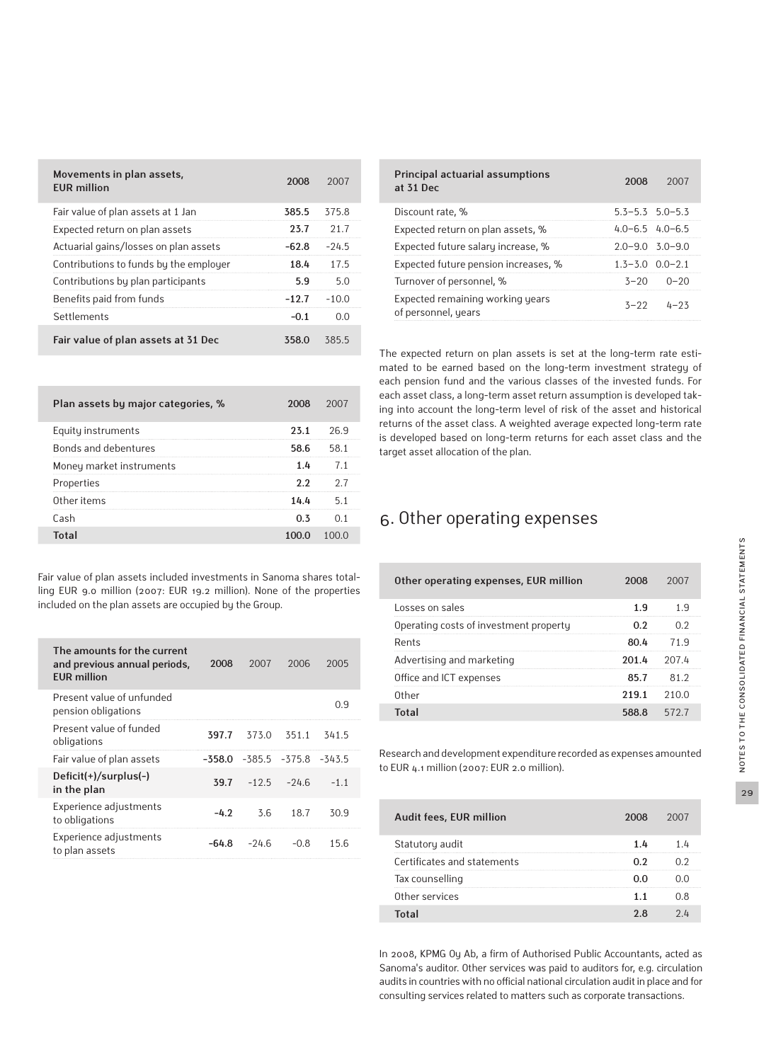| Movements in plan assets, EUR million | 2008 | 2007 |
|---|---|---|
| Fair value of plan assets at 1 Jan | 385.5 | 375.8 |
| Expected return on plan assets | 23.7 | 21.7 |
| Actuarial gains/losses on plan assets | -62.8 | -24.5 |
| Contributions to funds by the employer | 18.4 | 17.5 |
| Contributions by plan participants | 5.9 | 5.0 |
| Benefits paid from funds | -12.7 | -10.0 |
| Settlements | -0.1 | 0.0 |
| **Fair value of plan assets at 31 Dec** | **358.0** | **385.5** |

| Plan assets by major categories, % | 2008 | 2007 |
|---|---|---|
| Equity instruments | 23.1 | 26.9 |
| Bonds and debentures | 58.6 | 58.1 |
| Money market instruments | 1.4 | 7.1 |
| Properties | 2.2 | 2.7 |
| Other items | 14.4 | 5.1 |
| Cash | 0.3 | 0.1 |
| **Total** | **100.0** | **100.0** |

Fair value of plan assets included investments in Sanoma shares totalling EUR 9.0 million (2007: EUR 19.2 million). None of the properties included on the plan assets are occupied by the Group.

| The amounts for the current and previous annual periods, EUR million | 2008 | 2007 | 2006 | 2005 |
|---|---|---|---|---|
| Present value of unfunded pension obligations | | | | 0.9 |
| Present value of funded obligations | 397.7 | 373.0 | 351.1 | 341.5 |
| Fair value of plan assets | -358.0 | -385.5 | -375.8 | -343.5 |
| **Deficit(+)/surplus(-) in the plan** | **39.7** | **-12.5** | **-24.6** | **-1.1** |
| Experience adjustments to obligations | -4.2 | 3.6 | 18.7 | 30.9 |
| Experience adjustments to plan assets | -64.8 | -24.6 | -0.8 | 15.6 |

| Principal actuarial assumptions at 31 Dec | 2008 | 2007 |
|---|---|---|
| Discount rate, % | 5.3–5.3 | 5.0–5.3 |
| Expected return on plan assets, % | 4.0–6.5 | 4.0–6.5 |
| Expected future salary increase, % | 2.0–9.0 | 3.0–9.0 |
| Expected future pension increases, % | 1.3–3.0 | 0.0–2.1 |
| Turnover of personnel, % | 3–20 | 0–20 |
| Expected remaining working years of personnel, years | 3–22 | 4–23 |

The expected return on plan assets is set at the long-term rate estimated to be earned based on the long-term investment strategy of each pension fund and the various classes of the invested funds. For each asset class, a long-term asset return assumption is developed taking into account the long-term level of risk of the asset and historical returns of the asset class. A weighted average expected long-term rate is developed based on long-term returns for each asset class and the target asset allocation of the plan.

## 6. Other operating expenses

| Other operating expenses, EUR million | 2008 | 2007 |
|---|---|---|
| Losses on sales | 1.9 | 1.9 |
| Operating costs of investment property | 0.2 | 0.2 |
| Rents | 80.4 | 71.9 |
| Advertising and marketing | 201.4 | 207.4 |
| Office and ICT expenses | 85.7 | 81.2 |
| Other | 219.1 | 210.0 |
| **Total** | **588.8** | **572.7** |

Research and development expenditure recorded as expenses amounted to EUR 4.1 million (2007: EUR 2.0 million).

| Audit fees, EUR million | 2008 | 2007 |
|---|---|---|
| Statutory audit | 1.4 | 1.4 |
| Certificates and statements | 0.2 | 0.2 |
| Tax counselling | 0.0 | 0.0 |
| Other services | 1.1 | 0.8 |
| **Total** | **2.8** | **2.4** |

In 2008, KPMG Oy Ab, a firm of Authorised Public Accountants, acted as Sanoma's auditor. Other services was paid to auditors for, e.g. circulation audits in countries with no official national circulation audit in place and for consulting services related to matters such as corporate transactions.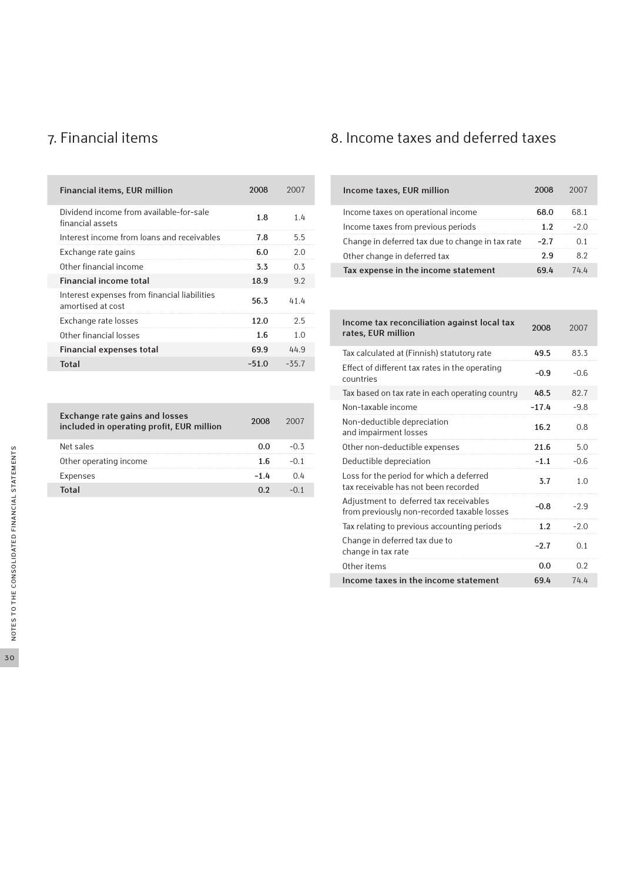## 7. Financial items

| Financial items, EUR million | 2008 | 2007 |
|---|---|---|
| Dividend income from available-for-sale financial assets | 1.8 | 1.4 |
| Interest income from loans and receivables | 7.8 | 5.5 |
| Exchange rate gains | 6.0 | 2.0 |
| Other financial income | 3.3 | 0.3 |
| **Financial income total** | **18.9** | **9.2** |
| Interest expenses from financial liabilities amortised at cost | 56.3 | 41.4 |
| Exchange rate losses | 12.0 | 2.5 |
| Other financial losses | 1.6 | 1.0 |
| **Financial expenses total** | **69.9** | **44.9** |
| **Total** | **-51.0** | **-35.7** |

| Exchange rate gains and losses included in operating profit, EUR million | 2008 | 2007 |
|---|---|---|
| Net sales | 0.0 | -0.3 |
| Other operating income | 1.6 | -0.1 |
| Expenses | -1.4 | 0.4 |
| **Total** | **0.2** | **-0.1** |

## 8. Income taxes and deferred taxes

| Income taxes, EUR million | 2008 | 2007 |
|---|---|---|
| Income taxes on operational income | 68.0 | 68.1 |
| Income taxes from previous periods | 1.2 | -2.0 |
| Change in deferred tax due to change in tax rate | -2.7 | 0.1 |
| Other change in deferred tax | 2.9 | 8.2 |
| **Tax expense in the income statement** | **69.4** | **74.4** |

| Income tax reconciliation against local tax rates, EUR million | 2008 | 2007 |
|---|---|---|
| Tax calculated at (Finnish) statutory rate | 49.5 | 83.3 |
| Effect of different tax rates in the operating countries | -0.9 | -0.6 |
| Tax based on tax rate in each operating country | 48.5 | 82.7 |
| Non-taxable income | -17.4 | -9.8 |
| Non-deductible depreciation and impairment losses | 16.2 | 0.8 |
| Other non-deductible expenses | 21.6 | 5.0 |
| Deductible depreciation | -1.1 | -0.6 |
| Loss for the period for which a deferred tax receivable has not been recorded | 3.7 | 1.0 |
| Adjustment to deferred tax receivables from previously non-recorded taxable losses | -0.8 | -2.9 |
| Tax relating to previous accounting periods | 1.2 | -2.0 |
| Change in deferred tax due to change in tax rate | -2.7 | 0.1 |
| Other items | 0.0 | 0.2 |
| **Income taxes in the income statement** | **69.4** | **74.4** |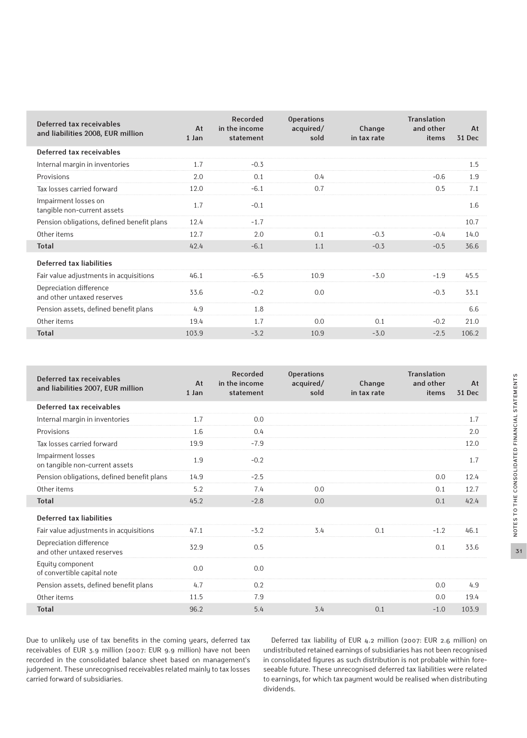| Deferred tax receivables and liabilities 2008, EUR million | At 1 Jan | Recorded in the income statement | Operations acquired/ sold | Change in tax rate | Translation and other items | At 31 Dec |
|---|---|---|---|---|---|---|
| **Deferred tax receivables** | | | | | | |
| Internal margin in inventories | 1.7 | -0.3 | | | | 1.5 |
| Provisions | 2.0 | 0.1 | 0.4 | | -0.6 | 1.9 |
| Tax losses carried forward | 12.0 | -6.1 | 0.7 | | 0.5 | 7.1 |
| Impairment losses on tangible non-current assets | 1.7 | -0.1 | | | | 1.6 |
| Pension obligations, defined benefit plans | 12.4 | -1.7 | | | | 10.7 |
| Other items | 12.7 | 2.0 | 0.1 | -0.3 | -0.4 | 14.0 |
| **Total** | 42.4 | -6.1 | 1.1 | -0.3 | -0.5 | 36.6 |
| **Deferred tax liabilities** | | | | | | |
| Fair value adjustments in acquisitions | 46.1 | -6.5 | 10.9 | -3.0 | -1.9 | 45.5 |
| Depreciation difference and other untaxed reserves | 33.6 | -0.2 | 0.0 | | -0.3 | 33.1 |
| Pension assets, defined benefit plans | 4.9 | 1.8 | | | | 6.6 |
| Other items | 19.4 | 1.7 | 0.0 | 0.1 | -0.2 | 21.0 |
| **Total** | 103.9 | -3.2 | 10.9 | -3.0 | -2.5 | 106.2 |

| Deferred tax receivables and liabilities 2007, EUR million | At 1 Jan | Recorded in the income statement | Operations acquired/ sold | Change in tax rate | Translation and other items | At 31 Dec |
|---|---|---|---|---|---|---|
| **Deferred tax receivables** | | | | | | |
| Internal margin in inventories | 1.7 | 0.0 | | | | 1.7 |
| Provisions | 1.6 | 0.4 | | | | 2.0 |
| Tax losses carried forward | 19.9 | -7.9 | | | | 12.0 |
| Impairment losses on tangible non-current assets | 1.9 | -0.2 | | | | 1.7 |
| Pension obligations, defined benefit plans | 14.9 | -2.5 | | | 0.0 | 12.4 |
| Other items | 5.2 | 7.4 | 0.0 | | 0.1 | 12.7 |
| **Total** | 45.2 | -2.8 | 0.0 | | 0.1 | 42.4 |
| **Deferred tax liabilities** | | | | | | |
| Fair value adjustments in acquisitions | 47.1 | -3.2 | 3.4 | 0.1 | -1.2 | 46.1 |
| Depreciation difference and other untaxed reserves | 32.9 | 0.5 | | | 0.1 | 33.6 |
| Equity component of convertible capital note | 0.0 | 0.0 | | | | |
| Pension assets, defined benefit plans | 4.7 | 0.2 | | | 0.0 | 4.9 |
| Other items | 11.5 | 7.9 | | | 0.0 | 19.4 |
| **Total** | 96.2 | 5.4 | 3.4 | 0.1 | -1.0 | 103.9 |

Due to unlikely use of tax benefits in the coming years, deferred tax receivables of EUR 3.9 million (2007: EUR 9.9 million) have not been recorded in the consolidated balance sheet based on management's judgement. These unrecognised receivables related mainly to tax losses carried forward of subsidiaries.

Deferred tax liability of EUR 4.2 million (2007: EUR 2.6 million) on undistributed retained earnings of subsidiaries has not been recognised in consolidated figures as such distribution is not probable within foreseeable future. These unrecognised deferred tax liabilities were related to earnings, for which tax payment would be realised when distributing dividends.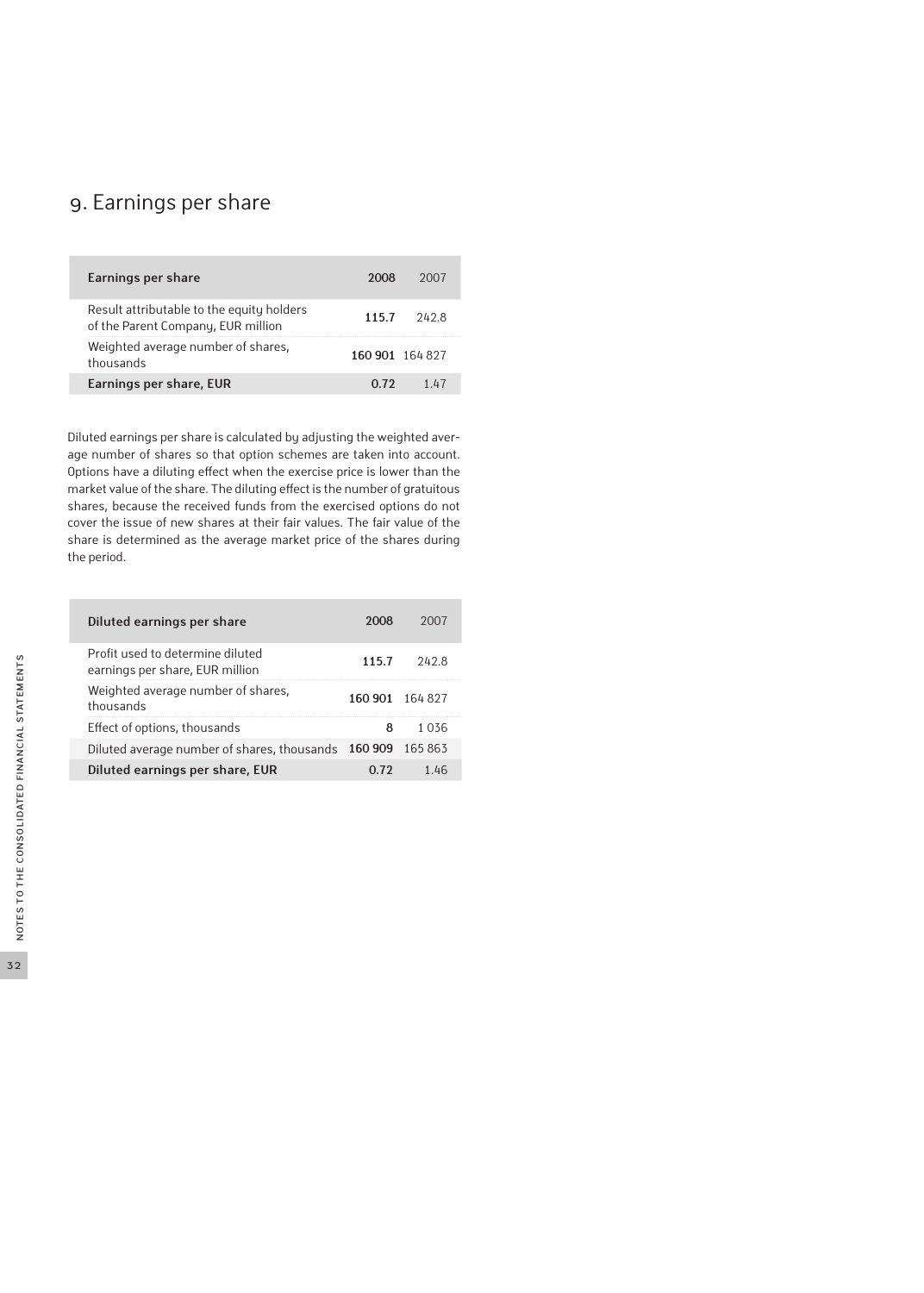# 9. Earnings per share

| Earnings per share | 2008 | 2007 |
|---|---|---|
| Result attributable to the equity holders of the Parent Company, EUR million | **115.7** | 242.8 |
| Weighted average number of shares, thousands | **160 901** | 164 827 |
| **Earnings per share, EUR** | **0.72** | 1.47 |

Diluted earnings per share is calculated by adjusting the weighted average number of shares so that option schemes are taken into account. Options have a diluting effect when the exercise price is lower than the market value of the share. The diluting effect is the number of gratuitous shares, because the received funds from the exercised options do not cover the issue of new shares at their fair values. The fair value of the share is determined as the average market price of the shares during the period.

| Diluted earnings per share | 2008 | 2007 |
|---|---|---|
| Profit used to determine diluted earnings per share, EUR million | **115.7** | 242.8 |
| Weighted average number of shares, thousands | **160 901** | 164 827 |
| Effect of options, thousands | **8** | 1 036 |
| Diluted average number of shares, thousands | **160 909** | 165 863 |
| **Diluted earnings per share, EUR** | **0.72** | 1.46 |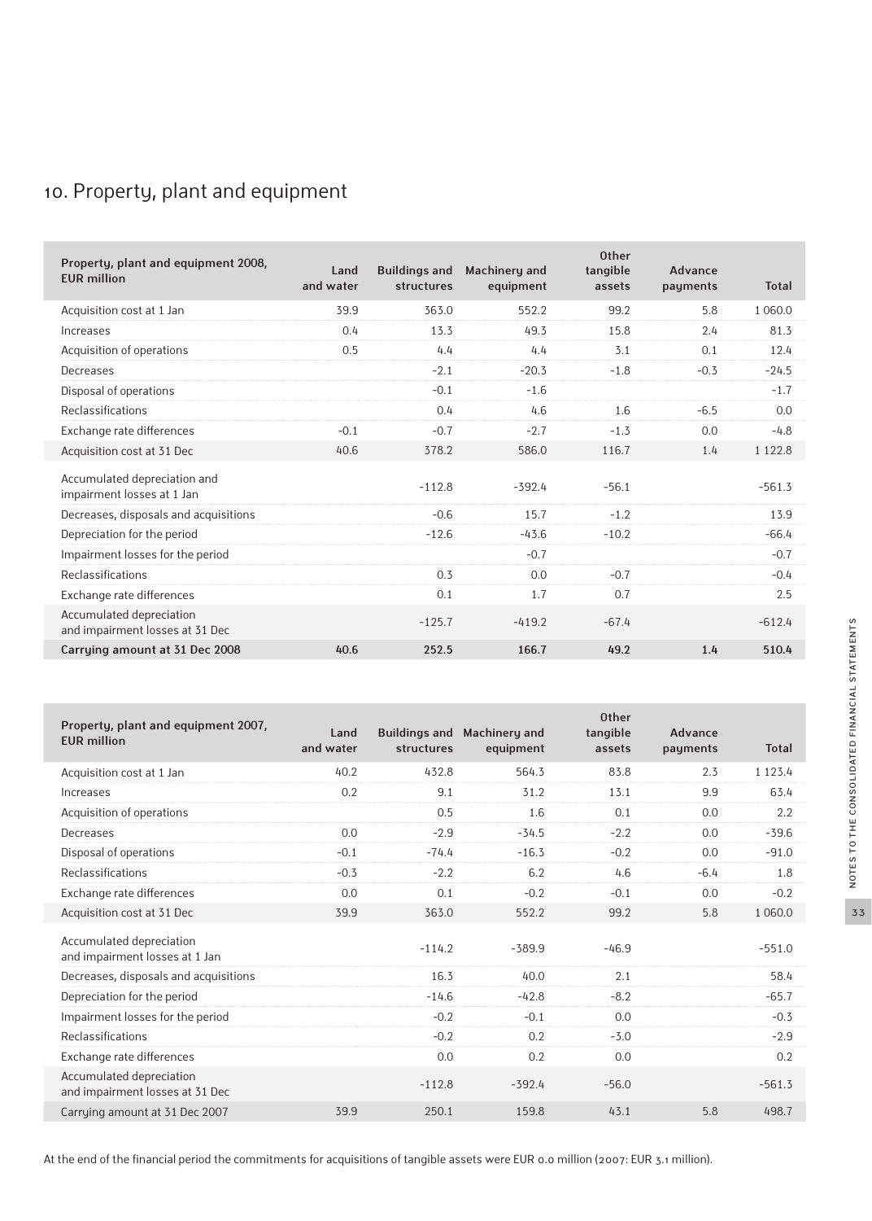# 10. Property, plant and equipment

| Property, plant and equipment 2008, EUR million | Land and water | Buildings and structures | Machinery and equipment | Other tangible assets | Advance payments | Total |
|---|---|---|---|---|---|---|
| Acquisition cost at 1 Jan | 39.9 | 363.0 | 552.2 | 99.2 | 5.8 | 1 060.0 |
| Increases | 0.4 | 13.3 | 49.3 | 15.8 | 2.4 | 81.3 |
| Acquisition of operations | 0.5 | 4.4 | 4.4 | 3.1 | 0.1 | 12.4 |
| Decreases | | -2.1 | -20.3 | -1.8 | -0.3 | -24.5 |
| Disposal of operations | | -0.1 | -1.6 | | | -1.7 |
| Reclassifications | | 0.4 | 4.6 | 1.6 | -6.5 | 0.0 |
| Exchange rate differences | -0.1 | -0.7 | -2.7 | -1.3 | 0.0 | -4.8 |
| Acquisition cost at 31 Dec | 40.6 | 378.2 | 586.0 | 116.7 | 1.4 | 1 122.8 |
| Accumulated depreciation and impairment losses at 1 Jan | | -112.8 | -392.4 | -56.1 | | -561.3 |
| Decreases, disposals and acquisitions | | -0.6 | 15.7 | -1.2 | | 13.9 |
| Depreciation for the period | | -12.6 | -43.6 | -10.2 | | -66.4 |
| Impairment losses for the period | | | -0.7 | | | -0.7 |
| Reclassifications | | 0.3 | 0.0 | -0.7 | | -0.4 |
| Exchange rate differences | | 0.1 | 1.7 | 0.7 | | 2.5 |
| Accumulated depreciation and impairment losses at 31 Dec | | -125.7 | -419.2 | -67.4 | | -612.4 |
| **Carrying amount at 31 Dec 2008** | **40.6** | **252.5** | **166.7** | **49.2** | **1.4** | **510.4** |

| Property, plant and equipment 2007, EUR million | Land and water | Buildings and structures | Machinery and equipment | Other tangible assets | Advance payments | Total |
|---|---|---|---|---|---|---|
| Acquisition cost at 1 Jan | 40.2 | 432.8 | 564.3 | 83.8 | 2.3 | 1 123.4 |
| Increases | 0.2 | 9.1 | 31.2 | 13.1 | 9.9 | 63.4 |
| Acquisition of operations | | 0.5 | 1.6 | 0.1 | 0.0 | 2.2 |
| Decreases | 0.0 | -2.9 | -34.5 | -2.2 | 0.0 | -39.6 |
| Disposal of operations | -0.1 | -74.4 | -16.3 | -0.2 | 0.0 | -91.0 |
| Reclassifications | -0.3 | -2.2 | 6.2 | 4.6 | -6.4 | 1.8 |
| Exchange rate differences | 0.0 | 0.1 | -0.2 | -0.1 | 0.0 | -0.2 |
| Acquisition cost at 31 Dec | 39.9 | 363.0 | 552.2 | 99.2 | 5.8 | 1 060.0 |
| Accumulated depreciation and impairment losses at 1 Jan | | -114.2 | -389.9 | -46.9 | | -551.0 |
| Decreases, disposals and acquisitions | | 16.3 | 40.0 | 2.1 | | 58.4 |
| Depreciation for the period | | -14.6 | -42.8 | -8.2 | | -65.7 |
| Impairment losses for the period | | -0.2 | -0.1 | 0.0 | | -0.3 |
| Reclassifications | | -0.2 | 0.2 | -3.0 | | -2.9 |
| Exchange rate differences | | 0.0 | 0.2 | 0.0 | | 0.2 |
| Accumulated depreciation and impairment losses at 31 Dec | | -112.8 | -392.4 | -56.0 | | -561.3 |
| Carrying amount at 31 Dec 2007 | 39.9 | 250.1 | 159.8 | 43.1 | 5.8 | 498.7 |

At the end of the financial period the commitments for acquisitions of tangible assets were EUR 0.0 million (2007: EUR 3.1 million).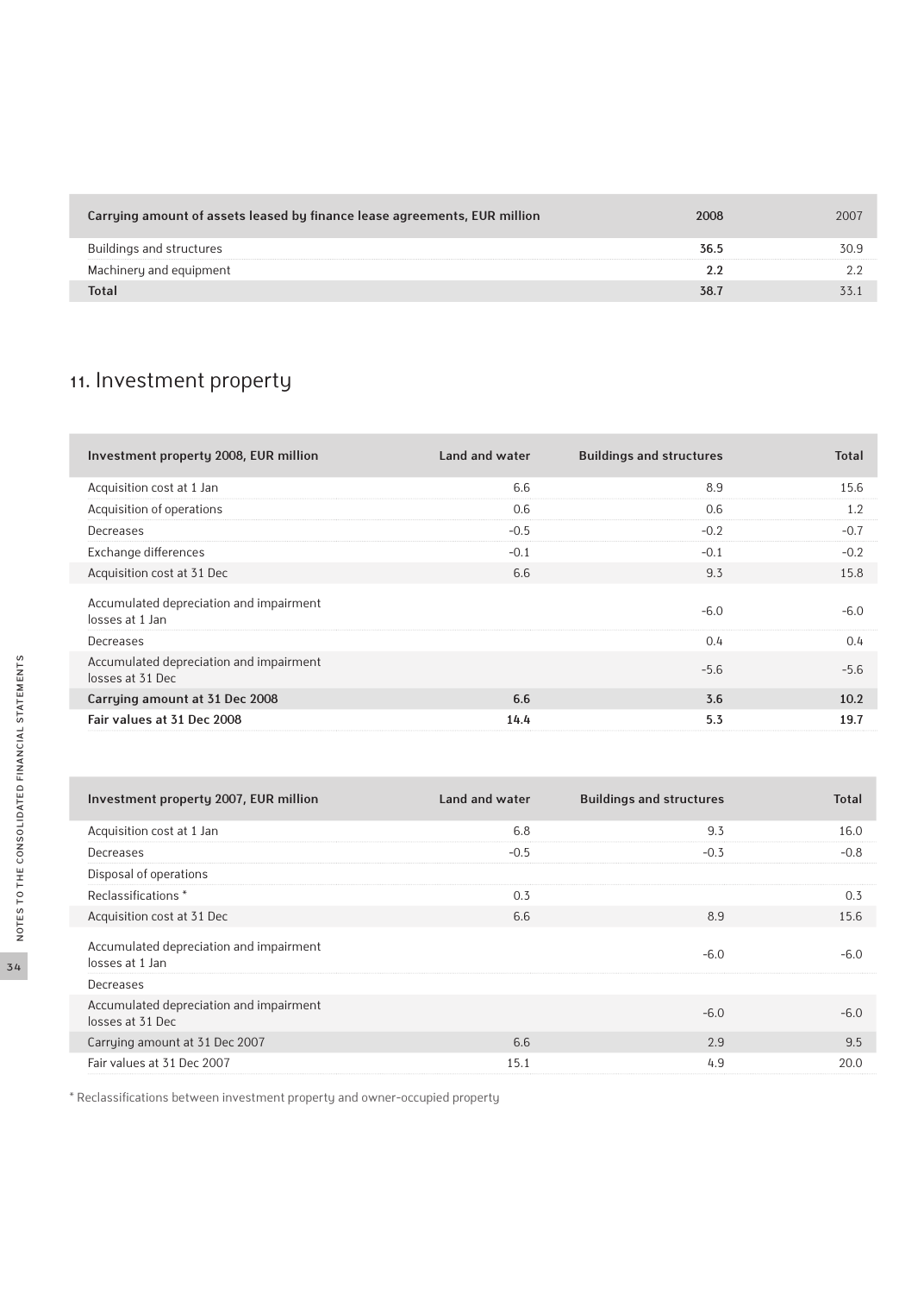| Carrying amount of assets leased by finance lease agreements, EUR million | 2008 | 2007 |
|---|---|---|
| Buildings and structures | **36.5** | 30.9 |
| Machinery and equipment | **2.2** | 2.2 |
| **Total** | **38.7** | 33.1 |

## 11. Investment property

| Investment property 2008, EUR million | Land and water | Buildings and structures | Total |
|---|---|---|---|
| Acquisition cost at 1 Jan | 6.6 | 8.9 | 15.6 |
| Acquisition of operations | 0.6 | 0.6 | 1.2 |
| Decreases | -0.5 | -0.2 | -0.7 |
| Exchange differences | -0.1 | -0.1 | -0.2 |
| Acquisition cost at 31 Dec | 6.6 | 9.3 | 15.8 |
| Accumulated depreciation and impairment losses at 1 Jan | | -6.0 | -6.0 |
| Decreases | | 0.4 | 0.4 |
| Accumulated depreciation and impairment losses at 31 Dec | | -5.6 | -5.6 |
| **Carrying amount at 31 Dec 2008** | **6.6** | **3.6** | **10.2** |
| **Fair values at 31 Dec 2008** | **14.4** | **5.3** | **19.7** |

| Investment property 2007, EUR million | Land and water | Buildings and structures | Total |
|---|---|---|---|
| Acquisition cost at 1 Jan | 6.8 | 9.3 | 16.0 |
| Decreases | -0.5 | -0.3 | -0.8 |
| Disposal of operations | | | |
| Reclassifications * | 0.3 | | 0.3 |
| Acquisition cost at 31 Dec | 6.6 | 8.9 | 15.6 |
| Accumulated depreciation and impairment losses at 1 Jan | | -6.0 | -6.0 |
| Decreases | | | |
| Accumulated depreciation and impairment losses at 31 Dec | | -6.0 | -6.0 |
| Carrying amount at 31 Dec 2007 | 6.6 | 2.9 | 9.5 |
| Fair values at 31 Dec 2007 | 15.1 | 4.9 | 20.0 |

* Reclassifications between investment property and owner-occupied property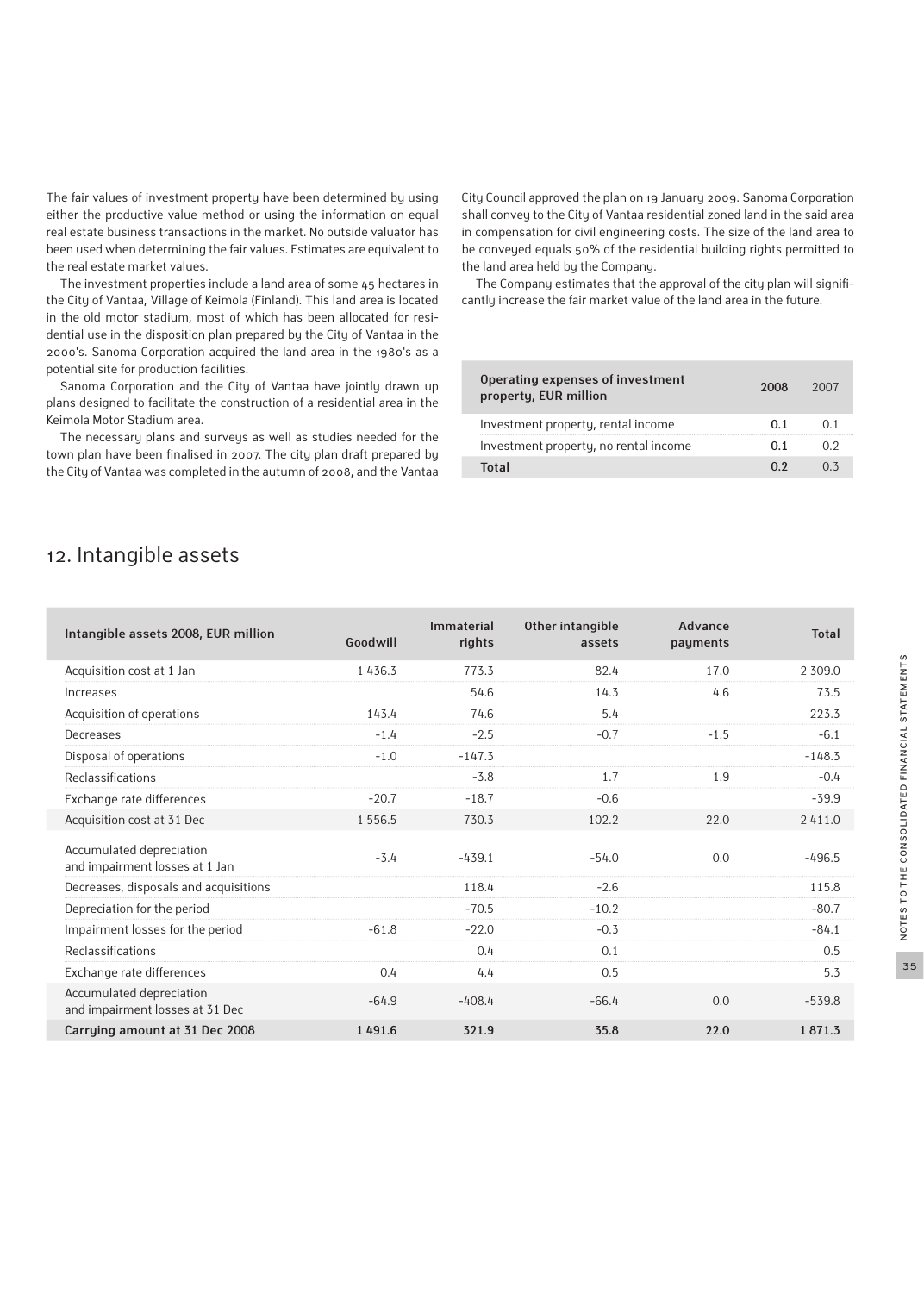The fair values of investment property have been determined by using either the productive value method or using the information on equal real estate business transactions in the market. No outside valuator has been used when determining the fair values. Estimates are equivalent to the real estate market values.

The investment properties include a land area of some 45 hectares in the City of Vantaa, Village of Keimola (Finland). This land area is located in the old motor stadium, most of which has been allocated for residential use in the disposition plan prepared by the City of Vantaa in the 2000's. Sanoma Corporation acquired the land area in the 1980's as a potential site for production facilities.

Sanoma Corporation and the City of Vantaa have jointly drawn up plans designed to facilitate the construction of a residential area in the Keimola Motor Stadium area.

The necessary plans and surveys as well as studies needed for the town plan have been finalised in 2007. The city plan draft prepared by the City of Vantaa was completed in the autumn of 2008, and the Vantaa City Council approved the plan on 19 January 2009. Sanoma Corporation shall convey to the City of Vantaa residential zoned land in the said area in compensation for civil engineering costs. The size of the land area to be conveyed equals 50% of the residential building rights permitted to the land area held by the Company.

The Company estimates that the approval of the city plan will significantly increase the fair market value of the land area in the future.

| Operating expenses of investment property, EUR million | 2008 | 2007 |
|---|---|---|
| Investment property, rental income | 0.1 | 0.1 |
| Investment property, no rental income | 0.1 | 0.2 |
| **Total** | **0.2** | 0.3 |

## 12. Intangible assets

| Intangible assets 2008, EUR million | Goodwill | Immaterial rights | Other intangible assets | Advance payments | Total |
|---|---|---|---|---|---|
| Acquisition cost at 1 Jan | 1 436.3 | 773.3 | 82.4 | 17.0 | 2 309.0 |
| Increases | | 54.6 | 14.3 | 4.6 | 73.5 |
| Acquisition of operations | 143.4 | 74.6 | 5.4 | | 223.3 |
| Decreases | -1.4 | -2.5 | -0.7 | -1.5 | -6.1 |
| Disposal of operations | -1.0 | -147.3 | | | -148.3 |
| Reclassifications | | -3.8 | 1.7 | 1.9 | -0.4 |
| Exchange rate differences | -20.7 | -18.7 | -0.6 | | -39.9 |
| Acquisition cost at 31 Dec | 1 556.5 | 730.3 | 102.2 | 22.0 | 2 411.0 |
| Accumulated depreciation and impairment losses at 1 Jan | -3.4 | -439.1 | -54.0 | 0.0 | -496.5 |
| Decreases, disposals and acquisitions | | 118.4 | -2.6 | | 115.8 |
| Depreciation for the period | | -70.5 | -10.2 | | -80.7 |
| Impairment losses for the period | -61.8 | -22.0 | -0.3 | | -84.1 |
| Reclassifications | | 0.4 | 0.1 | | 0.5 |
| Exchange rate differences | 0.4 | 4.4 | 0.5 | | 5.3 |
| Accumulated depreciation and impairment losses at 31 Dec | -64.9 | -408.4 | -66.4 | 0.0 | -539.8 |
| **Carrying amount at 31 Dec 2008** | **1 491.6** | **321.9** | **35.8** | **22.0** | **1 871.3** |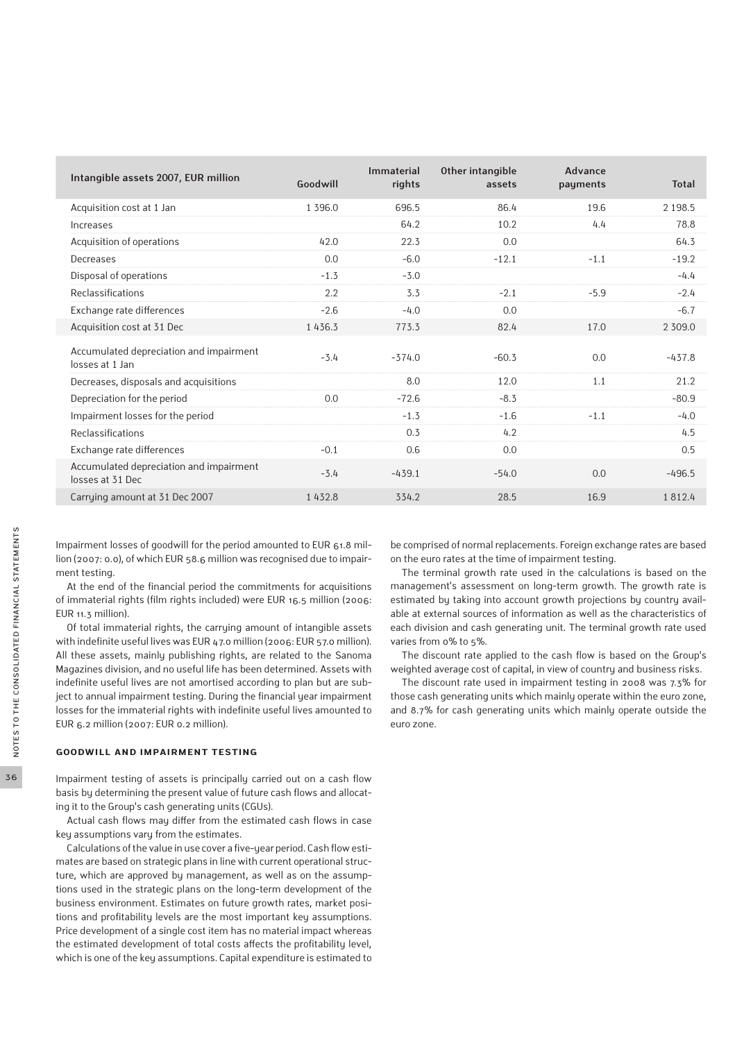| Intangible assets 2007, EUR million | Goodwill | Immaterial rights | Other intangible assets | Advance payments | Total |
| --- | --- | --- | --- | --- | --- |
| Acquisition cost at 1 Jan | 1 396.0 | 696.5 | 86.4 | 19.6 | 2 198.5 |
| Increases | | 64.2 | 10.2 | 4.4 | 78.8 |
| Acquisition of operations | 42.0 | 22.3 | 0.0 | | 64.3 |
| Decreases | 0.0 | -6.0 | -12.1 | -1.1 | -19.2 |
| Disposal of operations | -1.3 | -3.0 | | | -4.4 |
| Reclassifications | 2.2 | 3.3 | -2.1 | -5.9 | -2.4 |
| Exchange rate differences | -2.6 | -4.0 | 0.0 | | -6.7 |
| Acquisition cost at 31 Dec | 1 436.3 | 773.3 | 82.4 | 17.0 | 2 309.0 |
| Accumulated depreciation and impairment losses at 1 Jan | -3.4 | -374.0 | -60.3 | 0.0 | -437.8 |
| Decreases, disposals and acquisitions | | 8.0 | 12.0 | 1.1 | 21.2 |
| Depreciation for the period | 0.0 | -72.6 | -8.3 | | -80.9 |
| Impairment losses for the period | | -1.3 | -1.6 | -1.1 | -4.0 |
| Reclassifications | | 0.3 | 4.2 | | 4.5 |
| Exchange rate differences | -0.1 | 0.6 | 0.0 | | 0.5 |
| Accumulated depreciation and impairment losses at 31 Dec | -3.4 | -439.1 | -54.0 | 0.0 | -496.5 |
| Carrying amount at 31 Dec 2007 | 1 432.8 | 334.2 | 28.5 | 16.9 | 1 812.4 |

Impairment losses of goodwill for the period amounted to EUR 61.8 million (2007: 0.0), of which EUR 58.6 million was recognised due to impairment testing.

At the end of the financial period the commitments for acquisitions of immaterial rights (film rights included) were EUR 16.5 million (2006: EUR 11.3 million).

Of total immaterial rights, the carrying amount of intangible assets with indefinite useful lives was EUR 47.0 million (2006: EUR 57.0 million). All these assets, mainly publishing rights, are related to the Sanoma Magazines division, and no useful life has been determined. Assets with indefinite useful lives are not amortised according to plan but are subject to annual impairment testing. During the financial year impairment losses for the immaterial rights with indefinite useful lives amounted to EUR 6.2 million (2007: EUR 0.2 million).

### GOODWILL AND IMPAIRMENT TESTING

Impairment testing of assets is principally carried out on a cash flow basis by determining the present value of future cash flows and allocating it to the Group's cash generating units (CGUs).

Actual cash flows may differ from the estimated cash flows in case key assumptions vary from the estimates.

Calculations of the value in use cover a five-year period. Cash flow estimates are based on strategic plans in line with current operational structure, which are approved by management, as well as on the assumptions used in the strategic plans on the long-term development of the business environment. Estimates on future growth rates, market positions and profitability levels are the most important key assumptions. Price development of a single cost item has no material impact whereas the estimated development of total costs affects the profitability level, which is one of the key assumptions. Capital expenditure is estimated to be comprised of normal replacements. Foreign exchange rates are based on the euro rates at the time of impairment testing.

The terminal growth rate used in the calculations is based on the management's assessment on long-term growth. The growth rate is estimated by taking into account growth projections by country available at external sources of information as well as the characteristics of each division and cash generating unit. The terminal growth rate used varies from 0% to 5%.

The discount rate applied to the cash flow is based on the Group's weighted average cost of capital, in view of country and business risks.

The discount rate used in impairment testing in 2008 was 7.3% for those cash generating units which mainly operate within the euro zone, and 8.7% for cash generating units which mainly operate outside the euro zone.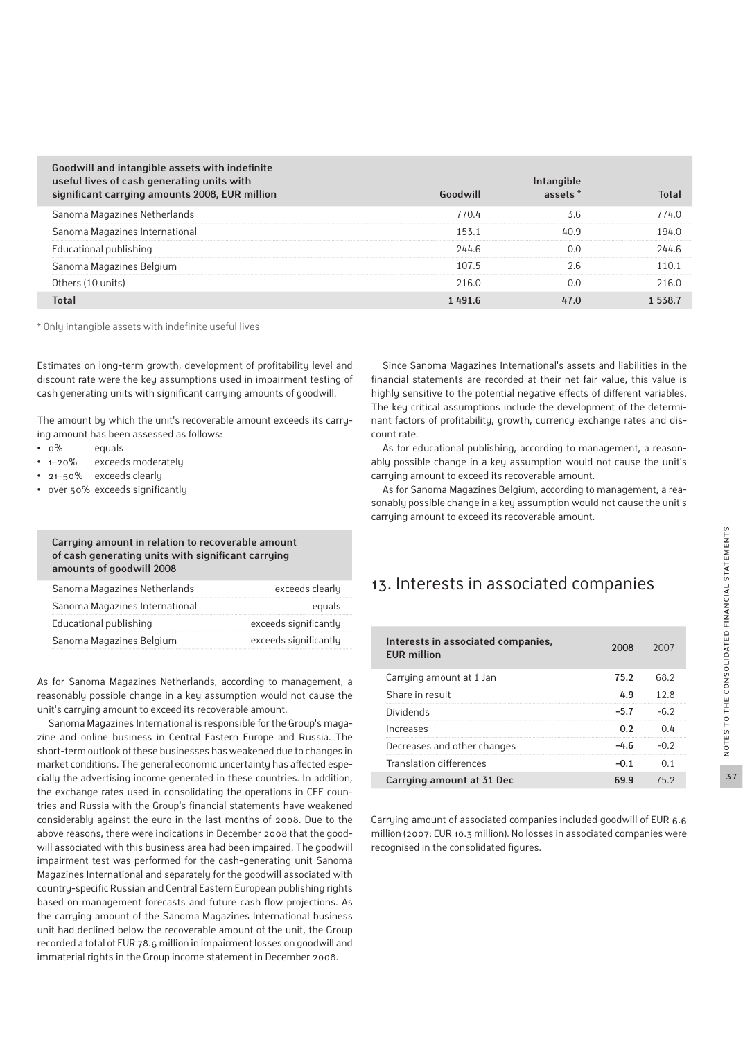| Goodwill and intangible assets with indefinite useful lives of cash generating units with significant carrying amounts 2008, EUR million | Goodwill | Intangible assets * | Total |
|---|---|---|---|
| Sanoma Magazines Netherlands | 770.4 | 3.6 | 774.0 |
| Sanoma Magazines International | 153.1 | 40.9 | 194.0 |
| Educational publishing | 244.6 | 0.0 | 244.6 |
| Sanoma Magazines Belgium | 107.5 | 2.6 | 110.1 |
| Others (10 units) | 216.0 | 0.0 | 216.0 |
| **Total** | **1 491.6** | **47.0** | **1 538.7** |

\* Only intangible assets with indefinite useful lives

Estimates on long-term growth, development of profitability level and discount rate were the key assumptions used in impairment testing of cash generating units with significant carrying amounts of goodwill.

The amount by which the unit's recoverable amount exceeds its carrying amount has been assessed as follows:

- 0% equals
- 1–20% exceeds moderately
- 21–50% exceeds clearly
- over 50% exceeds significantly

| Carrying amount in relation to recoverable amount of cash generating units with significant carrying amounts of goodwill 2008 | |
|---|---|
| Sanoma Magazines Netherlands | exceeds clearly |
| Sanoma Magazines International | equals |
| Educational publishing | exceeds significantly |
| Sanoma Magazines Belgium | exceeds significantly |

As for Sanoma Magazines Netherlands, according to management, a reasonably possible change in a key assumption would not cause the unit's carrying amount to exceed its recoverable amount.

Sanoma Magazines International is responsible for the Group's magazine and online business in Central Eastern Europe and Russia. The short-term outlook of these businesses has weakened due to changes in market conditions. The general economic uncertainty has affected especially the advertising income generated in these countries. In addition, the exchange rates used in consolidating the operations in CEE countries and Russia with the Group's financial statements have weakened considerably against the euro in the last months of 2008. Due to the above reasons, there were indications in December 2008 that the goodwill associated with this business area had been impaired. The goodwill impairment test was performed for the cash-generating unit Sanoma Magazines International and separately for the goodwill associated with country-specific Russian and Central Eastern European publishing rights based on management forecasts and future cash flow projections. As the carrying amount of the Sanoma Magazines International business unit had declined below the recoverable amount of the unit, the Group recorded a total of EUR 78.6 million in impairment losses on goodwill and immaterial rights in the Group income statement in December 2008.

Since Sanoma Magazines International's assets and liabilities in the financial statements are recorded at their net fair value, this value is highly sensitive to the potential negative effects of different variables. The key critical assumptions include the development of the determinant factors of profitability, growth, currency exchange rates and discount rate.

As for educational publishing, according to management, a reasonably possible change in a key assumption would not cause the unit's carrying amount to exceed its recoverable amount.

As for Sanoma Magazines Belgium, according to management, a reasonably possible change in a key assumption would not cause the unit's carrying amount to exceed its recoverable amount.

## 13. Interests in associated companies

| Interests in associated companies, EUR million | 2008 | 2007 |
|---|---|---|
| Carrying amount at 1 Jan | **75.2** | 68.2 |
| Share in result | **4.9** | 12.8 |
| Dividends | **-5.7** | -6.2 |
| Increases | **0.2** | 0.4 |
| Decreases and other changes | **-4.6** | -0.2 |
| Translation differences | **-0.1** | 0.1 |
| **Carrying amount at 31 Dec** | **69.9** | 75.2 |

Carrying amount of associated companies included goodwill of EUR 6.6 million (2007: EUR 10.3 million). No losses in associated companies were recognised in the consolidated figures.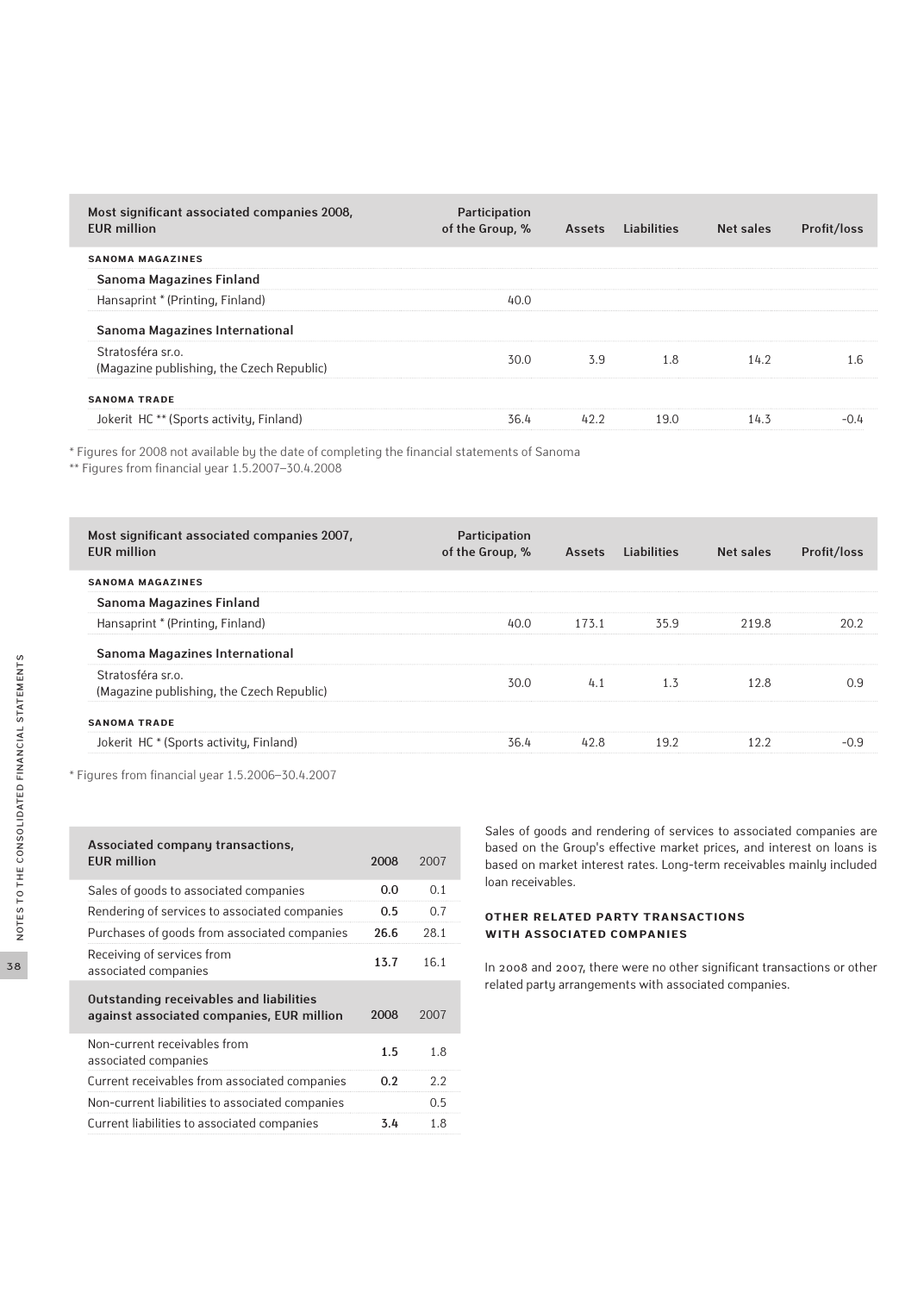| Most significant associated companies 2008, EUR million | Participation of the Group, % | Assets | Liabilities | Net sales | Profit/loss |
|---|---|---|---|---|---|
| **SANOMA MAGAZINES** | | | | | |
| **Sanoma Magazines Finland** | | | | | |
| Hansaprint * (Printing, Finland) | 40.0 | | | | |
| **Sanoma Magazines International** | | | | | |
| Stratosféra sr.o. (Magazine publishing, the Czech Republic) | 30.0 | 3.9 | 1.8 | 14.2 | 1.6 |
| **SANOMA TRADE** | | | | | |
| Jokerit HC ** (Sports activity, Finland) | 36.4 | 42.2 | 19.0 | 14.3 | -0.4 |

\* Figures for 2008 not available by the date of completing the financial statements of Sanoma
\*\* Figures from financial year 1.5.2007–30.4.2008

| Most significant associated companies 2007, EUR million | Participation of the Group, % | Assets | Liabilities | Net sales | Profit/loss |
|---|---|---|---|---|---|
| **SANOMA MAGAZINES** | | | | | |
| **Sanoma Magazines Finland** | | | | | |
| Hansaprint * (Printing, Finland) | 40.0 | 173.1 | 35.9 | 219.8 | 20.2 |
| **Sanoma Magazines International** | | | | | |
| Stratosféra sr.o. (Magazine publishing, the Czech Republic) | 30.0 | 4.1 | 1.3 | 12.8 | 0.9 |
| **SANOMA TRADE** | | | | | |
| Jokerit HC * (Sports activity, Finland) | 36.4 | 42.8 | 19.2 | 12.2 | -0.9 |

\* Figures from financial year 1.5.2006–30.4.2007

| Associated company transactions, EUR million | 2008 | 2007 |
|---|---|---|
| Sales of goods to associated companies | **0.0** | 0.1 |
| Rendering of services to associated companies | **0.5** | 0.7 |
| Purchases of goods from associated companies | **26.6** | 28.1 |
| Receiving of services from associated companies | **13.7** | 16.1 |
| **Outstanding receivables and liabilities against associated companies, EUR million** | **2008** | **2007** |
| Non-current receivables from associated companies | **1.5** | 1.8 |
| Current receivables from associated companies | **0.2** | 2.2 |
| Non-current liabilities to associated companies | | 0.5 |
| Current liabilities to associated companies | **3.4** | 1.8 |

Sales of goods and rendering of services to associated companies are based on the Group's effective market prices, and interest on loans is based on market interest rates. Long-term receivables mainly included loan receivables.

### OTHER RELATED PARTY TRANSACTIONS WITH ASSOCIATED COMPANIES

In 2008 and 2007, there were no other significant transactions or other related party arrangements with associated companies.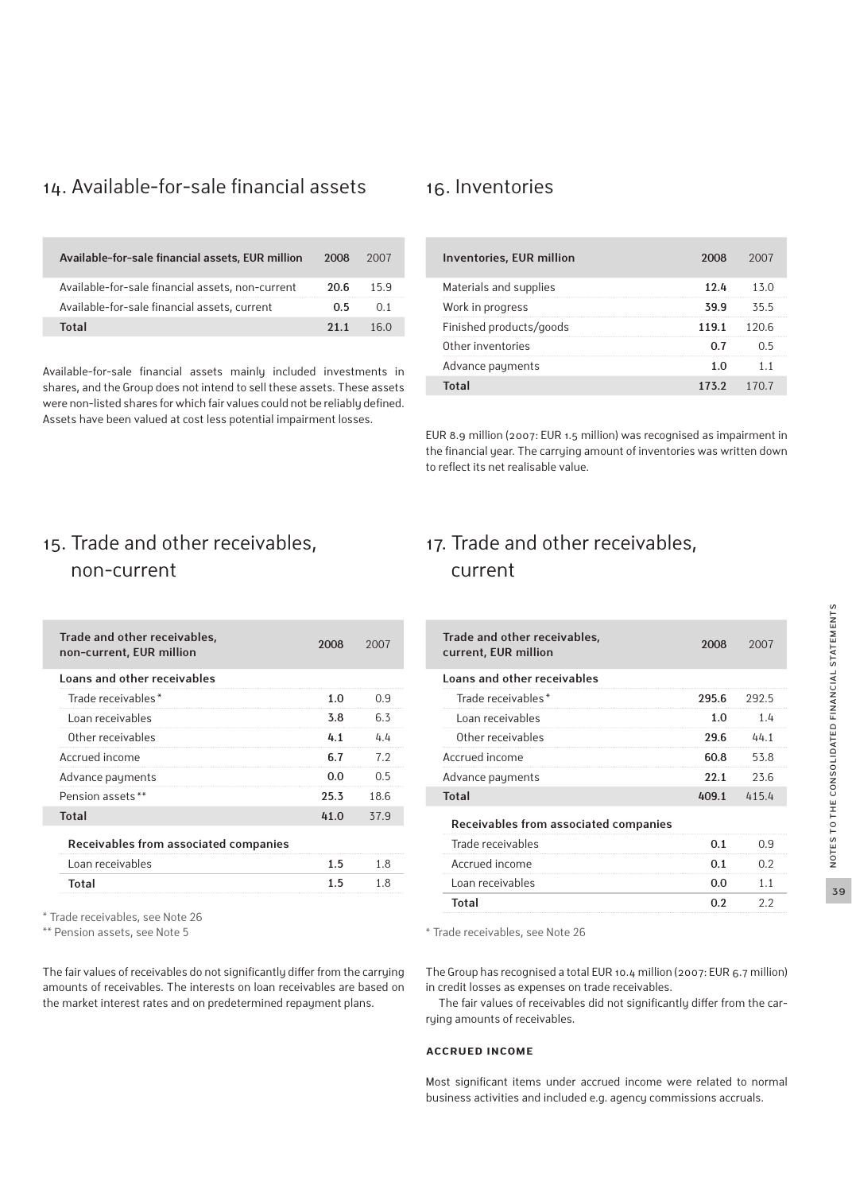## 14. Available-for-sale financial assets

| Available-for-sale financial assets, EUR million | 2008 | 2007 |
|---|---|---|
| Available-for-sale financial assets, non-current | **20.6** | 15.9 |
| Available-for-sale financial assets, current | **0.5** | 0.1 |
| **Total** | **21.1** | 16.0 |

Available-for-sale financial assets mainly included investments in shares, and the Group does not intend to sell these assets. These assets were non-listed shares for which fair values could not be reliably defined. Assets have been valued at cost less potential impairment losses.

## 15. Trade and other receivables, non-current

| Trade and other receivables, non-current, EUR million | 2008 | 2007 |
|---|---|---|
| **Loans and other receivables** | | |
| Trade receivables* | **1.0** | 0.9 |
| Loan receivables | **3.8** | 6.3 |
| Other receivables | **4.1** | 4.4 |
| Accrued income | **6.7** | 7.2 |
| Advance payments | **0.0** | 0.5 |
| Pension assets** | **25.3** | 18.6 |
| **Total** | **41.0** | 37.9 |
| **Receivables from associated companies** | | |
| Loan receivables | **1.5** | 1.8 |
| **Total** | **1.5** | 1.8 |

\* Trade receivables, see Note 26

\** Pension assets, see Note 5

The fair values of receivables do not significantly differ from the carrying amounts of receivables. The interests on loan receivables are based on the market interest rates and on predetermined repayment plans.

## 16. Inventories

| Inventories, EUR million | 2008 | 2007 |
|---|---|---|
| Materials and supplies | **12.4** | 13.0 |
| Work in progress | **39.9** | 35.5 |
| Finished products/goods | **119.1** | 120.6 |
| Other inventories | **0.7** | 0.5 |
| Advance payments | **1.0** | 1.1 |
| **Total** | **173.2** | 170.7 |

EUR 8.9 million (2007: EUR 1.5 million) was recognised as impairment in the financial year. The carrying amount of inventories was written down to reflect its net realisable value.

## 17. Trade and other receivables, current

| Trade and other receivables, current, EUR million | 2008 | 2007 |
|---|---|---|
| **Loans and other receivables** | | |
| Trade receivables* | **295.6** | 292.5 |
| Loan receivables | **1.0** | 1.4 |
| Other receivables | **29.6** | 44.1 |
| Accrued income | **60.8** | 53.8 |
| Advance payments | **22.1** | 23.6 |
| **Total** | **409.1** | 415.4 |
| **Receivables from associated companies** | | |
| Trade receivables | **0.1** | 0.9 |
| Accrued income | **0.1** | 0.2 |
| Loan receivables | **0.0** | 1.1 |
| **Total** | **0.2** | 2.2 |

\* Trade receivables, see Note 26

The Group has recognised a total EUR 10.4 million (2007: EUR 6.7 million) in credit losses as expenses on trade receivables.

The fair values of receivables did not significantly differ from the carrying amounts of receivables.

### ACCRUED INCOME

Most significant items under accrued income were related to normal business activities and included e.g. agency commissions accruals.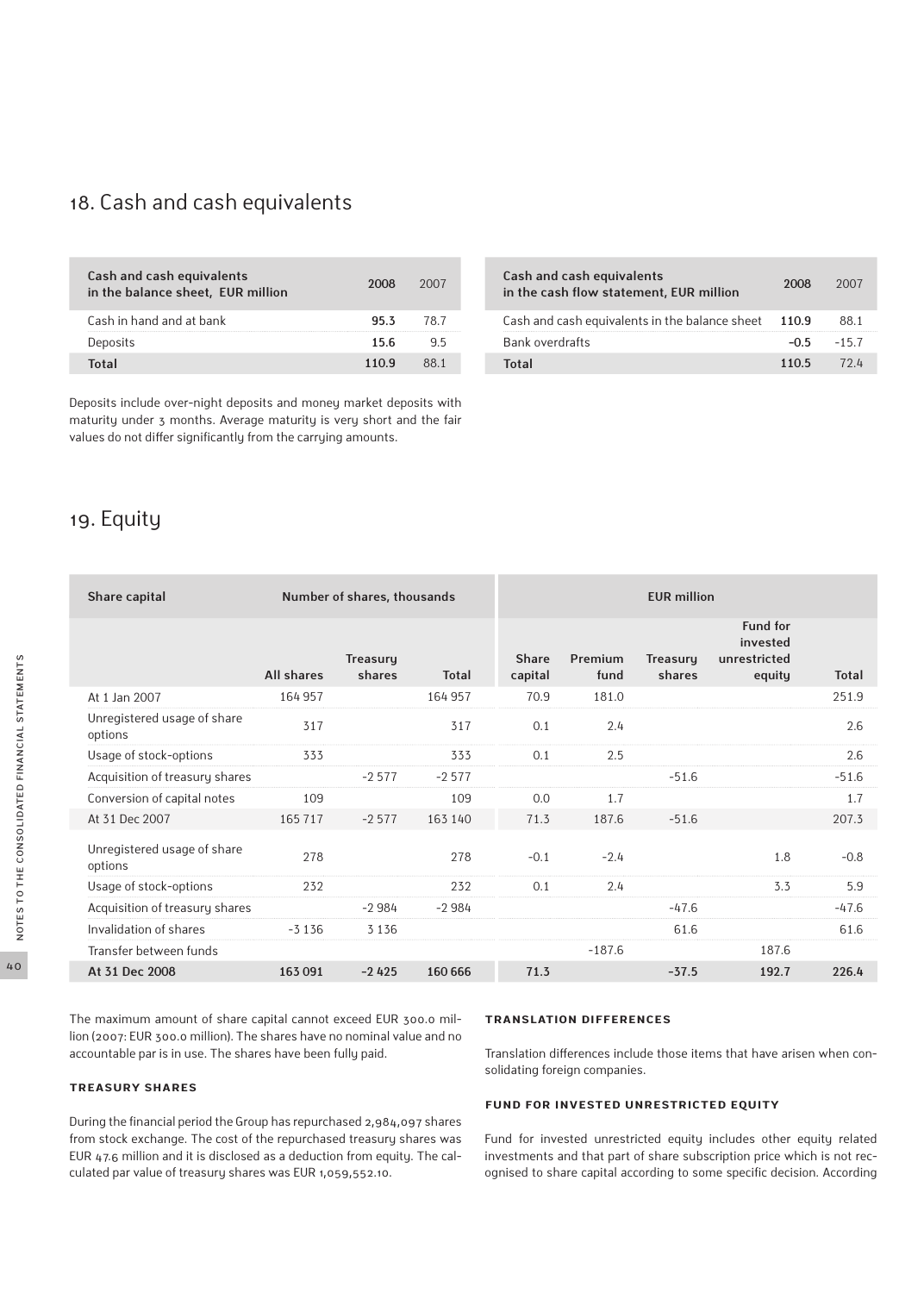## 18. Cash and cash equivalents

| Cash and cash equivalents in the balance sheet, EUR million | 2008 | 2007 |
|---|---|---|
| Cash in hand and at bank | **95.3** | 78.7 |
| Deposits | **15.6** | 9.5 |
| **Total** | **110.9** | 88.1 |

| Cash and cash equivalents in the cash flow statement, EUR million | 2008 | 2007 |
|---|---|---|
| Cash and cash equivalents in the balance sheet | **110.9** | 88.1 |
| Bank overdrafts | **-0.5** | -15.7 |
| **Total** | **110.5** | 72.4 |

Deposits include over-night deposits and money market deposits with maturity under 3 months. Average maturity is very short and the fair values do not differ significantly from the carrying amounts.

## 19. Equity

| Share capital | Number of shares, thousands | | | EUR million | | | | |
|---|---|---|---|---|---|---|---|---|
| | All shares | Treasury shares | Total | Share capital | Premium fund | Treasury shares | Fund for invested unrestricted equity | Total |
| At 1 Jan 2007 | 164 957 | | 164 957 | 70.9 | 181.0 | | | 251.9 |
| Unregistered usage of share options | 317 | | 317 | 0.1 | 2.4 | | | 2.6 |
| Usage of stock-options | 333 | | 333 | 0.1 | 2.5 | | | 2.6 |
| Acquisition of treasury shares | | -2 577 | -2 577 | | | -51.6 | | -51.6 |
| Conversion of capital notes | 109 | | 109 | 0.0 | 1.7 | | | 1.7 |
| At 31 Dec 2007 | 165 717 | -2 577 | 163 140 | 71.3 | 187.6 | -51.6 | | 207.3 |
| Unregistered usage of share options | 278 | | 278 | -0.1 | -2.4 | | 1.8 | -0.8 |
| Usage of stock-options | 232 | | 232 | 0.1 | 2.4 | | 3.3 | 5.9 |
| Acquisition of treasury shares | | -2 984 | -2 984 | | | -47.6 | | -47.6 |
| Invalidation of shares | -3 136 | 3 136 | | | | 61.6 | | 61.6 |
| Transfer between funds | | | | | -187.6 | | 187.6 | |
| **At 31 Dec 2008** | **163 091** | **-2 425** | **160 666** | **71.3** | | **-37.5** | **192.7** | **226.4** |

The maximum amount of share capital cannot exceed EUR 300.0 million (2007: EUR 300.0 million). The shares have no nominal value and no accountable par is in use. The shares have been fully paid.

**TREASURY SHARES**

During the financial period the Group has repurchased 2,984,097 shares from stock exchange. The cost of the repurchased treasury shares was EUR 47.6 million and it is disclosed as a deduction from equity. The calculated par value of treasury shares was EUR 1,059,552.10.

**TRANSLATION DIFFERENCES**

Translation differences include those items that have arisen when consolidating foreign companies.

**FUND FOR INVESTED UNRESTRICTED EQUITY**

Fund for invested unrestricted equity includes other equity related investments and that part of share subscription price which is not recognised to share capital according to some specific decision. According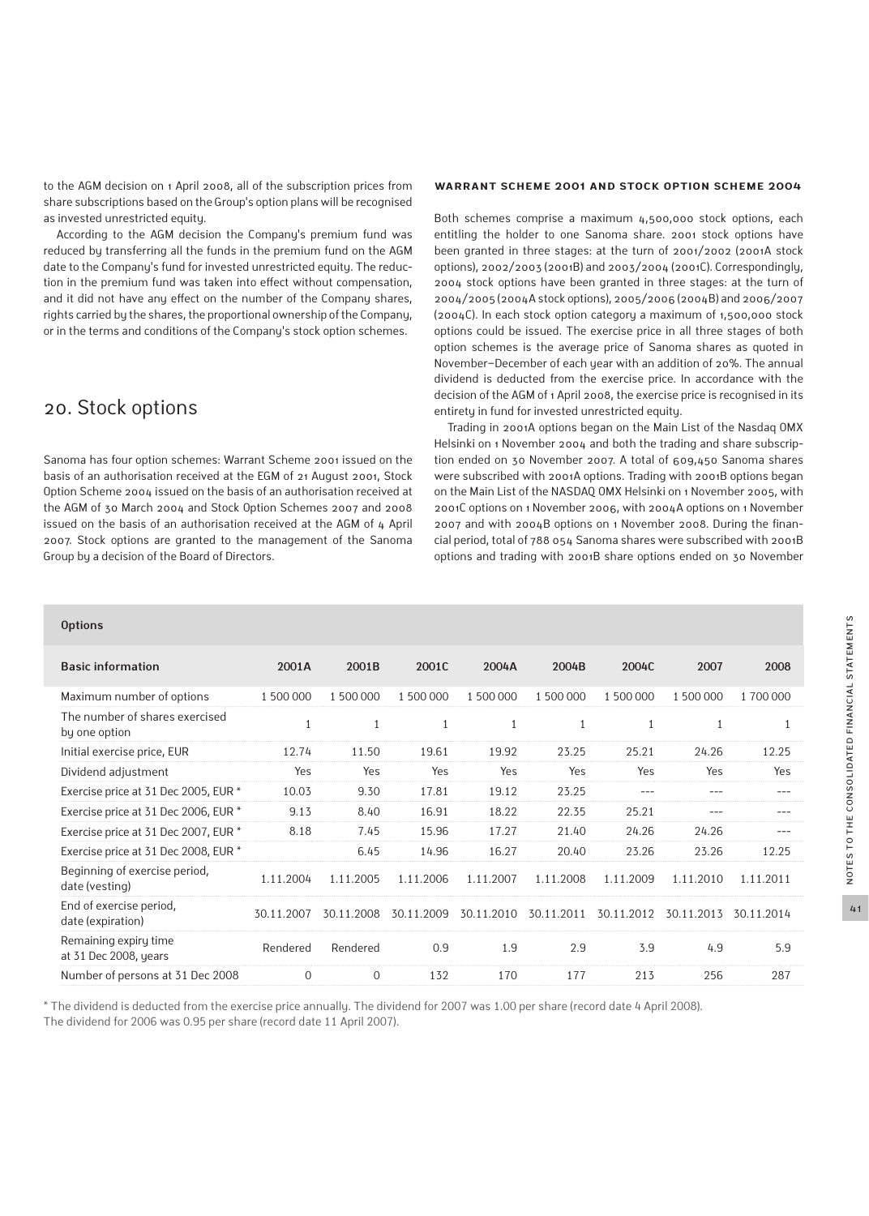to the AGM decision on 1 April 2008, all of the subscription prices from share subscriptions based on the Group's option plans will be recognised as invested unrestricted equity.

According to the AGM decision the Company's premium fund was reduced by transferring all the funds in the premium fund on the AGM date to the Company's fund for invested unrestricted equity. The reduction in the premium fund was taken into effect without compensation, and it did not have any effect on the number of the Company shares, rights carried by the shares, the proportional ownership of the Company, or in the terms and conditions of the Company's stock option schemes.

## 20. Stock options

Sanoma has four option schemes: Warrant Scheme 2001 issued on the basis of an authorisation received at the EGM of 21 August 2001, Stock Option Scheme 2004 issued on the basis of an authorisation received at the AGM of 30 March 2004 and Stock Option Schemes 2007 and 2008 issued on the basis of an authorisation received at the AGM of 4 April 2007. Stock options are granted to the management of the Sanoma Group by a decision of the Board of Directors.

**WARRANT SCHEME 2001 AND STOCK OPTION SCHEME 2004**

Both schemes comprise a maximum 4,500,000 stock options, each entitling the holder to one Sanoma share. 2001 stock options have been granted in three stages: at the turn of 2001/2002 (2001A stock options), 2002/2003 (2001B) and 2003/2004 (2001C). Correspondingly, 2004 stock options have been granted in three stages: at the turn of 2004/2005 (2004A stock options), 2005/2006 (2004B) and 2006/2007 (2004C). In each stock option category a maximum of 1,500,000 stock options could be issued. The exercise price in all three stages of both option schemes is the average price of Sanoma shares as quoted in November–December of each year with an addition of 20%. The annual dividend is deducted from the exercise price. In accordance with the decision of the AGM of 1 April 2008, the exercise price is recognised in its entirety in fund for invested unrestricted equity.

Trading in 2001A options began on the Main List of the Nasdaq OMX Helsinki on 1 November 2004 and both the trading and share subscription ended on 30 November 2007. A total of 609,450 Sanoma shares were subscribed with 2001A options. Trading with 2001B options began on the Main List of the NASDAQ OMX Helsinki on 1 November 2005, with 2001C options on 1 November 2006, with 2004A options on 1 November 2007 and with 2004B options on 1 November 2008. During the financial period, total of 788 054 Sanoma shares were subscribed with 2001B options and trading with 2001B share options ended on 30 November

**Options**

| Basic information | 2001A | 2001B | 2001C | 2004A | 2004B | 2004C | 2007 | 2008 |
|---|---|---|---|---|---|---|---|---|
| Maximum number of options | 1 500 000 | 1 500 000 | 1 500 000 | 1 500 000 | 1 500 000 | 1 500 000 | 1 500 000 | 1 700 000 |
| The number of shares exercised by one option | 1 | 1 | 1 | 1 | 1 | 1 | 1 | 1 |
| Initial exercise price, EUR | 12.74 | 11.50 | 19.61 | 19.92 | 23.25 | 25.21 | 24.26 | 12.25 |
| Dividend adjustment | Yes | Yes | Yes | Yes | Yes | Yes | Yes | Yes |
| Exercise price at 31 Dec 2005, EUR * | 10.03 | 9.30 | 17.81 | 19.12 | 23.25 | --- | --- | --- |
| Exercise price at 31 Dec 2006, EUR * | 9.13 | 8.40 | 16.91 | 18.22 | 22.35 | 25.21 | --- | --- |
| Exercise price at 31 Dec 2007, EUR * | 8.18 | 7.45 | 15.96 | 17.27 | 21.40 | 24.26 | 24.26 | --- |
| Exercise price at 31 Dec 2008, EUR * | | 6.45 | 14.96 | 16.27 | 20.40 | 23.26 | 23.26 | 12.25 |
| Beginning of exercise period, date (vesting) | 1.11.2004 | 1.11.2005 | 1.11.2006 | 1.11.2007 | 1.11.2008 | 1.11.2009 | 1.11.2010 | 1.11.2011 |
| End of exercise period, date (expiration) | 30.11.2007 | 30.11.2008 | 30.11.2009 | 30.11.2010 | 30.11.2011 | 30.11.2012 | 30.11.2013 | 30.11.2014 |
| Remaining expiry time at 31 Dec 2008, years | Rendered | Rendered | 0.9 | 1.9 | 2.9 | 3.9 | 4.9 | 5.9 |
| Number of persons at 31 Dec 2008 | 0 | 0 | 132 | 170 | 177 | 213 | 256 | 287 |

* The dividend is deducted from the exercise price annually. The dividend for 2007 was 1.00 per share (record date 4 April 2008).
The dividend for 2006 was 0.95 per share (record date 11 April 2007).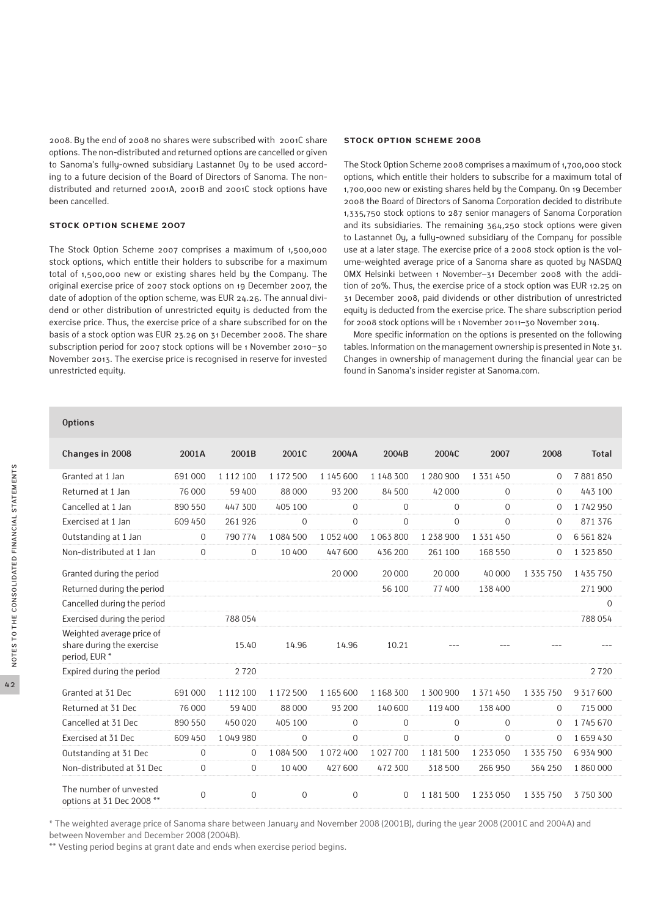2008. By the end of 2008 no shares were subscribed with 2001C share options. The non-distributed and returned options are cancelled or given to Sanoma's fully-owned subsidiary Lastannet Oy to be used according to a future decision of the Board of Directors of Sanoma. The non-distributed and returned 2001A, 2001B and 2001C stock options have been cancelled.

### STOCK OPTION SCHEME 2007

The Stock Option Scheme 2007 comprises a maximum of 1,500,000 stock options, which entitle their holders to subscribe for a maximum total of 1,500,000 new or existing shares held by the Company. The original exercise price of 2007 stock options on 19 December 2007, the date of adoption of the option scheme, was EUR 24.26. The annual dividend or other distribution of unrestricted equity is deducted from the exercise price. Thus, the exercise price of a share subscribed for on the basis of a stock option was EUR 23.26 on 31 December 2008. The share subscription period for 2007 stock options will be 1 November 2010–30 November 2013. The exercise price is recognised in reserve for invested unrestricted equity.

### STOCK OPTION SCHEME 2008

The Stock Option Scheme 2008 comprises a maximum of 1,700,000 stock options, which entitle their holders to subscribe for a maximum total of 1,700,000 new or existing shares held by the Company. On 19 December 2008 the Board of Directors of Sanoma Corporation decided to distribute 1,335,750 stock options to 287 senior managers of Sanoma Corporation and its subsidiaries. The remaining 364,250 stock options were given to Lastannet Oy, a fully-owned subsidiary of the Company for possible use at a later stage. The exercise price of a 2008 stock option is the volume-weighted average price of a Sanoma share as quoted by NASDAQ OMX Helsinki between 1 November–31 December 2008 with the addition of 20%. Thus, the exercise price of a stock option was EUR 12.25 on 31 December 2008, paid dividends or other distribution of unrestricted equity is deducted from the exercise price. The share subscription period for 2008 stock options will be 1 November 2011–30 November 2014.

More specific information on the options is presented on the following tables. Information on the management ownership is presented in Note 31. Changes in ownership of management during the financial year can be found in Sanoma's insider register at Sanoma.com.

**Options**

| Changes in 2008 | 2001A | 2001B | 2001C | 2004A | 2004B | 2004C | 2007 | 2008 | Total |
|---|---|---|---|---|---|---|---|---|---|
| Granted at 1 Jan | 691 000 | 1 112 100 | 1 172 500 | 1 145 600 | 1 148 300 | 1 280 900 | 1 331 450 | 0 | 7 881 850 |
| Returned at 1 Jan | 76 000 | 59 400 | 88 000 | 93 200 | 84 500 | 42 000 | 0 | 0 | 443 100 |
| Cancelled at 1 Jan | 890 550 | 447 300 | 405 100 | 0 | 0 | 0 | 0 | 0 | 1 742 950 |
| Exercised at 1 Jan | 609 450 | 261 926 | 0 | 0 | 0 | 0 | 0 | 0 | 871 376 |
| Outstanding at 1 Jan | 0 | 790 774 | 1 084 500 | 1 052 400 | 1 063 800 | 1 238 900 | 1 331 450 | 0 | 6 561 824 |
| Non-distributed at 1 Jan | 0 | 0 | 10 400 | 447 600 | 436 200 | 261 100 | 168 550 | 0 | 1 323 850 |
| Granted during the period | | | | 20 000 | 20 000 | 20 000 | 40 000 | 1 335 750 | 1 435 750 |
| Returned during the period | | | | | 56 100 | 77 400 | 138 400 | | 271 900 |
| Cancelled during the period | | | | | | | | | 0 |
| Exercised during the period | | 788 054 | | | | | | | 788 054 |
| Weighted average price of share during the exercise period, EUR * | | 15.40 | 14.96 | 14.96 | 10.21 | --- | --- | --- | --- |
| Expired during the period | | 2 720 | | | | | | | 2 720 |
| Granted at 31 Dec | 691 000 | 1 112 100 | 1 172 500 | 1 165 600 | 1 168 300 | 1 300 900 | 1 371 450 | 1 335 750 | 9 317 600 |
| Returned at 31 Dec | 76 000 | 59 400 | 88 000 | 93 200 | 140 600 | 119 400 | 138 400 | 0 | 715 000 |
| Cancelled at 31 Dec | 890 550 | 450 020 | 405 100 | 0 | 0 | 0 | 0 | 0 | 1 745 670 |
| Exercised at 31 Dec | 609 450 | 1 049 980 | 0 | 0 | 0 | 0 | 0 | 0 | 1 659 430 |
| Outstanding at 31 Dec | 0 | 0 | 1 084 500 | 1 072 400 | 1 027 700 | 1 181 500 | 1 233 050 | 1 335 750 | 6 934 900 |
| Non-distributed at 31 Dec | 0 | 0 | 10 400 | 427 600 | 472 300 | 318 500 | 266 950 | 364 250 | 1 860 000 |
| The number of unvested options at 31 Dec 2008 ** | 0 | 0 | 0 | 0 | 0 | 1 181 500 | 1 233 050 | 1 335 750 | 3 750 300 |

\* The weighted average price of Sanoma share between January and November 2008 (2001B), during the year 2008 (2001C and 2004A) and between November and December 2008 (2004B).

\*\* Vesting period begins at grant date and ends when exercise period begins.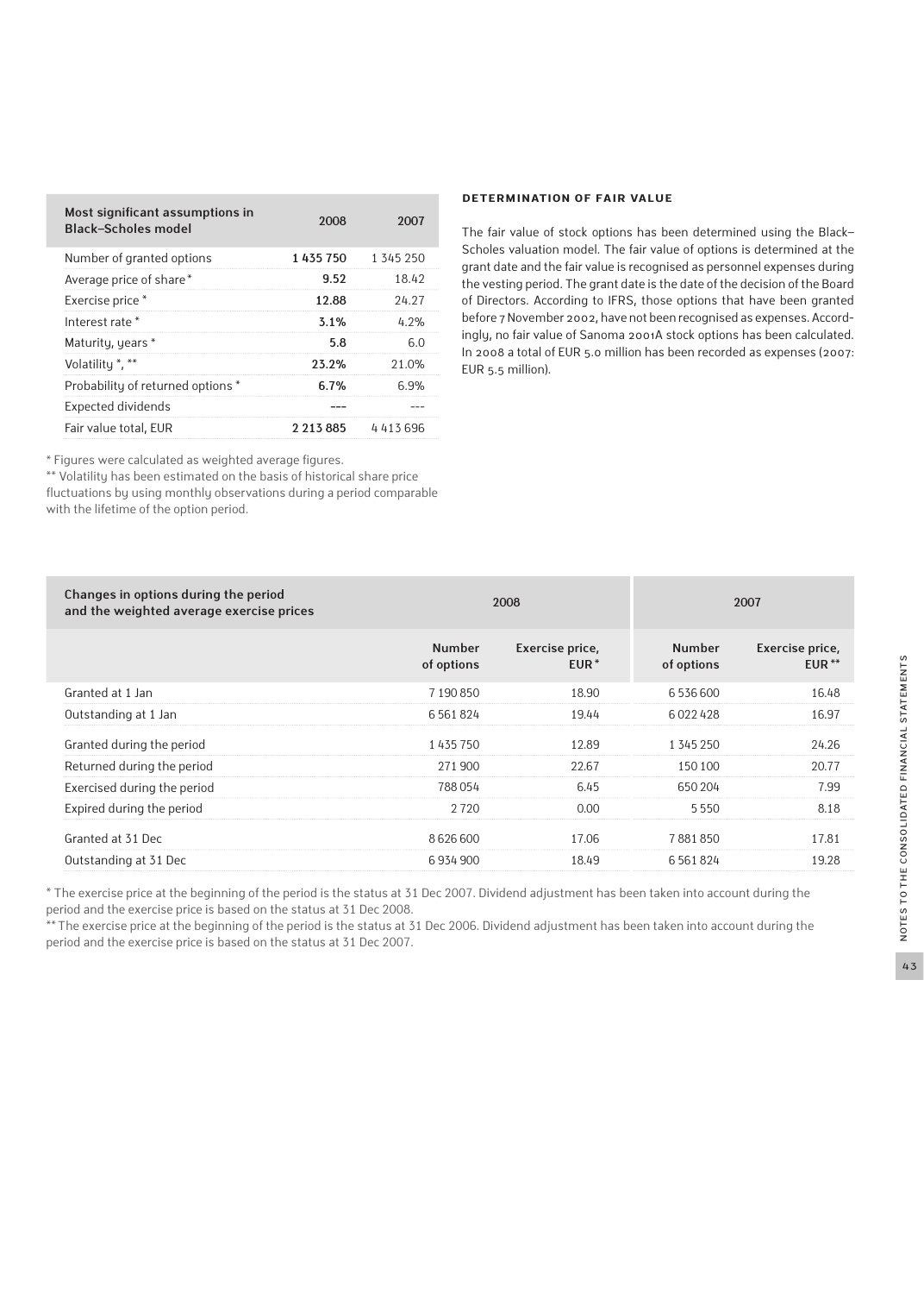| Most significant assumptions in Black–Scholes model | 2008 | 2007 |
|---|---|---|
| Number of granted options | **1 435 750** | 1 345 250 |
| Average price of share * | **9.52** | 18.42 |
| Exercise price * | **12.88** | 24.27 |
| Interest rate * | **3.1%** | 4.2% |
| Maturity, years * | **5.8** | 6.0 |
| Volatility *, ** | **23.2%** | 21.0% |
| Probability of returned options * | **6.7%** | 6.9% |
| Expected dividends | **---** | --- |
| Fair value total, EUR | **2 213 885** | 4 413 696 |

* Figures were calculated as weighted average figures.
** Volatility has been estimated on the basis of historical share price fluctuations by using monthly observations during a period comparable with the lifetime of the option period.

#### DETERMINATION OF FAIR VALUE

The fair value of stock options has been determined using the Black–Scholes valuation model. The fair value of options is determined at the grant date and the fair value is recognised as personnel expenses during the vesting period. The grant date is the date of the decision of the Board of Directors. According to IFRS, those options that have been granted before 7 November 2002, have not been recognised as expenses. Accordingly, no fair value of Sanoma 2001A stock options has been calculated. In 2008 a total of EUR 5.0 million has been recorded as expenses (2007: EUR 5.5 million).

| Changes in options during the period and the weighted average exercise prices | 2008 | | 2007 | |
|---|---|---|---|---|
| | Number of options | Exercise price, EUR * | Number of options | Exercise price, EUR ** |
| Granted at 1 Jan | 7 190 850 | 18.90 | 6 536 600 | 16.48 |
| Outstanding at 1 Jan | 6 561 824 | 19.44 | 6 022 428 | 16.97 |
| Granted during the period | 1 435 750 | 12.89 | 1 345 250 | 24.26 |
| Returned during the period | 271 900 | 22.67 | 150 100 | 20.77 |
| Exercised during the period | 788 054 | 6.45 | 650 204 | 7.99 |
| Expired during the period | 2 720 | 0.00 | 5 550 | 8.18 |
| Granted at 31 Dec | 8 626 600 | 17.06 | 7 881 850 | 17.81 |
| Outstanding at 31 Dec | 6 934 900 | 18.49 | 6 561 824 | 19.28 |

* The exercise price at the beginning of the period is the status at 31 Dec 2007. Dividend adjustment has been taken into account during the period and the exercise price is based on the status at 31 Dec 2008.
** The exercise price at the beginning of the period is the status at 31 Dec 2006. Dividend adjustment has been taken into account during the period and the exercise price is based on the status at 31 Dec 2007.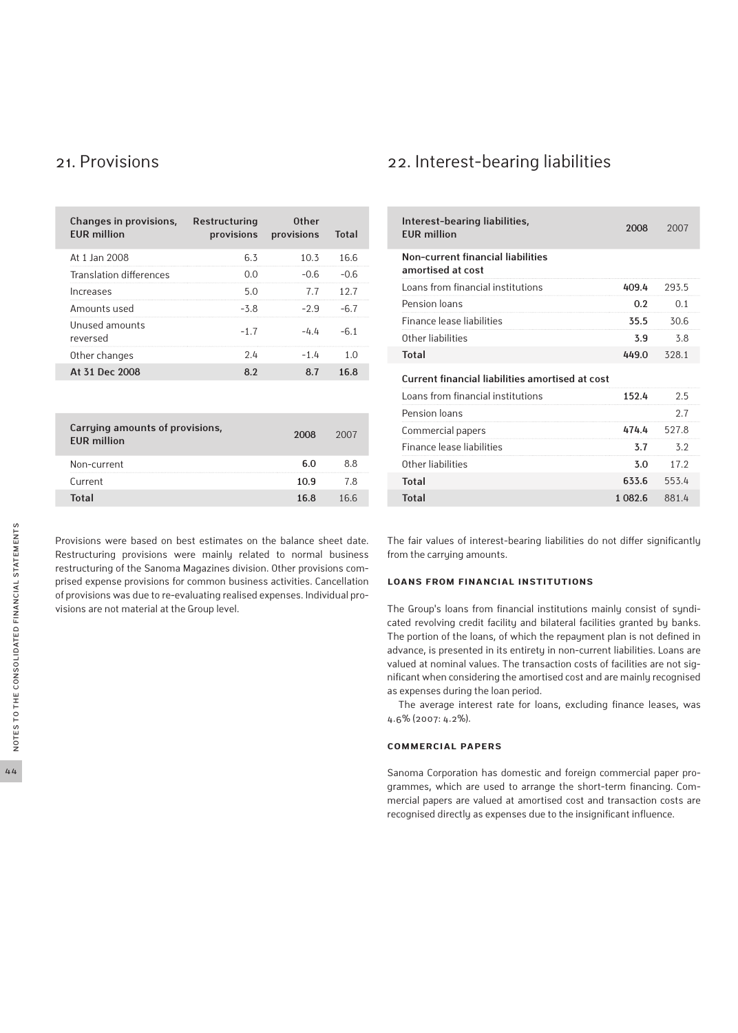## 21. Provisions

| Changes in provisions, EUR million | Restructuring provisions | Other provisions | Total |
|---|---|---|---|
| At 1 Jan 2008 | 6.3 | 10.3 | 16.6 |
| Translation differences | 0.0 | -0.6 | -0.6 |
| Increases | 5.0 | 7.7 | 12.7 |
| Amounts used | -3.8 | -2.9 | -6.7 |
| Unused amounts reversed | -1.7 | -4.4 | -6.1 |
| Other changes | 2.4 | -1.4 | 1.0 |
| **At 31 Dec 2008** | **8.2** | **8.7** | **16.8** |

| Carrying amounts of provisions, EUR million | 2008 | 2007 |
|---|---|---|
| Non-current | **6.0** | 8.8 |
| Current | **10.9** | 7.8 |
| **Total** | **16.8** | 16.6 |

Provisions were based on best estimates on the balance sheet date. Restructuring provisions were mainly related to normal business restructuring of the Sanoma Magazines division. Other provisions comprised expense provisions for common business activities. Cancellation of provisions was due to re-evaluating realised expenses. Individual provisions are not material at the Group level.

## 22. Interest-bearing liabilities

| Interest-bearing liabilities, EUR million | 2008 | 2007 |
|---|---|---|
| **Non-current financial liabilities amortised at cost** | | |
| Loans from financial institutions | **409.4** | 293.5 |
| Pension loans | **0.2** | 0.1 |
| Finance lease liabilities | **35.5** | 30.6 |
| Other liabilities | **3.9** | 3.8 |
| **Total** | **449.0** | 328.1 |
| **Current financial liabilities amortised at cost** | | |
| Loans from financial institutions | **152.4** | 2.5 |
| Pension loans | | 2.7 |
| Commercial papers | **474.4** | 527.8 |
| Finance lease liabilities | **3.7** | 3.2 |
| Other liabilities | **3.0** | 17.2 |
| **Total** | **633.6** | 553.4 |
| **Total** | **1 082.6** | 881.4 |

The fair values of interest-bearing liabilities do not differ significantly from the carrying amounts.

### LOANS FROM FINANCIAL INSTITUTIONS

The Group's loans from financial institutions mainly consist of syndicated revolving credit facility and bilateral facilities granted by banks. The portion of the loans, of which the repayment plan is not defined in advance, is presented in its entirety in non-current liabilities. Loans are valued at nominal values. The transaction costs of facilities are not significant when considering the amortised cost and are mainly recognised as expenses during the loan period.

The average interest rate for loans, excluding finance leases, was 4.6% (2007: 4.2%).

### COMMERCIAL PAPERS

Sanoma Corporation has domestic and foreign commercial paper programmes, which are used to arrange the short-term financing. Commercial papers are valued at amortised cost and transaction costs are recognised directly as expenses due to the insignificant influence.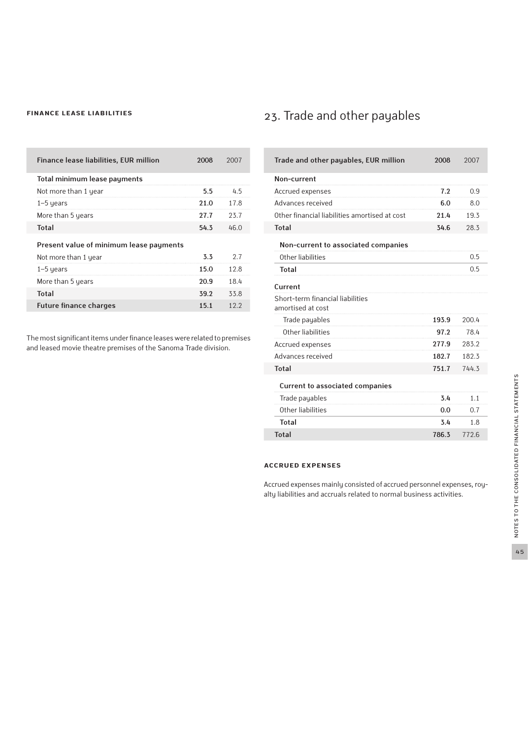#### FINANCE LEASE LIABILITIES

| Finance lease liabilities, EUR million | 2008 | 2007 |
|---|---|---|
| **Total minimum lease payments** | | |
| Not more than 1 year | 5.5 | 4.5 |
| 1–5 years | 21.0 | 17.8 |
| More than 5 years | 27.7 | 23.7 |
| **Total** | 54.3 | 46.0 |
| **Present value of minimum lease payments** | | |
| Not more than 1 year | 3.3 | 2.7 |
| 1–5 years | 15.0 | 12.8 |
| More than 5 years | 20.9 | 18.4 |
| **Total** | 39.2 | 33.8 |
| **Future finance charges** | 15.1 | 12.2 |

The most significant items under finance leases were related to premises and leased movie theatre premises of the Sanoma Trade division.

## 23. Trade and other payables

| Trade and other payables, EUR million | 2008 | 2007 |
|---|---|---|
| **Non-current** | | |
| Accrued expenses | 7.2 | 0.9 |
| Advances received | 6.0 | 8.0 |
| Other financial liabilities amortised at cost | 21.4 | 19.3 |
| **Total** | 34.6 | 28.3 |
| **Non-current to associated companies** | | |
| Other liabilities | | 0.5 |
| **Total** | | 0.5 |
| **Current** | | |
| Short-term financial liabilities amortised at cost | | |
| Trade payables | 193.9 | 200.4 |
| Other liabilities | 97.2 | 78.4 |
| Accrued expenses | 277.9 | 283.2 |
| Advances received | 182.7 | 182.3 |
| **Total** | 751.7 | 744.3 |
| **Current to associated companies** | | |
| Trade payables | 3.4 | 1.1 |
| Other liabilities | 0.0 | 0.7 |
| **Total** | 3.4 | 1.8 |
| **Total** | 786.3 | 772.6 |

#### ACCRUED EXPENSES

Accrued expenses mainly consisted of accrued personnel expenses, royalty liabilities and accruals related to normal business activities.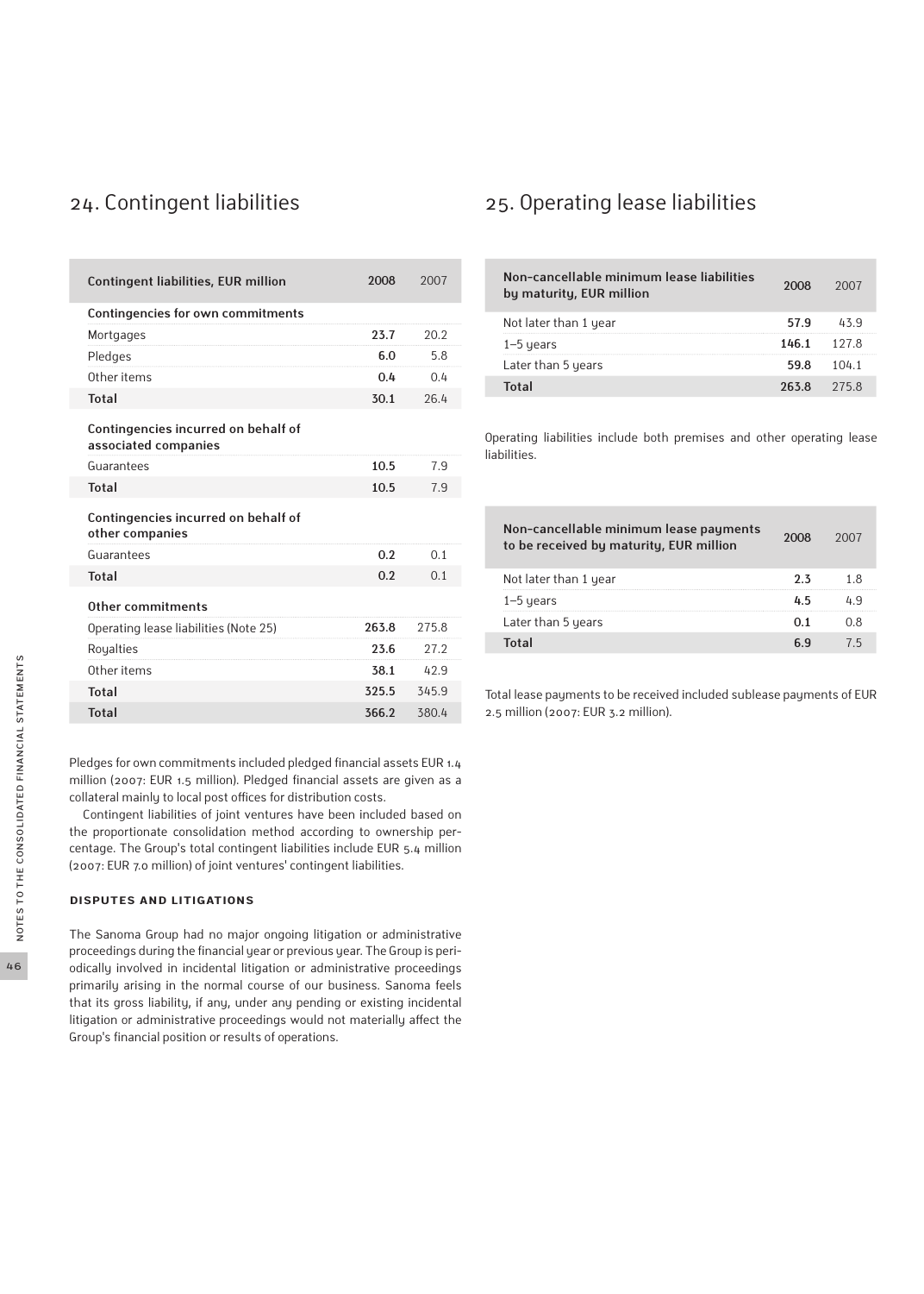## 24. Contingent liabilities

| Contingent liabilities, EUR million | 2008 | 2007 |
|---|---|---|
| **Contingencies for own commitments** | | |
| Mortgages | 23.7 | 20.2 |
| Pledges | 6.0 | 5.8 |
| Other items | 0.4 | 0.4 |
| **Total** | 30.1 | 26.4 |
| **Contingencies incurred on behalf of associated companies** | | |
| Guarantees | 10.5 | 7.9 |
| **Total** | 10.5 | 7.9 |
| **Contingencies incurred on behalf of other companies** | | |
| Guarantees | 0.2 | 0.1 |
| **Total** | 0.2 | 0.1 |
| **Other commitments** | | |
| Operating lease liabilities (Note 25) | 263.8 | 275.8 |
| Royalties | 23.6 | 27.2 |
| Other items | 38.1 | 42.9 |
| **Total** | 325.5 | 345.9 |
| **Total** | 366.2 | 380.4 |

Pledges for own commitments included pledged financial assets EUR 1.4 million (2007: EUR 1.5 million). Pledged financial assets are given as a collateral mainly to local post offices for distribution costs.

Contingent liabilities of joint ventures have been included based on the proportionate consolidation method according to ownership percentage. The Group's total contingent liabilities include EUR 5.4 million (2007: EUR 7.0 million) of joint ventures' contingent liabilities.

### DISPUTES AND LITIGATIONS

The Sanoma Group had no major ongoing litigation or administrative proceedings during the financial year or previous year. The Group is periodically involved in incidental litigation or administrative proceedings primarily arising in the normal course of our business. Sanoma feels that its gross liability, if any, under any pending or existing incidental litigation or administrative proceedings would not materially affect the Group's financial position or results of operations.

## 25. Operating lease liabilities

| Non-cancellable minimum lease liabilities by maturity, EUR million | 2008 | 2007 |
|---|---|---|
| Not later than 1 year | 57.9 | 43.9 |
| 1–5 years | 146.1 | 127.8 |
| Later than 5 years | 59.8 | 104.1 |
| **Total** | 263.8 | 275.8 |

Operating liabilities include both premises and other operating lease liabilities.

| Non-cancellable minimum lease payments to be received by maturity, EUR million | 2008 | 2007 |
|---|---|---|
| Not later than 1 year | 2.3 | 1.8 |
| 1–5 years | 4.5 | 4.9 |
| Later than 5 years | 0.1 | 0.8 |
| **Total** | 6.9 | 7.5 |

Total lease payments to be received included sublease payments of EUR 2.5 million (2007: EUR 3.2 million).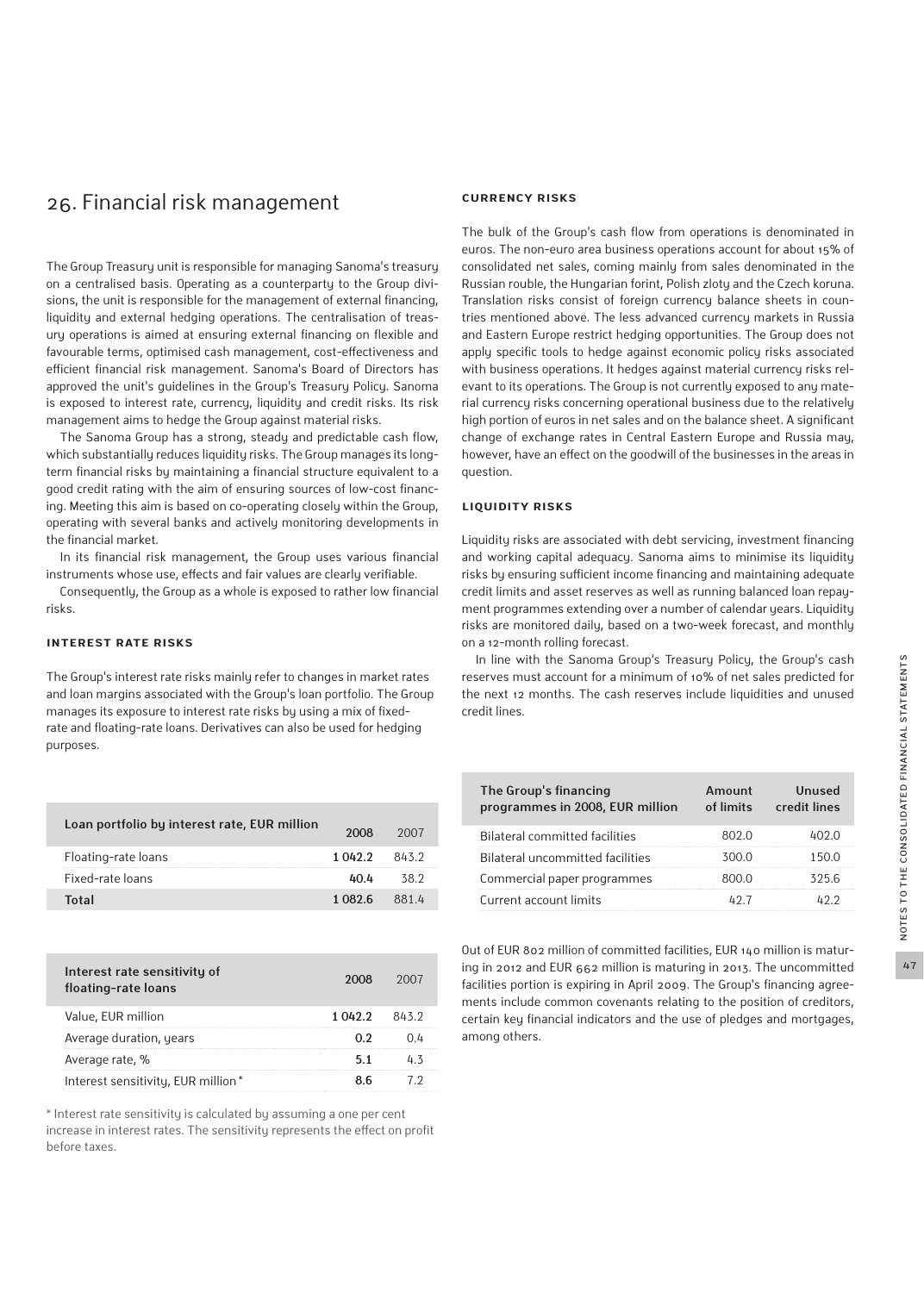## 26. Financial risk management

The Group Treasury unit is responsible for managing Sanoma's treasury on a centralised basis. Operating as a counterparty to the Group divisions, the unit is responsible for the management of external financing, liquidity and external hedging operations. The centralisation of treasury operations is aimed at ensuring external financing on flexible and favourable terms, optimised cash management, cost-effectiveness and efficient financial risk management. Sanoma's Board of Directors has approved the unit's guidelines in the Group's Treasury Policy. Sanoma is exposed to interest rate, currency, liquidity and credit risks. Its risk management aims to hedge the Group against material risks.

The Sanoma Group has a strong, steady and predictable cash flow, which substantially reduces liquidity risks. The Group manages its long-term financial risks by maintaining a financial structure equivalent to a good credit rating with the aim of ensuring sources of low-cost financing. Meeting this aim is based on co-operating closely within the Group, operating with several banks and actively monitoring developments in the financial market.

In its financial risk management, the Group uses various financial instruments whose use, effects and fair values are clearly verifiable.

Consequently, the Group as a whole is exposed to rather low financial risks.

### INTEREST RATE RISKS

The Group's interest rate risks mainly refer to changes in market rates and loan margins associated with the Group's loan portfolio. The Group manages its exposure to interest rate risks by using a mix of fixed-rate and floating-rate loans. Derivatives can also be used for hedging purposes.

| Loan portfolio by interest rate, EUR million | 2008 | 2007 |
|---|---|---|
| Floating-rate loans | 1 042.2 | 843.2 |
| Fixed-rate loans | 40.4 | 38.2 |
| Total | 1 082.6 | 881.4 |

| Interest rate sensitivity of floating-rate loans | 2008 | 2007 |
|---|---|---|
| Value, EUR million | 1 042.2 | 843.2 |
| Average duration, years | 0.2 | 0.4 |
| Average rate, % | 5.1 | 4.3 |
| Interest sensitivity, EUR million* | 8.6 | 7.2 |

\* Interest rate sensitivity is calculated by assuming a one per cent increase in interest rates. The sensitivity represents the effect on profit before taxes.

### CURRENCY RISKS

The bulk of the Group's cash flow from operations is denominated in euros. The non-euro area business operations account for about 15% of consolidated net sales, coming mainly from sales denominated in the Russian rouble, the Hungarian forint, Polish zloty and the Czech koruna. Translation risks consist of foreign currency balance sheets in countries mentioned above. The less advanced currency markets in Russia and Eastern Europe restrict hedging opportunities. The Group does not apply specific tools to hedge against economic policy risks associated with business operations. It hedges against material currency risks relevant to its operations. The Group is not currently exposed to any material currency risks concerning operational business due to the relatively high portion of euros in net sales and on the balance sheet. A significant change of exchange rates in Central Eastern Europe and Russia may, however, have an effect on the goodwill of the businesses in the areas in question.

### LIQUIDITY RISKS

Liquidity risks are associated with debt servicing, investment financing and working capital adequacy. Sanoma aims to minimise its liquidity risks by ensuring sufficient income financing and maintaining adequate credit limits and asset reserves as well as running balanced loan repayment programmes extending over a number of calendar years. Liquidity risks are monitored daily, based on a two-week forecast, and monthly on a 12-month rolling forecast.

In line with the Sanoma Group's Treasury Policy, the Group's cash reserves must account for a minimum of 10% of net sales predicted for the next 12 months. The cash reserves include liquidities and unused credit lines.

| The Group's financing programmes in 2008, EUR million | Amount of limits | Unused credit lines |
|---|---|---|
| Bilateral committed facilities | 802.0 | 402.0 |
| Bilateral uncommitted facilities | 300.0 | 150.0 |
| Commercial paper programmes | 800.0 | 325.6 |
| Current account limits | 42.7 | 42.2 |

Out of EUR 802 million of committed facilities, EUR 140 million is maturing in 2012 and EUR 662 million is maturing in 2013. The uncommitted facilities portion is expiring in April 2009. The Group's financing agreements include common covenants relating to the position of creditors, certain key financial indicators and the use of pledges and mortgages, among others.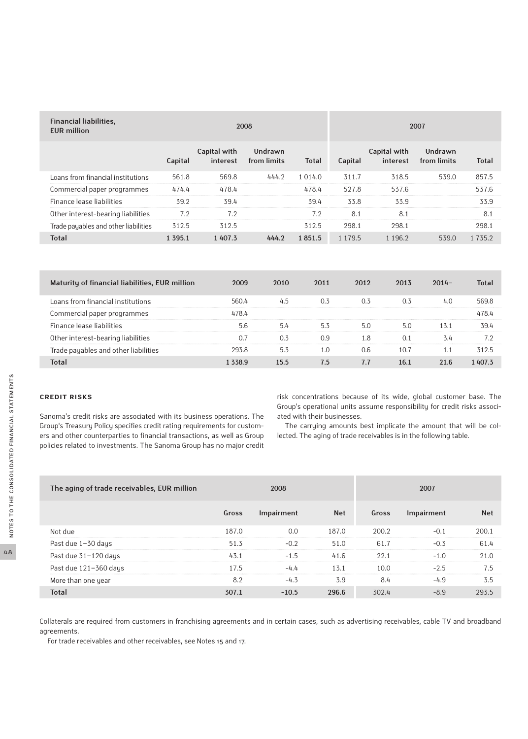| Financial liabilities, EUR million | 2008 | | | | 2007 | | | |
|---|---|---|---|---|---|---|---|---|
| | Capital | Capital with interest | Undrawn from limits | Total | Capital | Capital with interest | Undrawn from limits | Total |
| Loans from financial institutions | 561.8 | 569.8 | 444.2 | 1 014.0 | 311.7 | 318.5 | 539.0 | 857.5 |
| Commercial paper programmes | 474.4 | 478.4 | | 478.4 | 527.8 | 537.6 | | 537.6 |
| Finance lease liabilities | 39.2 | 39.4 | | 39.4 | 33.8 | 33.9 | | 33.9 |
| Other interest-bearing liabilities | 7.2 | 7.2 | | 7.2 | 8.1 | 8.1 | | 8.1 |
| Trade payables and other liabilities | 312.5 | 312.5 | | 312.5 | 298.1 | 298.1 | | 298.1 |
| **Total** | **1 395.1** | **1 407.3** | **444.2** | **1 851.5** | 1 179.5 | 1 196.2 | 539.0 | 1 735.2 |

| Maturity of financial liabilities, EUR million | 2009 | 2010 | 2011 | 2012 | 2013 | 2014– | Total |
|---|---|---|---|---|---|---|---|
| Loans from financial institutions | 560.4 | 4.5 | 0.3 | 0.3 | 0.3 | 4.0 | 569.8 |
| Commercial paper programmes | 478.4 | | | | | | 478.4 |
| Finance lease liabilities | 5.6 | 5.4 | 5.3 | 5.0 | 5.0 | 13.1 | 39.4 |
| Other interest-bearing liabilities | 0.7 | 0.3 | 0.9 | 1.8 | 0.1 | 3.4 | 7.2 |
| Trade payables and other liabilities | 293.8 | 5.3 | 1.0 | 0.6 | 10.7 | 1.1 | 312.5 |
| **Total** | **1 338.9** | **15.5** | **7.5** | **7.7** | **16.1** | **21.6** | **1 407.3** |

## CREDIT RISKS

Sanoma's credit risks are associated with its business operations. The Group's Treasury Policy specifies credit rating requirements for customers and other counterparties to financial transactions, as well as Group policies related to investments. The Sanoma Group has no major credit risk concentrations because of its wide, global customer base. The Group's operational units assume responsibility for credit risks associated with their businesses.

The carrying amounts best implicate the amount that will be collected. The aging of trade receivables is in the following table.

| The aging of trade receivables, EUR million | 2008 | | | 2007 | | |
|---|---|---|---|---|---|---|
| | Gross | Impairment | Net | Gross | Impairment | Net |
| Not due | 187.0 | 0.0 | 187.0 | 200.2 | -0.1 | 200.1 |
| Past due 1–30 days | 51.3 | -0.2 | 51.0 | 61.7 | -0.3 | 61.4 |
| Past due 31–120 days | 43.1 | -1.5 | 41.6 | 22.1 | -1.0 | 21.0 |
| Past due 121–360 days | 17.5 | -4.4 | 13.1 | 10.0 | -2.5 | 7.5 |
| More than one year | 8.2 | -4.3 | 3.9 | 8.4 | -4.9 | 3.5 |
| **Total** | **307.1** | **-10.5** | **296.6** | 302.4 | -8.9 | 293.5 |

Collaterals are required from customers in franchising agreements and in certain cases, such as advertising receivables, cable TV and broadband agreements.

For trade receivables and other receivables, see Notes 15 and 17.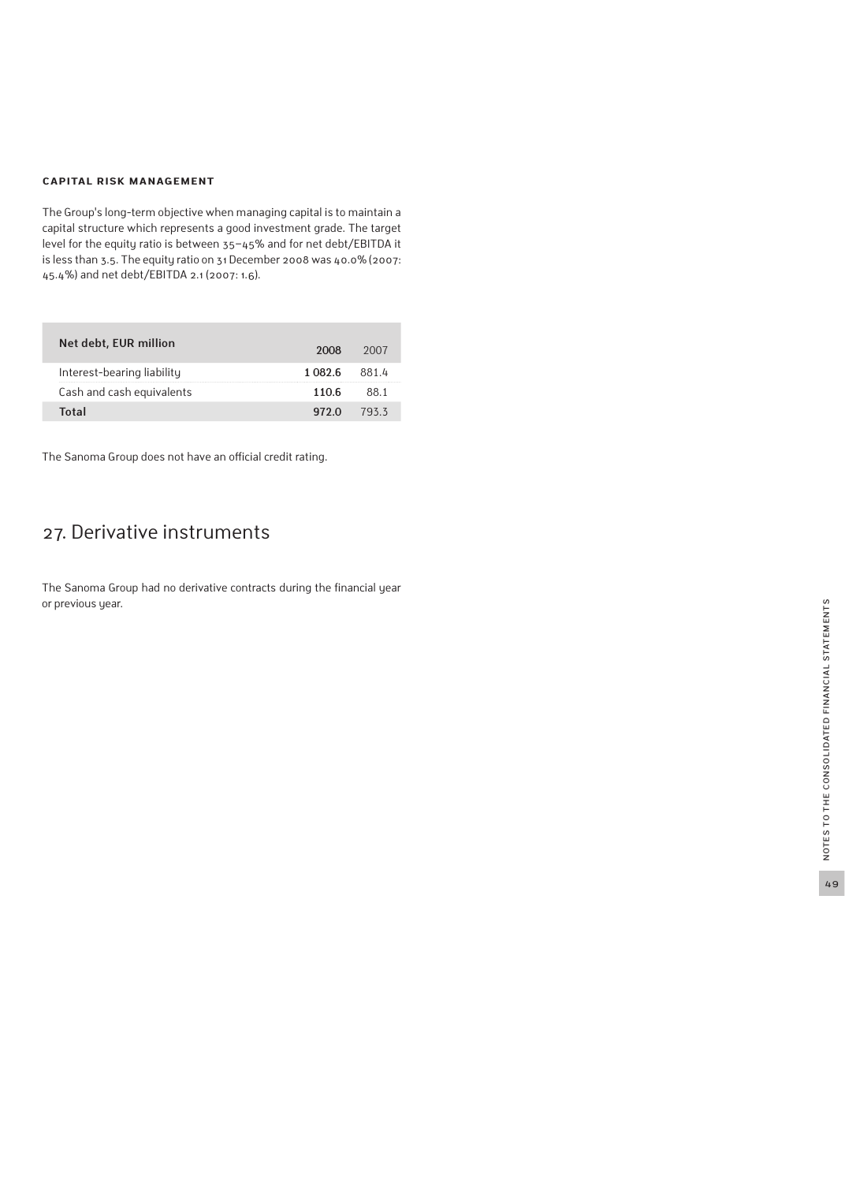### CAPITAL RISK MANAGEMENT

The Group's long-term objective when managing capital is to maintain a capital structure which represents a good investment grade. The target level for the equity ratio is between 35–45% and for net debt/EBITDA it is less than 3.5. The equity ratio on 31 December 2008 was 40.0% (2007: 45.4%) and net debt/EBITDA 2.1 (2007: 1.6).

| Net debt, EUR million | 2008 | 2007 |
|---|---|---|
| Interest-bearing liability | **1 082.6** | 881.4 |
| Cash and cash equivalents | **110.6** | 88.1 |
| **Total** | **972.0** | 793.3 |

The Sanoma Group does not have an official credit rating.

## 27. Derivative instruments

The Sanoma Group had no derivative contracts during the financial year or previous year.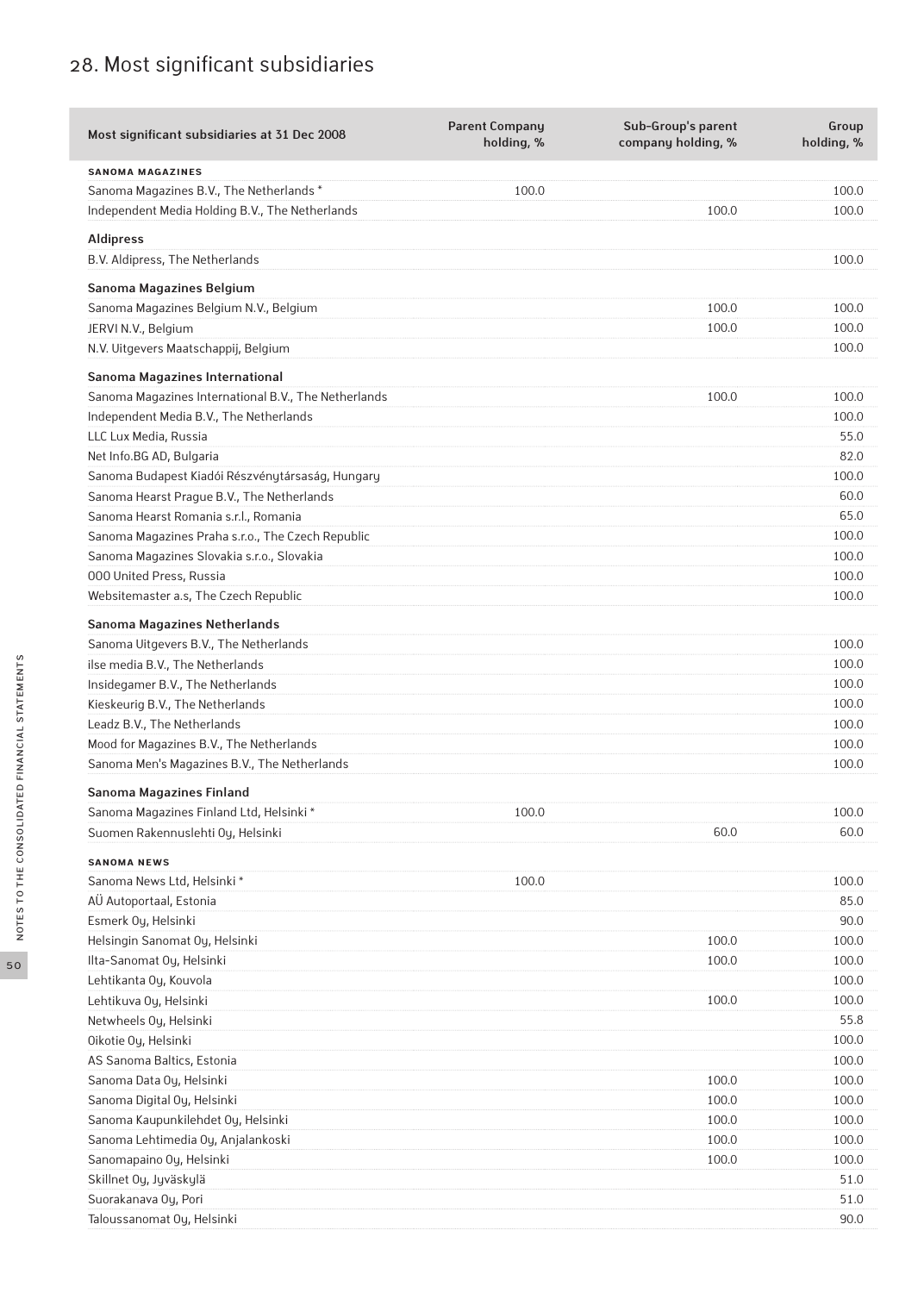## 28. Most significant subsidiaries

| Most significant subsidiaries at 31 Dec 2008 | Parent Company holding, % | Sub-Group's parent company holding, % | Group holding, % |
|---|---|---|---|
| **SANOMA MAGAZINES** | | | |
| Sanoma Magazines B.V., The Netherlands * | 100.0 | | 100.0 |
| Independent Media Holding B.V., The Netherlands | | 100.0 | 100.0 |
| **Aldipress** | | | |
| B.V. Aldipress, The Netherlands | | | 100.0 |
| **Sanoma Magazines Belgium** | | | |
| Sanoma Magazines Belgium N.V., Belgium | | 100.0 | 100.0 |
| JERVI N.V., Belgium | | 100.0 | 100.0 |
| N.V. Uitgevers Maatschappij, Belgium | | | 100.0 |
| **Sanoma Magazines International** | | | |
| Sanoma Magazines International B.V., The Netherlands | | 100.0 | 100.0 |
| Independent Media B.V., The Netherlands | | | 100.0 |
| LLC Lux Media, Russia | | | 55.0 |
| Net Info.BG AD, Bulgaria | | | 82.0 |
| Sanoma Budapest Kiadói Részvénytársaság, Hungary | | | 100.0 |
| Sanoma Hearst Prague B.V., The Netherlands | | | 60.0 |
| Sanoma Hearst Romania s.r.l., Romania | | | 65.0 |
| Sanoma Magazines Praha s.r.o., The Czech Republic | | | 100.0 |
| Sanoma Magazines Slovakia s.r.o., Slovakia | | | 100.0 |
| OOO United Press, Russia | | | 100.0 |
| Websitemaster a.s, The Czech Republic | | | 100.0 |
| **Sanoma Magazines Netherlands** | | | |
| Sanoma Uitgevers B.V., The Netherlands | | | 100.0 |
| ilse media B.V., The Netherlands | | | 100.0 |
| Insidegamer B.V., The Netherlands | | | 100.0 |
| Kieskeurig B.V., The Netherlands | | | 100.0 |
| Leadz B.V., The Netherlands | | | 100.0 |
| Mood for Magazines B.V., The Netherlands | | | 100.0 |
| Sanoma Men's Magazines B.V., The Netherlands | | | 100.0 |
| **Sanoma Magazines Finland** | | | |
| Sanoma Magazines Finland Ltd, Helsinki * | 100.0 | | 100.0 |
| Suomen Rakennuslehti Oy, Helsinki | | 60.0 | 60.0 |
| **SANOMA NEWS** | | | |
| Sanoma News Ltd, Helsinki * | 100.0 | | 100.0 |
| AÜ Autoportaal, Estonia | | | 85.0 |
| Esmerk Oy, Helsinki | | | 90.0 |
| Helsingin Sanomat Oy, Helsinki | | 100.0 | 100.0 |
| Ilta-Sanomat Oy, Helsinki | | 100.0 | 100.0 |
| Lehtikanta Oy, Kouvola | | | 100.0 |
| Lehtikuva Oy, Helsinki | | 100.0 | 100.0 |
| Netwheels Oy, Helsinki | | | 55.8 |
| Oikotie Oy, Helsinki | | | 100.0 |
| AS Sanoma Baltics, Estonia | | | 100.0 |
| Sanoma Data Oy, Helsinki | | 100.0 | 100.0 |
| Sanoma Digital Oy, Helsinki | | 100.0 | 100.0 |
| Sanoma Kaupunkilehdet Oy, Helsinki | | 100.0 | 100.0 |
| Sanoma Lehtimedia Oy, Anjalankoski | | 100.0 | 100.0 |
| Sanomapaino Oy, Helsinki | | 100.0 | 100.0 |
| Skillnet Oy, Jyväskylä | | | 51.0 |
| Suorakanava Oy, Pori | | | 51.0 |
| Taloussanomat Oy, Helsinki | | | 90.0 |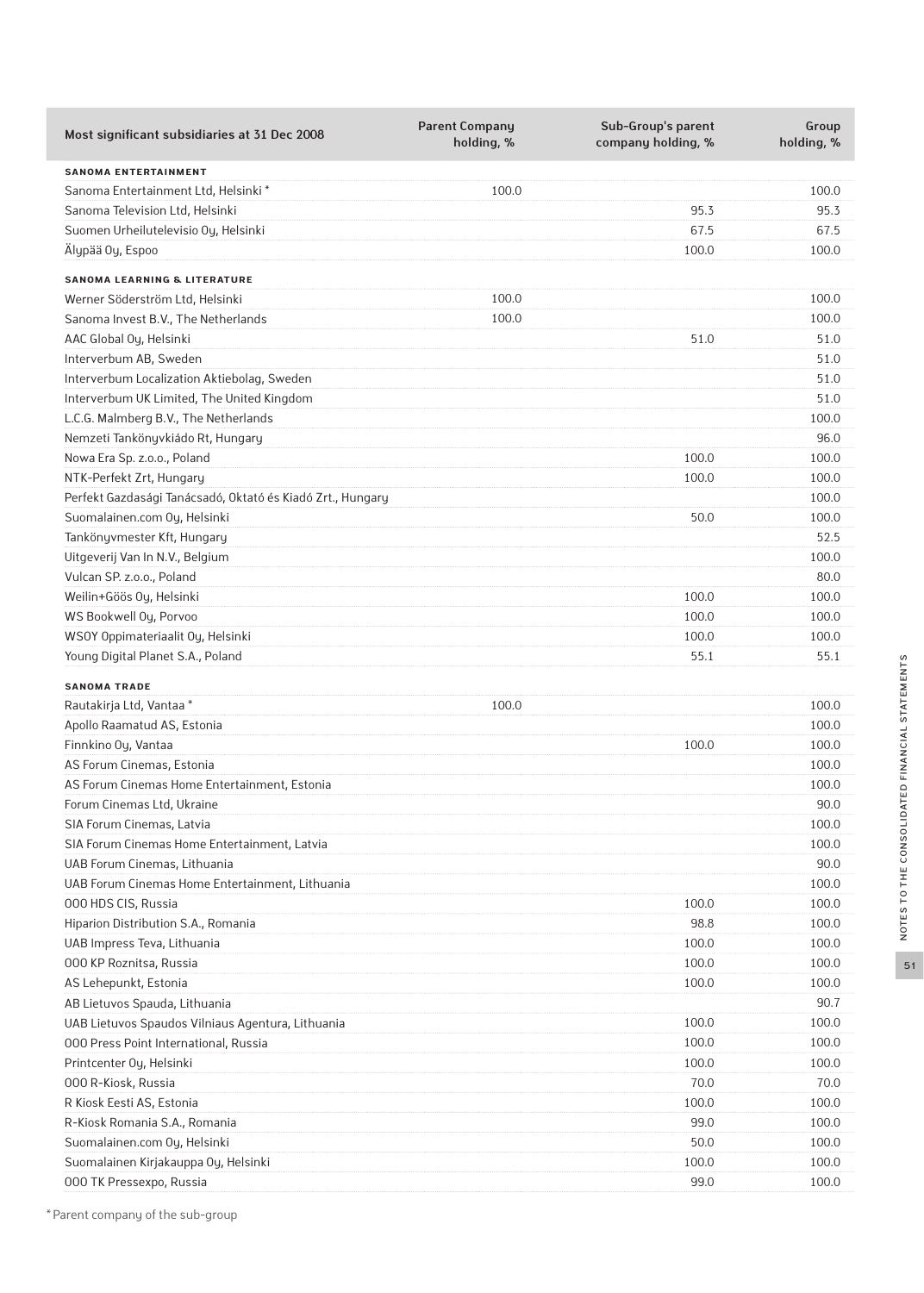| Most significant subsidiaries at 31 Dec 2008 | Parent Company holding, % | Sub-Group's parent company holding, % | Group holding, % |
|---|---|---|---|
| **SANOMA ENTERTAINMENT** | | | |
| Sanoma Entertainment Ltd, Helsinki * | 100.0 | | 100.0 |
| Sanoma Television Ltd, Helsinki | | 95.3 | 95.3 |
| Suomen Urheilutelevisio Oy, Helsinki | | 67.5 | 67.5 |
| Älypää Oy, Espoo | | 100.0 | 100.0 |
| **SANOMA LEARNING & LITERATURE** | | | |
| Werner Söderström Ltd, Helsinki | 100.0 | | 100.0 |
| Sanoma Invest B.V., The Netherlands | 100.0 | | 100.0 |
| AAC Global Oy, Helsinki | | 51.0 | 51.0 |
| Interverbum AB, Sweden | | | 51.0 |
| Interverbum Localization Aktiebolag, Sweden | | | 51.0 |
| Interverbum UK Limited, The United Kingdom | | | 51.0 |
| L.C.G. Malmberg B.V., The Netherlands | | | 100.0 |
| Nemzeti Tankönyvkiádo Rt, Hungary | | | 96.0 |
| Nowa Era Sp. z.o.o., Poland | | 100.0 | 100.0 |
| NTK-Perfekt Zrt, Hungary | | 100.0 | 100.0 |
| Perfekt Gazdasági Tanácsadó, Oktató és Kiadó Zrt., Hungary | | | 100.0 |
| Suomalainen.com Oy, Helsinki | | 50.0 | 100.0 |
| Tankönyvmester Kft, Hungary | | | 52.5 |
| Uitgeverij Van In N.V., Belgium | | | 100.0 |
| Vulcan SP. z.o.o., Poland | | | 80.0 |
| Weilin+Göös Oy, Helsinki | | 100.0 | 100.0 |
| WS Bookwell Oy, Porvoo | | 100.0 | 100.0 |
| WSOY Oppimateriaalit Oy, Helsinki | | 100.0 | 100.0 |
| Young Digital Planet S.A., Poland | | 55.1 | 55.1 |
| **SANOMA TRADE** | | | |
| Rautakirja Ltd, Vantaa * | 100.0 | | 100.0 |
| Apollo Raamatud AS, Estonia | | | 100.0 |
| Finnkino Oy, Vantaa | | 100.0 | 100.0 |
| AS Forum Cinemas, Estonia | | | 100.0 |
| AS Forum Cinemas Home Entertainment, Estonia | | | 100.0 |
| Forum Cinemas Ltd, Ukraine | | | 90.0 |
| SIA Forum Cinemas, Latvia | | | 100.0 |
| SIA Forum Cinemas Home Entertainment, Latvia | | | 100.0 |
| UAB Forum Cinemas, Lithuania | | | 90.0 |
| UAB Forum Cinemas Home Entertainment, Lithuania | | | 100.0 |
| OOO HDS CIS, Russia | | 100.0 | 100.0 |
| Hiparion Distribution S.A., Romania | | 98.8 | 100.0 |
| UAB Impress Teva, Lithuania | | 100.0 | 100.0 |
| OOO KP Roznitsa, Russia | | 100.0 | 100.0 |
| AS Lehepunkt, Estonia | | 100.0 | 100.0 |
| AB Lietuvos Spauda, Lithuania | | | 90.7 |
| UAB Lietuvos Spaudos Vilniaus Agentura, Lithuania | | 100.0 | 100.0 |
| OOO Press Point International, Russia | | 100.0 | 100.0 |
| Printcenter Oy, Helsinki | | 100.0 | 100.0 |
| OOO R-Kiosk, Russia | | 70.0 | 70.0 |
| R Kiosk Eesti AS, Estonia | | 100.0 | 100.0 |
| R-Kiosk Romania S.A., Romania | | 99.0 | 100.0 |
| Suomalainen.com Oy, Helsinki | | 50.0 | 100.0 |
| Suomalainen Kirjakauppa Oy, Helsinki | | 100.0 | 100.0 |
| OOO TK Pressexpo, Russia | | 99.0 | 100.0 |

* Parent company of the sub-group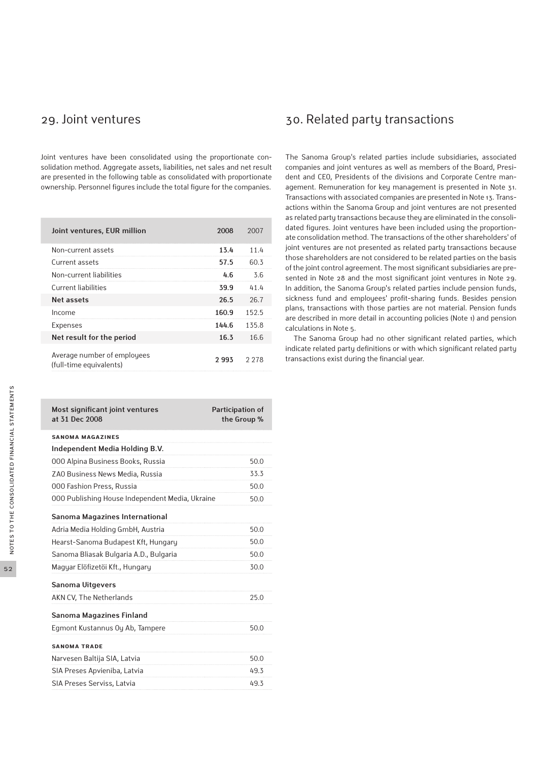## 29. Joint ventures

Joint ventures have been consolidated using the proportionate consolidation method. Aggregate assets, liabilities, net sales and net result are presented in the following table as consolidated with proportionate ownership. Personnel figures include the total figure for the companies.

| Joint ventures, EUR million | 2008 | 2007 |
|---|---|---|
| Non-current assets | **13.4** | 11.4 |
| Current assets | **57.5** | 60.3 |
| Non-current liabilities | **4.6** | 3.6 |
| Current liabilities | **39.9** | 41.4 |
| **Net assets** | **26.5** | 26.7 |
| Income | **160.9** | 152.5 |
| Expenses | **144.6** | 135.8 |
| **Net result for the period** | **16.3** | 16.6 |
| Average number of employees (full-time equivalents) | **2 993** | 2 278 |

| Most significant joint ventures at 31 Dec 2008 | Participation of the Group % |
|---|---|
| **SANOMA MAGAZINES** | |
| **Independent Media Holding B.V.** | |
| OOO Alpina Business Books, Russia | 50.0 |
| ZAO Business News Media, Russia | 33.3 |
| OOO Fashion Press, Russia | 50.0 |
| OOO Publishing House Independent Media, Ukraine | 50.0 |
| **Sanoma Magazines International** | |
| Adria Media Holding GmbH, Austria | 50.0 |
| Hearst-Sanoma Budapest Kft, Hungary | 50.0 |
| Sanoma Bliasak Bulgaria A.D., Bulgaria | 50.0 |
| Magyar Elöfizetöi Kft., Hungary | 30.0 |
| **Sanoma Uitgevers** | |
| AKN CV, The Netherlands | 25.0 |
| **Sanoma Magazines Finland** | |
| Egmont Kustannus Oy Ab, Tampere | 50.0 |
| **SANOMA TRADE** | |
| Narvesen Baltija SIA, Latvia | 50.0 |
| SIA Preses Apvieniba, Latvia | 49.3 |
| SIA Preses Serviss, Latvia | 49.3 |

## 30. Related party transactions

The Sanoma Group's related parties include subsidiaries, associated companies and joint ventures as well as members of the Board, President and CEO, Presidents of the divisions and Corporate Centre management. Remuneration for key management is presented in Note 31. Transactions with associated companies are presented in Note 13. Transactions within the Sanoma Group and joint ventures are not presented as related party transactions because they are eliminated in the consolidated figures. Joint ventures have been included using the proportionate consolidation method. The transactions of the other shareholders' of joint ventures are not presented as related party transactions because those shareholders are not considered to be related parties on the basis of the joint control agreement. The most significant subsidiaries are presented in Note 28 and the most significant joint ventures in Note 29. In addition, the Sanoma Group's related parties include pension funds, sickness fund and employees' profit-sharing funds. Besides pension plans, transactions with those parties are not material. Pension funds are described in more detail in accounting policies (Note 1) and pension calculations in Note 5.

The Sanoma Group had no other significant related parties, which indicate related party definitions or with which significant related party transactions exist during the financial year.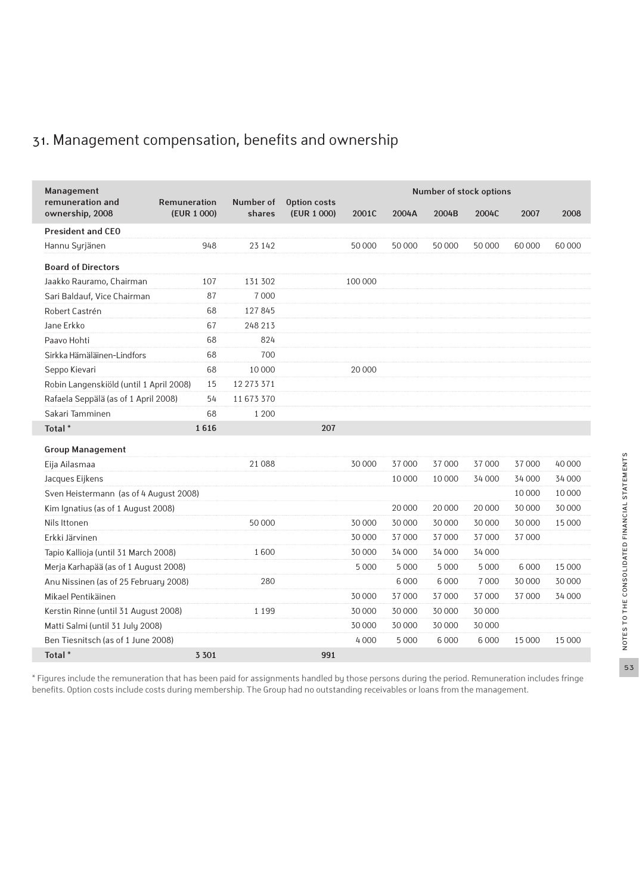# 31. Management compensation, benefits and ownership

| Management remuneration and ownership, 2008 | Remuneration (EUR 1 000) | Number of shares | Option costs (EUR 1 000) | Number of stock options | | | | | |
|---|---|---|---|---|---|---|---|---|---|
| | | | | 2001C | 2004A | 2004B | 2004C | 2007 | 2008 |
| **President and CEO** | | | | | | | | | |
| Hannu Syrjänen | 948 | 23 142 | | 50 000 | 50 000 | 50 000 | 50 000 | 60 000 | 60 000 |
| **Board of Directors** | | | | | | | | | |
| Jaakko Rauramo, Chairman | 107 | 131 302 | | 100 000 | | | | | |
| Sari Baldauf, Vice Chairman | 87 | 7 000 | | | | | | | |
| Robert Castrén | 68 | 127 845 | | | | | | | |
| Jane Erkko | 67 | 248 213 | | | | | | | |
| Paavo Hohti | 68 | 824 | | | | | | | |
| Sirkka Hämäläinen-Lindfors | 68 | 700 | | | | | | | |
| Seppo Kievari | 68 | 10 000 | | 20 000 | | | | | |
| Robin Langenskiöld (until 1 April 2008) | 15 | 12 273 371 | | | | | | | |
| Rafaela Seppälä (as of 1 April 2008) | 54 | 11 673 370 | | | | | | | |
| Sakari Tamminen | 68 | 1 200 | | | | | | | |
| **Total** * | **1 616** | | **207** | | | | | | |
| **Group Management** | | | | | | | | | |
| Eija Ailasmaa | | 21 088 | | 30 000 | 37 000 | 37 000 | 37 000 | 37 000 | 40 000 |
| Jacques Eijkens | | | | | 10 000 | 10 000 | 34 000 | 34 000 | 34 000 |
| Sven Heistermann (as of 4 August 2008) | | | | | | | | 10 000 | 10 000 |
| Kim Ignatius (as of 1 August 2008) | | | | | 20 000 | 20 000 | 20 000 | 30 000 | 30 000 |
| Nils Ittonen | | 50 000 | | 30 000 | 30 000 | 30 000 | 30 000 | 30 000 | 15 000 |
| Erkki Järvinen | | | | 30 000 | 37 000 | 37 000 | 37 000 | 37 000 | |
| Tapio Kallioja (until 31 March 2008) | | 1 600 | | 30 000 | 34 000 | 34 000 | 34 000 | | |
| Merja Karhapää (as of 1 August 2008) | | | | 5 000 | 5 000 | 5 000 | 5 000 | 6 000 | 15 000 |
| Anu Nissinen (as of 25 February 2008) | | 280 | | | 6 000 | 6 000 | 7 000 | 30 000 | 30 000 |
| Mikael Pentikäinen | | | | 30 000 | 37 000 | 37 000 | 37 000 | 37 000 | 34 000 |
| Kerstin Rinne (until 31 August 2008) | | 1 199 | | 30 000 | 30 000 | 30 000 | 30 000 | | |
| Matti Salmi (until 31 July 2008) | | | | 30 000 | 30 000 | 30 000 | 30 000 | | |
| Ben Tiesnitsch (as of 1 June 2008) | | | | 4 000 | 5 000 | 6 000 | 6 000 | 15 000 | 15 000 |
| **Total** * | **3 301** | | **991** | | | | | | |

* Figures include the remuneration that has been paid for assignments handled by those persons during the period. Remuneration includes fringe benefits. Option costs include costs during membership. The Group had no outstanding receivables or loans from the management.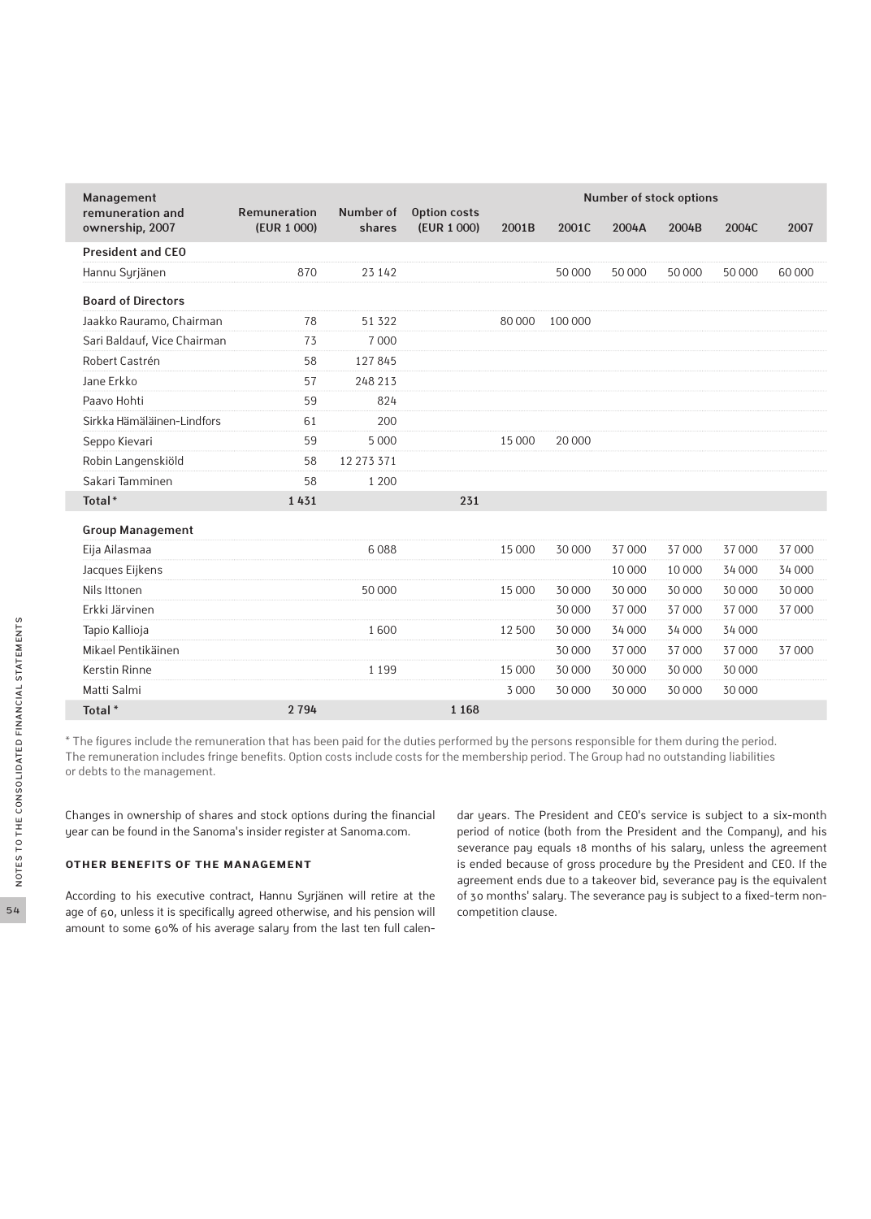| Management remuneration and ownership, 2007 | Remuneration (EUR 1 000) | Number of shares | Option costs (EUR 1 000) | Number of stock options | | | | | |
|---|---|---|---|---|---|---|---|---|---|
| | | | | 2001B | 2001C | 2004A | 2004B | 2004C | 2007 |
| **President and CEO** | | | | | | | | | |
| Hannu Syrjänen | 870 | 23 142 | | | 50 000 | 50 000 | 50 000 | 50 000 | 60 000 |
| **Board of Directors** | | | | | | | | | |
| Jaakko Rauramo, Chairman | 78 | 51 322 | | 80 000 | 100 000 | | | | |
| Sari Baldauf, Vice Chairman | 73 | 7 000 | | | | | | | |
| Robert Castrén | 58 | 127 845 | | | | | | | |
| Jane Erkko | 57 | 248 213 | | | | | | | |
| Paavo Hohti | 59 | 824 | | | | | | | |
| Sirkka Hämäläinen-Lindfors | 61 | 200 | | | | | | | |
| Seppo Kievari | 59 | 5 000 | | 15 000 | 20 000 | | | | |
| Robin Langenskiöld | 58 | 12 273 371 | | | | | | | |
| Sakari Tamminen | 58 | 1 200 | | | | | | | |
| **Total*** | **1 431** | | **231** | | | | | | |
| **Group Management** | | | | | | | | | |
| Eija Ailasmaa | | 6 088 | | 15 000 | 30 000 | 37 000 | 37 000 | 37 000 | 37 000 |
| Jacques Eijkens | | | | | | 10 000 | 10 000 | 34 000 | 34 000 |
| Nils Ittonen | | 50 000 | | 15 000 | 30 000 | 30 000 | 30 000 | 30 000 | 30 000 |
| Erkki Järvinen | | | | | 30 000 | 37 000 | 37 000 | 37 000 | 37 000 |
| Tapio Kallioja | | 1 600 | | 12 500 | 30 000 | 34 000 | 34 000 | 34 000 | |
| Mikael Pentikäinen | | | | | 30 000 | 37 000 | 37 000 | 37 000 | 37 000 |
| Kerstin Rinne | | 1 199 | | 15 000 | 30 000 | 30 000 | 30 000 | 30 000 | |
| Matti Salmi | | | | 3 000 | 30 000 | 30 000 | 30 000 | 30 000 | |
| **Total*** | **2 794** | | **1 168** | | | | | | |

* The figures include the remuneration that has been paid for the duties performed by the persons responsible for them during the period. The remuneration includes fringe benefits. Option costs include costs for the membership period. The Group had no outstanding liabilities or debts to the management.

Changes in ownership of shares and stock options during the financial year can be found in the Sanoma's insider register at Sanoma.com.

### OTHER BENEFITS OF THE MANAGEMENT

According to his executive contract, Hannu Syrjänen will retire at the age of 60, unless it is specifically agreed otherwise, and his pension will amount to some 60% of his average salary from the last ten full calendar years. The President and CEO's service is subject to a six-month period of notice (both from the President and the Company), and his severance pay equals 18 months of his salary, unless the agreement is ended because of gross procedure by the President and CEO. If the agreement ends due to a takeover bid, severance pay is the equivalent of 30 months' salary. The severance pay is subject to a fixed-term non-competition clause.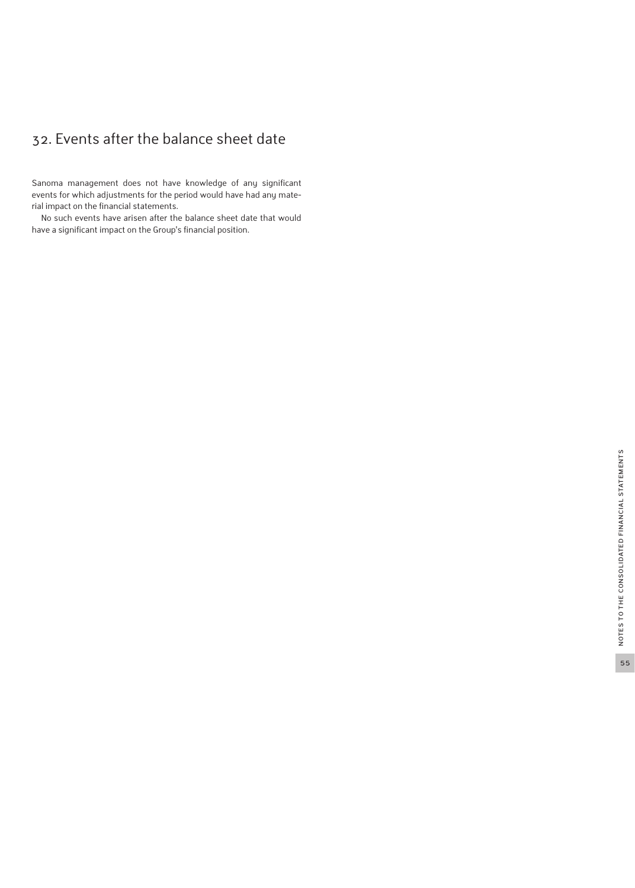## 32. Events after the balance sheet date

Sanoma management does not have knowledge of any significant events for which adjustments for the period would have had any material impact on the financial statements.

No such events have arisen after the balance sheet date that would have a significant impact on the Group's financial position.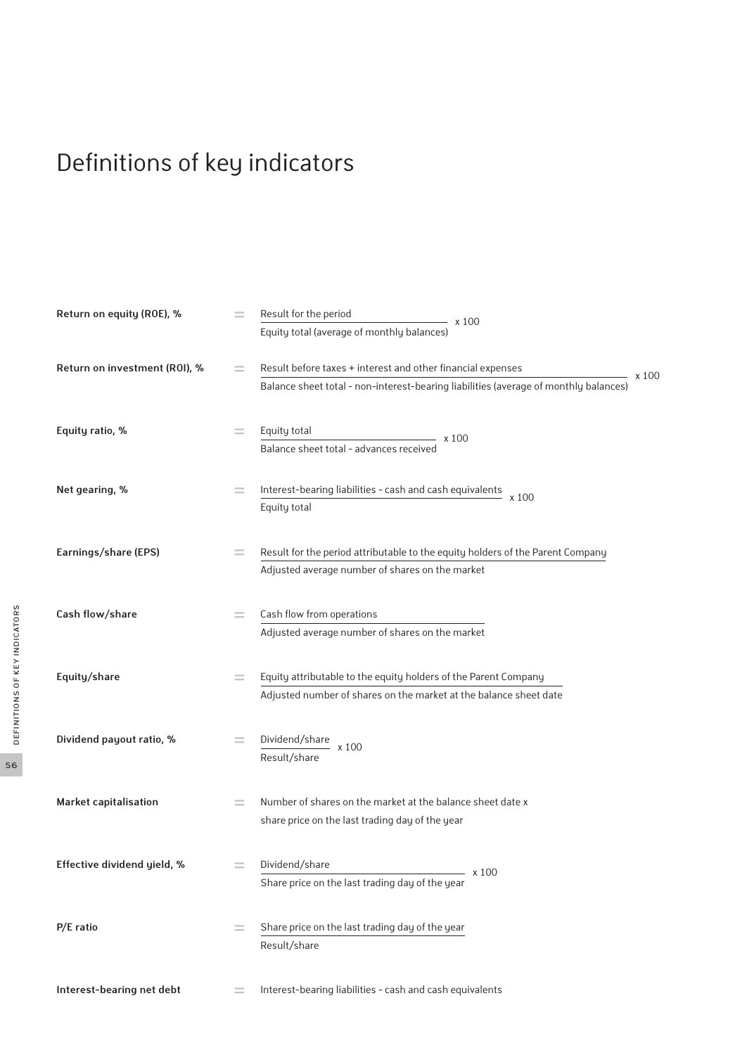# Definitions of key indicators

**Return on equity (ROE), %** = $\frac{\text{Result for the period}}{\text{Equity total (average of monthly balances)}} \times 100$

**Return on investment (ROI), %** = $\frac{\text{Result before taxes + interest and other financial expenses}}{\text{Balance sheet total - non-interest-bearing liabilities (average of monthly balances)}} \times 100$

**Equity ratio, %** = $\frac{\text{Equity total}}{\text{Balance sheet total - advances received}} \times 100$

**Net gearing, %** = $\frac{\text{Interest-bearing liabilities - cash and cash equivalents}}{\text{Equity total}} \times 100$

**Earnings/share (EPS)** = $\frac{\text{Result for the period attributable to the equity holders of the Parent Company}}{\text{Adjusted average number of shares on the market}}$

**Cash flow/share** = $\frac{\text{Cash flow from operations}}{\text{Adjusted average number of shares on the market}}$

**Equity/share** = $\frac{\text{Equity attributable to the equity holders of the Parent Company}}{\text{Adjusted number of shares on the market at the balance sheet date}}$

**Dividend payout ratio, %** = $\frac{\text{Dividend/share}}{\text{Result/share}} \times 100$

**Market capitalisation** = Number of shares on the market at the balance sheet date x share price on the last trading day of the year

**Effective dividend yield, %** = $\frac{\text{Dividend/share}}{\text{Share price on the last trading day of the year}} \times 100$

**P/E ratio** = $\frac{\text{Share price on the last trading day of the year}}{\text{Result/share}}$

**Interest-bearing net debt** = Interest-bearing liabilities - cash and cash equivalents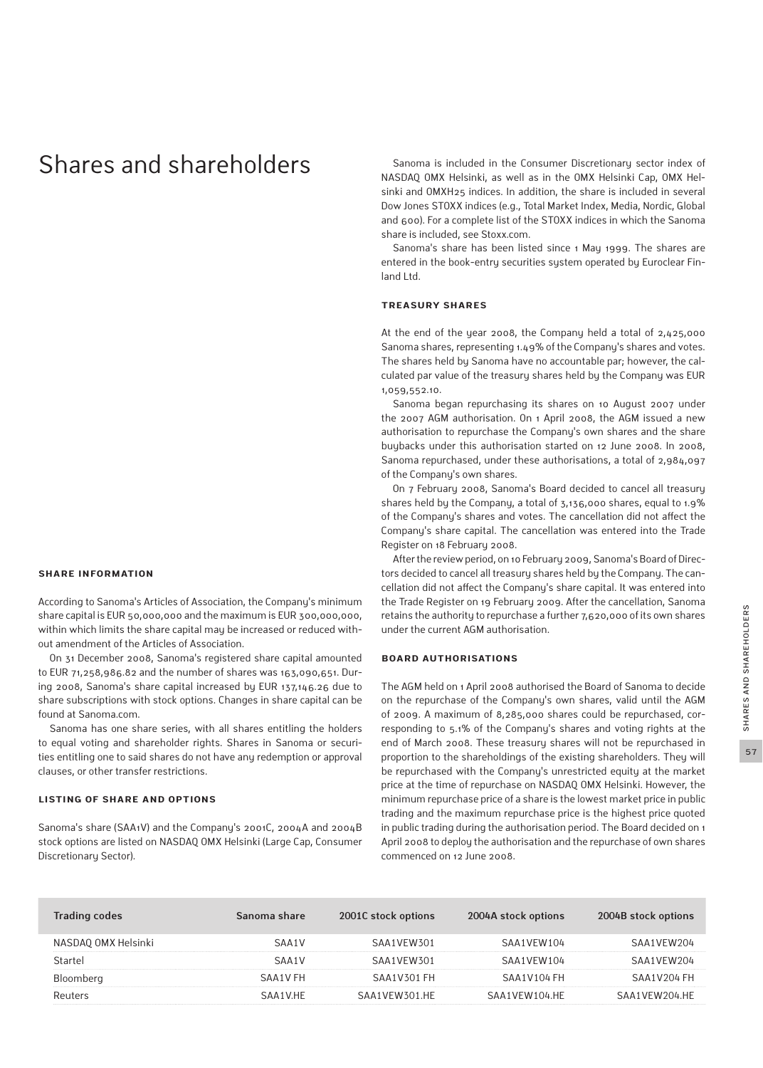# Shares and shareholders

## SHARE INFORMATION

According to Sanoma's Articles of Association, the Company's minimum share capital is EUR 50,000,000 and the maximum is EUR 300,000,000, within which limits the share capital may be increased or reduced without amendment of the Articles of Association.

On 31 December 2008, Sanoma's registered share capital amounted to EUR 71,258,986.82 and the number of shares was 163,090,651. During 2008, Sanoma's share capital increased by EUR 137,146.26 due to share subscriptions with stock options. Changes in share capital can be found at Sanoma.com.

Sanoma has one share series, with all shares entitling the holders to equal voting and shareholder rights. Shares in Sanoma or securities entitling one to said shares do not have any redemption or approval clauses, or other transfer restrictions.

## LISTING OF SHARE AND OPTIONS

Sanoma's share (SAA1V) and the Company's 2001C, 2004A and 2004B stock options are listed on NASDAQ OMX Helsinki (Large Cap, Consumer Discretionary Sector).

Sanoma is included in the Consumer Discretionary sector index of NASDAQ OMX Helsinki, as well as in the OMX Helsinki Cap, OMX Helsinki and OMXH25 indices. In addition, the share is included in several Dow Jones STOXX indices (e.g., Total Market Index, Media, Nordic, Global and 600). For a complete list of the STOXX indices in which the Sanoma share is included, see Stoxx.com.

Sanoma's share has been listed since 1 May 1999. The shares are entered in the book-entry securities system operated by Euroclear Finland Ltd.

## TREASURY SHARES

At the end of the year 2008, the Company held a total of 2,425,000 Sanoma shares, representing 1.49% of the Company's shares and votes. The shares held by Sanoma have no accountable par; however, the calculated par value of the treasury shares held by the Company was EUR 1,059,552.10.

Sanoma began repurchasing its shares on 10 August 2007 under the 2007 AGM authorisation. On 1 April 2008, the AGM issued a new authorisation to repurchase the Company's own shares and the share buybacks under this authorisation started on 12 June 2008. In 2008, Sanoma repurchased, under these authorisations, a total of 2,984,097 of the Company's own shares.

On 7 February 2008, Sanoma's Board decided to cancel all treasury shares held by the Company, a total of 3,136,000 shares, equal to 1.9% of the Company's shares and votes. The cancellation did not affect the Company's share capital. The cancellation was entered into the Trade Register on 18 February 2008.

After the review period, on 10 February 2009, Sanoma's Board of Directors decided to cancel all treasury shares held by the Company. The cancellation did not affect the Company's share capital. It was entered into the Trade Register on 19 February 2009. After the cancellation, Sanoma retains the authority to repurchase a further 7,620,000 of its own shares under the current AGM authorisation.

## BOARD AUTHORISATIONS

The AGM held on 1 April 2008 authorised the Board of Sanoma to decide on the repurchase of the Company's own shares, valid until the AGM of 2009. A maximum of 8,285,000 shares could be repurchased, corresponding to 5.1% of the Company's shares and voting rights at the end of March 2008. These treasury shares will not be repurchased in proportion to the shareholdings of the existing shareholders. They will be repurchased with the Company's unrestricted equity at the market price at the time of repurchase on NASDAQ OMX Helsinki. However, the minimum repurchase price of a share is the lowest market price in public trading and the maximum repurchase price is the highest price quoted in public trading during the authorisation period. The Board decided on 1 April 2008 to deploy the authorisation and the repurchase of own shares commenced on 12 June 2008.

| Trading codes | Sanoma share | 2001C stock options | 2004A stock options | 2004B stock options |
|---|---|---|---|---|
| NASDAQ OMX Helsinki | SAA1V | SAA1VEW301 | SAA1VEW104 | SAA1VEW204 |
| Startel | SAA1V | SAA1VEW301 | SAA1VEW104 | SAA1VEW204 |
| Bloomberg | SAA1V FH | SAA1V301 FH | SAA1V104 FH | SAA1V204 FH |
| Reuters | SAA1V.HE | SAA1VEW301.HE | SAA1VEW104.HE | SAA1VEW204.HE |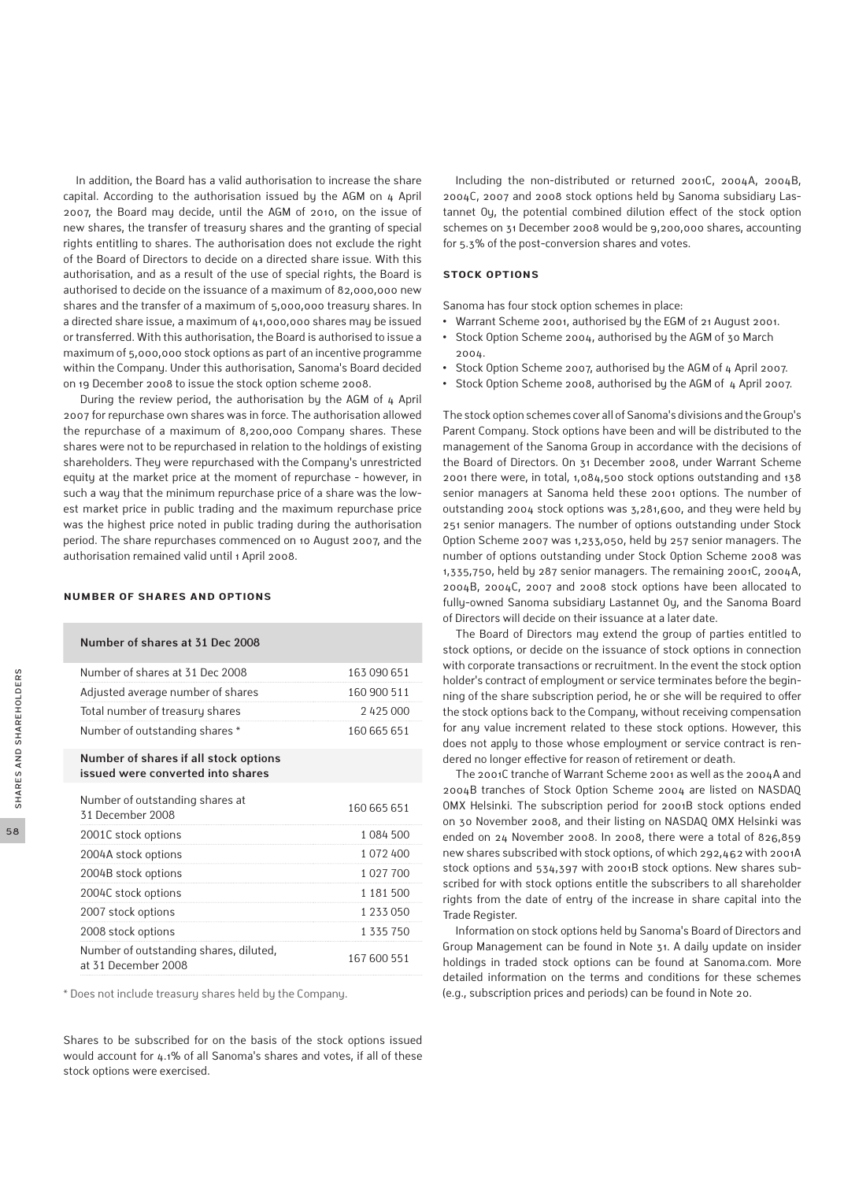In addition, the Board has a valid authorisation to increase the share capital. According to the authorisation issued by the AGM on 4 April 2007, the Board may decide, until the AGM of 2010, on the issue of new shares, the transfer of treasury shares and the granting of special rights entitling to shares. The authorisation does not exclude the right of the Board of Directors to decide on a directed share issue. With this authorisation, and as a result of the use of special rights, the Board is authorised to decide on the issuance of a maximum of 82,000,000 new shares and the transfer of a maximum of 5,000,000 treasury shares. In a directed share issue, a maximum of 41,000,000 shares may be issued or transferred. With this authorisation, the Board is authorised to issue a maximum of 5,000,000 stock options as part of an incentive programme within the Company. Under this authorisation, Sanoma's Board decided on 19 December 2008 to issue the stock option scheme 2008.

During the review period, the authorisation by the AGM of 4 April 2007 for repurchase own shares was in force. The authorisation allowed the repurchase of a maximum of 8,200,000 Company shares. These shares were not to be repurchased in relation to the holdings of existing shareholders. They were repurchased with the Company's unrestricted equity at the market price at the moment of repurchase - however, in such a way that the minimum repurchase price of a share was the lowest market price in public trading and the maximum repurchase price was the highest price noted in public trading during the authorisation period. The share repurchases commenced on 10 August 2007, and the authorisation remained valid until 1 April 2008.

## NUMBER OF SHARES AND OPTIONS

| Number of shares at 31 Dec 2008 | |
|---|---|
| Number of shares at 31 Dec 2008 | 163 090 651 |
| Adjusted average number of shares | 160 900 511 |
| Total number of treasury shares | 2 425 000 |
| Number of outstanding shares * | 160 665 651 |
| **Number of shares if all stock options issued were converted into shares** | |
| Number of outstanding shares at 31 December 2008 | 160 665 651 |
| 2001C stock options | 1 084 500 |
| 2004A stock options | 1 072 400 |
| 2004B stock options | 1 027 700 |
| 2004C stock options | 1 181 500 |
| 2007 stock options | 1 233 050 |
| 2008 stock options | 1 335 750 |
| Number of outstanding shares, diluted, at 31 December 2008 | 167 600 551 |

\* Does not include treasury shares held by the Company.

Shares to be subscribed for on the basis of the stock options issued would account for 4.1% of all Sanoma's shares and votes, if all of these stock options were exercised.

Including the non-distributed or returned 2001C, 2004A, 2004B, 2004C, 2007 and 2008 stock options held by Sanoma subsidiary Lastannet Oy, the potential combined dilution effect of the stock option schemes on 31 December 2008 would be 9,200,000 shares, accounting for 5.3% of the post-conversion shares and votes.

## STOCK OPTIONS

Sanoma has four stock option schemes in place:

- Warrant Scheme 2001, authorised by the EGM of 21 August 2001.
- Stock Option Scheme 2004, authorised by the AGM of 30 March 2004.
- Stock Option Scheme 2007, authorised by the AGM of 4 April 2007.
- Stock Option Scheme 2008, authorised by the AGM of 4 April 2007.

The stock option schemes cover all of Sanoma's divisions and the Group's Parent Company. Stock options have been and will be distributed to the management of the Sanoma Group in accordance with the decisions of the Board of Directors. On 31 December 2008, under Warrant Scheme 2001 there were, in total, 1,084,500 stock options outstanding and 138 senior managers at Sanoma held these 2001 options. The number of outstanding 2004 stock options was 3,281,600, and they were held by 251 senior managers. The number of options outstanding under Stock Option Scheme 2007 was 1,233,050, held by 257 senior managers. The number of options outstanding under Stock Option Scheme 2008 was 1,335,750, held by 287 senior managers. The remaining 2001C, 2004A, 2004B, 2004C, 2007 and 2008 stock options have been allocated to fully-owned Sanoma subsidiary Lastannet Oy, and the Sanoma Board of Directors will decide on their issuance at a later date.

The Board of Directors may extend the group of parties entitled to stock options, or decide on the issuance of stock options in connection with corporate transactions or recruitment. In the event the stock option holder's contract of employment or service terminates before the beginning of the share subscription period, he or she will be required to offer the stock options back to the Company, without receiving compensation for any value increment related to these stock options. However, this does not apply to those whose employment or service contract is rendered no longer effective for reason of retirement or death.

The 2001C tranche of Warrant Scheme 2001 as well as the 2004A and 2004B tranches of Stock Option Scheme 2004 are listed on NASDAQ OMX Helsinki. The subscription period for 2001B stock options ended on 30 November 2008, and their listing on NASDAQ OMX Helsinki was ended on 24 November 2008. In 2008, there were a total of 826,859 new shares subscribed with stock options, of which 292,462 with 2001A stock options and 534,397 with 2001B stock options. New shares subscribed for with stock options entitle the subscribers to all shareholder rights from the date of entry of the increase in share capital into the Trade Register.

Information on stock options held by Sanoma's Board of Directors and Group Management can be found in Note 31. A daily update on insider holdings in traded stock options can be found at Sanoma.com. More detailed information on the terms and conditions for these schemes (e.g., subscription prices and periods) can be found in Note 20.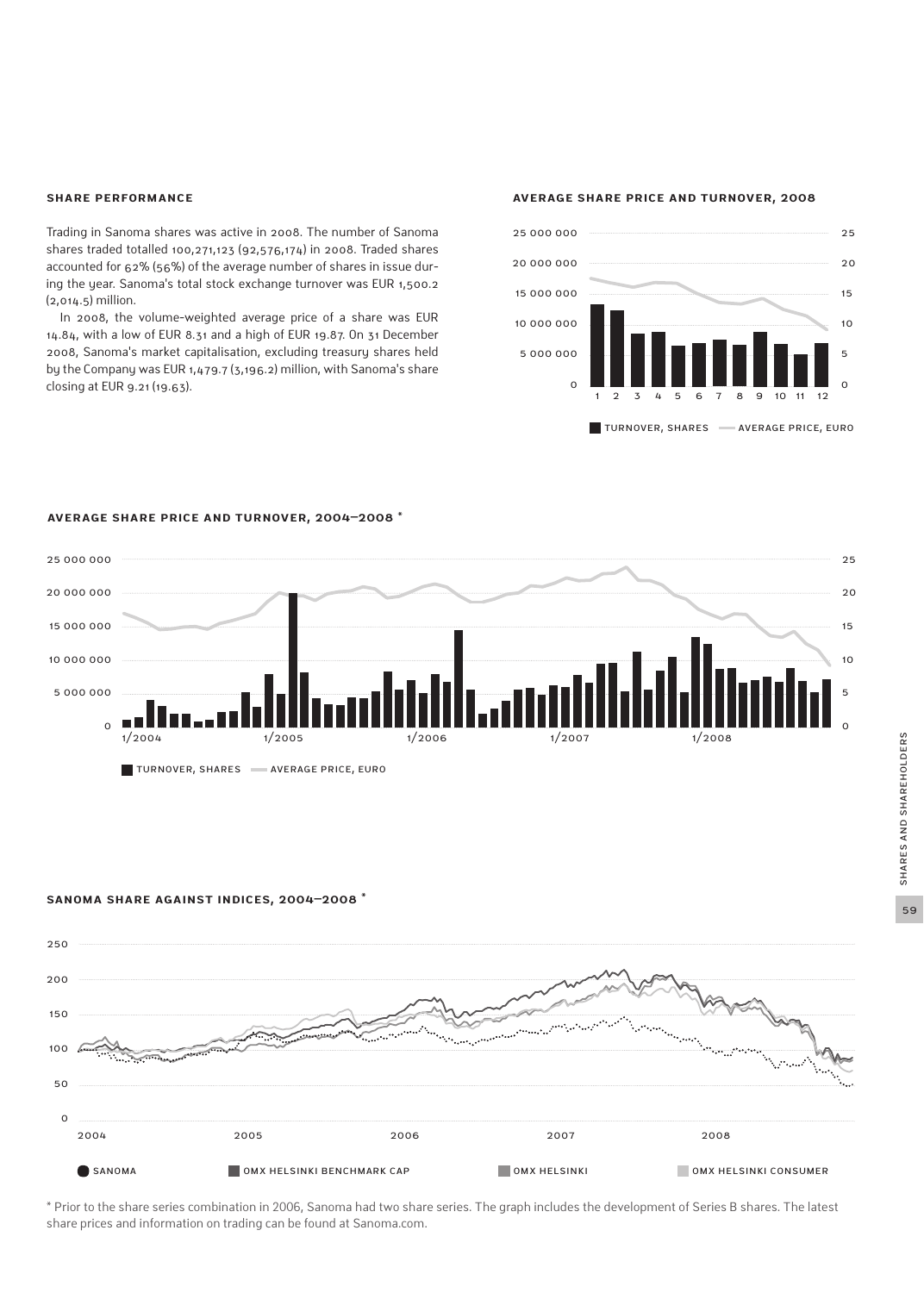## SHARE PERFORMANCE

Trading in Sanoma shares was active in 2008. The number of Sanoma shares traded totalled 100,271,123 (92,576,174) in 2008. Traded shares accounted for 62% (56%) of the average number of shares in issue during the year. Sanoma's total stock exchange turnover was EUR 1,500.2 (2,014.5) million.

In 2008, the volume-weighted average price of a share was EUR 14.84, with a low of EUR 8.31 and a high of EUR 19.87. On 31 December 2008, Sanoma's market capitalisation, excluding treasury shares held by the Company was EUR 1,479.7 (3,196.2) million, with Sanoma's share closing at EUR 9.21 (19.63).

### AVERAGE SHARE PRICE AND TURNOVER, 2008

TURNOVER, SHARES — AVERAGE PRICE, EURO

### AVERAGE SHARE PRICE AND TURNOVER, 2004–2008 *

TURNOVER, SHARES — AVERAGE PRICE, EURO

### SANOMA SHARE AGAINST INDICES, 2004–2008 *

SANOMA — OMX HELSINKI BENCHMARK CAP — OMX HELSINKI — OMX HELSINKI CONSUMER

\* Prior to the share series combination in 2006, Sanoma had two share series. The graph includes the development of Series B shares. The latest share prices and information on trading can be found at Sanoma.com.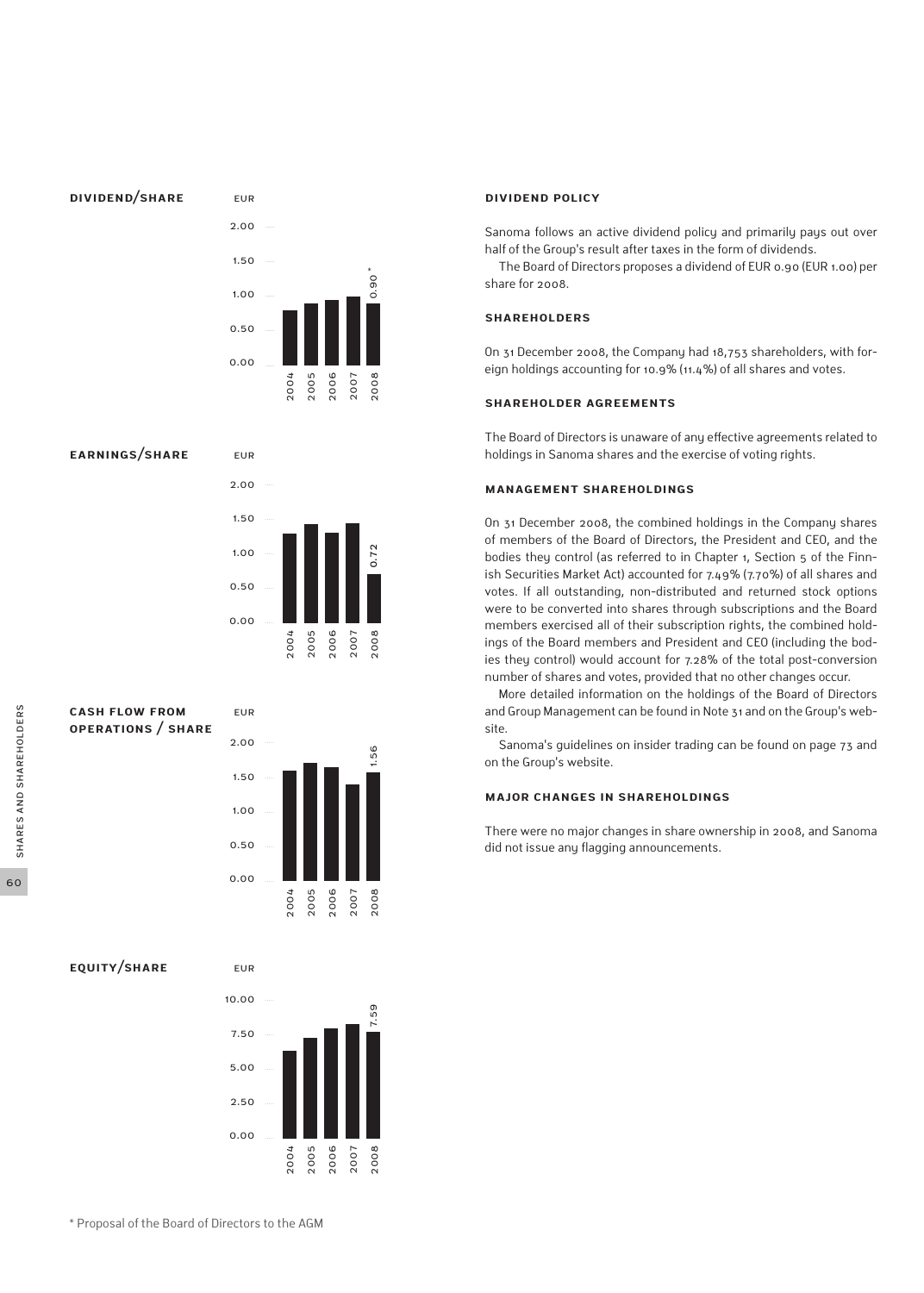## DIVIDEND/SHARE

EUR

| Year | Value |
|---|---|
| 2004 | |
| 2005 | |
| 2006 | |
| 2007 | |
| 2008 | 0.90 * |

## EARNINGS/SHARE

EUR

| Year | Value |
|---|---|
| 2004 | |
| 2005 | |
| 2006 | |
| 2007 | |
| 2008 | 0.72 |

## CASH FLOW FROM OPERATIONS / SHARE

EUR

| Year | Value |
|---|---|
| 2004 | |
| 2005 | |
| 2006 | |
| 2007 | |
| 2008 | 1.56 |

## EQUITY/SHARE

EUR

| Year | Value |
|---|---|
| 2004 | |
| 2005 | |
| 2006 | |
| 2007 | |
| 2008 | 7.59 |

* Proposal of the Board of Directors to the AGM

## DIVIDEND POLICY

Sanoma follows an active dividend policy and primarily pays out over half of the Group's result after taxes in the form of dividends.

The Board of Directors proposes a dividend of EUR 0.90 (EUR 1.00) per share for 2008.

## SHAREHOLDERS

On 31 December 2008, the Company had 18,753 shareholders, with foreign holdings accounting for 10.9% (11.4%) of all shares and votes.

## SHAREHOLDER AGREEMENTS

The Board of Directors is unaware of any effective agreements related to holdings in Sanoma shares and the exercise of voting rights.

## MANAGEMENT SHAREHOLDINGS

On 31 December 2008, the combined holdings in the Company shares of members of the Board of Directors, the President and CEO, and the bodies they control (as referred to in Chapter 1, Section 5 of the Finnish Securities Market Act) accounted for 7.49% (7.70%) of all shares and votes. If all outstanding, non-distributed and returned stock options were to be converted into shares through subscriptions and the Board members exercised all of their subscription rights, the combined holdings of the Board members and President and CEO (including the bodies they control) would account for 7.28% of the total post-conversion number of shares and votes, provided that no other changes occur.

More detailed information on the holdings of the Board of Directors and Group Management can be found in Note 31 and on the Group's website.

Sanoma's guidelines on insider trading can be found on page 73 and on the Group's website.

## MAJOR CHANGES IN SHAREHOLDINGS

There were no major changes in share ownership in 2008, and Sanoma did not issue any flagging announcements.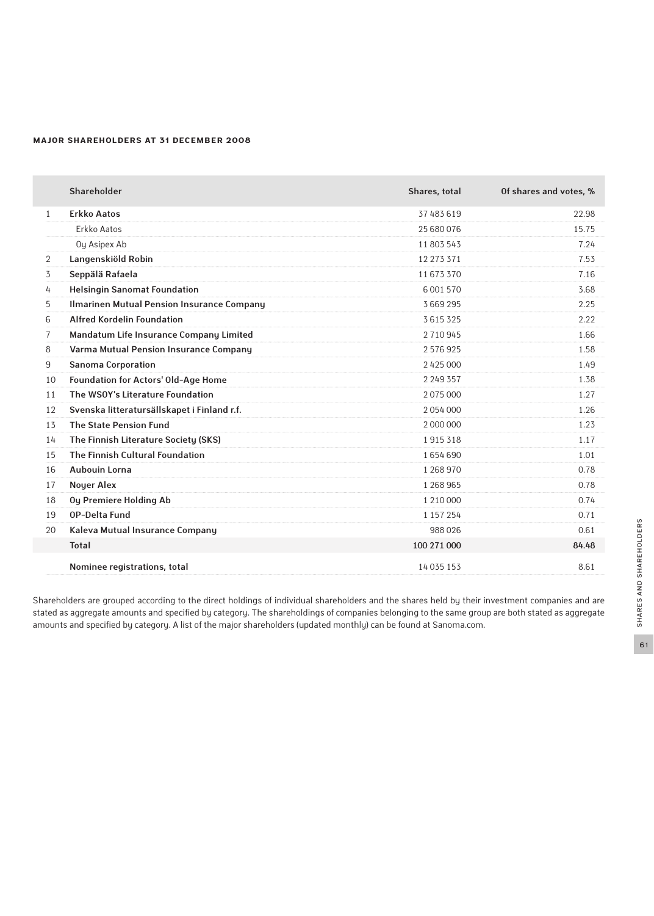## MAJOR SHAREHOLDERS AT 31 DECEMBER 2008

| | Shareholder | Shares, total | Of shares and votes, % |
|---|---|---|---|
| 1 | **Erkko Aatos** | 37 483 619 | 22.98 |
| | Erkko Aatos | 25 680 076 | 15.75 |
| | Oy Asipex Ab | 11 803 543 | 7.24 |
| 2 | **Langenskiöld Robin** | 12 273 371 | 7.53 |
| 3 | **Seppälä Rafaela** | 11 673 370 | 7.16 |
| 4 | **Helsingin Sanomat Foundation** | 6 001 570 | 3.68 |
| 5 | **Ilmarinen Mutual Pension Insurance Company** | 3 669 295 | 2.25 |
| 6 | **Alfred Kordelin Foundation** | 3 615 325 | 2.22 |
| 7 | **Mandatum Life Insurance Company Limited** | 2 710 945 | 1.66 |
| 8 | **Varma Mutual Pension Insurance Company** | 2 576 925 | 1.58 |
| 9 | **Sanoma Corporation** | 2 425 000 | 1.49 |
| 10 | **Foundation for Actors' Old-Age Home** | 2 249 357 | 1.38 |
| 11 | **The WSOY's Literature Foundation** | 2 075 000 | 1.27 |
| 12 | **Svenska litteratursällskapet i Finland r.f.** | 2 054 000 | 1.26 |
| 13 | **The State Pension Fund** | 2 000 000 | 1.23 |
| 14 | **The Finnish Literature Society (SKS)** | 1 915 318 | 1.17 |
| 15 | **The Finnish Cultural Foundation** | 1 654 690 | 1.01 |
| 16 | **Aubouin Lorna** | 1 268 970 | 0.78 |
| 17 | **Noyer Alex** | 1 268 965 | 0.78 |
| 18 | **Oy Premiere Holding Ab** | 1 210 000 | 0.74 |
| 19 | **OP-Delta Fund** | 1 157 254 | 0.71 |
| 20 | **Kaleva Mutual Insurance Company** | 988 026 | 0.61 |
| | **Total** | **100 271 000** | **84.48** |
| | **Nominee registrations, total** | 14 035 153 | 8.61 |

Shareholders are grouped according to the direct holdings of individual shareholders and the shares held by their investment companies and are stated as aggregate amounts and specified by category. The shareholdings of companies belonging to the same group are both stated as aggregate amounts and specified by category. A list of the major shareholders (updated monthly) can be found at Sanoma.com.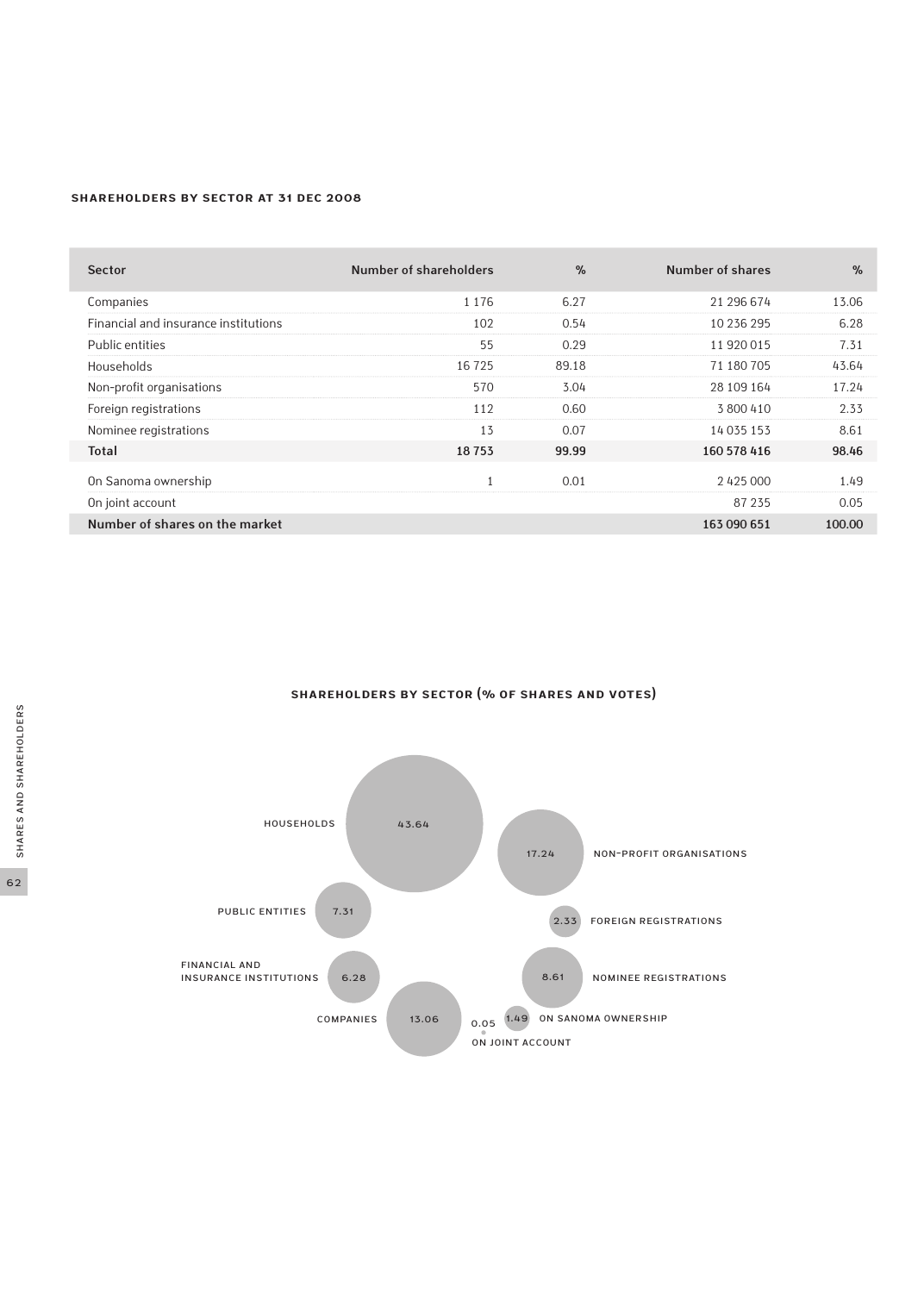### SHAREHOLDERS BY SECTOR AT 31 DEC 2008

| Sector | Number of shareholders | % | Number of shares | % |
|---|---|---|---|---|
| Companies | 1 176 | 6.27 | 21 296 674 | 13.06 |
| Financial and insurance institutions | 102 | 0.54 | 10 236 295 | 6.28 |
| Public entities | 55 | 0.29 | 11 920 015 | 7.31 |
| Households | 16 725 | 89.18 | 71 180 705 | 43.64 |
| Non-profit organisations | 570 | 3.04 | 28 109 164 | 17.24 |
| Foreign registrations | 112 | 0.60 | 3 800 410 | 2.33 |
| Nominee registrations | 13 | 0.07 | 14 035 153 | 8.61 |
| **Total** | **18 753** | **99.99** | **160 578 416** | **98.46** |
| On Sanoma ownership | 1 | 0.01 | 2 425 000 | 1.49 |
| On joint account | | | 87 235 | 0.05 |
| **Number of shares on the market** | | | **163 090 651** | **100.00** |

### SHAREHOLDERS BY SECTOR (% OF SHARES AND VOTES)

HOUSEHOLDS 43.64

NON-PROFIT ORGANISATIONS 17.24

PUBLIC ENTITIES 7.31

FOREIGN REGISTRATIONS 2.33

FINANCIAL AND INSURANCE INSTITUTIONS 6.28

NOMINEE REGISTRATIONS 8.61

COMPANIES 13.06

ON JOINT ACCOUNT 0.05

ON SANOMA OWNERSHIP 1.49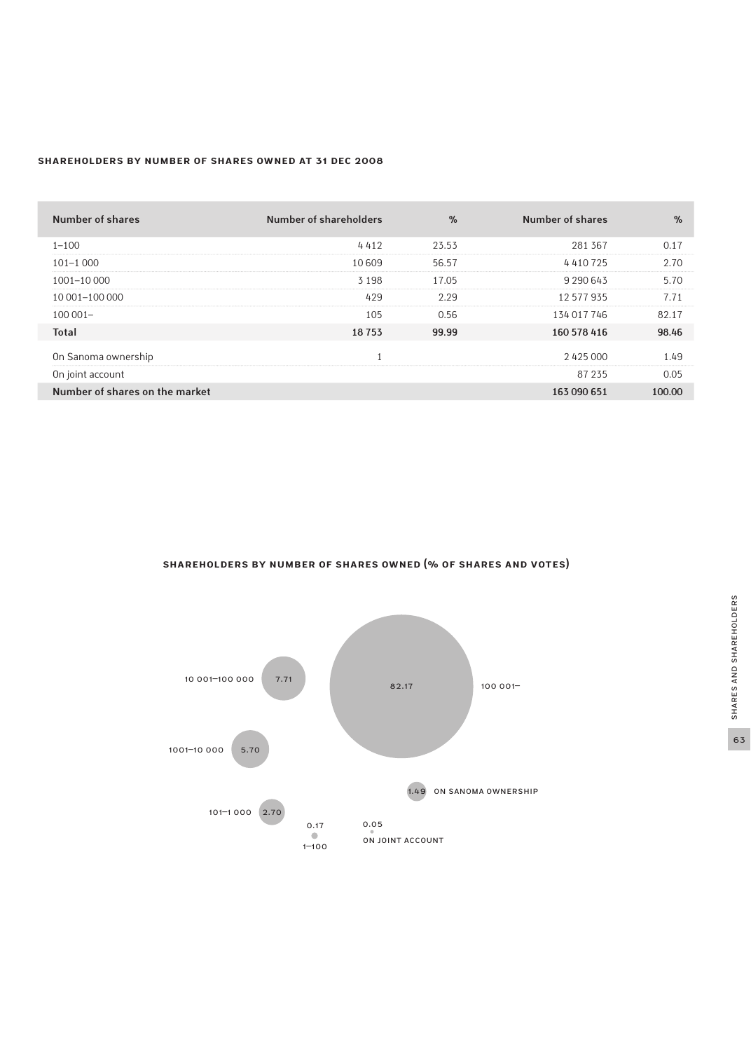## SHAREHOLDERS BY NUMBER OF SHARES OWNED AT 31 DEC 2008

| Number of shares | Number of shareholders | % | Number of shares | % |
|---|---|---|---|---|
| 1–100 | 4 412 | 23.53 | 281 367 | 0.17 |
| 101–1 000 | 10 609 | 56.57 | 4 410 725 | 2.70 |
| 1001–10 000 | 3 198 | 17.05 | 9 290 643 | 5.70 |
| 10 001–100 000 | 429 | 2.29 | 12 577 935 | 7.71 |
| 100 001– | 105 | 0.56 | 134 017 746 | 82.17 |
| **Total** | **18 753** | **99.99** | **160 578 416** | **98.46** |
| On Sanoma ownership | 1 | | 2 425 000 | 1.49 |
| On joint account | | | 87 235 | 0.05 |
| **Number of shares on the market** | | | **163 090 651** | **100.00** |

## SHAREHOLDERS BY NUMBER OF SHARES OWNED (% OF SHARES AND VOTES)

| Category | % |
|---|---|
| 100 001– | 82.17 |
| 10 001–100 000 | 7.71 |
| 1001–10 000 | 5.70 |
| 101–1 000 | 2.70 |
| On Sanoma ownership | 1.49 |
| 1–100 | 0.17 |
| On joint account | 0.05 |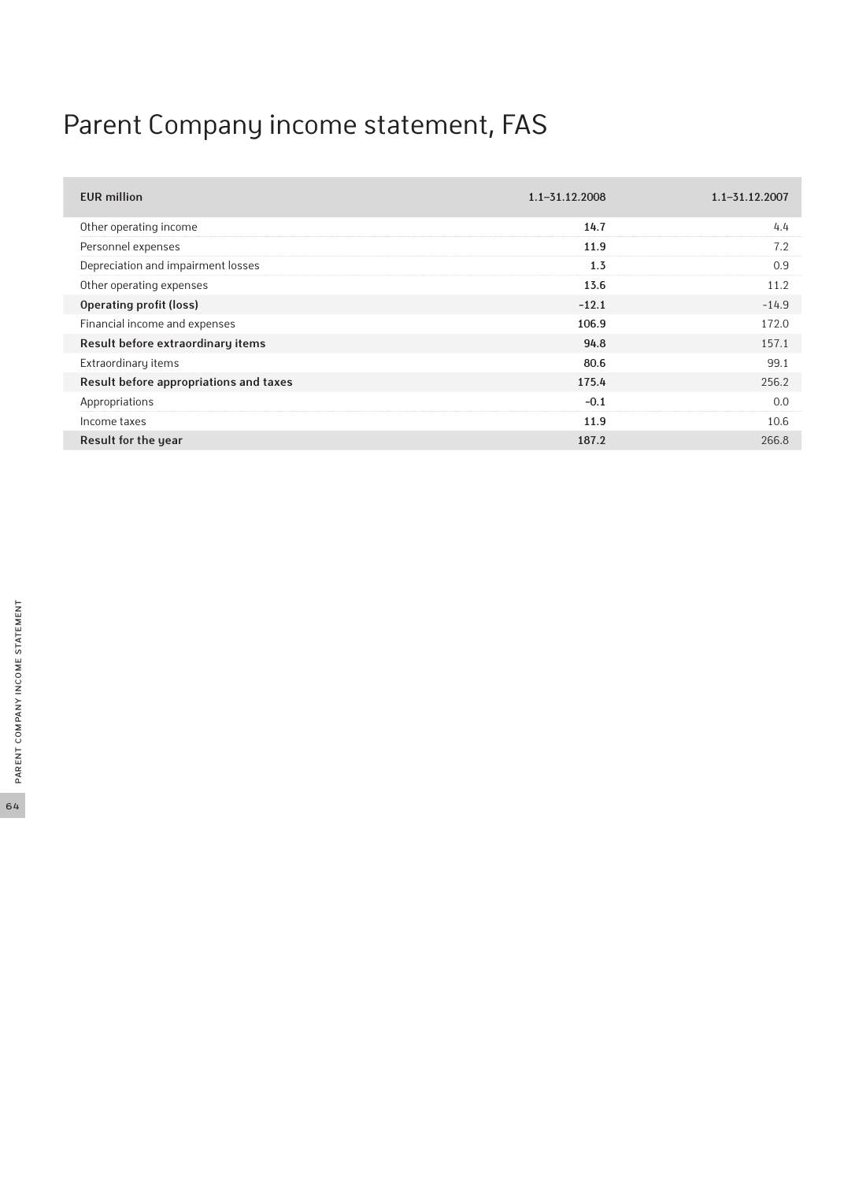# Parent Company income statement, FAS

| EUR million | 1.1–31.12.2008 | 1.1–31.12.2007 |
|---|---|---|
| Other operating income | 14.7 | 4.4 |
| Personnel expenses | 11.9 | 7.2 |
| Depreciation and impairment losses | 1.3 | 0.9 |
| Other operating expenses | 13.6 | 11.2 |
| **Operating profit (loss)** | -12.1 | -14.9 |
| Financial income and expenses | 106.9 | 172.0 |
| **Result before extraordinary items** | 94.8 | 157.1 |
| Extraordinary items | 80.6 | 99.1 |
| **Result before appropriations and taxes** | 175.4 | 256.2 |
| Appropriations | -0.1 | 0.0 |
| Income taxes | 11.9 | 10.6 |
| **Result for the year** | 187.2 | 266.8 |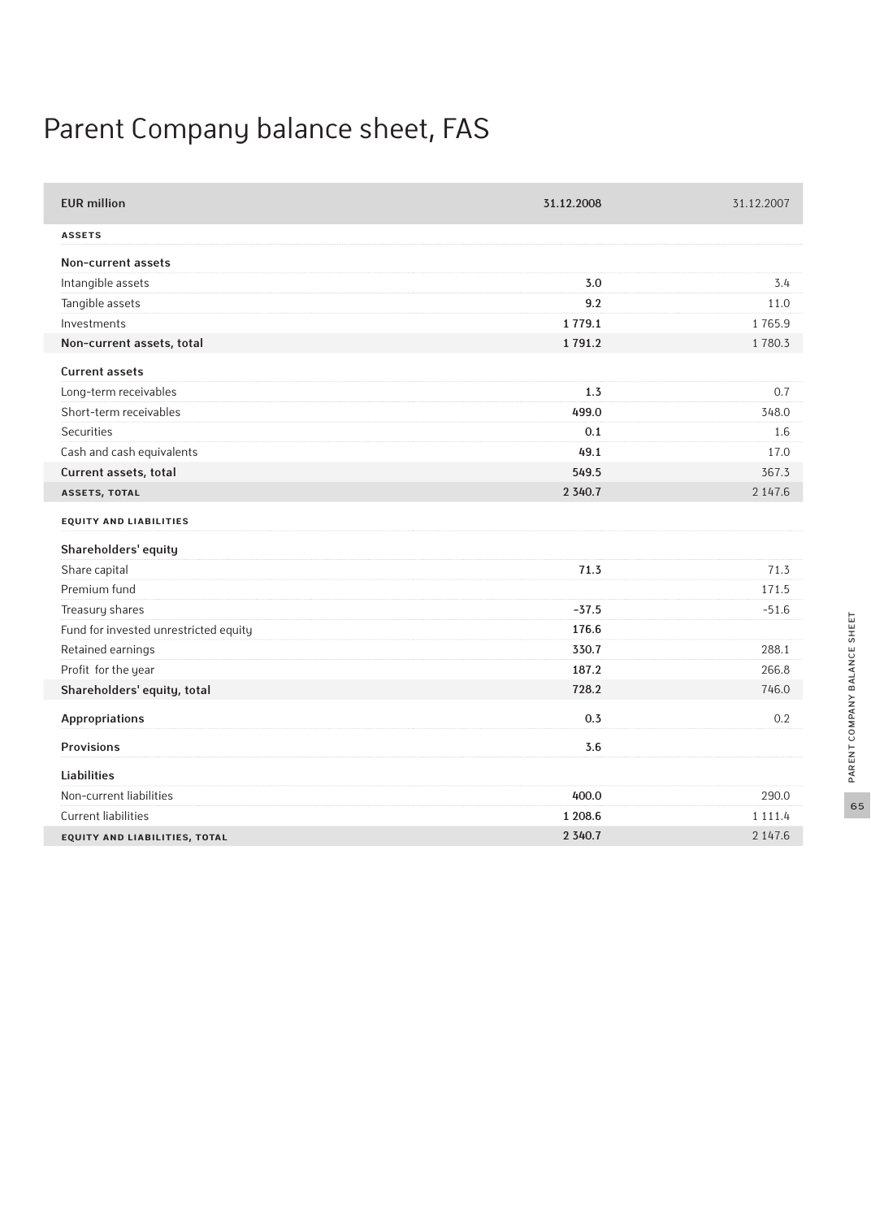# Parent Company balance sheet, FAS

| EUR million | 31.12.2008 | 31.12.2007 |
|---|---|---|
| **ASSETS** | | |
| **Non-current assets** | | |
| Intangible assets | 3.0 | 3.4 |
| Tangible assets | 9.2 | 11.0 |
| Investments | 1 779.1 | 1 765.9 |
| **Non-current assets, total** | 1 791.2 | 1 780.3 |
| **Current assets** | | |
| Long-term receivables | 1.3 | 0.7 |
| Short-term receivables | 499.0 | 348.0 |
| Securities | 0.1 | 1.6 |
| Cash and cash equivalents | 49.1 | 17.0 |
| **Current assets, total** | 549.5 | 367.3 |
| **ASSETS, TOTAL** | 2 340.7 | 2 147.6 |
| **EQUITY AND LIABILITIES** | | |
| **Shareholders' equity** | | |
| Share capital | 71.3 | 71.3 |
| Premium fund | | 171.5 |
| Treasury shares | -37.5 | -51.6 |
| Fund for invested unrestricted equity | 176.6 | |
| Retained earnings | 330.7 | 288.1 |
| Profit for the year | 187.2 | 266.8 |
| **Shareholders' equity, total** | 728.2 | 746.0 |
| **Appropriations** | 0.3 | 0.2 |
| **Provisions** | 3.6 | |
| **Liabilities** | | |
| Non-current liabilities | 400.0 | 290.0 |
| Current liabilities | 1 208.6 | 1 111.4 |
| **EQUITY AND LIABILITIES, TOTAL** | 2 340.7 | 2 147.6 |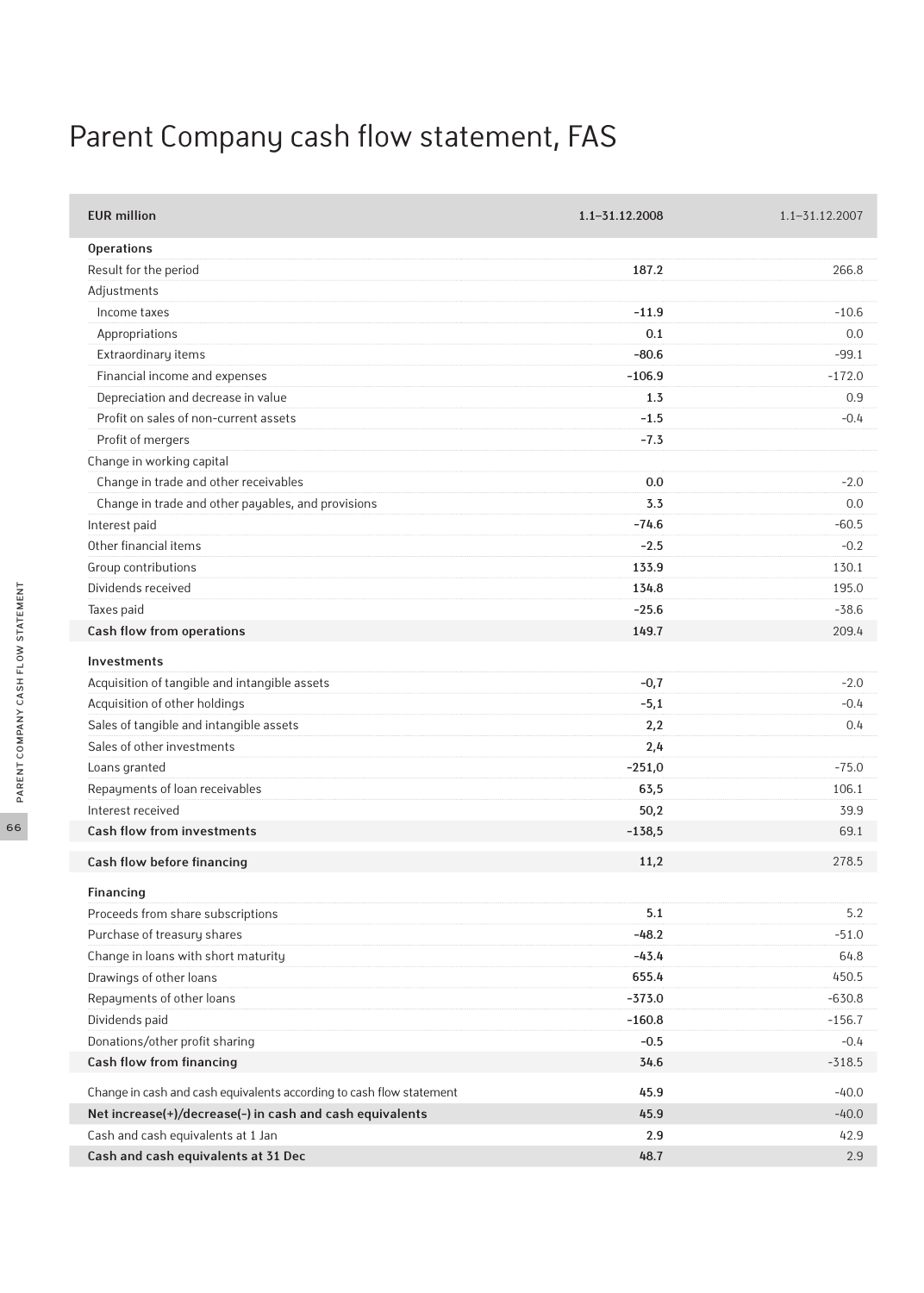# Parent Company cash flow statement, FAS

| EUR million | 1.1–31.12.2008 | 1.1–31.12.2007 |
|---|---|---|
| **Operations** | | |
| Result for the period | 187.2 | 266.8 |
| Adjustments | | |
| Income taxes | -11.9 | -10.6 |
| Appropriations | 0.1 | 0.0 |
| Extraordinary items | -80.6 | -99.1 |
| Financial income and expenses | -106.9 | -172.0 |
| Depreciation and decrease in value | 1.3 | 0.9 |
| Profit on sales of non-current assets | -1.5 | -0.4 |
| Profit of mergers | -7.3 | |
| Change in working capital | | |
| Change in trade and other receivables | 0.0 | -2.0 |
| Change in trade and other payables, and provisions | 3.3 | 0.0 |
| Interest paid | -74.6 | -60.5 |
| Other financial items | -2.5 | -0.2 |
| Group contributions | 133.9 | 130.1 |
| Dividends received | 134.8 | 195.0 |
| Taxes paid | -25.6 | -38.6 |
| **Cash flow from operations** | 149.7 | 209.4 |
| **Investments** | | |
| Acquisition of tangible and intangible assets | -0,7 | -2.0 |
| Acquisition of other holdings | -5,1 | -0.4 |
| Sales of tangible and intangible assets | 2,2 | 0.4 |
| Sales of other investments | 2,4 | |
| Loans granted | -251,0 | -75.0 |
| Repayments of loan receivables | 63,5 | 106.1 |
| Interest received | 50,2 | 39.9 |
| **Cash flow from investments** | -138,5 | 69.1 |
| **Cash flow before financing** | 11,2 | 278.5 |
| **Financing** | | |
| Proceeds from share subscriptions | 5.1 | 5.2 |
| Purchase of treasury shares | -48.2 | -51.0 |
| Change in loans with short maturity | -43.4 | 64.8 |
| Drawings of other loans | 655.4 | 450.5 |
| Repayments of other loans | -373.0 | -630.8 |
| Dividends paid | -160.8 | -156.7 |
| Donations/other profit sharing | -0.5 | -0.4 |
| **Cash flow from financing** | 34.6 | -318.5 |
| Change in cash and cash equivalents according to cash flow statement | 45.9 | -40.0 |
| **Net increase(+)/decrease(-) in cash and cash equivalents** | 45.9 | -40.0 |
| Cash and cash equivalents at 1 Jan | 2.9 | 42.9 |
| **Cash and cash equivalents at 31 Dec** | 48.7 | 2.9 |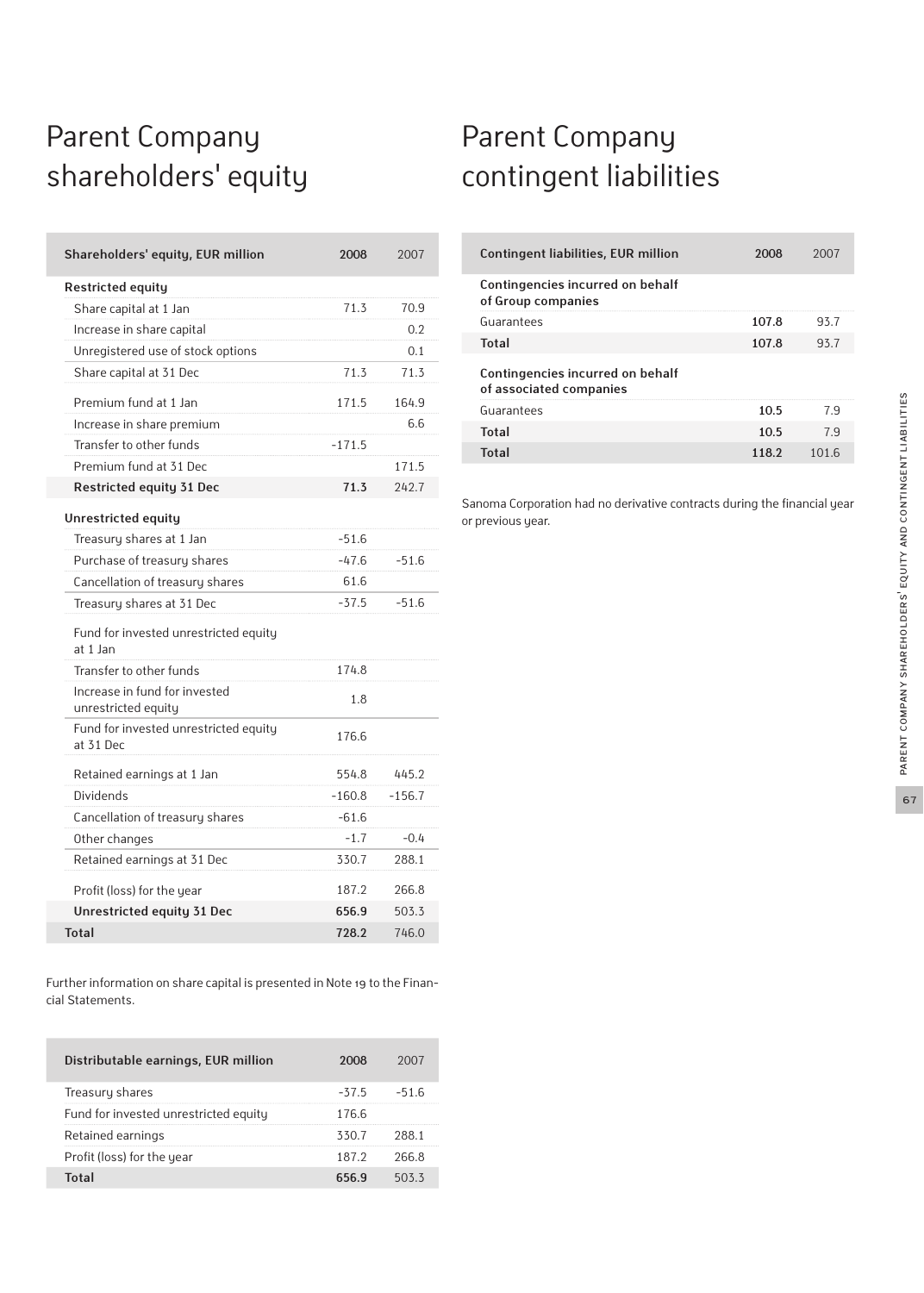# Parent Company shareholders' equity

| Shareholders' equity, EUR million | 2008 | 2007 |
|---|---|---|
| **Restricted equity** | | |
| Share capital at 1 Jan | 71.3 | 70.9 |
| Increase in share capital | | 0.2 |
| Unregistered use of stock options | | 0.1 |
| Share capital at 31 Dec | 71.3 | 71.3 |
| Premium fund at 1 Jan | 171.5 | 164.9 |
| Increase in share premium | | 6.6 |
| Transfer to other funds | -171.5 | |
| Premium fund at 31 Dec | | 171.5 |
| **Restricted equity 31 Dec** | **71.3** | 242.7 |
| **Unrestricted equity** | | |
| Treasury shares at 1 Jan | -51.6 | |
| Purchase of treasury shares | -47.6 | -51.6 |
| Cancellation of treasury shares | 61.6 | |
| Treasury shares at 31 Dec | -37.5 | -51.6 |
| Fund for invested unrestricted equity at 1 Jan | | |
| Transfer to other funds | 174.8 | |
| Increase in fund for invested unrestricted equity | 1.8 | |
| Fund for invested unrestricted equity at 31 Dec | 176.6 | |
| Retained earnings at 1 Jan | 554.8 | 445.2 |
| Dividends | -160.8 | -156.7 |
| Cancellation of treasury shares | -61.6 | |
| Other changes | -1.7 | -0.4 |
| Retained earnings at 31 Dec | 330.7 | 288.1 |
| Profit (loss) for the year | 187.2 | 266.8 |
| **Unrestricted equity 31 Dec** | **656.9** | 503.3 |
| **Total** | **728.2** | 746.0 |

Further information on share capital is presented in Note 19 to the Financial Statements.

| Distributable earnings, EUR million | 2008 | 2007 |
|---|---|---|
| Treasury shares | -37.5 | -51.6 |
| Fund for invested unrestricted equity | 176.6 | |
| Retained earnings | 330.7 | 288.1 |
| Profit (loss) for the year | 187.2 | 266.8 |
| **Total** | **656.9** | 503.3 |

# Parent Company contingent liabilities

| Contingent liabilities, EUR million | 2008 | 2007 |
|---|---|---|
| **Contingencies incurred on behalf of Group companies** | | |
| Guarantees | **107.8** | 93.7 |
| **Total** | **107.8** | 93.7 |
| **Contingencies incurred on behalf of associated companies** | | |
| Guarantees | **10.5** | 7.9 |
| **Total** | **10.5** | 7.9 |
| **Total** | **118.2** | 101.6 |

Sanoma Corporation had no derivative contracts during the financial year or previous year.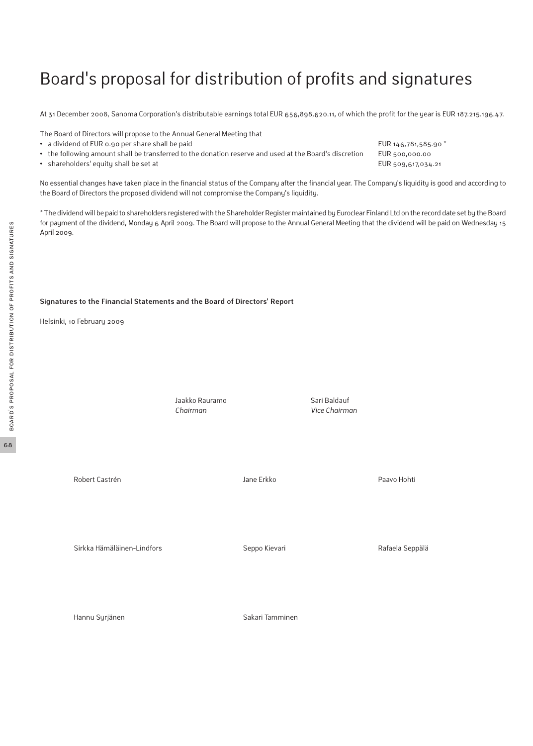# Board's proposal for distribution of profits and signatures

At 31 December 2008, Sanoma Corporation's distributable earnings total EUR 656,898,620.11, of which the profit for the year is EUR 187.215.196.47.

The Board of Directors will propose to the Annual General Meeting that

| | |
|---|---|
| • a dividend of EUR 0.90 per share shall be paid | EUR 146,781,585.90 * |
| • the following amount shall be transferred to the donation reserve and used at the Board's discretion | EUR 500,000.00 |
| • shareholders' equity shall be set at | EUR 509,617,034.21 |

No essential changes have taken place in the financial status of the Company after the financial year. The Company's liquidity is good and according to the Board of Directors the proposed dividend will not compromise the Company's liquidity.

* The dividend will be paid to shareholders registered with the Shareholder Register maintained by Euroclear Finland Ltd on the record date set by the Board for payment of the dividend, Monday 6 April 2009. The Board will propose to the Annual General Meeting that the dividend will be paid on Wednesday 15 April 2009.

**Signatures to the Financial Statements and the Board of Directors' Report**

Helsinki, 10 February 2009

Jaakko Rauramo
*Chairman*

Sari Baldauf
*Vice Chairman*

Robert Castrén

Jane Erkko

Paavo Hohti

Sirkka Hämäläinen-Lindfors

Seppo Kievari

Rafaela Seppälä

Hannu Syrjänen

Sakari Tamminen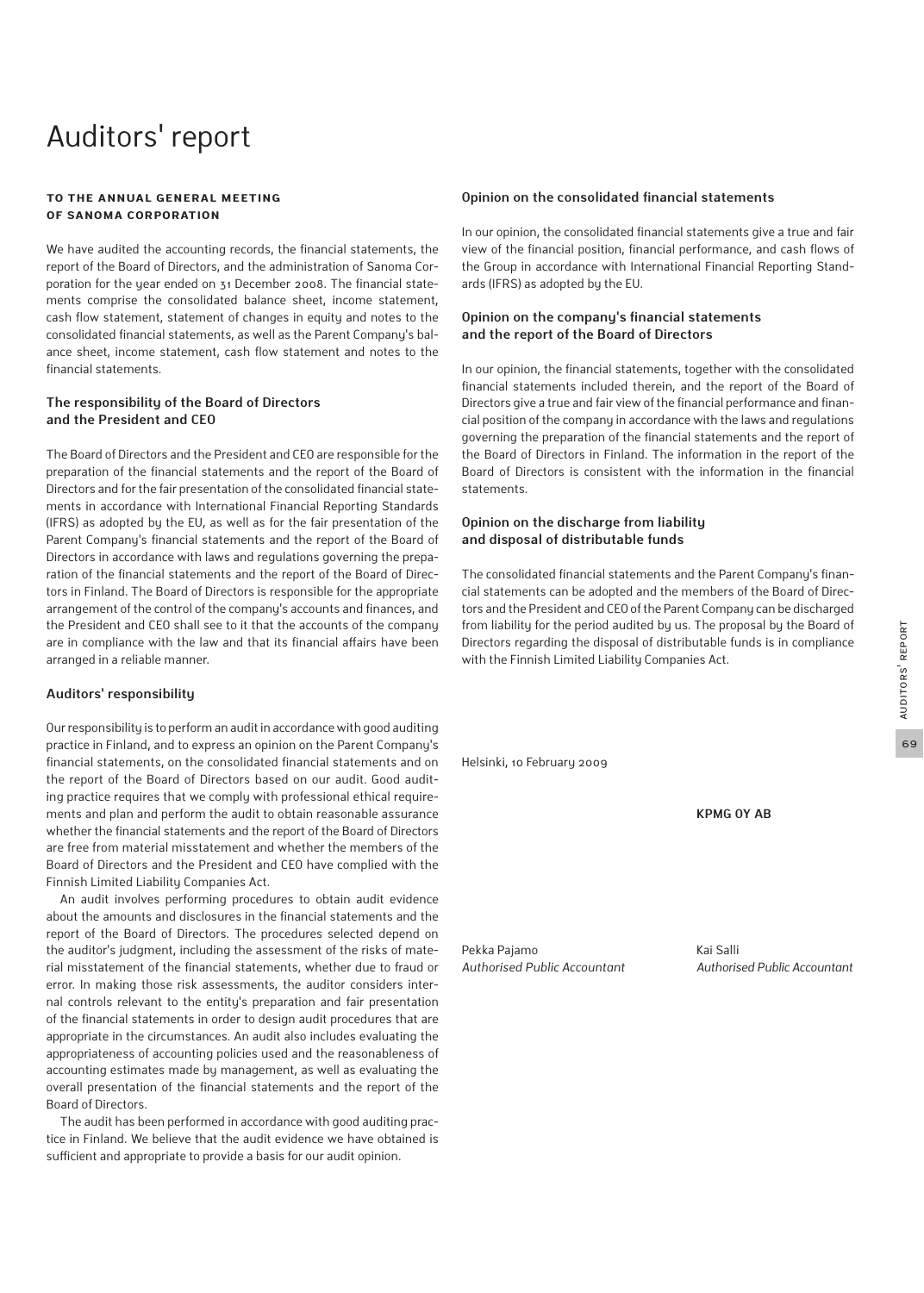# Auditors' report

#### TO THE ANNUAL GENERAL MEETING OF SANOMA CORPORATION

We have audited the accounting records, the financial statements, the report of the Board of Directors, and the administration of Sanoma Corporation for the year ended on 31 December 2008. The financial statements comprise the consolidated balance sheet, income statement, cash flow statement, statement of changes in equity and notes to the consolidated financial statements, as well as the Parent Company's balance sheet, income statement, cash flow statement and notes to the financial statements.

### The responsibility of the Board of Directors and the President and CEO

The Board of Directors and the President and CEO are responsible for the preparation of the financial statements and the report of the Board of Directors and for the fair presentation of the consolidated financial statements in accordance with International Financial Reporting Standards (IFRS) as adopted by the EU, as well as for the fair presentation of the Parent Company's financial statements and the report of the Board of Directors in accordance with laws and regulations governing the preparation of the financial statements and the report of the Board of Directors in Finland. The Board of Directors is responsible for the appropriate arrangement of the control of the company's accounts and finances, and the President and CEO shall see to it that the accounts of the company are in compliance with the law and that its financial affairs have been arranged in a reliable manner.

### Auditors' responsibility

Our responsibility is to perform an audit in accordance with good auditing practice in Finland, and to express an opinion on the Parent Company's financial statements, on the consolidated financial statements and on the report of the Board of Directors based on our audit. Good auditing practice requires that we comply with professional ethical requirements and plan and perform the audit to obtain reasonable assurance whether the financial statements and the report of the Board of Directors are free from material misstatement and whether the members of the Board of Directors and the President and CEO have complied with the Finnish Limited Liability Companies Act.

An audit involves performing procedures to obtain audit evidence about the amounts and disclosures in the financial statements and the report of the Board of Directors. The procedures selected depend on the auditor's judgment, including the assessment of the risks of material misstatement of the financial statements, whether due to fraud or error. In making those risk assessments, the auditor considers internal controls relevant to the entity's preparation and fair presentation of the financial statements in order to design audit procedures that are appropriate in the circumstances. An audit also includes evaluating the appropriateness of accounting policies used and the reasonableness of accounting estimates made by management, as well as evaluating the overall presentation of the financial statements and the report of the Board of Directors.

The audit has been performed in accordance with good auditing practice in Finland. We believe that the audit evidence we have obtained is sufficient and appropriate to provide a basis for our audit opinion.

### Opinion on the consolidated financial statements

In our opinion, the consolidated financial statements give a true and fair view of the financial position, financial performance, and cash flows of the Group in accordance with International Financial Reporting Standards (IFRS) as adopted by the EU.

### Opinion on the company's financial statements and the report of the Board of Directors

In our opinion, the financial statements, together with the consolidated financial statements included therein, and the report of the Board of Directors give a true and fair view of the financial performance and financial position of the company in accordance with the laws and regulations governing the preparation of the financial statements and the report of the Board of Directors in Finland. The information in the report of the Board of Directors is consistent with the information in the financial statements.

### Opinion on the discharge from liability and disposal of distributable funds

The consolidated financial statements and the Parent Company's financial statements can be adopted and the members of the Board of Directors and the President and CEO of the Parent Company can be discharged from liability for the period audited by us. The proposal by the Board of Directors regarding the disposal of distributable funds is in compliance with the Finnish Limited Liability Companies Act.

Helsinki, 10 February 2009

**KPMG OY AB**

Pekka Pajamo
*Authorised Public Accountant*

Kai Salli
*Authorised Public Accountant*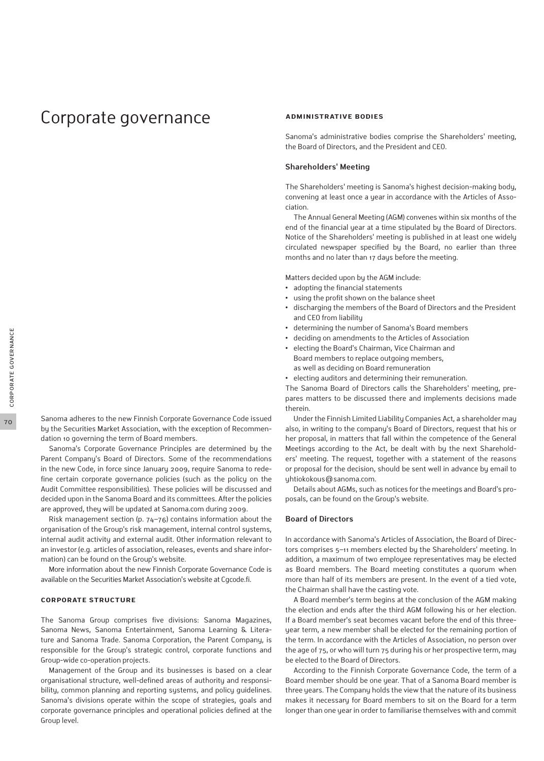# Corporate governance

Sanoma adheres to the new Finnish Corporate Governance Code issued by the Securities Market Association, with the exception of Recommendation 10 governing the term of Board members.

Sanoma's Corporate Governance Principles are determined by the Parent Company's Board of Directors. Some of the recommendations in the new Code, in force since January 2009, require Sanoma to redefine certain corporate governance policies (such as the policy on the Audit Committee responsibilities). These policies will be discussed and decided upon in the Sanoma Board and its committees. After the policies are approved, they will be updated at Sanoma.com during 2009.

Risk management section (p. 74–76) contains information about the organisation of the Group's risk management, internal control systems, internal audit activity and external audit. Other information relevant to an investor (e.g. articles of association, releases, events and share information) can be found on the Group's website.

More information about the new Finnish Corporate Governance Code is available on the Securities Market Association's website at Cgcode.fi.

## CORPORATE STRUCTURE

The Sanoma Group comprises five divisions: Sanoma Magazines, Sanoma News, Sanoma Entertainment, Sanoma Learning & Literature and Sanoma Trade. Sanoma Corporation, the Parent Company, is responsible for the Group's strategic control, corporate functions and Group-wide co-operation projects.

Management of the Group and its businesses is based on a clear organisational structure, well-defined areas of authority and responsibility, common planning and reporting systems, and policy guidelines. Sanoma's divisions operate within the scope of strategies, goals and corporate governance principles and operational policies defined at the Group level.

## ADMINISTRATIVE BODIES

Sanoma's administrative bodies comprise the Shareholders' meeting, the Board of Directors, and the President and CEO.

### Shareholders' Meeting

The Shareholders' meeting is Sanoma's highest decision-making body, convening at least once a year in accordance with the Articles of Association.

The Annual General Meeting (AGM) convenes within six months of the end of the financial year at a time stipulated by the Board of Directors. Notice of the Shareholders' meeting is published in at least one widely circulated newspaper specified by the Board, no earlier than three months and no later than 17 days before the meeting.

Matters decided upon by the AGM include:

- adopting the financial statements
- using the profit shown on the balance sheet
- discharging the members of the Board of Directors and the President and CEO from liability
- determining the number of Sanoma's Board members
- deciding on amendments to the Articles of Association
- electing the Board's Chairman, Vice Chairman and Board members to replace outgoing members, as well as deciding on Board remuneration
- electing auditors and determining their remuneration.

The Sanoma Board of Directors calls the Shareholders' meeting, prepares matters to be discussed there and implements decisions made therein.

Under the Finnish Limited Liability Companies Act, a shareholder may also, in writing to the company's Board of Directors, request that his or her proposal, in matters that fall within the competence of the General Meetings according to the Act, be dealt with by the next Shareholders' meeting. The request, together with a statement of the reasons or proposal for the decision, should be sent well in advance by email to yhtiokokous@sanoma.com.

Details about AGMs, such as notices for the meetings and Board's proposals, can be found on the Group's website.

### Board of Directors

In accordance with Sanoma's Articles of Association, the Board of Directors comprises 5–11 members elected by the Shareholders' meeting. In addition, a maximum of two employee representatives may be elected as Board members. The Board meeting constitutes a quorum when more than half of its members are present. In the event of a tied vote, the Chairman shall have the casting vote.

A Board member's term begins at the conclusion of the AGM making the election and ends after the third AGM following his or her election. If a Board member's seat becomes vacant before the end of this three-year term, a new member shall be elected for the remaining portion of the term. In accordance with the Articles of Association, no person over the age of 75, or who will turn 75 during his or her prospective term, may be elected to the Board of Directors.

According to the Finnish Corporate Governance Code, the term of a Board member should be one year. That of a Sanoma Board member is three years. The Company holds the view that the nature of its business makes it necessary for Board members to sit on the Board for a term longer than one year in order to familiarise themselves with and commit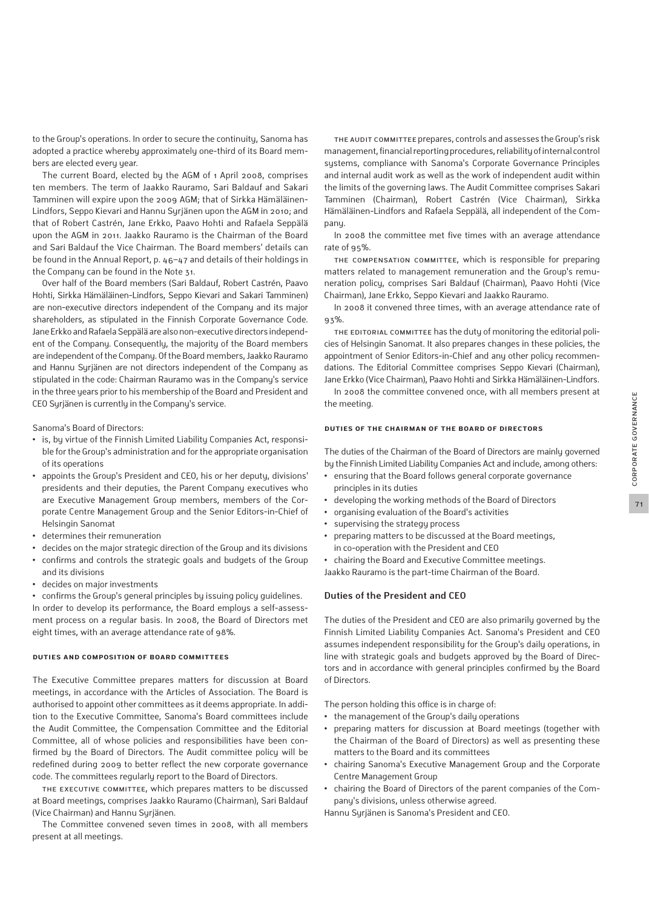to the Group's operations. In order to secure the continuity, Sanoma has adopted a practice whereby approximately one-third of its Board members are elected every year.

The current Board, elected by the AGM of 1 April 2008, comprises ten members. The term of Jaakko Rauramo, Sari Baldauf and Sakari Tamminen will expire upon the 2009 AGM; that of Sirkka Hämäläinen-Lindfors, Seppo Kievari and Hannu Syrjänen upon the AGM in 2010; and that of Robert Castrén, Jane Erkko, Paavo Hohti and Rafaela Seppälä upon the AGM in 2011. Jaakko Rauramo is the Chairman of the Board and Sari Baldauf the Vice Chairman. The Board members' details can be found in the Annual Report, p. 46–47 and details of their holdings in the Company can be found in the Note 31.

Over half of the Board members (Sari Baldauf, Robert Castrén, Paavo Hohti, Sirkka Hämäläinen-Lindfors, Seppo Kievari and Sakari Tamminen) are non-executive directors independent of the Company and its major shareholders, as stipulated in the Finnish Corporate Governance Code. Jane Erkko and Rafaela Seppälä are also non-executive directors independent of the Company. Consequently, the majority of the Board members are independent of the Company. Of the Board members, Jaakko Rauramo and Hannu Syrjänen are not directors independent of the Company as stipulated in the code: Chairman Rauramo was in the Company's service in the three years prior to his membership of the Board and President and CEO Syrjänen is currently in the Company's service.

Sanoma's Board of Directors:

- is, by virtue of the Finnish Limited Liability Companies Act, responsible for the Group's administration and for the appropriate organisation of its operations
- appoints the Group's President and CEO, his or her deputy, divisions' presidents and their deputies, the Parent Company executives who are Executive Management Group members, members of the Corporate Centre Management Group and the Senior Editors-in-Chief of Helsingin Sanomat
- determines their remuneration
- decides on the major strategic direction of the Group and its divisions
- confirms and controls the strategic goals and budgets of the Group and its divisions
- decides on major investments
- confirms the Group's general principles by issuing policy guidelines.

In order to develop its performance, the Board employs a self-assessment process on a regular basis. In 2008, the Board of Directors met eight times, with an average attendance rate of 98%.

#### DUTIES AND COMPOSITION OF BOARD COMMITTEES

The Executive Committee prepares matters for discussion at Board meetings, in accordance with the Articles of Association. The Board is authorised to appoint other committees as it deems appropriate. In addition to the Executive Committee, Sanoma's Board committees include the Audit Committee, the Compensation Committee and the Editorial Committee, all of whose policies and responsibilities have been confirmed by the Board of Directors. The Audit committee policy will be redefined during 2009 to better reflect the new corporate governance code. The committees regularly report to the Board of Directors.

THE EXECUTIVE COMMITTEE, which prepares matters to be discussed at Board meetings, comprises Jaakko Rauramo (Chairman), Sari Baldauf (Vice Chairman) and Hannu Syrjänen.

The Committee convened seven times in 2008, with all members present at all meetings.

THE AUDIT COMMITTEE prepares, controls and assesses the Group's risk management, financial reporting procedures, reliability of internal control systems, compliance with Sanoma's Corporate Governance Principles and internal audit work as well as the work of independent audit within the limits of the governing laws. The Audit Committee comprises Sakari Tamminen (Chairman), Robert Castrén (Vice Chairman), Sirkka Hämäläinen-Lindfors and Rafaela Seppälä, all independent of the Company.

In 2008 the committee met five times with an average attendance rate of 95%.

THE COMPENSATION COMMITTEE, which is responsible for preparing matters related to management remuneration and the Group's remuneration policy, comprises Sari Baldauf (Chairman), Paavo Hohti (Vice Chairman), Jane Erkko, Seppo Kievari and Jaakko Rauramo.

In 2008 it convened three times, with an average attendance rate of 93%.

THE EDITORIAL COMMITTEE has the duty of monitoring the editorial policies of Helsingin Sanomat. It also prepares changes in these policies, the appointment of Senior Editors-in-Chief and any other policy recommendations. The Editorial Committee comprises Seppo Kievari (Chairman), Jane Erkko (Vice Chairman), Paavo Hohti and Sirkka Hämäläinen-Lindfors.

In 2008 the committee convened once, with all members present at the meeting.

#### DUTIES OF THE CHAIRMAN OF THE BOARD OF DIRECTORS

The duties of the Chairman of the Board of Directors are mainly governed by the Finnish Limited Liability Companies Act and include, among others:

- ensuring that the Board follows general corporate governance principles in its duties
- developing the working methods of the Board of Directors
- organising evaluation of the Board's activities
- supervising the strategy process
- preparing matters to be discussed at the Board meetings, in co-operation with the President and CEO
- chairing the Board and Executive Committee meetings.

Jaakko Rauramo is the part-time Chairman of the Board.

### Duties of the President and CEO

The duties of the President and CEO are also primarily governed by the Finnish Limited Liability Companies Act. Sanoma's President and CEO assumes independent responsibility for the Group's daily operations, in line with strategic goals and budgets approved by the Board of Directors and in accordance with general principles confirmed by the Board of Directors.

The person holding this office is in charge of:

- the management of the Group's daily operations
- preparing matters for discussion at Board meetings (together with the Chairman of the Board of Directors) as well as presenting these matters to the Board and its committees
- chairing Sanoma's Executive Management Group and the Corporate Centre Management Group
- chairing the Board of Directors of the parent companies of the Company's divisions, unless otherwise agreed.

Hannu Syrjänen is Sanoma's President and CEO.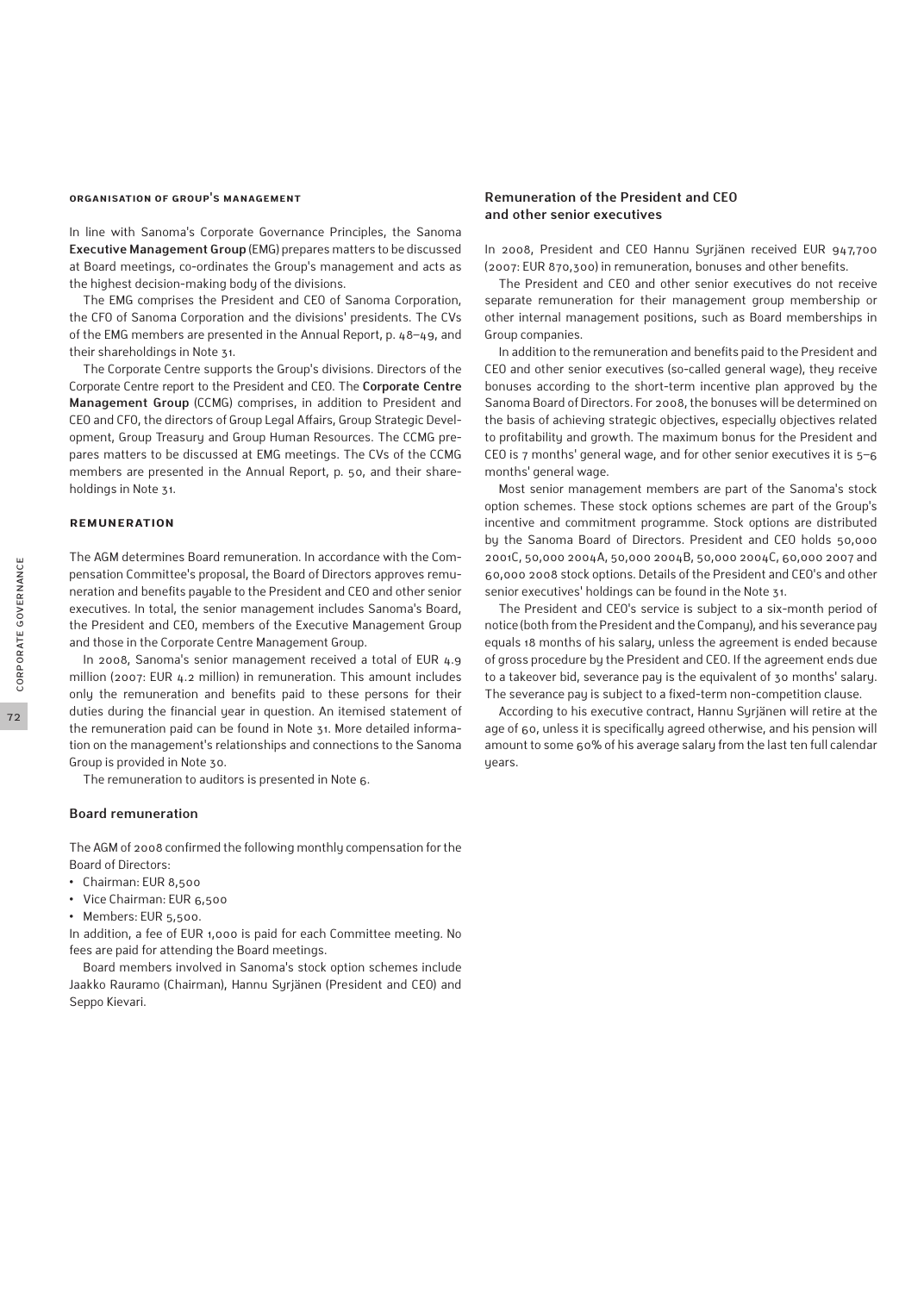## ORGANISATION OF GROUP'S MANAGEMENT

In line with Sanoma's Corporate Governance Principles, the Sanoma **Executive Management Group** (EMG) prepares matters to be discussed at Board meetings, co-ordinates the Group's management and acts as the highest decision-making body of the divisions.

The EMG comprises the President and CEO of Sanoma Corporation, the CFO of Sanoma Corporation and the divisions' presidents. The CVs of the EMG members are presented in the Annual Report, p. 48–49, and their shareholdings in Note 31.

The Corporate Centre supports the Group's divisions. Directors of the Corporate Centre report to the President and CEO. The **Corporate Centre Management Group** (CCMG) comprises, in addition to President and CEO and CFO, the directors of Group Legal Affairs, Group Strategic Development, Group Treasury and Group Human Resources. The CCMG prepares matters to be discussed at EMG meetings. The CVs of the CCMG members are presented in the Annual Report, p. 50, and their shareholdings in Note 31.

## REMUNERATION

The AGM determines Board remuneration. In accordance with the Compensation Committee's proposal, the Board of Directors approves remuneration and benefits payable to the President and CEO and other senior executives. In total, the senior management includes Sanoma's Board, the President and CEO, members of the Executive Management Group and those in the Corporate Centre Management Group.

In 2008, Sanoma's senior management received a total of EUR 4.9 million (2007: EUR 4.2 million) in remuneration. This amount includes only the remuneration and benefits paid to these persons for their duties during the financial year in question. An itemised statement of the remuneration paid can be found in Note 31. More detailed information on the management's relationships and connections to the Sanoma Group is provided in Note 30.

The remuneration to auditors is presented in Note 6.

### Board remuneration

The AGM of 2008 confirmed the following monthly compensation for the Board of Directors:

- Chairman: EUR 8,500
- Vice Chairman: EUR 6,500
- Members: EUR 5,500.

In addition, a fee of EUR 1,000 is paid for each Committee meeting. No fees are paid for attending the Board meetings.

Board members involved in Sanoma's stock option schemes include Jaakko Rauramo (Chairman), Hannu Syrjänen (President and CEO) and Seppo Kievari.

### Remuneration of the President and CEO and other senior executives

In 2008, President and CEO Hannu Syrjänen received EUR 947,700 (2007: EUR 870,300) in remuneration, bonuses and other benefits.

The President and CEO and other senior executives do not receive separate remuneration for their management group membership or other internal management positions, such as Board memberships in Group companies.

In addition to the remuneration and benefits paid to the President and CEO and other senior executives (so-called general wage), they receive bonuses according to the short-term incentive plan approved by the Sanoma Board of Directors. For 2008, the bonuses will be determined on the basis of achieving strategic objectives, especially objectives related to profitability and growth. The maximum bonus for the President and CEO is 7 months' general wage, and for other senior executives it is 5–6 months' general wage.

Most senior management members are part of the Sanoma's stock option schemes. These stock options schemes are part of the Group's incentive and commitment programme. Stock options are distributed by the Sanoma Board of Directors. President and CEO holds 50,000 2001C, 50,000 2004A, 50,000 2004B, 50,000 2004C, 60,000 2007 and 60,000 2008 stock options. Details of the President and CEO's and other senior executives' holdings can be found in the Note 31.

The President and CEO's service is subject to a six-month period of notice (both from the President and the Company), and his severance pay equals 18 months of his salary, unless the agreement is ended because of gross procedure by the President and CEO. If the agreement ends due to a takeover bid, severance pay is the equivalent of 30 months' salary. The severance pay is subject to a fixed-term non-competition clause.

According to his executive contract, Hannu Syrjänen will retire at the age of 60, unless it is specifically agreed otherwise, and his pension will amount to some 60% of his average salary from the last ten full calendar years.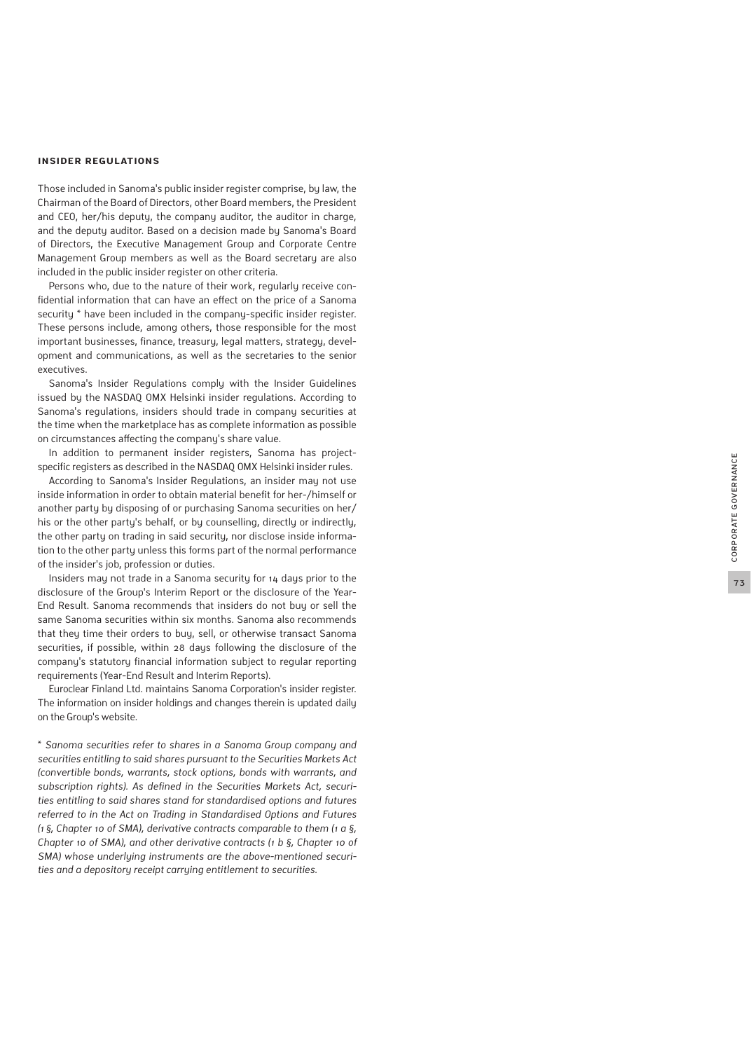#### INSIDER REGULATIONS

Those included in Sanoma's public insider register comprise, by law, the Chairman of the Board of Directors, other Board members, the President and CEO, her/his deputy, the company auditor, the auditor in charge, and the deputy auditor. Based on a decision made by Sanoma's Board of Directors, the Executive Management Group and Corporate Centre Management Group members as well as the Board secretary are also included in the public insider register on other criteria.

Persons who, due to the nature of their work, regularly receive confidential information that can have an effect on the price of a Sanoma security * have been included in the company-specific insider register. These persons include, among others, those responsible for the most important businesses, finance, treasury, legal matters, strategy, development and communications, as well as the secretaries to the senior executives.

Sanoma's Insider Regulations comply with the Insider Guidelines issued by the NASDAQ OMX Helsinki insider regulations. According to Sanoma's regulations, insiders should trade in company securities at the time when the marketplace has as complete information as possible on circumstances affecting the company's share value.

In addition to permanent insider registers, Sanoma has project-specific registers as described in the NASDAQ OMX Helsinki insider rules.

According to Sanoma's Insider Regulations, an insider may not use inside information in order to obtain material benefit for her-/himself or another party by disposing of or purchasing Sanoma securities on her/his or the other party's behalf, or by counselling, directly or indirectly, the other party on trading in said security, nor disclose inside information to the other party unless this forms part of the normal performance of the insider's job, profession or duties.

Insiders may not trade in a Sanoma security for 14 days prior to the disclosure of the Group's Interim Report or the disclosure of the Year-End Result. Sanoma recommends that insiders do not buy or sell the same Sanoma securities within six months. Sanoma also recommends that they time their orders to buy, sell, or otherwise transact Sanoma securities, if possible, within 28 days following the disclosure of the company's statutory financial information subject to regular reporting requirements (Year-End Result and Interim Reports).

Euroclear Finland Ltd. maintains Sanoma Corporation's insider register. The information on insider holdings and changes therein is updated daily on the Group's website.

\* *Sanoma securities refer to shares in a Sanoma Group company and securities entitling to said shares pursuant to the Securities Markets Act (convertible bonds, warrants, stock options, bonds with warrants, and subscription rights). As defined in the Securities Markets Act, securities entitling to said shares stand for standardised options and futures referred to in the Act on Trading in Standardised Options and Futures (1 §, Chapter 10 of SMA), derivative contracts comparable to them (1 a §, Chapter 10 of SMA), and other derivative contracts (1 b §, Chapter 10 of SMA) whose underlying instruments are the above-mentioned securities and a depository receipt carrying entitlement to securities.*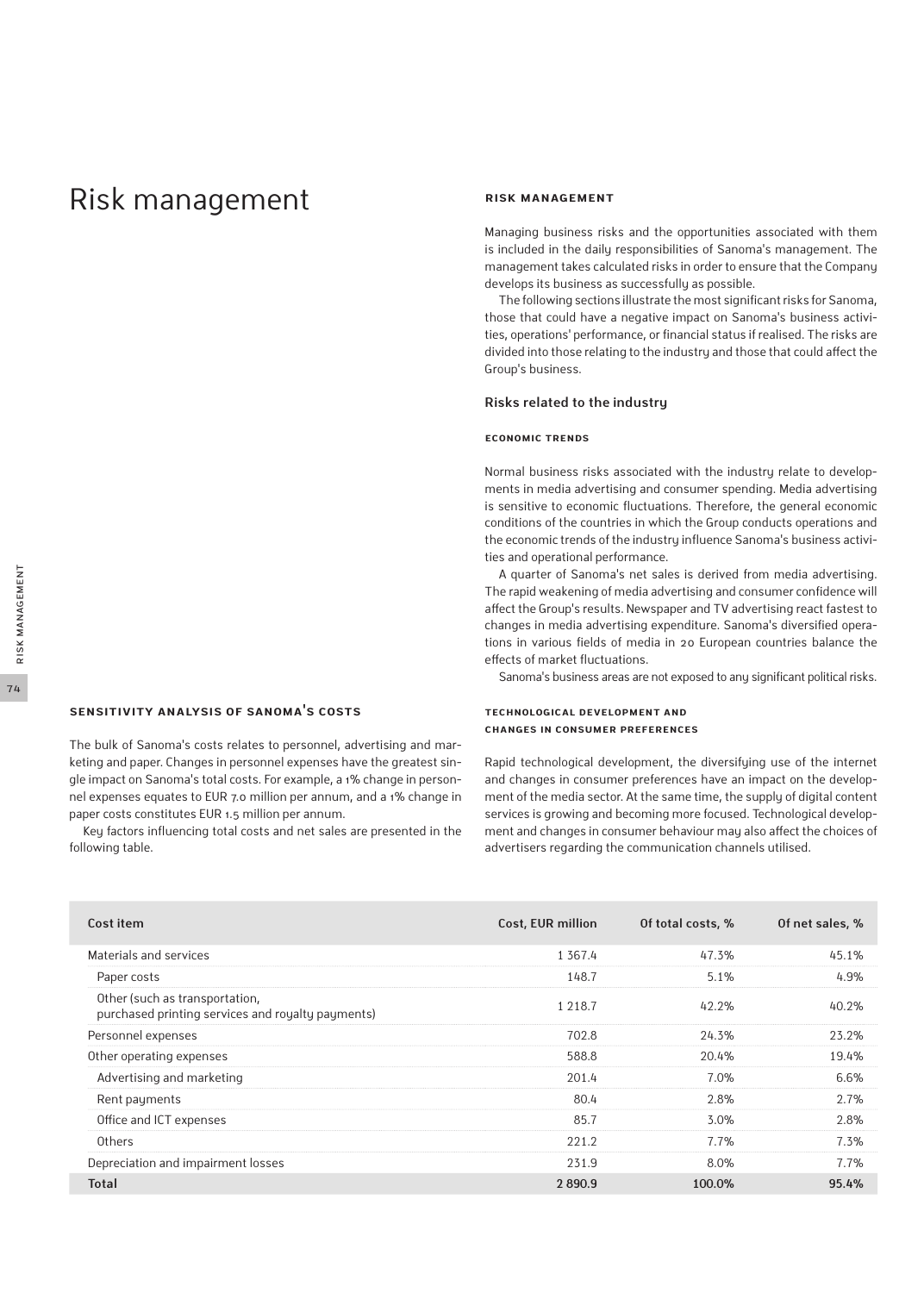# Risk management

## RISK MANAGEMENT

Managing business risks and the opportunities associated with them is included in the daily responsibilities of Sanoma's management. The management takes calculated risks in order to ensure that the Company develops its business as successfully as possible.

The following sections illustrate the most significant risks for Sanoma, those that could have a negative impact on Sanoma's business activities, operations' performance, or financial status if realised. The risks are divided into those relating to the industry and those that could affect the Group's business.

### Risks related to the industry

#### ECONOMIC TRENDS

Normal business risks associated with the industry relate to developments in media advertising and consumer spending. Media advertising is sensitive to economic fluctuations. Therefore, the general economic conditions of the countries in which the Group conducts operations and the economic trends of the industry influence Sanoma's business activities and operational performance.

A quarter of Sanoma's net sales is derived from media advertising. The rapid weakening of media advertising and consumer confidence will affect the Group's results. Newspaper and TV advertising react fastest to changes in media advertising expenditure. Sanoma's diversified operations in various fields of media in 20 European countries balance the effects of market fluctuations.

Sanoma's business areas are not exposed to any significant political risks.

#### TECHNOLOGICAL DEVELOPMENT AND CHANGES IN CONSUMER PREFERENCES

Rapid technological development, the diversifying use of the internet and changes in consumer preferences have an impact on the development of the media sector. At the same time, the supply of digital content services is growing and becoming more focused. Technological development and changes in consumer behaviour may also affect the choices of advertisers regarding the communication channels utilised.

## SENSITIVITY ANALYSIS OF SANOMA'S COSTS

The bulk of Sanoma's costs relates to personnel, advertising and marketing and paper. Changes in personnel expenses have the greatest single impact on Sanoma's total costs. For example, a 1% change in personnel expenses equates to EUR 7.0 million per annum, and a 1% change in paper costs constitutes EUR 1.5 million per annum.

Key factors influencing total costs and net sales are presented in the following table.

| Cost item | Cost, EUR million | Of total costs, % | Of net sales, % |
|---|---|---|---|
| Materials and services | 1 367.4 | 47.3% | 45.1% |
| Paper costs | 148.7 | 5.1% | 4.9% |
| Other (such as transportation, purchased printing services and royalty payments) | 1 218.7 | 42.2% | 40.2% |
| Personnel expenses | 702.8 | 24.3% | 23.2% |
| Other operating expenses | 588.8 | 20.4% | 19.4% |
| Advertising and marketing | 201.4 | 7.0% | 6.6% |
| Rent payments | 80.4 | 2.8% | 2.7% |
| Office and ICT expenses | 85.7 | 3.0% | 2.8% |
| Others | 221.2 | 7.7% | 7.3% |
| Depreciation and impairment losses | 231.9 | 8.0% | 7.7% |
| **Total** | **2 890.9** | **100.0%** | **95.4%** |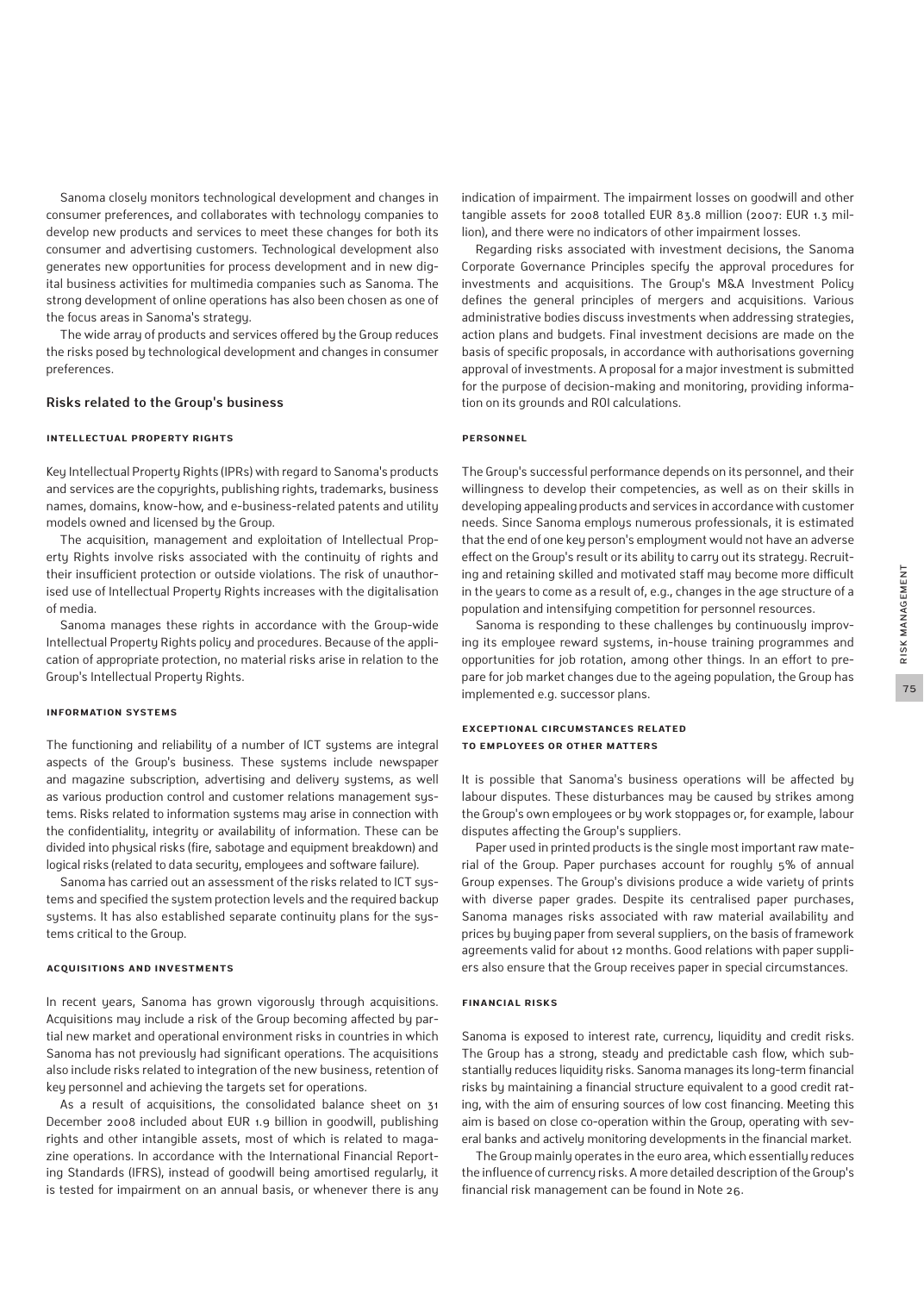Sanoma closely monitors technological development and changes in consumer preferences, and collaborates with technology companies to develop new products and services to meet these changes for both its consumer and advertising customers. Technological development also generates new opportunities for process development and in new digital business activities for multimedia companies such as Sanoma. The strong development of online operations has also been chosen as one of the focus areas in Sanoma's strategy.

The wide array of products and services offered by the Group reduces the risks posed by technological development and changes in consumer preferences.

## Risks related to the Group's business

### INTELLECTUAL PROPERTY RIGHTS

Key Intellectual Property Rights (IPRs) with regard to Sanoma's products and services are the copyrights, publishing rights, trademarks, business names, domains, know-how, and e-business-related patents and utility models owned and licensed by the Group.

The acquisition, management and exploitation of Intellectual Property Rights involve risks associated with the continuity of rights and their insufficient protection or outside violations. The risk of unauthorised use of Intellectual Property Rights increases with the digitalisation of media.

Sanoma manages these rights in accordance with the Group-wide Intellectual Property Rights policy and procedures. Because of the application of appropriate protection, no material risks arise in relation to the Group's Intellectual Property Rights.

### INFORMATION SYSTEMS

The functioning and reliability of a number of ICT systems are integral aspects of the Group's business. These systems include newspaper and magazine subscription, advertising and delivery systems, as well as various production control and customer relations management systems. Risks related to information systems may arise in connection with the confidentiality, integrity or availability of information. These can be divided into physical risks (fire, sabotage and equipment breakdown) and logical risks (related to data security, employees and software failure).

Sanoma has carried out an assessment of the risks related to ICT systems and specified the system protection levels and the required backup systems. It has also established separate continuity plans for the systems critical to the Group.

### ACQUISITIONS AND INVESTMENTS

In recent years, Sanoma has grown vigorously through acquisitions. Acquisitions may include a risk of the Group becoming affected by partial new market and operational environment risks in countries in which Sanoma has not previously had significant operations. The acquisitions also include risks related to integration of the new business, retention of key personnel and achieving the targets set for operations.

As a result of acquisitions, the consolidated balance sheet on 31 December 2008 included about EUR 1.9 billion in goodwill, publishing rights and other intangible assets, most of which is related to magazine operations. In accordance with the International Financial Reporting Standards (IFRS), instead of goodwill being amortised regularly, it is tested for impairment on an annual basis, or whenever there is any indication of impairment. The impairment losses on goodwill and other tangible assets for 2008 totalled EUR 83.8 million (2007: EUR 1.3 million), and there were no indicators of other impairment losses.

Regarding risks associated with investment decisions, the Sanoma Corporate Governance Principles specify the approval procedures for investments and acquisitions. The Group's M&A Investment Policy defines the general principles of mergers and acquisitions. Various administrative bodies discuss investments when addressing strategies, action plans and budgets. Final investment decisions are made on the basis of specific proposals, in accordance with authorisations governing approval of investments. A proposal for a major investment is submitted for the purpose of decision-making and monitoring, providing information on its grounds and ROI calculations.

### PERSONNEL

The Group's successful performance depends on its personnel, and their willingness to develop their competencies, as well as on their skills in developing appealing products and services in accordance with customer needs. Since Sanoma employs numerous professionals, it is estimated that the end of one key person's employment would not have an adverse effect on the Group's result or its ability to carry out its strategy. Recruiting and retaining skilled and motivated staff may become more difficult in the years to come as a result of, e.g., changes in the age structure of a population and intensifying competition for personnel resources.

Sanoma is responding to these challenges by continuously improving its employee reward systems, in-house training programmes and opportunities for job rotation, among other things. In an effort to prepare for job market changes due to the ageing population, the Group has implemented e.g. successor plans.

### EXCEPTIONAL CIRCUMSTANCES RELATED TO EMPLOYEES OR OTHER MATTERS

It is possible that Sanoma's business operations will be affected by labour disputes. These disturbances may be caused by strikes among the Group's own employees or by work stoppages or, for example, labour disputes affecting the Group's suppliers.

Paper used in printed products is the single most important raw material of the Group. Paper purchases account for roughly 5% of annual Group expenses. The Group's divisions produce a wide variety of prints with diverse paper grades. Despite its centralised paper purchases, Sanoma manages risks associated with raw material availability and prices by buying paper from several suppliers, on the basis of framework agreements valid for about 12 months. Good relations with paper suppliers also ensure that the Group receives paper in special circumstances.

### FINANCIAL RISKS

Sanoma is exposed to interest rate, currency, liquidity and credit risks. The Group has a strong, steady and predictable cash flow, which substantially reduces liquidity risks. Sanoma manages its long-term financial risks by maintaining a financial structure equivalent to a good credit rating, with the aim of ensuring sources of low cost financing. Meeting this aim is based on close co-operation within the Group, operating with several banks and actively monitoring developments in the financial market.

The Group mainly operates in the euro area, which essentially reduces the influence of currency risks. A more detailed description of the Group's financial risk management can be found in Note 26.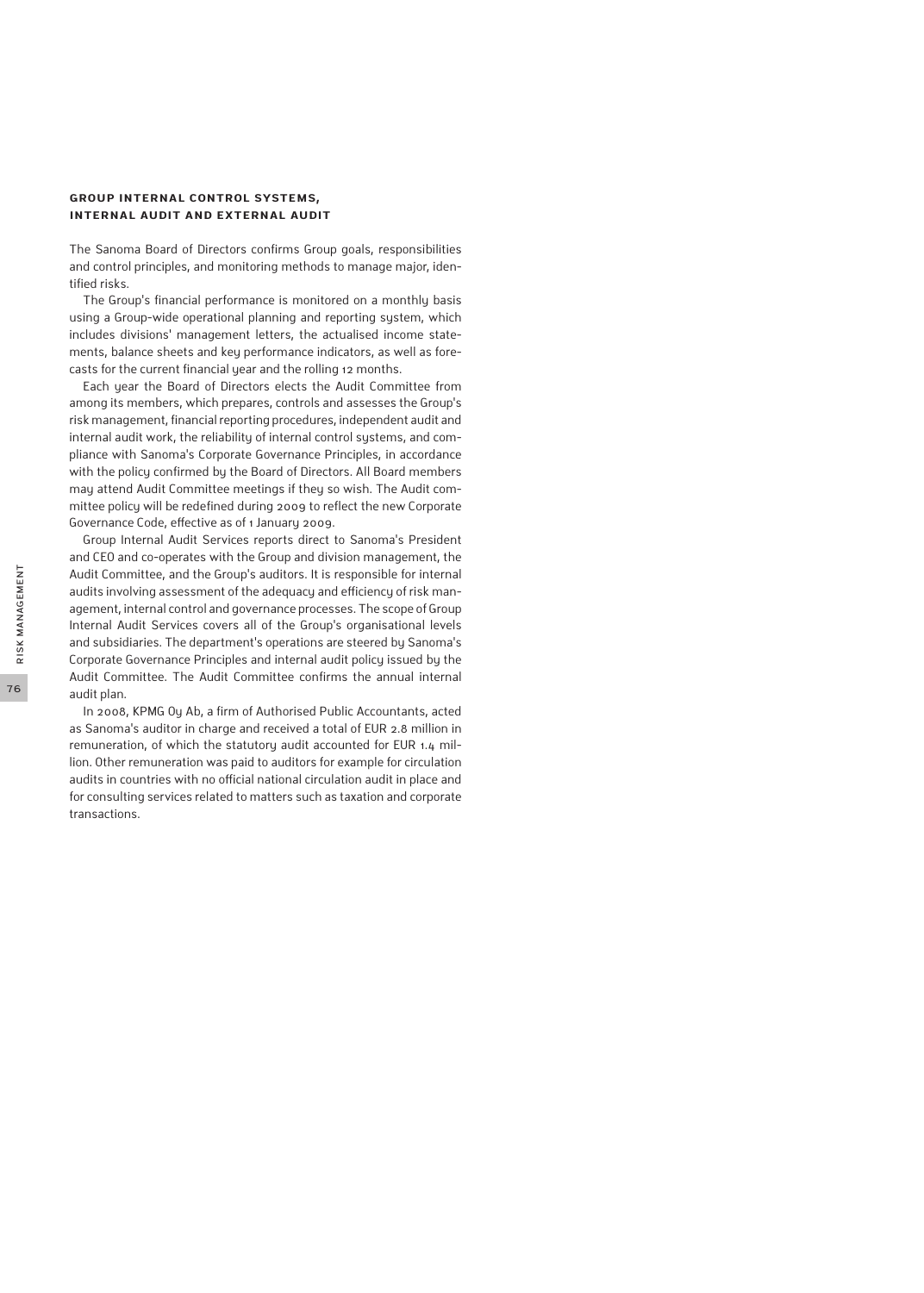## GROUP INTERNAL CONTROL SYSTEMS, INTERNAL AUDIT AND EXTERNAL AUDIT

The Sanoma Board of Directors confirms Group goals, responsibilities and control principles, and monitoring methods to manage major, identified risks.

The Group's financial performance is monitored on a monthly basis using a Group-wide operational planning and reporting system, which includes divisions' management letters, the actualised income statements, balance sheets and key performance indicators, as well as forecasts for the current financial year and the rolling 12 months.

Each year the Board of Directors elects the Audit Committee from among its members, which prepares, controls and assesses the Group's risk management, financial reporting procedures, independent audit and internal audit work, the reliability of internal control systems, and compliance with Sanoma's Corporate Governance Principles, in accordance with the policy confirmed by the Board of Directors. All Board members may attend Audit Committee meetings if they so wish. The Audit committee policy will be redefined during 2009 to reflect the new Corporate Governance Code, effective as of 1 January 2009.

Group Internal Audit Services reports direct to Sanoma's President and CEO and co-operates with the Group and division management, the Audit Committee, and the Group's auditors. It is responsible for internal audits involving assessment of the adequacy and efficiency of risk management, internal control and governance processes. The scope of Group Internal Audit Services covers all of the Group's organisational levels and subsidiaries. The department's operations are steered by Sanoma's Corporate Governance Principles and internal audit policy issued by the Audit Committee. The Audit Committee confirms the annual internal audit plan.

In 2008, KPMG Oy Ab, a firm of Authorised Public Accountants, acted as Sanoma's auditor in charge and received a total of EUR 2.8 million in remuneration, of which the statutory audit accounted for EUR 1.4 million. Other remuneration was paid to auditors for example for circulation audits in countries with no official national circulation audit in place and for consulting services related to matters such as taxation and corporate transactions.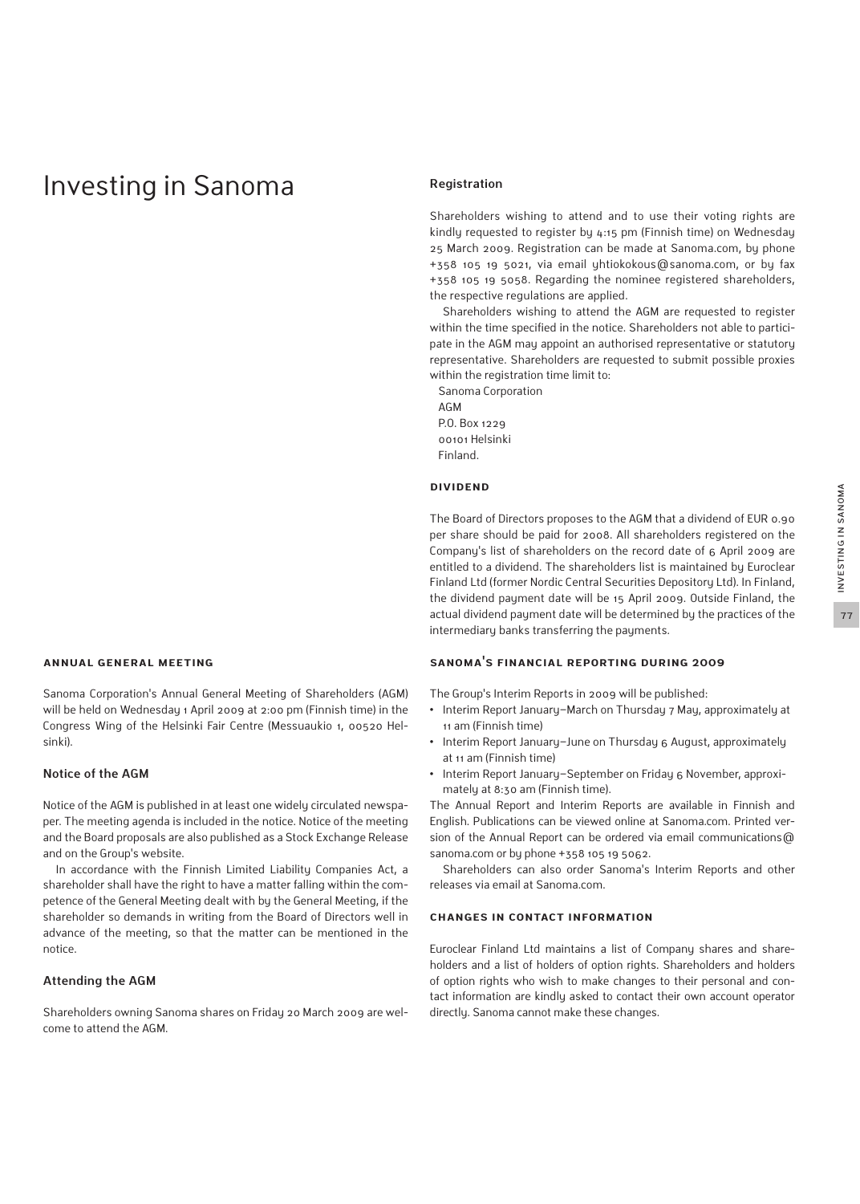# Investing in Sanoma

## ANNUAL GENERAL MEETING

Sanoma Corporation's Annual General Meeting of Shareholders (AGM) will be held on Wednesday 1 April 2009 at 2:00 pm (Finnish time) in the Congress Wing of the Helsinki Fair Centre (Messuaukio 1, 00520 Helsinki).

### Notice of the AGM

Notice of the AGM is published in at least one widely circulated newspaper. The meeting agenda is included in the notice. Notice of the meeting and the Board proposals are also published as a Stock Exchange Release and on the Group's website.

In accordance with the Finnish Limited Liability Companies Act, a shareholder shall have the right to have a matter falling within the competence of the General Meeting dealt with by the General Meeting, if the shareholder so demands in writing from the Board of Directors well in advance of the meeting, so that the matter can be mentioned in the notice.

### Attending the AGM

Shareholders owning Sanoma shares on Friday 20 March 2009 are welcome to attend the AGM.

### Registration

Shareholders wishing to attend and to use their voting rights are kindly requested to register by 4:15 pm (Finnish time) on Wednesday 25 March 2009. Registration can be made at Sanoma.com, by phone +358 105 19 5021, via email yhtiokokous@sanoma.com, or by fax +358 105 19 5058. Regarding the nominee registered shareholders, the respective regulations are applied.

Shareholders wishing to attend the AGM are requested to register within the time specified in the notice. Shareholders not able to participate in the AGM may appoint an authorised representative or statutory representative. Shareholders are requested to submit possible proxies within the registration time limit to:

Sanoma Corporation
AGM
P.O. Box 1229
00101 Helsinki
Finland.

## DIVIDEND

The Board of Directors proposes to the AGM that a dividend of EUR 0.90 per share should be paid for 2008. All shareholders registered on the Company's list of shareholders on the record date of 6 April 2009 are entitled to a dividend. The shareholders list is maintained by Euroclear Finland Ltd (former Nordic Central Securities Depository Ltd). In Finland, the dividend payment date will be 15 April 2009. Outside Finland, the actual dividend payment date will be determined by the practices of the intermediary banks transferring the payments.

## SANOMA'S FINANCIAL REPORTING DURING 2009

The Group's Interim Reports in 2009 will be published:

- Interim Report January–March on Thursday 7 May, approximately at 11 am (Finnish time)
- Interim Report January–June on Thursday 6 August, approximately at 11 am (Finnish time)
- Interim Report January–September on Friday 6 November, approximately at 8:30 am (Finnish time).

The Annual Report and Interim Reports are available in Finnish and English. Publications can be viewed online at Sanoma.com. Printed version of the Annual Report can be ordered via email communications@sanoma.com or by phone +358 105 19 5062.

Shareholders can also order Sanoma's Interim Reports and other releases via email at Sanoma.com.

## CHANGES IN CONTACT INFORMATION

Euroclear Finland Ltd maintains a list of Company shares and shareholders and a list of holders of option rights. Shareholders and holders of option rights who wish to make changes to their personal and contact information are kindly asked to contact their own account operator directly. Sanoma cannot make these changes.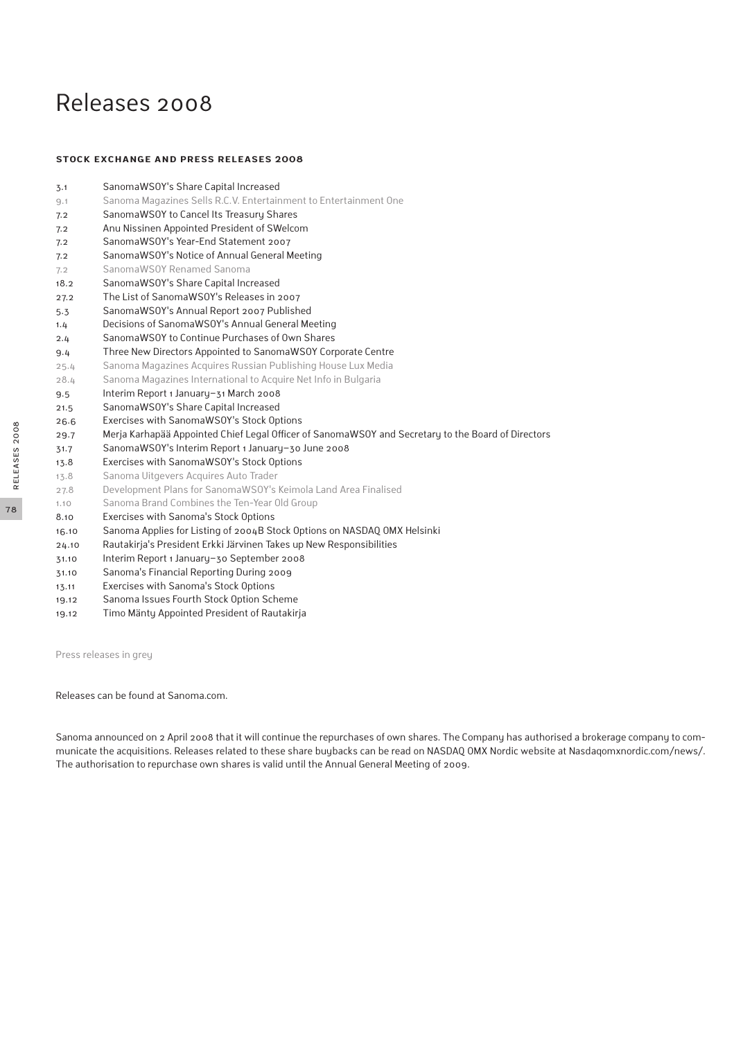# Releases 2008

**STOCK EXCHANGE AND PRESS RELEASES 2008**

| | |
|---|---|
| 3.1 | SanomaWSOY's Share Capital Increased |
| 9.1 | Sanoma Magazines Sells R.C.V. Entertainment to Entertainment One |
| 7.2 | SanomaWSOY to Cancel Its Treasury Shares |
| 7.2 | Anu Nissinen Appointed President of SWelcom |
| 7.2 | SanomaWSOY's Year-End Statement 2007 |
| 7.2 | SanomaWSOY's Notice of Annual General Meeting |
| 7.2 | SanomaWSOY Renamed Sanoma |
| 18.2 | SanomaWSOY's Share Capital Increased |
| 27.2 | The List of SanomaWSOY's Releases in 2007 |
| 5.3 | SanomaWSOY's Annual Report 2007 Published |
| 1.4 | Decisions of SanomaWSOY's Annual General Meeting |
| 2.4 | SanomaWSOY to Continue Purchases of Own Shares |
| 9.4 | Three New Directors Appointed to SanomaWSOY Corporate Centre |
| 25.4 | Sanoma Magazines Acquires Russian Publishing House Lux Media |
| 28.4 | Sanoma Magazines International to Acquire Net Info in Bulgaria |
| 9.5 | Interim Report 1 January–31 March 2008 |
| 21.5 | SanomaWSOY's Share Capital Increased |
| 26.6 | Exercises with SanomaWSOY's Stock Options |
| 29.7 | Merja Karhapää Appointed Chief Legal Officer of SanomaWSOY and Secretary to the Board of Directors |
| 31.7 | SanomaWSOY's Interim Report 1 January–30 June 2008 |
| 13.8 | Exercises with SanomaWSOY's Stock Options |
| 13.8 | Sanoma Uitgevers Acquires Auto Trader |
| 27.8 | Development Plans for SanomaWSOY's Keimola Land Area Finalised |
| 1.10 | Sanoma Brand Combines the Ten-Year Old Group |
| 8.10 | Exercises with Sanoma's Stock Options |
| 16.10 | Sanoma Applies for Listing of 2004B Stock Options on NASDAQ OMX Helsinki |
| 24.10 | Rautakirja's President Erkki Järvinen Takes up New Responsibilities |
| 31.10 | Interim Report 1 January–30 September 2008 |
| 31.10 | Sanoma's Financial Reporting During 2009 |
| 13.11 | Exercises with Sanoma's Stock Options |
| 19.12 | Sanoma Issues Fourth Stock Option Scheme |
| 19.12 | Timo Mänty Appointed President of Rautakirja |

Press releases in grey

Releases can be found at Sanoma.com.

Sanoma announced on 2 April 2008 that it will continue the repurchases of own shares. The Company has authorised a brokerage company to communicate the acquisitions. Releases related to these share buybacks can be read on NASDAQ OMX Nordic website at Nasdaqomxnordic.com/news/. The authorisation to repurchase own shares is valid until the Annual General Meeting of 2009.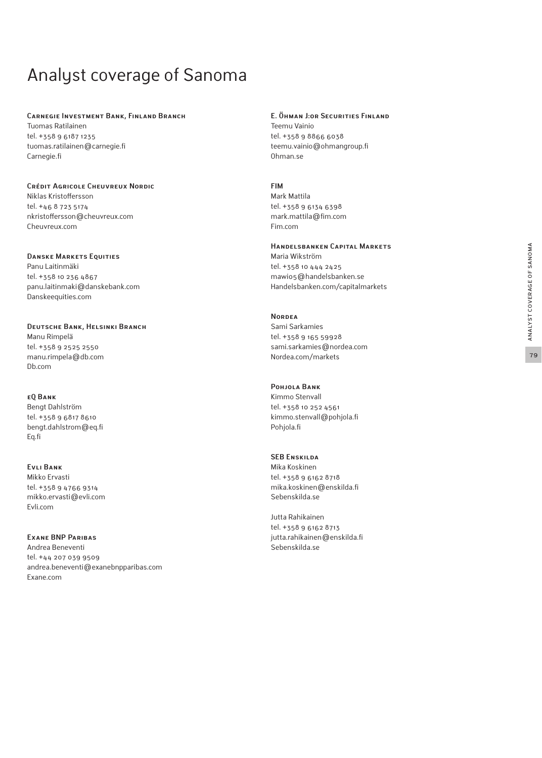# Analyst coverage of Sanoma

**Carnegie Investment Bank, Finland Branch**
Tuomas Ratilainen
tel. +358 9 6187 1235
tuomas.ratilainen@carnegie.fi
Carnegie.fi

**Crédit Agricole Cheuvreux Nordic**
Niklas Kristoffersson
tel. +46 8 723 5174
nkristoffersson@cheuvreux.com
Cheuvreux.com

**Danske Markets Equities**
Panu Laitinmäki
tel. +358 10 236 4867
panu.laitinmaki@danskebank.com
Danskeequities.com

**Deutsche Bank, Helsinki Branch**
Manu Rimpelä
tel. +358 9 2525 2550
manu.rimpela@db.com
Db.com

**eQ Bank**
Bengt Dahlström
tel. +358 9 6817 8610
bengt.dahlstrom@eq.fi
Eq.fi

**Evli Bank**
Mikko Ervasti
tel. +358 9 4766 9314
mikko.ervasti@evli.com
Evli.com

**Exane BNP Paribas**
Andrea Beneventi
tel. +44 207 039 9509
andrea.beneventi@exanebnpparibas.com
Exane.com

**E. Öhman J:or Securities Finland**
Teemu Vainio
tel. +358 9 8866 6038
teemu.vainio@ohmangroup.fi
Ohman.se

**FIM**
Mark Mattila
tel. +358 9 6134 6398
mark.mattila@fim.com
Fim.com

**Handelsbanken Capital Markets**
Maria Wikström
tel. +358 10 444 2425
mawi05@handelsbanken.se
Handelsbanken.com/capitalmarkets

**Nordea**
Sami Sarkamies
tel. +358 9 165 59928
sami.sarkamies@nordea.com
Nordea.com/markets

**Pohjola Bank**
Kimmo Stenvall
tel. +358 10 252 4561
kimmo.stenvall@pohjola.fi
Pohjola.fi

**SEB Enskilda**
Mika Koskinen
tel. +358 9 6162 8718
mika.koskinen@enskilda.fi
Sebenskilda.se

Jutta Rahikainen
tel. +358 9 6162 8713
jutta.rahikainen@enskilda.fi
Sebenskilda.se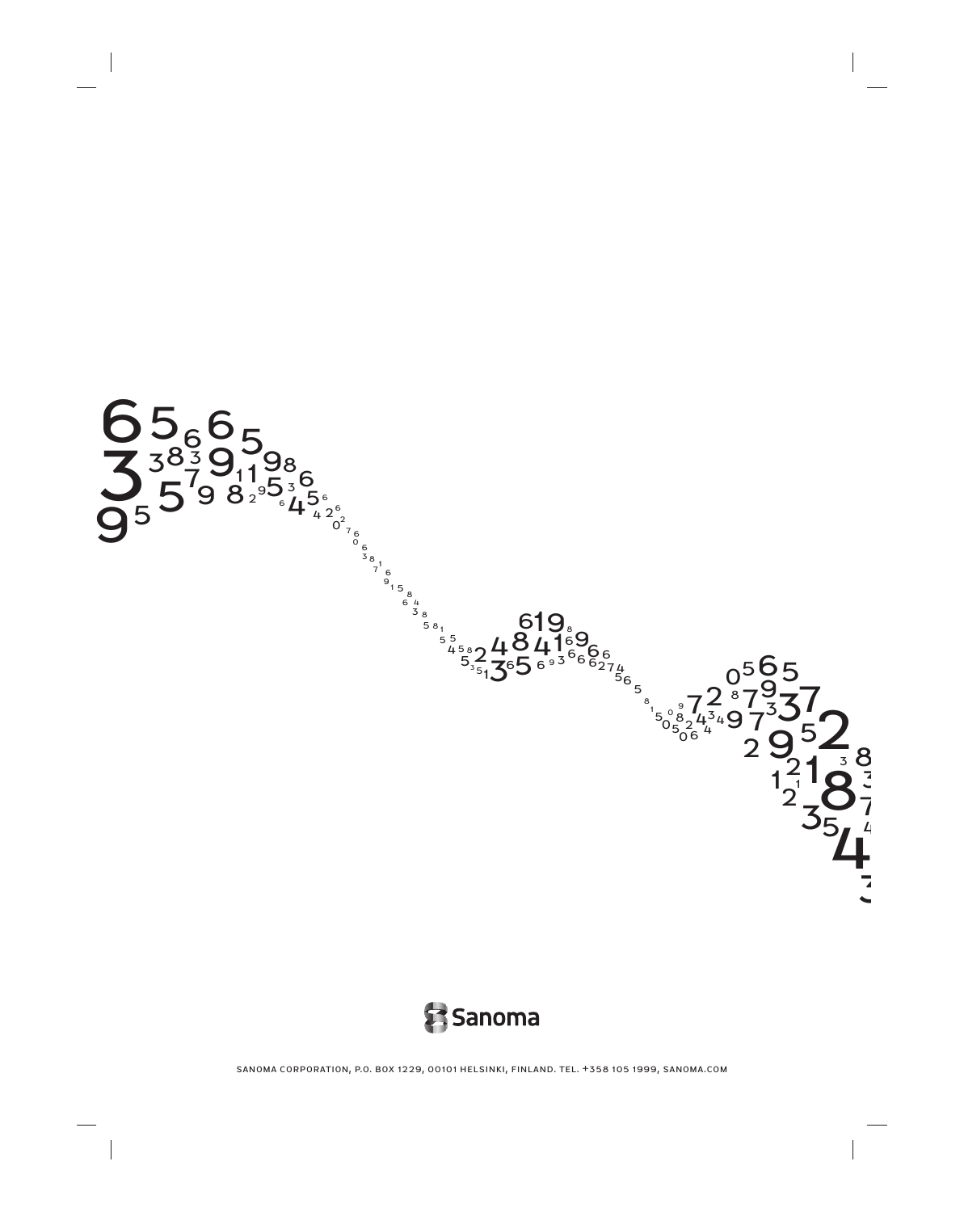Sanoma

SANOMA CORPORATION, P.O. BOX 1229, 00101 HELSINKI, FINLAND. TEL. +358 105 1999, SANOMA.COM